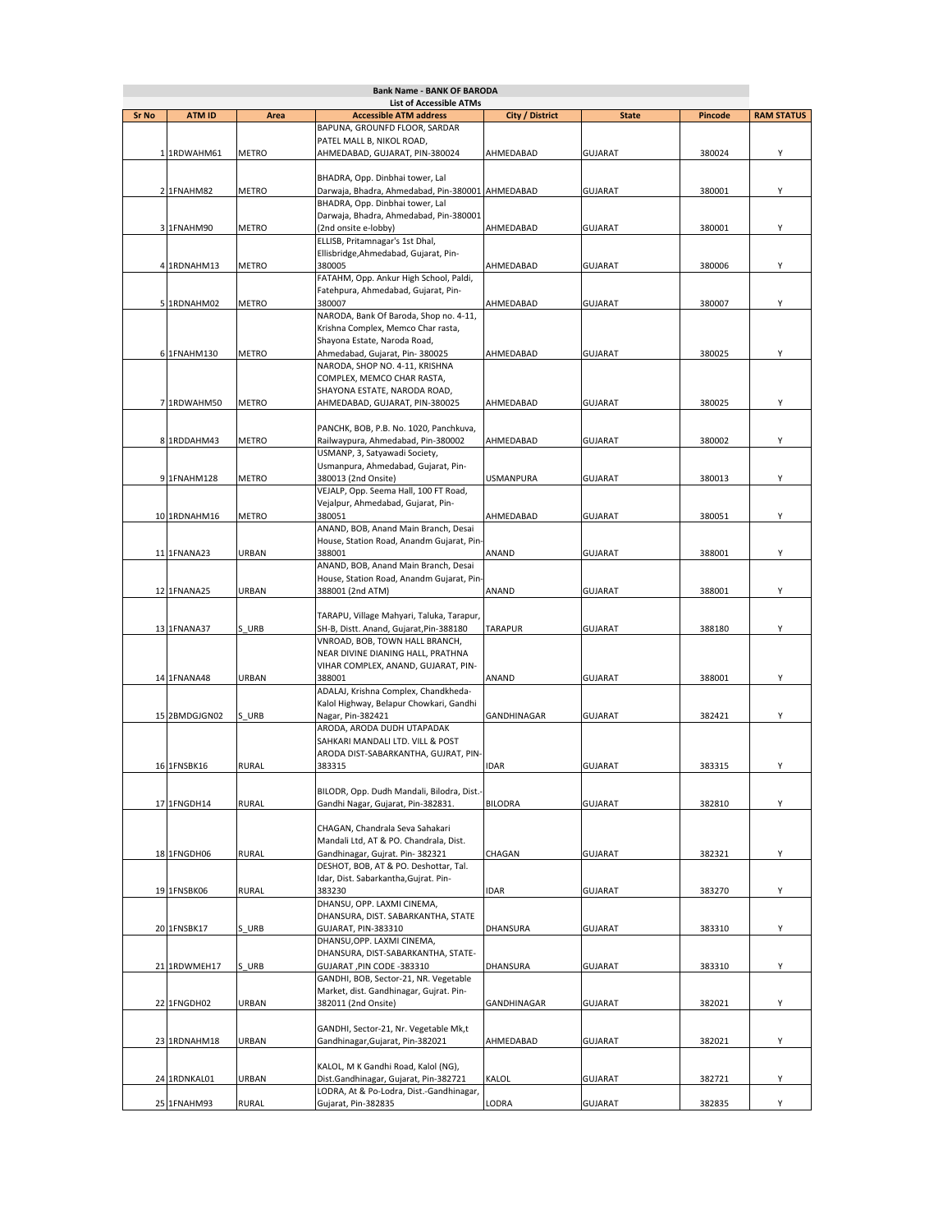**Bank Name - BANK OF BARODA**

**List of Accessible ATMs**

| Sr No | ATM ID | Area | Accessible ATM address | City / District | State | Pincode | RAM STATUS |
|---|---|---|---|---|---|---|---|
| 1 | 1RDWAHM61 | METRO | BAPUNA, GROUNFD FLOOR, SARDAR PATEL MALL B, NIKOL ROAD, AHMEDABAD, GUJARAT, PIN-380024 | AHMEDABAD | GUJARAT | 380024 | Y |
| 2 | 1FNAHM82 | METRO | BHADRA, Opp. Dinbhai tower, Lal Darwaja, Bhadra, Ahmedabad, Pin-380001 | AHMEDABAD | GUJARAT | 380001 | Y |
| 3 | 1FNAHM90 | METRO | BHADRA, Opp. Dinbhai tower, Lal Darwaja, Bhadra, Ahmedabad, Pin-380001 (2nd onsite e-lobby) | AHMEDABAD | GUJARAT | 380001 | Y |
| 4 | 1RDNAHM13 | METRO | ELLISB, Pritamnagar's 1st Dhal, Ellisbridge,Ahmedabad, Gujarat, Pin-380005 | AHMEDABAD | GUJARAT | 380006 | Y |
| 5 | 1RDNAHM02 | METRO | FATAHM, Opp. Ankur High School, Paldi, Fatehpura, Ahmedabad, Gujarat, Pin-380007 | AHMEDABAD | GUJARAT | 380007 | Y |
| 6 | 1FNAHM130 | METRO | NARODA, Bank Of Baroda, Shop no. 4-11, Krishna Complex, Memco Char rasta, Shayona Estate, Naroda Road, Ahmedabad, Gujarat, Pin- 380025 | AHMEDABAD | GUJARAT | 380025 | Y |
| 7 | 1RDWAHM50 | METRO | NARODA, SHOP NO. 4-11, KRISHNA COMPLEX, MEMCO CHAR RASTA, SHAYONA ESTATE, NARODA ROAD, AHMEDABAD, GUJARAT, PIN-380025 | AHMEDABAD | GUJARAT | 380025 | Y |
| 8 | 1RDDAHM43 | METRO | PANCHK, BOB, P.B. No. 1020, Panchkuva, Railwaypura, Ahmedabad, Pin-380002 | AHMEDABAD | GUJARAT | 380002 | Y |
| 9 | 1FNAHM128 | METRO | USMANP, 3, Satyawadi Society, Usmanpura, Ahmedabad, Gujarat, Pin-380013 (2nd Onsite) | USMANPURA | GUJARAT | 380013 | Y |
| 10 | 1RDNAHM16 | METRO | VEJALP, Opp. Seema Hall, 100 FT Road, Vejalpur, Ahmedabad, Gujarat, Pin-380051 | AHMEDABAD | GUJARAT | 380051 | Y |
| 11 | 1FNANA23 | URBAN | ANAND, BOB, Anand Main Branch, Desai House, Station Road, Anandm Gujarat, Pin-388001 | ANAND | GUJARAT | 388001 | Y |
| 12 | 1FNANA25 | URBAN | ANAND, BOB, Anand Main Branch, Desai House, Station Road, Anandm Gujarat, Pin-388001 (2nd ATM) | ANAND | GUJARAT | 388001 | Y |
| 13 | 1FNANA37 | S_URB | TARAPU, Village Mahyari, Taluka, Tarapur, SH-B, Distt. Anand, Gujarat,Pin-388180 | TARAPUR | GUJARAT | 388180 | Y |
| 14 | 1FNANA48 | URBAN | VNROAD, BOB, TOWN HALL BRANCH, NEAR DIVINE DIANING HALL, PRATHNA VIHAR COMPLEX, ANAND, GUJARAT, PIN-388001 | ANAND | GUJARAT | 388001 | Y |
| 15 | 2BMDGJGN02 | S_URB | ADALAJ, Krishna Complex, Chandkheda-Kalol Highway, Belapur Chowkari, Gandhi Nagar, Pin-382421 | GANDHINAGAR | GUJARAT | 382421 | Y |
| 16 | 1FNSBK16 | RURAL | ARODA, ARODA DUDH UTAPADAK SAHKARI MANDALI LTD. VILL & POST ARODA DIST-SABARKANTHA, GUJRAT, PIN-383315 | IDAR | GUJARAT | 383315 | Y |
| 17 | 1FNGDH14 | RURAL | BILODR, Opp. Dudh Mandali, Bilodra, Dist.-Gandhi Nagar, Gujarat, Pin-382831. | BILODRA | GUJARAT | 382810 | Y |
| 18 | 1FNGDH06 | RURAL | CHAGAN, Chandrala Seva Sahakari Mandali Ltd, AT & PO. Chandrala, Dist. Gandhinagar, Gujrat. Pin- 382321 | CHAGAN | GUJARAT | 382321 | Y |
| 19 | 1FNSBK06 | RURAL | DESHOT, BOB, AT & PO. Deshottar, Tal. Idar, Dist. Sabarkantha,Gujrat. Pin-383230 | IDAR | GUJARAT | 383270 | Y |
| 20 | 1FNSBK17 | S_URB | DHANSU, OPP. LAXMI CINEMA, DHANSURA, DIST. SABARKANTHA, STATE GUJARAT, PIN-383310 | DHANSURA | GUJARAT | 383310 | Y |
| 21 | 1RDWMEH17 | S_URB | DHANSU,OPP. LAXMI CINEMA, DHANSURA, DIST-SABARKANTHA, STATE-GUJARAT ,PIN CODE -383310 | DHANSURA | GUJARAT | 383310 | Y |
| 22 | 1FNGDH02 | URBAN | GANDHI, BOB, Sector-21, NR. Vegetable Market, dist. Gandhinagar, Gujrat. Pin-382011 (2nd Onsite) | GANDHINAGAR | GUJARAT | 382021 | Y |
| 23 | 1RDNAHM18 | URBAN | GANDHI, Sector-21, Nr. Vegetable Mk,t Gandhinagar,Gujarat, Pin-382021 | AHMEDABAD | GUJARAT | 382021 | Y |
| 24 | 1RDNKAL01 | URBAN | KALOL, M K Gandhi Road, Kalol (NG), Dist.Gandhinagar, Gujarat, Pin-382721 | KALOL | GUJARAT | 382721 | Y |
| 25 | 1FNAHM93 | RURAL | LODRA, At & Po-Lodra, Dist.-Gandhinagar, Gujarat, Pin-382835 | LODRA | GUJARAT | 382835 | Y |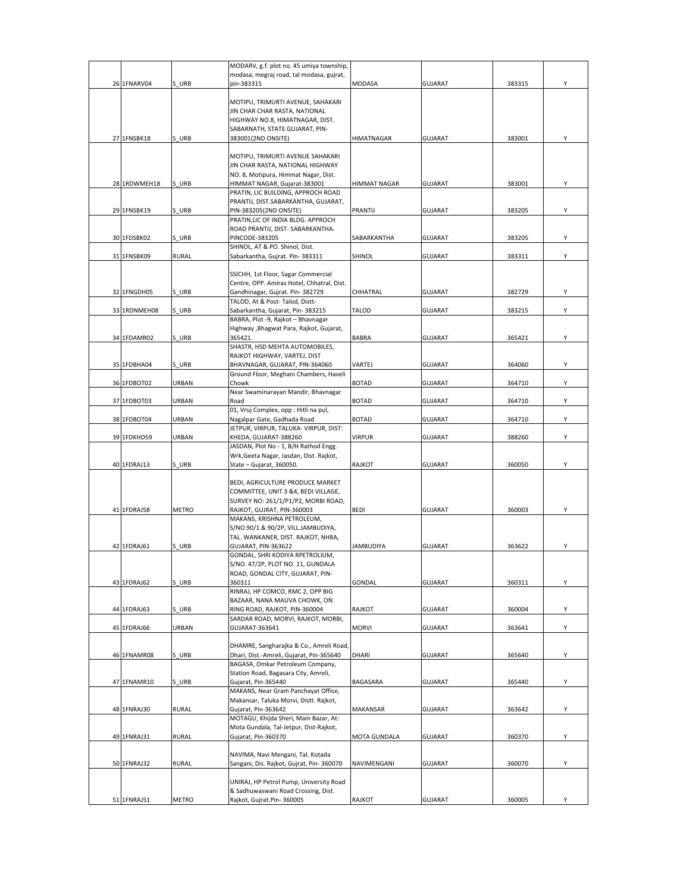| | | | | | | | |
|---|---|---|---|---|---|---|---|
| 26 | 1FNARV04 | S_URB | MODARV, g.f. plot no. 45 umiya township, modasa, megraj road, tal modasa, gujrat, pin-383315 | MODASA | GUJARAT | 383315 | Y |
| 27 | 1FNSBK18 | S_URB | MOTIPU, TRIMURTI AVENUE, SAHAKARI JIN CHAR CHAR RASTA, NATIONAL HIGHWAY NO.8, HIMATNAGAR, DIST. SABARNATH, STATE GUJARAT, PIN-383001(2ND ONSITE) | HIMATNAGAR | GUJARAT | 383001 | Y |
| 28 | 1RDWMEH18 | S_URB | MOTIPU, TRIMURTI AVENUE SAHAKARI JIN CHAR RASTA, NATIONAL HIGHWAY NO. 8, Motipura, Himmat Nagar, Dist. HIMMAT NAGAR, Gujarat-383001 | HIMMAT NAGAR | GUJARAT | 383001 | Y |
| 29 | 1FNSBK19 | S_URB | PRATIN, LIC BUILDING, APPROCH ROAD PRANTIJ, DIST.SABARKANTHA, GUJARAT, PIN-383205(2ND ONSITE) | PRANTIJ | GUJARAT | 383205 | Y |
| 30 | 1FDSBK02 | S_URB | PRATIN,LIC OF INDIA BLDG. APPROCH ROAD PRANTIJ, DIST- SABARKANTHA. PINCODE-383205 | SABARKANTHA | GUJARAT | 383205 | Y |
| 31 | 1FNSBK09 | RURAL | SHINOL, AT & PO. Shinol, Dist. Sabarkantha, Gujrat. Pin- 383311 | SHINOL | GUJARAT | 383311 | Y |
| 32 | 1FNGDH05 | S_URB | SSICHH, 1st Floor, Sagar Commercial Centre, OPP. Amiras Hotel, Chhatral, Dist. Gandhinagar, Gujrat. Pin- 382729 | CHHATRAL | GUJARAT | 382729 | Y |
| 33 | 1RDNMEH08 | S_URB | TALOD, At & Post- Talod, Distt-Sabarkantha, Gujarat, Pin- 383215 | TALOD | GUJARAT | 383215 | Y |
| 34 | 1FDAMR02 | S_URB | BABRA, Plot -9, Rajkot – Bhavnagar Highway ,Bhagwat Para, Rajkot, Gujarat, 365421. | BABRA | GUJARAT | 365421 | Y |
| 35 | 1FDBHA04 | S_URB | SHASTR, HSD MEHTA AUTOMOBILES, RAJKOT HIGHWAY, VARTEJ, DIST BHAVNAGAR, GUJARAT, PIN-364060 | VARTEJ | GUJARAT | 364060 | Y |
| 36 | 1FDBOT02 | URBAN | Ground Floor, Meghani Chambers, Haveli Chowk | BOTAD | GUJARAT | 364710 | Y |
| 37 | 1FDBOT03 | URBAN | Near Swaminarayan Mandir, Bhavnagar Road | BOTAD | GUJARAT | 364710 | Y |
| 38 | 1FDBOT04 | URBAN | 01, Vruj Complex, opp : Hitli na pul, Nagalpar Gate, Gadhada Road | BOTAD | GUJARAT | 364710 | Y |
| 39 | 1FDKHD59 | URBAN | JETPUR, VIRPUR, TALUKA- VIRPUR, DIST: KHEDA, GUJARAT-388260 | VIRPUR | GUJARAT | 388260 | Y |
| 40 | 1FDRAJ13 | S_URB | JASDAN, Plot No - 1, B/H Rathod Engg. Wrk,Geeta Nagar, Jasdan, Dist. Rajkot, State – Gujarat, 360050. | RAJKOT | GUJARAT | 360050 | Y |
| 41 | 1FDRAJ58 | METRO | BEDI, AGRICULTURE PRODUCE MARKET COMMITTEE, UNIT 3 &4, BEDI VILLAGE, SURVEY NO: 261/1/P1/P2, MORBI ROAD, RAJKOT, GUJRAT, PIN-360003 | BEDI | GUJARAT | 360003 | Y |
| 42 | 1FDRAJ61 | S_URB | MAKANS, KRISHNA PETROLEUM, S/NO.90/1 & 90/2P, VILL.JAMBUDIYA, TAL. WANKANER, DIST. RAJKOT, NH8A, GUJARAT, PIN-363622 | JAMBUDIYA | GUJARAT | 363622 | Y |
| 43 | 1FDRAJ62 | S_URB | GONDAL, SHRI KODIYA RPETROLIUM, S/NO. 47/2P, PLOT NO. 11, GUNDALA ROAD, GONDAL CITY, GUJARAT, PIN-360311 | GONDAL | GUJARAT | 360311 | Y |
| 44 | 1FDRAJ63 | S_URB | RINRAJ, HP COMCO, RMC 2, OPP BIG BAZAAR, NANA MAUVA CHOWK, ON RING ROAD, RAJKOT, PIN-360004 | RAJKOT | GUJARAT | 360004 | Y |
| 45 | 1FDRAJ66 | URBAN | SARDAR ROAD, MORVI, RAJKOT, MORBI, GUJARAT-363641 | MORVI | GUJARAT | 363641 | Y |
| 46 | 1FNAMR08 | S_URB | DHAMRE, Sangharajka & Co., Amreli Road, Dhari, Dist.-Amreli, Gujarat, Pin-365640 | DHARI | GUJARAT | 365640 | Y |
| 47 | 1FNAMR10 | S_URB | BAGASA, Omkar Petroleum Company, Station Road, Bagasara City, Amreli, Gujarat, Pin-365440 | BAGASARA | GUJARAT | 365440 | Y |
| 48 | 1FNRAJ30 | RURAL | MAKANS, Near Gram Panchayat Office, Makansar, Taluka Morvi, Distt. Rajkot, Gujarat, Pin-363642 | MAKANSAR | GUJARAT | 363642 | Y |
| 49 | 1FNRAJ31 | RURAL | MOTAGU, Khijda Sheri, Main Bazar, At: Mota Gundala, Tal-Jetpur, Dist-Rajkot, Gujarat, Pin-360370 | MOTA GUNDALA | GUJARAT | 360370 | Y |
| 50 | 1FNRAJ32 | RURAL | NAVIMA, Navi Mengani, Tal. Kotada Sangani, Dis. Rajkot, Gujrat, Pin- 360070 | NAVIMENGANI | GUJARAT | 360070 | Y |
| 51 | 1FNRAJ51 | METRO | UNIRAJ, HP Petrol Pump, University Road & Sadhuwaswani Road Crossing, Dist. Rajkot, Gujrat.Pin- 360005 | RAJKOT | GUJARAT | 360005 | Y |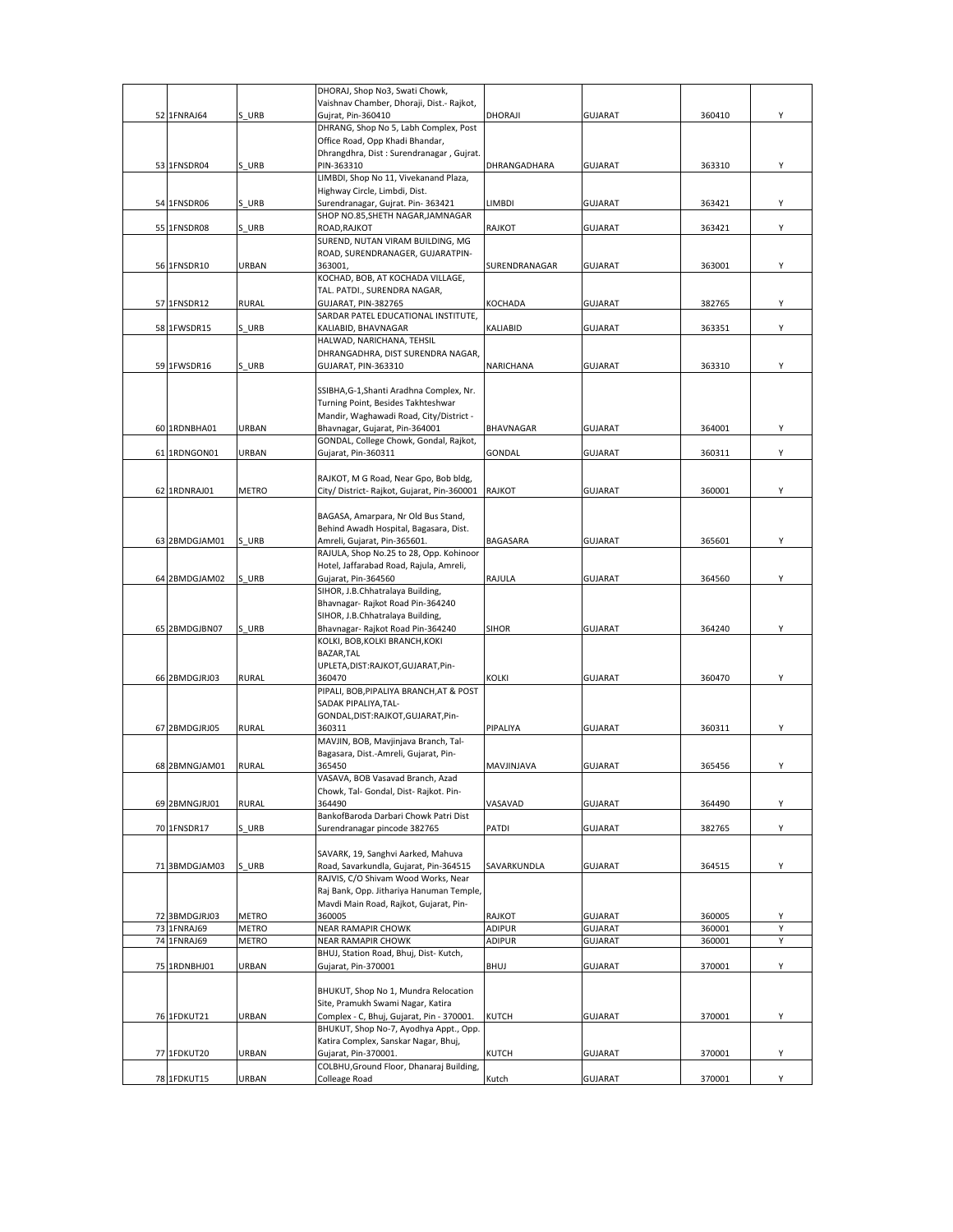| | | | | | | | |
|---|---|---|---|---|---|---|---|
| 52 | 1FNRAJ64 | S_URB | DHORAJ, Shop No3, Swati Chowk, Vaishnav Chamber, Dhoraji, Dist.- Rajkot, Gujrat, Pin-360410 | DHORAJI | GUJARAT | 360410 | Y |
| 53 | 1FNSDR04 | S_URB | DHRANG, Shop No 5, Labh Complex, Post Office Road, Opp Khadi Bhandar, Dhrangdhra, Dist : Surendranagar , Gujrat. PIN-363310 | DHRANGADHARA | GUJARAT | 363310 | Y |
| 54 | 1FNSDR06 | S_URB | LIMBDI, Shop No 11, Vivekanand Plaza, Highway Circle, Limbdi, Dist. Surendranagar, Gujrat. Pin- 363421 | LIMBDI | GUJARAT | 363421 | Y |
| 55 | 1FNSDR08 | S_URB | SHOP NO.85,SHETH NAGAR,JAMNAGAR ROAD,RAJKOT | RAJKOT | GUJARAT | 363421 | Y |
| 56 | 1FNSDR10 | URBAN | SUREND, NUTAN VIRAM BUILDING, MG ROAD, SURENDRANAGER, GUJARATPIN-363001, | SURENDRANAGAR | GUJARAT | 363001 | Y |
| 57 | 1FNSDR12 | RURAL | KOCHAD, BOB, AT KOCHADA VILLAGE, TAL. PATDI., SURENDRA NAGAR, GUJARAT, PIN-382765 | KOCHADA | GUJARAT | 382765 | Y |
| 58 | 1FWSDR15 | S_URB | SARDAR PATEL EDUCATIONAL INSTITUTE, KALIABID, BHAVNAGAR | KALIABID | GUJARAT | 363351 | Y |
| 59 | 1FWSDR16 | S_URB | HALWAD, NARICHANA, TEHSIL DHRANGADHRA, DIST SURENDRA NAGAR, GUJARAT, PIN-363310 | NARICHANA | GUJARAT | 363310 | Y |
| 60 | 1RDNBHA01 | URBAN | SSIBHA,G-1,Shanti Aradhna Complex, Nr. Turning Point, Besides Takhteshwar Mandir, Waghawadi Road, City/District - Bhavnagar, Gujarat, Pin-364001 | BHAVNAGAR | GUJARAT | 364001 | Y |
| 61 | 1RDNGON01 | URBAN | GONDAL, College Chowk, Gondal, Rajkot, Gujarat, Pin-360311 | GONDAL | GUJARAT | 360311 | Y |
| 62 | 1RDNRAJ01 | METRO | RAJKOT, M G Road, Near Gpo, Bob bldg, City/ District- Rajkot, Gujarat, Pin-360001 | RAJKOT | GUJARAT | 360001 | Y |
| 63 | 2BMDGJAM01 | S_URB | BAGASA, Amarpara, Nr Old Bus Stand, Behind Awadh Hospital, Bagasara, Dist. Amreli, Gujarat, Pin-365601. | BAGASARA | GUJARAT | 365601 | Y |
| 64 | 2BMDGJAM02 | S_URB | RAJULA, Shop No.25 to 28, Opp. Kohinoor Hotel, Jaffarabad Road, Rajula, Amreli, Gujarat, Pin-364560 | RAJULA | GUJARAT | 364560 | Y |
| 65 | 2BMDGJBN07 | S_URB | SIHOR, J.B.Chhatralaya Building, Bhavnagar- Rajkot Road Pin-364240 SIHOR, J.B.Chhatralaya Building, Bhavnagar- Rajkot Road Pin-364240 | SIHOR | GUJARAT | 364240 | Y |
| 66 | 2BMDGJRJ03 | RURAL | KOLKI, BOB,KOLKI BRANCH,KOKI BAZAR,TAL UPLETA,DIST:RAJKOT,GUJARAT,Pin-360470 | KOLKI | GUJARAT | 360470 | Y |
| 67 | 2BMDGJRJ05 | RURAL | PIPALI, BOB,PIPALIYA BRANCH,AT & POST SADAK PIPALIYA,TAL-GONDAL,DIST:RAJKOT,GUJARAT,Pin-360311 | PIPALIYA | GUJARAT | 360311 | Y |
| 68 | 2BMNGJAM01 | RURAL | MAVJIN, BOB, Mavjinjava Branch, Tal-Bagasara, Dist.-Amreli, Gujarat, Pin-365450 | MAVJINJAVA | GUJARAT | 365456 | Y |
| 69 | 2BMNGJRJ01 | RURAL | VASAVA, BOB Vasavad Branch, Azad Chowk, Tal- Gondal, Dist- Rajkot. Pin-364490 | VASAVAD | GUJARAT | 364490 | Y |
| 70 | 1FNSDR17 | S_URB | BankofBaroda Darbari Chowk Patri Dist Surendranagar pincode 382765 | PATDI | GUJARAT | 382765 | Y |
| 71 | 3BMDGJAM03 | S_URB | SAVARK, 19, Sanghvi Aarked, Mahuva Road, Savarkundla, Gujarat, Pin-364515 | SAVARKUNDLA | GUJARAT | 364515 | Y |
| 72 | 3BMDGJRJ03 | METRO | RAJVIS, C/O Shivam Wood Works, Near Raj Bank, Opp. Jithariya Hanuman Temple, Mavdi Main Road, Rajkot, Gujarat, Pin-360005 | RAJKOT | GUJARAT | 360005 | Y |
| 73 | 1FNRAJ69 | METRO | NEAR RAMAPIR CHOWK | ADIPUR | GUJARAT | 360001 | Y |
| 74 | 1FNRAJ69 | METRO | NEAR RAMAPIR CHOWK | ADIPUR | GUJARAT | 360001 | Y |
| 75 | 1RDNBHJ01 | URBAN | BHUJ, Station Road, Bhuj, Dist- Kutch, Gujarat, Pin-370001 | BHUJ | GUJARAT | 370001 | Y |
| 76 | 1FDKUT21 | URBAN | BHUKUT, Shop No 1, Mundra Relocation Site, Pramukh Swami Nagar, Katira Complex - C, Bhuj, Gujarat, Pin - 370001. | KUTCH | GUJARAT | 370001 | Y |
| 77 | 1FDKUT20 | URBAN | BHUKUT, Shop No-7, Ayodhya Appt., Opp. Katira Complex, Sanskar Nagar, Bhuj, Gujarat, Pin-370001. | KUTCH | GUJARAT | 370001 | Y |
| 78 | 1FDKUT15 | URBAN | COLBHU,Ground Floor, Dhanaraj Building, Colleage Road | Kutch | GUJARAT | 370001 | Y |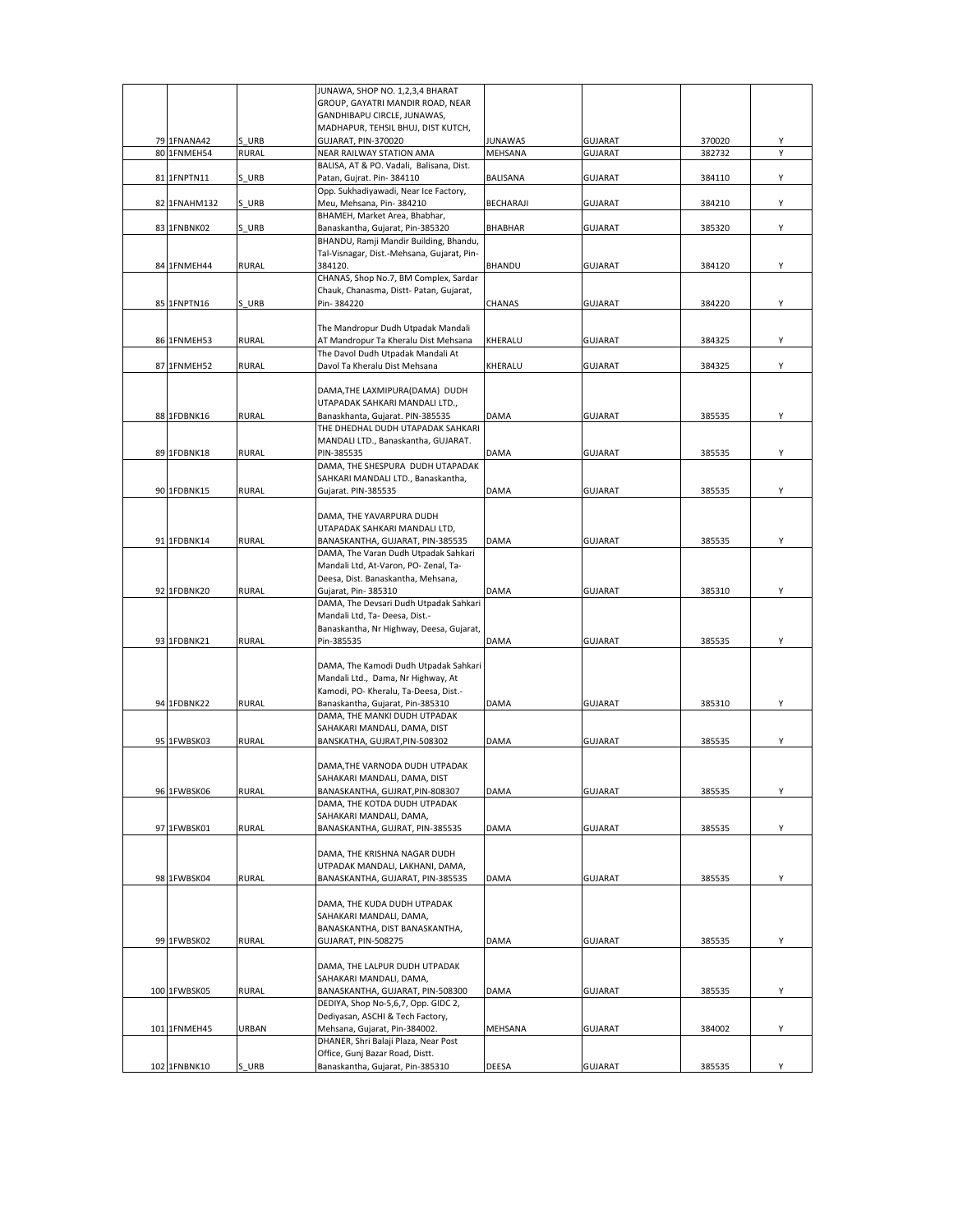| | | | | | | | |
|---|---|---|---|---|---|---|---|
| 79 | 1FNANA42 | S_URB | JUNAWA, SHOP NO. 1,2,3,4 BHARAT GROUP, GAYATRI MANDIR ROAD, NEAR GANDHIBAPU CIRCLE, JUNAWAS, MADHAPUR, TEHSIL BHUJ, DIST KUTCH, GUJARAT, PIN-370020 | JUNAWAS | GUJARAT | 370020 | Y |
| 80 | 1FNMEH54 | RURAL | NEAR RAILWAY STATION AMA | MEHSANA | GUJARAT | 382732 | Y |
| 81 | 1FNPTN11 | S_URB | BALISA, AT & PO. Vadali, Balisana, Dist. Patan, Gujrat. Pin- 384110 | BALISANA | GUJARAT | 384110 | Y |
| 82 | 1FNAHM132 | S_URB | Opp. Sukhadiyawadi, Near Ice Factory, Meu, Mehsana, Pin- 384210 | BECHARAJI | GUJARAT | 384210 | Y |
| 83 | 1FNBNK02 | S_URB | BHAMEH, Market Area, Bhabhar, Banaskantha, Gujarat, Pin-385320 | BHABHAR | GUJARAT | 385320 | Y |
| 84 | 1FNMEH44 | RURAL | BHANDU, Ramji Mandir Building, Bhandu, Tal-Visnagar, Dist.-Mehsana, Gujarat, Pin-384120. | BHANDU | GUJARAT | 384120 | Y |
| 85 | 1FNPTN16 | S_URB | CHANAS, Shop No.7, BM Complex, Sardar Chauk, Chanasma, Distt- Patan, Gujarat, Pin- 384220 | CHANAS | GUJARAT | 384220 | Y |
| 86 | 1FNMEH53 | RURAL | The Mandropur Dudh Utpadak Mandali AT Mandropur Ta Kheralu Dist Mehsana | KHERALU | GUJARAT | 384325 | Y |
| 87 | 1FNMEH52 | RURAL | The Davol Dudh Utpadak Mandali At Davol Ta Kheralu Dist Mehsana | KHERALU | GUJARAT | 384325 | Y |
| 88 | 1FDBNK16 | RURAL | DAMA,THE LAXMIPURA(DAMA) DUDH UTAPADAK SAHKARI MANDALI LTD., Banaskhanta, Gujarat. PIN-385535 | DAMA | GUJARAT | 385535 | Y |
| 89 | 1FDBNK18 | RURAL | THE DHEDHAL DUDH UTAPADAK SAHKARI MANDALI LTD., Banaskantha, GUJARAT. PIN-385535 | DAMA | GUJARAT | 385535 | Y |
| 90 | 1FDBNK15 | RURAL | DAMA, THE SHESPURA DUDH UTAPADAK SAHKARI MANDALI LTD., Banaskantha, Gujarat. PIN-385535 | DAMA | GUJARAT | 385535 | Y |
| 91 | 1FDBNK14 | RURAL | DAMA, THE YAVARPURA DUDH UTAPADAK SAHKARI MANDALI LTD, BANASKANTHA, GUJARAT, PIN-385535 | DAMA | GUJARAT | 385535 | Y |
| 92 | 1FDBNK20 | RURAL | DAMA, The Varan Dudh Utpadak Sahkari Mandali Ltd, At-Varon, PO- Zenal, Ta-Deesa, Dist. Banaskantha, Mehsana, Gujarat, Pin- 385310 | DAMA | GUJARAT | 385310 | Y |
| 93 | 1FDBNK21 | RURAL | DAMA, The Devsari Dudh Utpadak Sahkari Mandali Ltd, Ta- Deesa, Dist.-Banaskantha, Nr Highway, Deesa, Gujarat, Pin-385535 | DAMA | GUJARAT | 385535 | Y |
| 94 | 1FDBNK22 | RURAL | DAMA, The Kamodi Dudh Utpadak Sahkari Mandali Ltd., Dama, Nr Highway, At Kamodi, PO- Kheralu, Ta-Deesa, Dist.-Banaskantha, Gujarat, Pin-385310 | DAMA | GUJARAT | 385310 | Y |
| 95 | 1FWBSK03 | RURAL | DAMA, THE MANKI DUDH UTPADAK SAHAKARI MANDALI, DAMA, DIST BANSKATHA, GUJRAT,PIN-508302 | DAMA | GUJARAT | 385535 | Y |
| 96 | 1FWBSK06 | RURAL | DAMA,THE VARNODA DUDH UTPADAK SAHAKARI MANDALI, DAMA, DIST BANASKANTHA, GUJRAT,PIN-808307 | DAMA | GUJARAT | 385535 | Y |
| 97 | 1FWBSK01 | RURAL | DAMA, THE KOTDA DUDH UTPADAK SAHAKARI MANDALI, DAMA, BANASKANTHA, GUJRAT, PIN-385535 | DAMA | GUJARAT | 385535 | Y |
| 98 | 1FWBSK04 | RURAL | DAMA, THE KRISHNA NAGAR DUDH UTPADAK MANDALI, LAKHANI, DAMA, BANASKANTHA, GUJARAT, PIN-385535 | DAMA | GUJARAT | 385535 | Y |
| 99 | 1FWBSK02 | RURAL | DAMA, THE KUDA DUDH UTPADAK SAHAKARI MANDALI, DAMA, BANASKANTHA, DIST BANASKANTHA, GUJARAT, PIN-508275 | DAMA | GUJARAT | 385535 | Y |
| 100 | 1FWBSK05 | RURAL | DAMA, THE LALPUR DUDH UTPADAK SAHAKARI MANDALI, DAMA, BANASKANTHA, GUJARAT, PIN-508300 | DAMA | GUJARAT | 385535 | Y |
| 101 | 1FNMEH45 | URBAN | DEDIYA, Shop No-5,6,7, Opp. GIDC 2, Dediyasan, ASCHI & Tech Factory, Mehsana, Gujarat, Pin-384002. | MEHSANA | GUJARAT | 384002 | Y |
| 102 | 1FNBNK10 | S_URB | DHANER, Shri Balaji Plaza, Near Post Office, Gunj Bazar Road, Distt. Banaskantha, Gujarat, Pin-385310 | DEESA | GUJARAT | 385535 | Y |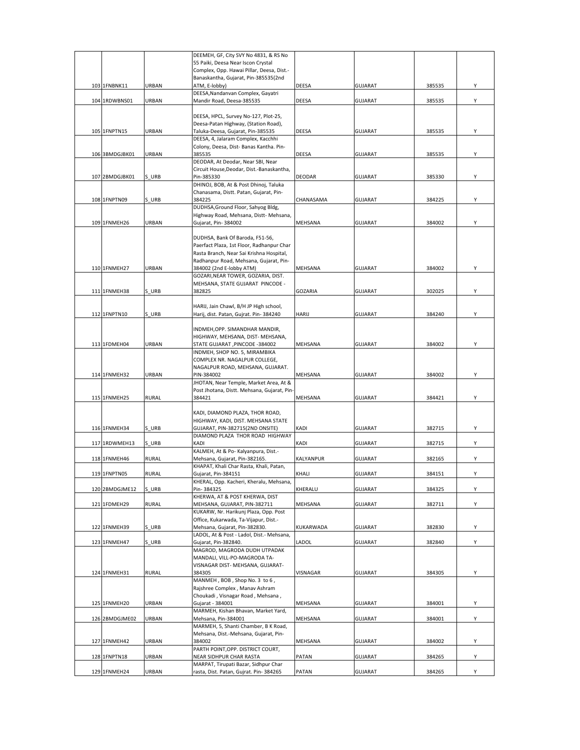| | | | | | | | |
|---|---|---|---|---|---|---|---|
| 103 | 1FNBNK11 | URBAN | DEEMEH, GF, City SVY No 4831, & RS No 55 Paiki, Deesa Near Iscon Crystal Complex, Opp. Hawai Pillar, Deesa, Dist.- Banaskantha, Gujarat, Pin-385535(2nd ATM, E-lobby) | DEESA | GUJARAT | 385535 | Y |
| 104 | 1RDWBNS01 | URBAN | DEESA,Nandanvan Complex, Gayatri Mandir Road, Deesa-385535 | DEESA | GUJARAT | 385535 | Y |
| 105 | 1FNPTN15 | URBAN | DEESA, HPCL, Survey No-127, Plot-25, Deesa-Patan Highway, (Station Road), Taluka-Deesa, Gujarat, Pin-385535 | DEESA | GUJARAT | 385535 | Y |
| 106 | 3BMDGJBK01 | URBAN | DEESA, 4, Jalaram Complex, Kacchhi Colony, Deesa, Dist- Banas Kantha. Pin-385535 | DEESA | GUJARAT | 385535 | Y |
| 107 | 2BMDGJBK01 | S_URB | DEODAR, At Deodar, Near SBI, Near Circuit House,Deodar, Dist.-Banaskantha, Pin-385330 | DEODAR | GUJARAT | 385330 | Y |
| 108 | 1FNPTN09 | S_URB | DHINOJ, BOB, At & Post Dhinoj, Taluka Chanasama, Distt. Patan, Gujarat, Pin-384225 | CHANASAMA | GUJARAT | 384225 | Y |
| 109 | 1FNMEH26 | URBAN | DUDHSA,Ground Floor, Sahyog Bldg, Highway Road, Mehsana, Distt- Mehsana, Gujarat, Pin- 384002 | MEHSANA | GUJARAT | 384002 | Y |
| 110 | 1FNMEH27 | URBAN | DUDHSA, Bank Of Baroda, F51-56, Paerfact Plaza, 1st Floor, Radhanpur Char Rasta Branch, Near Sai Krishna Hospital, Radhanpur Road, Mehsana, Gujarat, Pin-384002 (2nd E-lobby ATM) | MEHSANA | GUJARAT | 384002 | Y |
| 111 | 1FNMEH38 | S_URB | GOZARI,NEAR TOWER, GOZARIA, DIST. MEHSANA, STATE GUJARAT PINCODE - 382825 | GOZARIA | GUJARAT | 302025 | Y |
| 112 | 1FNPTN10 | S_URB | HARIJ, Jain Chawl, B/H JP High school, Harij, dist. Patan, Gujrat. Pin- 384240 | HARIJ | GUJARAT | 384240 | Y |
| 113 | 1FDMEH04 | URBAN | INDMEH,OPP. SIMANDHAR MANDIR, HIGHWAY, MEHSANA, DIST- MEHSANA, STATE GUJARAT ,PINCODE -384002 | MEHSANA | GUJARAT | 384002 | Y |
| 114 | 1FNMEH32 | URBAN | INDMEH, SHOP NO. 5, MIRAMBIKA COMPLEX NR. NAGALPUR COLLEGE, NAGALPUR ROAD, MEHSANA, GUJARAT. PIN-384002 | MEHSANA | GUJARAT | 384002 | Y |
| 115 | 1FNMEH25 | RURAL | JHOTAN, Near Temple, Market Area, At & Post Jhotana, Distt. Mehsana, Gujarat, Pin-384421 | MEHSANA | GUJARAT | 384421 | Y |
| 116 | 1FNMEH34 | S_URB | KADI, DIAMOND PLAZA, THOR ROAD, HIGHWAY, KADI, DIST. MEHSANA STATE GUJARAT, PIN-382715(2ND ONSITE) | KADI | GUJARAT | 382715 | Y |
| 117 | 1RDWMEH13 | S_URB | DIAMOND PLAZA THOR ROAD HIGHWAY KADI | KADI | GUJARAT | 382715 | Y |
| 118 | 1FNMEH46 | RURAL | KALMEH, At & Po- Kalyanpura, Dist.- Mehsana, Gujarat, Pin-382165. | KALYANPUR | GUJARAT | 382165 | Y |
| 119 | 1FNPTN05 | RURAL | KHAPAT, Khali Char Rasta, Khali, Patan, Gujarat, Pin-384151 | KHALI | GUJARAT | 384151 | Y |
| 120 | 2BMDGJME12 | S_URB | KHERAL, Opp. Kacheri, Kheralu, Mehsana, Pin- 384325 | KHERALU | GUJARAT | 384325 | Y |
| 121 | 1FDMEH29 | RURAL | KHERWA, AT & POST KHERWA, DIST MEHSANA, GUJARAT, PIN-382711 | MEHSANA | GUJARAT | 382711 | Y |
| 122 | 1FNMEH39 | S_URB | KUKARW, Nr. Harikunj Plaza, Opp. Post Office, Kukarwada, Ta-Vijapur, Dist.- Mehsana, Gujarat, Pin-382830. | KUKARWADA | GUJARAT | 382830 | Y |
| 123 | 1FNMEH47 | S_URB | LADOL, At & Post - Ladol, Dist.- Mehsana, Gujarat, Pin-382840. | LADOL | GUJARAT | 382840 | Y |
| 124 | 1FNMEH31 | RURAL | MAGROD, MAGRODA DUDH UTPADAK MANDALI, VILL-PO-MAGRODA TA-VISNAGAR DIST- MEHSANA, GUJARAT-384305 | VISNAGAR | GUJARAT | 384305 | Y |
| 125 | 1FNMEH20 | URBAN | MANMEH , BOB , Shop No. 3 to 6 , Rajshree Complex , Manav Ashram Choukadi , Visnagar Road , Mehsana , Gujarat - 384001 | MEHSANA | GUJARAT | 384001 | Y |
| 126 | 2BMDGJME02 | URBAN | MARMEH, Kishan Bhavan, Market Yard, Mehsana, Pin-384001 | MEHSANA | GUJARAT | 384001 | Y |
| 127 | 1FNMEH42 | URBAN | MARMEH, 5, Shanti Chamber, B K Road, Mehsana, Dist.-Mehsana, Gujarat, Pin-384002 | MEHSANA | GUJARAT | 384002 | Y |
| 128 | 1FNPTN18 | URBAN | PARTH POINT,OPP. DISTRICT COURT, NEAR SIDHPUR CHAR RASTA | PATAN | GUJARAT | 384265 | Y |
| 129 | 1FNMEH24 | URBAN | MARPAT, Tirupati Bazar, Sidhpur Char rasta, Dist. Patan, Gujrat. Pin- 384265 | PATAN | GUJARAT | 384265 | Y |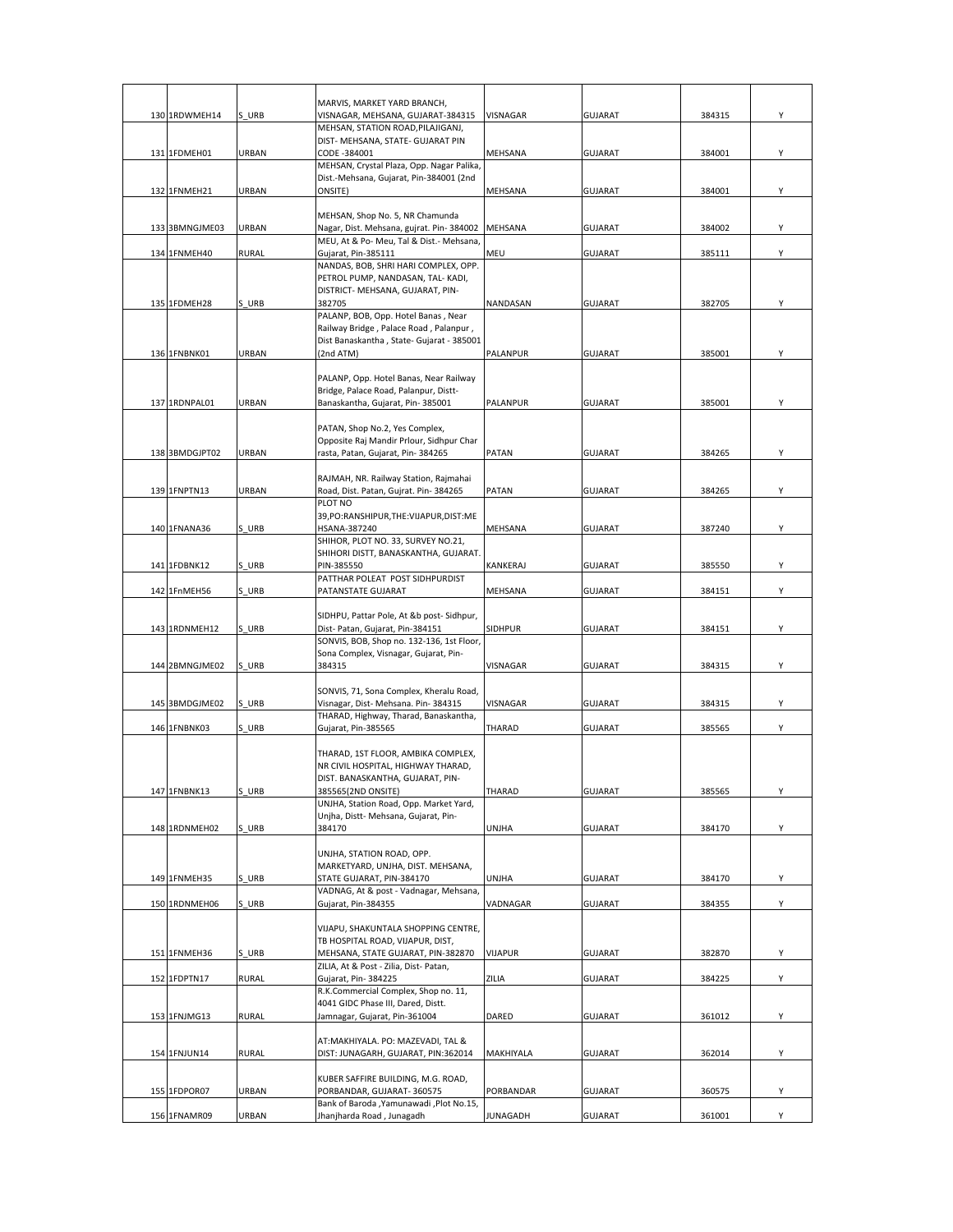| 130 | 1RDWMEH14 | S_URB | MARVIS, MARKET YARD BRANCH, VISNAGAR, MEHSANA, GUJARAT-384315 | VISNAGAR | GUJARAT | 384315 | Y |
|---|---|---|---|---|---|---|---|
| 131 | 1FDMEH01 | URBAN | MEHSAN, STATION ROAD,PILAJIGANJ, DIST- MEHSANA, STATE- GUJARAT PIN CODE -384001 | MEHSANA | GUJARAT | 384001 | Y |
| 132 | 1FNMEH21 | URBAN | MEHSAN, Crystal Plaza, Opp. Nagar Palika, Dist.-Mehsana, Gujarat, Pin-384001 (2nd ONSITE) | MEHSANA | GUJARAT | 384001 | Y |
| 133 | 3BMNGJME03 | URBAN | MEHSAN, Shop No. 5, NR Chamunda Nagar, Dist. Mehsana, gujrat. Pin- 384002 | MEHSANA | GUJARAT | 384002 | Y |
| 134 | 1FNMEH40 | RURAL | MEU, At & Po- Meu, Tal & Dist.- Mehsana, Gujarat, Pin-385111 | MEU | GUJARAT | 385111 | Y |
| 135 | 1FDMEH28 | S_URB | NANDAS, BOB, SHRI HARI COMPLEX, OPP. PETROL PUMP, NANDASAN, TAL- KADI, DISTRICT- MEHSANA, GUJARAT, PIN-382705 | NANDASAN | GUJARAT | 382705 | Y |
| 136 | 1FNBNK01 | URBAN | PALANP, BOB, Opp. Hotel Banas , Near Railway Bridge , Palace Road , Palanpur , Dist Banaskantha , State- Gujarat - 385001 (2nd ATM) | PALANPUR | GUJARAT | 385001 | Y |
| 137 | 1RDNPAL01 | URBAN | PALANP, Opp. Hotel Banas, Near Railway Bridge, Palace Road, Palanpur, Distt-Banaskantha, Gujarat, Pin- 385001 | PALANPUR | GUJARAT | 385001 | Y |
| 138 | 3BMDGJPT02 | URBAN | PATAN, Shop No.2, Yes Complex, Opposite Raj Mandir Prlour, Sidhpur Char rasta, Patan, Gujarat, Pin- 384265 | PATAN | GUJARAT | 384265 | Y |
| 139 | 1FNPTN13 | URBAN | RAJMAH, NR. Railway Station, Rajmahai Road, Dist. Patan, Gujrat. Pin- 384265 | PATAN | GUJARAT | 384265 | Y |
| 140 | 1FNANA36 | S_URB | PLOT NO 39,PO:RANSHIPUR,THE:VIJAPUR,DIST:MEHSANA-387240 | MEHSANA | GUJARAT | 387240 | Y |
| 141 | 1FDBNK12 | S_URB | SHIHOR, PLOT NO. 33, SURVEY NO.21, SHIHORI DISTT, BANASKANTHA, GUJARAT. PIN-385550 | KANKERAJ | GUJARAT | 385550 | Y |
| 142 | 1FnMEH56 | S_URB | PATTHAR POLEAT POST SIDHPURDIST PATANSTATE GUJARAT | MEHSANA | GUJARAT | 384151 | Y |
| 143 | 1RDNMEH12 | S_URB | SIDHPU, Pattar Pole, At &b post- Sidhpur, Dist- Patan, Gujarat, Pin-384151 | SIDHPUR | GUJARAT | 384151 | Y |
| 144 | 2BMNGJME02 | S_URB | SONVIS, BOB, Shop no. 132-136, 1st Floor, Sona Complex, Visnagar, Gujarat, Pin-384315 | VISNAGAR | GUJARAT | 384315 | Y |
| 145 | 3BMDGJME02 | S_URB | SONVIS, 71, Sona Complex, Kheralu Road, Visnagar, Dist- Mehsana. Pin- 384315 | VISNAGAR | GUJARAT | 384315 | Y |
| 146 | 1FNBNK03 | S_URB | THARAD, Highway, Tharad, Banaskantha, Gujarat, Pin-385565 | THARAD | GUJARAT | 385565 | Y |
| 147 | 1FNBNK13 | S_URB | THARAD, 1ST FLOOR, AMBIKA COMPLEX, NR CIVIL HOSPITAL, HIGHWAY THARAD, DIST. BANASKANTHA, GUJARAT, PIN-385565(2ND ONSITE) | THARAD | GUJARAT | 385565 | Y |
| 148 | 1RDNMEH02 | S_URB | UNJHA, Station Road, Opp. Market Yard, Unjha, Distt- Mehsana, Gujarat, Pin-384170 | UNJHA | GUJARAT | 384170 | Y |
| 149 | 1FNMEH35 | S_URB | UNJHA, STATION ROAD, OPP. MARKETYARD, UNJHA, DIST. MEHSANA, STATE GUJARAT, PIN-384170 | UNJHA | GUJARAT | 384170 | Y |
| 150 | 1RDNMEH06 | S_URB | VADNAG, At & post - Vadnagar, Mehsana, Gujarat, Pin-384355 | VADNAGAR | GUJARAT | 384355 | Y |
| 151 | 1FNMEH36 | S_URB | VIJAPU, SHAKUNTALA SHOPPING CENTRE, TB HOSPITAL ROAD, VIJAPUR, DIST, MEHSANA, STATE GUJARAT, PIN-382870 | VIJAPUR | GUJARAT | 382870 | Y |
| 152 | 1FDPTN17 | RURAL | ZILIA, At & Post - Zilia, Dist- Patan, Gujarat, Pin- 384225 | ZILIA | GUJARAT | 384225 | Y |
| 153 | 1FNJMG13 | RURAL | R.K.Commercial Complex, Shop no. 11, 4041 GIDC Phase III, Dared, Distt. Jamnagar, Gujarat, Pin-361004 | DARED | GUJARAT | 361012 | Y |
| 154 | 1FNJUN14 | RURAL | AT:MAKHIYALA. PO: MAZEVADI, TAL & DIST: JUNAGARH, GUJARAT, PIN:362014 | MAKHIYALA | GUJARAT | 362014 | Y |
| 155 | 1FDPOR07 | URBAN | KUBER SAFFIRE BUILDING, M.G. ROAD, PORBANDAR, GUJARAT- 360575 | PORBANDAR | GUJARAT | 360575 | Y |
| 156 | 1FNAMR09 | URBAN | Bank of Baroda ,Yamunawadi ,Plot No.15, Jhanjharda Road , Junagadh | JUNAGADH | GUJARAT | 361001 | Y |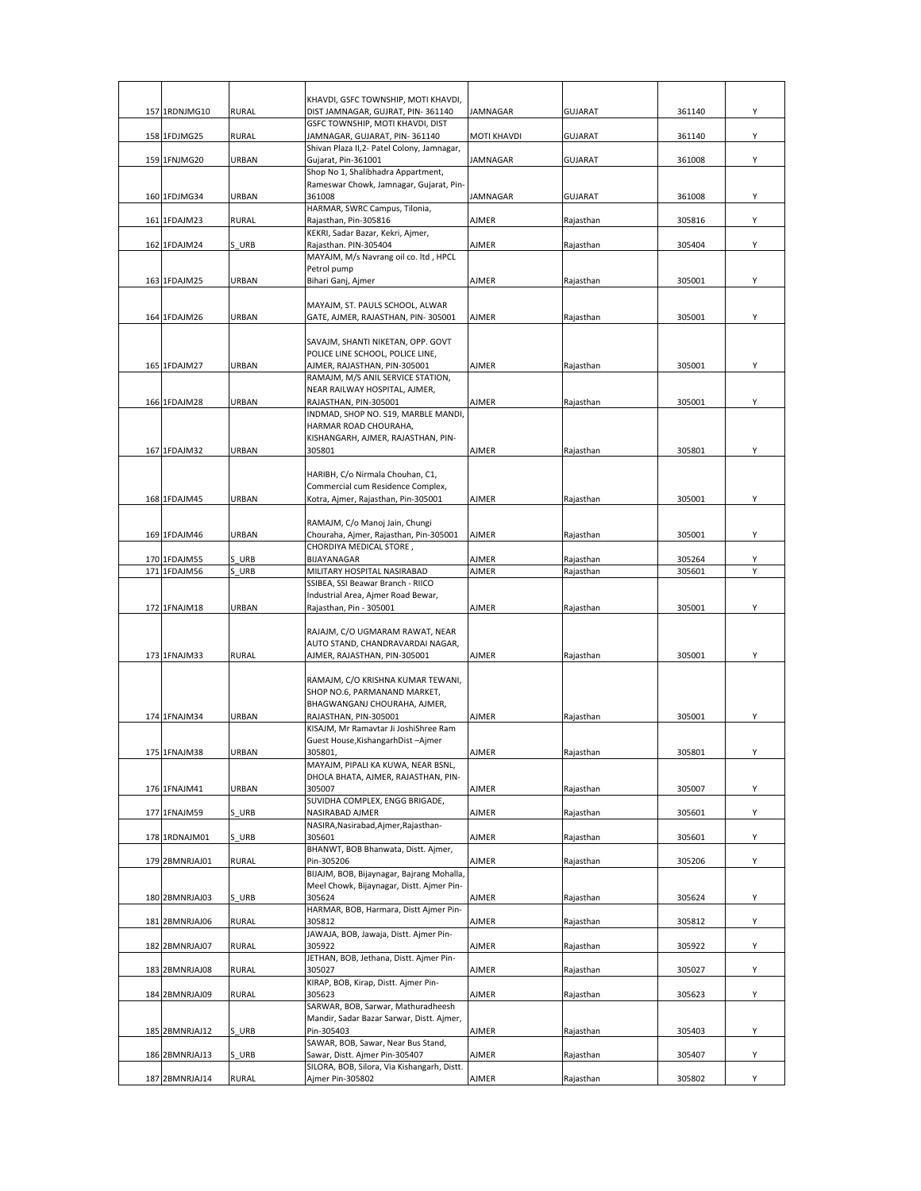| | | | | | | | |
|---|---|---|---|---|---|---|---|
| 157 | 1RDNJMG10 | RURAL | KHAVDI, GSFC TOWNSHIP, MOTI KHAVDI, DIST JAMNAGAR, GUJRAT, PIN- 361140 | JAMNAGAR | GUJARAT | 361140 | Y |
| 158 | 1FDJMG25 | RURAL | GSFC TOWNSHIP, MOTI KHAVDI, DIST JAMNAGAR, GUJARAT, PIN- 361140 | MOTI KHAVDI | GUJARAT | 361140 | Y |
| 159 | 1FNJMG20 | URBAN | Shivan Plaza II,2- Patel Colony, Jamnagar, Gujarat, Pin-361001 | JAMNAGAR | GUJARAT | 361008 | Y |
| 160 | 1FDJMG34 | URBAN | Shop No 1, Shalibhadra Appartment, Rameswar Chowk, Jamnagar, Gujarat, Pin-361008 | JAMNAGAR | GUJARAT | 361008 | Y |
| 161 | 1FDAJM23 | RURAL | HARMAR, SWRC Campus, Tilonia, Rajasthan, Pin-305816 | AJMER | Rajasthan | 305816 | Y |
| 162 | 1FDAJM24 | S_URB | KEKRI, Sadar Bazar, Kekri, Ajmer, Rajasthan. PIN-305404 | AJMER | Rajasthan | 305404 | Y |
| 163 | 1FDAJM25 | URBAN | MAYAJM, M/s Navrang oil co. ltd , HPCL Petrol pump Bihari Ganj, Ajmer | AJMER | Rajasthan | 305001 | Y |
| 164 | 1FDAJM26 | URBAN | MAYAJM, ST. PAULS SCHOOL, ALWAR GATE, AJMER, RAJASTHAN, PIN- 305001 | AJMER | Rajasthan | 305001 | Y |
| 165 | 1FDAJM27 | URBAN | SAVAJM, SHANTI NIKETAN, OPP. GOVT POLICE LINE SCHOOL, POLICE LINE, AJMER, RAJASTHAN, PIN-305001 | AJMER | Rajasthan | 305001 | Y |
| 166 | 1FDAJM28 | URBAN | RAMAJM, M/S ANIL SERVICE STATION, NEAR RAILWAY HOSPITAL, AJMER, RAJASTHAN, PIN-305001 | AJMER | Rajasthan | 305001 | Y |
| 167 | 1FDAJM32 | URBAN | INDMAD, SHOP NO. S19, MARBLE MANDI, HARMAR ROAD CHOURAHA, KISHANGARH, AJMER, RAJASTHAN, PIN-305801 | AJMER | Rajasthan | 305801 | Y |
| 168 | 1FDAJM45 | URBAN | HARIBH, C/o Nirmala Chouhan, C1, Commercial cum Residence Complex, Kotra, Ajmer, Rajasthan, Pin-305001 | AJMER | Rajasthan | 305001 | Y |
| 169 | 1FDAJM46 | URBAN | RAMAJM, C/o Manoj Jain, Chungi Chouraha, Ajmer, Rajasthan, Pin-305001 | AJMER | Rajasthan | 305001 | Y |
| 170 | 1FDAJM55 | S_URB | CHORDIYA MEDICAL STORE , BIJAYANAGAR | AJMER | Rajasthan | 305264 | Y |
| 171 | 1FDAJM56 | S_URB | MILITARY HOSPITAL NASIRABAD | AJMER | Rajasthan | 305601 | Y |
| 172 | 1FNAJM18 | URBAN | SSIBEA, SSI Beawar Branch - RIICO Industrial Area, Ajmer Road Bewar, Rajasthan, Pin - 305001 | AJMER | Rajasthan | 305001 | Y |
| 173 | 1FNAJM33 | RURAL | RAJAJM, C/O UGMARAM RAWAT, NEAR AUTO STAND, CHANDRAVARDAI NAGAR, AJMER, RAJASTHAN, PIN-305001 | AJMER | Rajasthan | 305001 | Y |
| 174 | 1FNAJM34 | URBAN | RAMAJM, C/O KRISHNA KUMAR TEWANI, SHOP NO.6, PARMANAND MARKET, BHAGWANGANJ CHOURAHA, AJMER, RAJASTHAN, PIN-305001 | AJMER | Rajasthan | 305001 | Y |
| 175 | 1FNAJM38 | URBAN | KISAJM, Mr Ramavtar Ji JoshiShree Ram Guest House,KishangarhDist –Ajmer 305801, | AJMER | Rajasthan | 305801 | Y |
| 176 | 1FNAJM41 | URBAN | MAYAJM, PIPALI KA KUWA, NEAR BSNL, DHOLA BHATA, AJMER, RAJASTHAN, PIN-305007 | AJMER | Rajasthan | 305007 | Y |
| 177 | 1FNAJM59 | S_URB | SUVIDHA COMPLEX, ENGG BRIGADE, NASIRABAD AJMER | AJMER | Rajasthan | 305601 | Y |
| 178 | 1RDNAJM01 | S_URB | NASIRA,Nasirabad,Ajmer,Rajasthan-305601 | AJMER | Rajasthan | 305601 | Y |
| 179 | 2BMNRJAJ01 | RURAL | BHANWT, BOB Bhanwata, Distt. Ajmer, Pin-305206 | AJMER | Rajasthan | 305206 | Y |
| 180 | 2BMNRJAJ03 | S_URB | BIJAJM, BOB, Bijaynagar, Bajrang Mohalla, Meel Chowk, Bijaynagar, Distt. Ajmer Pin-305624 | AJMER | Rajasthan | 305624 | Y |
| 181 | 2BMNRJAJ06 | RURAL | HARMAR, BOB, Harmara, Distt Ajmer Pin-305812 | AJMER | Rajasthan | 305812 | Y |
| 182 | 2BMNRJAJ07 | RURAL | JAWAJA, BOB, Jawaja, Distt. Ajmer Pin-305922 | AJMER | Rajasthan | 305922 | Y |
| 183 | 2BMNRJAJ08 | RURAL | JETHAN, BOB, Jethana, Distt. Ajmer Pin-305027 | AJMER | Rajasthan | 305027 | Y |
| 184 | 2BMNRJAJ09 | RURAL | KIRAP, BOB, Kirap, Distt. Ajmer Pin-305623 | AJMER | Rajasthan | 305623 | Y |
| 185 | 2BMNRJAJ12 | S_URB | SARWAR, BOB, Sarwar, Mathuradheesh Mandir, Sadar Bazar Sarwar, Distt. Ajmer, Pin-305403 | AJMER | Rajasthan | 305403 | Y |
| 186 | 2BMNRJAJ13 | S_URB | SAWAR, BOB, Sawar, Near Bus Stand, Sawar, Distt. Ajmer Pin-305407 | AJMER | Rajasthan | 305407 | Y |
| 187 | 2BMNRJAJ14 | RURAL | SILORA, BOB, Silora, Via Kishangarh, Distt. Ajmer Pin-305802 | AJMER | Rajasthan | 305802 | Y |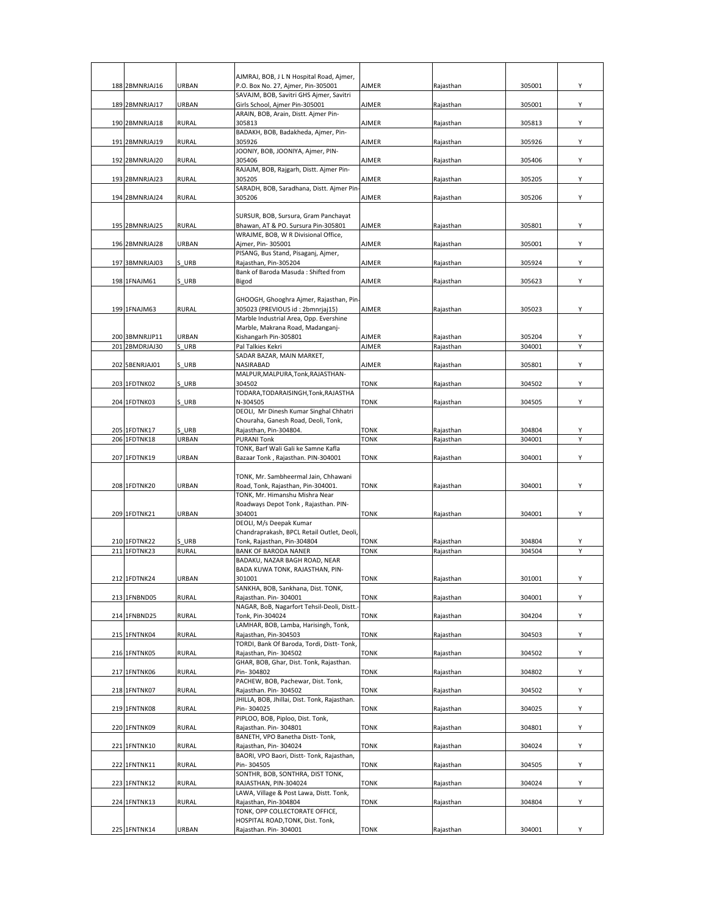| | | | | | | | |
|---|---|---|---|---|---|---|---|
| 188 | 2BMNRJAJ16 | URBAN | AJMRAJ, BOB, J L N Hospital Road, Ajmer, P.O. Box No. 27, Ajmer, Pin-305001 | AJMER | Rajasthan | 305001 | Y |
| 189 | 2BMNRJAJ17 | URBAN | SAVAJM, BOB, Savitri GHS Ajmer, Savitri Girls School, Ajmer Pin-305001 | AJMER | Rajasthan | 305001 | Y |
| 190 | 2BMNRJAJ18 | RURAL | ARAIN, BOB, Arain, Distt. Ajmer Pin-305813 | AJMER | Rajasthan | 305813 | Y |
| 191 | 2BMNRJAJ19 | RURAL | BADAKH, BOB, Badakheda, Ajmer, Pin-305926 | AJMER | Rajasthan | 305926 | Y |
| 192 | 2BMNRJAJ20 | RURAL | JOONIY, BOB, JOONIYA, Ajmer, PIN-305406 | AJMER | Rajasthan | 305406 | Y |
| 193 | 2BMNRJAJ23 | RURAL | RAJAJM, BOB, Rajgarh, Distt. Ajmer Pin-305205 | AJMER | Rajasthan | 305205 | Y |
| 194 | 2BMNRJAJ24 | RURAL | SARADH, BOB, Saradhana, Distt. Ajmer Pin-305206 | AJMER | Rajasthan | 305206 | Y |
| 195 | 2BMNRJAJ25 | RURAL | SURSUR, BOB, Sursura, Gram Panchayat Bhawan, AT & PO. Sursura Pin-305801 | AJMER | Rajasthan | 305801 | Y |
| 196 | 2BMNRJAJ28 | URBAN | WRAJME, BOB, W R Divisional Office, Ajmer, Pin- 305001 | AJMER | Rajasthan | 305001 | Y |
| 197 | 3BMNRJAJ03 | S_URB | PISANG, Bus Stand, Pisaganj, Ajmer, Rajasthan, Pin-305204 | AJMER | Rajasthan | 305924 | Y |
| 198 | 1FNAJM61 | S_URB | Bank of Baroda Masuda : Shifted from Bigod | AJMER | Rajasthan | 305623 | Y |
| 199 | 1FNAJM63 | RURAL | GHOOGH, Ghooghra Ajmer, Rajasthan, Pin-305023 (PREVIOUS id : 2bmnrjaj15) | AJMER | Rajasthan | 305023 | Y |
| 200 | 3BMNRJJP11 | URBAN | Marble Industrial Area, Opp. Evershine Marble, Makrana Road, Madanganj-Kishangarh Pin-305801 | AJMER | Rajasthan | 305204 | Y |
| 201 | 2BMDRJAJ30 | S_URB | Pal Talkies Kekri | AJMER | Rajasthan | 304001 | Y |
| 202 | 5BENRJAJ01 | S_URB | SADAR BAZAR, MAIN MARKET, NASIRABAD | AJMER | Rajasthan | 305801 | Y |
| 203 | 1FDTNK02 | S_URB | MALPUR,MALPURA,Tonk,RAJASTHAN-304502 | TONK | Rajasthan | 304502 | Y |
| 204 | 1FDTNK03 | S_URB | TODARA,TODARAISINGH,Tonk,RAJASTHA N-304505 | TONK | Rajasthan | 304505 | Y |
| 205 | 1FDTNK17 | S_URB | DEOLI, Mr Dinesh Kumar Singhal Chhatri Chouraha, Ganesh Road, Deoli, Tonk, Rajasthan, Pin-304804. | TONK | Rajasthan | 304804 | Y |
| 206 | 1FDTNK18 | URBAN | PURANI Tonk | TONK | Rajasthan | 304001 | Y |
| 207 | 1FDTNK19 | URBAN | TONK, Barf Wali Gali ke Samne Kafla Bazaar Tonk , Rajasthan. PIN-304001 | TONK | Rajasthan | 304001 | Y |
| 208 | 1FDTNK20 | URBAN | TONK, Mr. Sambheermal Jain, Chhawani Road, Tonk, Rajasthan, Pin-304001. | TONK | Rajasthan | 304001 | Y |
| 209 | 1FDTNK21 | URBAN | TONK, Mr. Himanshu Mishra Near Roadways Depot Tonk , Rajasthan. PIN-304001 | TONK | Rajasthan | 304001 | Y |
| 210 | 1FDTNK22 | S_URB | DEOLI, M/s Deepak Kumar Chandraprakash, BPCL Retail Outlet, Deoli, Tonk, Rajasthan, Pin-304804 | TONK | Rajasthan | 304804 | Y |
| 211 | 1FDTNK23 | RURAL | BANK OF BARODA NANER | TONK | Rajasthan | 304504 | Y |
| 212 | 1FDTNK24 | URBAN | BADAKU, NAZAR BAGH ROAD, NEAR BADA KUWA TONK, RAJASTHAN, PIN-301001 | TONK | Rajasthan | 301001 | Y |
| 213 | 1FNBND05 | RURAL | SANKHA, BOB, Sankhana, Dist. TONK, Rajasthan. Pin- 304001 | TONK | Rajasthan | 304001 | Y |
| 214 | 1FNBND25 | RURAL | NAGAR, BoB, Nagarfort Tehsil-Deoli, Distt.-Tonk, Pin-304024 | TONK | Rajasthan | 304204 | Y |
| 215 | 1FNTNK04 | RURAL | LAMHAR, BOB, Lamba, Harisingh, Tonk, Rajasthan, Pin-304503 | TONK | Rajasthan | 304503 | Y |
| 216 | 1FNTNK05 | RURAL | TORDI, Bank Of Baroda, Tordi, Distt- Tonk, Rajasthan, Pin- 304502 | TONK | Rajasthan | 304502 | Y |
| 217 | 1FNTNK06 | RURAL | GHAR, BOB, Ghar, Dist. Tonk, Rajasthan. Pin- 304802 | TONK | Rajasthan | 304802 | Y |
| 218 | 1FNTNK07 | RURAL | PACHEW, BOB, Pachewar, Dist. Tonk, Rajasthan. Pin- 304502 | TONK | Rajasthan | 304502 | Y |
| 219 | 1FNTNK08 | RURAL | JHILLA, BOB, Jhillai, Dist. Tonk, Rajasthan. Pin- 304025 | TONK | Rajasthan | 304025 | Y |
| 220 | 1FNTNK09 | RURAL | PIPLOO, BOB, Piploo, Dist. Tonk, Rajasthan. Pin- 304801 | TONK | Rajasthan | 304801 | Y |
| 221 | 1FNTNK10 | RURAL | BANETH, VPO Banetha Distt- Tonk, Rajasthan, Pin- 304024 | TONK | Rajasthan | 304024 | Y |
| 222 | 1FNTNK11 | RURAL | BAORI, VPO Baori, Distt- Tonk, Rajasthan, Pin- 304505 | TONK | Rajasthan | 304505 | Y |
| 223 | 1FNTNK12 | RURAL | SONTHR, BOB, SONTHRA, DIST TONK, RAJASTHAN, PIN-304024 | TONK | Rajasthan | 304024 | Y |
| 224 | 1FNTNK13 | RURAL | LAWA, Village & Post Lawa, Distt. Tonk, Rajasthan, Pin-304804 | TONK | Rajasthan | 304804 | Y |
| 225 | 1FNTNK14 | URBAN | TONK, OPP COLLECTORATE OFFICE, HOSPITAL ROAD,TONK, Dist. Tonk, Rajasthan. Pin- 304001 | TONK | Rajasthan | 304001 | Y |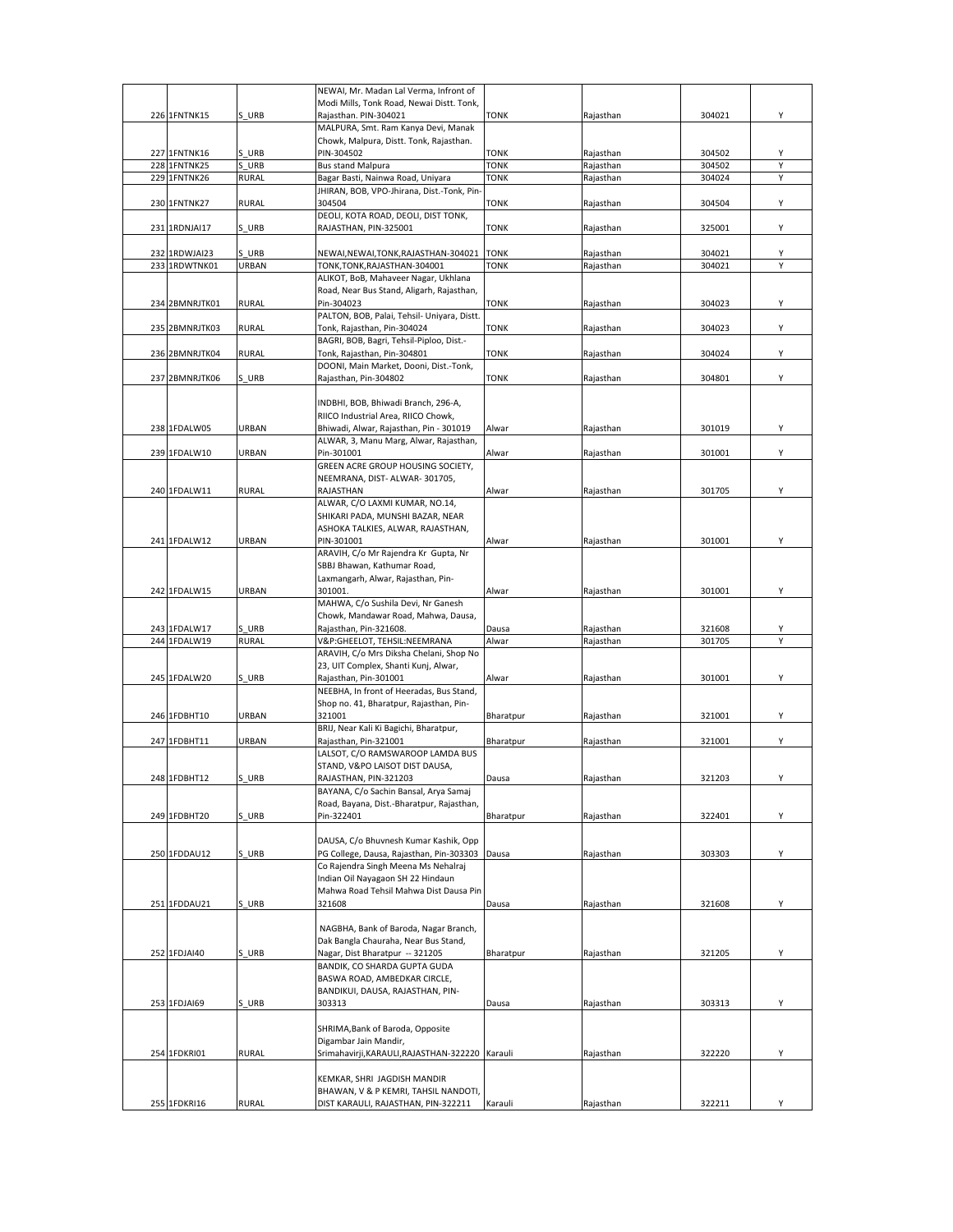| | | | | | | | |
|---|---|---|---|---|---|---|---|
| 226 | 1FNTNK15 | S_URB | NEWAI, Mr. Madan Lal Verma, Infront of Modi Mills, Tonk Road, Newai Distt. Tonk, Rajasthan. PIN-304021 | TONK | Rajasthan | 304021 | Y |
| 227 | 1FNTNK16 | S_URB | MALPURA, Smt. Ram Kanya Devi, Manak Chowk, Malpura, Distt. Tonk, Rajasthan. PIN-304502 | TONK | Rajasthan | 304502 | Y |
| 228 | 1FNTNK25 | S_URB | Bus stand Malpura | TONK | Rajasthan | 304502 | Y |
| 229 | 1FNTNK26 | RURAL | Bagar Basti, Nainwa Road, Uniyara | TONK | Rajasthan | 304024 | Y |
| 230 | 1FNTNK27 | RURAL | JHIRAN, BOB, VPO-Jhirana, Dist.-Tonk, Pin-304504 | TONK | Rajasthan | 304504 | Y |
| 231 | 1RDNJAI17 | S_URB | DEOLI, KOTA ROAD, DEOLI, DIST TONK, RAJASTHAN, PIN-325001 | TONK | Rajasthan | 325001 | Y |
| 232 | 1RDWJAI23 | S_URB | NEWAI,NEWAI,TONK,RAJASTHAN-304021 | TONK | Rajasthan | 304021 | Y |
| 233 | 1RDWTNK01 | URBAN | TONK,TONK,RAJASTHAN-304001 | TONK | Rajasthan | 304021 | Y |
| 234 | 2BMNRJTK01 | RURAL | ALIKOT, BoB, Mahaveer Nagar, Ukhlana Road, Near Bus Stand, Aligarh, Rajasthan, Pin-304023 | TONK | Rajasthan | 304023 | Y |
| 235 | 2BMNRJTK03 | RURAL | PALTON, BOB, Palai, Tehsil- Uniyara, Distt. Tonk, Rajasthan, Pin-304024 | TONK | Rajasthan | 304023 | Y |
| 236 | 2BMNRJTK04 | RURAL | BAGRI, BOB, Bagri, Tehsil-Piploo, Dist.-Tonk, Rajasthan, Pin-304801 | TONK | Rajasthan | 304024 | Y |
| 237 | 2BMNRJTK06 | S_URB | DOONI, Main Market, Dooni, Dist.-Tonk, Rajasthan, Pin-304802 | TONK | Rajasthan | 304801 | Y |
| 238 | 1FDALW05 | URBAN | INDBHI, BOB, Bhiwadi Branch, 296-A, RIICO Industrial Area, RIICO Chowk, Bhiwadi, Alwar, Rajasthan, Pin - 301019 | Alwar | Rajasthan | 301019 | Y |
| 239 | 1FDALW10 | URBAN | ALWAR, 3, Manu Marg, Alwar, Rajasthan, Pin-301001 | Alwar | Rajasthan | 301001 | Y |
| 240 | 1FDALW11 | RURAL | GREEN ACRE GROUP HOUSING SOCIETY, NEEMRANA, DIST- ALWAR- 301705, RAJASTHAN | Alwar | Rajasthan | 301705 | Y |
| 241 | 1FDALW12 | URBAN | ALWAR, C/O LAXMI KUMAR, NO.14, SHIKARI PADA, MUNSHI BAZAR, NEAR ASHOKA TALKIES, ALWAR, RAJASTHAN, PIN-301001 | Alwar | Rajasthan | 301001 | Y |
| 242 | 1FDALW15 | URBAN | ARAVIH, C/o Mr Rajendra Kr Gupta, Nr SBBJ Bhawan, Kathumar Road, Laxmangarh, Alwar, Rajasthan, Pin-301001. | Alwar | Rajasthan | 301001 | Y |
| 243 | 1FDALW17 | S_URB | MAHWA, C/o Sushila Devi, Nr Ganesh Chowk, Mandawar Road, Mahwa, Dausa, Rajasthan, Pin-321608. | Dausa | Rajasthan | 321608 | Y |
| 244 | 1FDALW19 | RURAL | V&P:GHEELOT, TEHSIL:NEEMRANA | Alwar | Rajasthan | 301705 | Y |
| 245 | 1FDALW20 | S_URB | ARAVIH, C/o Mrs Diksha Chelani, Shop No 23, UIT Complex, Shanti Kunj, Alwar, Rajasthan, Pin-301001 | Alwar | Rajasthan | 301001 | Y |
| 246 | 1FDBHT10 | URBAN | NEEBHA, In front of Heeradas, Bus Stand, Shop no. 41, Bharatpur, Rajasthan, Pin-321001 | Bharatpur | Rajasthan | 321001 | Y |
| 247 | 1FDBHT11 | URBAN | BRIJ, Near Kali Ki Bagichi, Bharatpur, Rajasthan, Pin-321001 | Bharatpur | Rajasthan | 321001 | Y |
| 248 | 1FDBHT12 | S_URB | LALSOT, C/O RAMSWAROOP LAMDA BUS STAND, V&PO LAISOT DIST DAUSA, RAJASTHAN, PIN-321203 | Dausa | Rajasthan | 321203 | Y |
| 249 | 1FDBHT20 | S_URB | BAYANA, C/o Sachin Bansal, Arya Samaj Road, Bayana, Dist.-Bharatpur, Rajasthan, Pin-322401 | Bharatpur | Rajasthan | 322401 | Y |
| 250 | 1FDDAU12 | S_URB | DAUSA, C/o Bhuvnesh Kumar Kashik, Opp PG College, Dausa, Rajasthan, Pin-303303 | Dausa | Rajasthan | 303303 | Y |
| 251 | 1FDDAU21 | S_URB | Co Rajendra Singh Meena Ms Nehalraj Indian Oil Nayagaon SH 22 Hindaun Mahwa Road Tehsil Mahwa Dist Dausa Pin 321608 | Dausa | Rajasthan | 321608 | Y |
| 252 | 1FDJAI40 | S_URB | NAGBHA, Bank of Baroda, Nagar Branch, Dak Bangla Chauraha, Near Bus Stand, Nagar, Dist Bharatpur -- 321205 | Bharatpur | Rajasthan | 321205 | Y |
| 253 | 1FDJAI69 | S_URB | BANDIK, CO SHARDA GUPTA GUDA BASWA ROAD, AMBEDKAR CIRCLE, BANDIKUI, DAUSA, RAJASTHAN, PIN-303313 | Dausa | Rajasthan | 303313 | Y |
| 254 | 1FDKRI01 | RURAL | SHRIMA,Bank of Baroda, Opposite Digambar Jain Mandir, Srimahavirji,KARAULI,RAJASTHAN-322220 | Karauli | Rajasthan | 322220 | Y |
| 255 | 1FDKRI16 | RURAL | KEMKAR, SHRI JAGDISH MANDIR BHAWAN, V & P KEMRI, TAHSIL NANDOTI, DIST KARAULI, RAJASTHAN, PIN-322211 | Karauli | Rajasthan | 322211 | Y |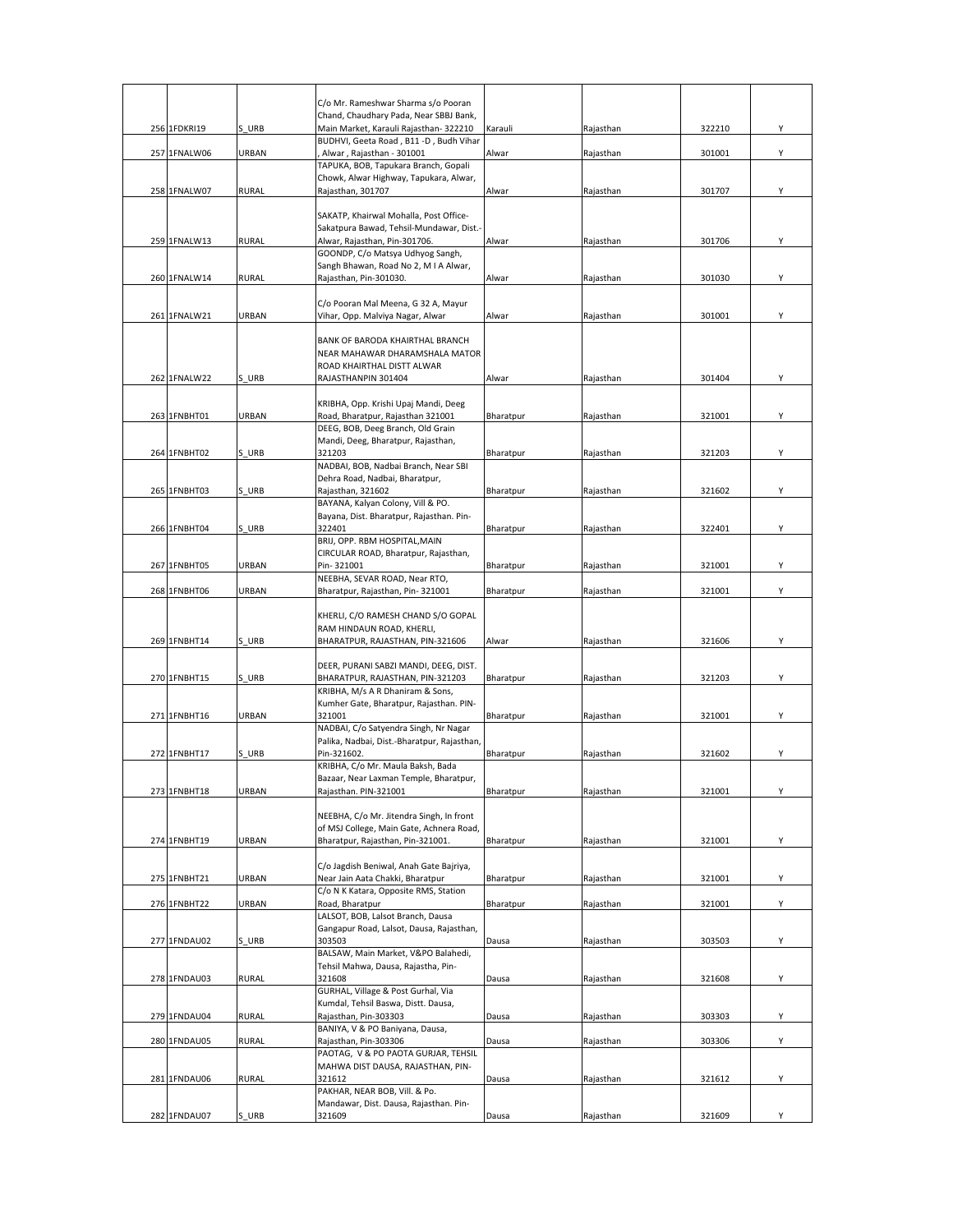| | | | | | | | |
|---|---|---|---|---|---|---|---|
| 256 | 1FDKRI19 | S_URB | C/o Mr. Rameshwar Sharma s/o Pooran Chand, Chaudhary Pada, Near SBBJ Bank, Main Market, Karauli Rajasthan- 322210 | Karauli | Rajasthan | 322210 | Y |
| 257 | 1FNALW06 | URBAN | BUDHVI, Geeta Road , B11 -D , Budh Vihar , Alwar , Rajasthan - 301001 | Alwar | Rajasthan | 301001 | Y |
| 258 | 1FNALW07 | RURAL | TAPUKA, BOB, Tapukara Branch, Gopali Chowk, Alwar Highway, Tapukara, Alwar, Rajasthan, 301707 | Alwar | Rajasthan | 301707 | Y |
| 259 | 1FNALW13 | RURAL | SAKATP, Khairwal Mohalla, Post Office-Sakatpura Bawad, Tehsil-Mundawar, Dist.-Alwar, Rajasthan, Pin-301706. | Alwar | Rajasthan | 301706 | Y |
| 260 | 1FNALW14 | RURAL | GOONDP, C/o Matsya Udhyog Sangh, Sangh Bhawan, Road No 2, M I A Alwar, Rajasthan, Pin-301030. | Alwar | Rajasthan | 301030 | Y |
| 261 | 1FNALW21 | URBAN | C/o Pooran Mal Meena, G 32 A, Mayur Vihar, Opp. Malviya Nagar, Alwar | Alwar | Rajasthan | 301001 | Y |
| 262 | 1FNALW22 | S_URB | BANK OF BARODA KHAIRTHAL BRANCH NEAR MAHAWAR DHARAMSHALA MATOR ROAD KHAIRTHAL DISTT ALWAR RAJASTHANPIN 301404 | Alwar | Rajasthan | 301404 | Y |
| 263 | 1FNBHT01 | URBAN | KRIBHA, Opp. Krishi Upaj Mandi, Deeg Road, Bharatpur, Rajasthan 321001 | Bharatpur | Rajasthan | 321001 | Y |
| 264 | 1FNBHT02 | S_URB | DEEG, BOB, Deeg Branch, Old Grain Mandi, Deeg, Bharatpur, Rajasthan, 321203 | Bharatpur | Rajasthan | 321203 | Y |
| 265 | 1FNBHT03 | S_URB | NADBAI, BOB, Nadbai Branch, Near SBI Dehra Road, Nadbai, Bharatpur, Rajasthan, 321602 | Bharatpur | Rajasthan | 321602 | Y |
| 266 | 1FNBHT04 | S_URB | BAYANA, Kalyan Colony, Vill & PO. Bayana, Dist. Bharatpur, Rajasthan. Pin-322401 | Bharatpur | Rajasthan | 322401 | Y |
| 267 | 1FNBHT05 | URBAN | BRIJ, OPP. RBM HOSPITAL,MAIN CIRCULAR ROAD, Bharatpur, Rajasthan, Pin- 321001 | Bharatpur | Rajasthan | 321001 | Y |
| 268 | 1FNBHT06 | URBAN | NEEBHA, SEVAR ROAD, Near RTO, Bharatpur, Rajasthan, Pin- 321001 | Bharatpur | Rajasthan | 321001 | Y |
| 269 | 1FNBHT14 | S_URB | KHERLI, C/O RAMESH CHAND S/O GOPAL RAM HINDAUN ROAD, KHERLI, BHARATPUR, RAJASTHAN, PIN-321606 | Alwar | Rajasthan | 321606 | Y |
| 270 | 1FNBHT15 | S_URB | DEER, PURANI SABZI MANDI, DEEG, DIST. BHARATPUR, RAJASTHAN, PIN-321203 | Bharatpur | Rajasthan | 321203 | Y |
| 271 | 1FNBHT16 | URBAN | KRIBHA, M/s A R Dhaniram & Sons, Kumher Gate, Bharatpur, Rajasthan. PIN-321001 | Bharatpur | Rajasthan | 321001 | Y |
| 272 | 1FNBHT17 | S_URB | NADBAI, C/o Satyendra Singh, Nr Nagar Palika, Nadbai, Dist.-Bharatpur, Rajasthan, Pin-321602. | Bharatpur | Rajasthan | 321602 | Y |
| 273 | 1FNBHT18 | URBAN | KRIBHA, C/o Mr. Maula Baksh, Bada Bazaar, Near Laxman Temple, Bharatpur, Rajasthan. PIN-321001 | Bharatpur | Rajasthan | 321001 | Y |
| 274 | 1FNBHT19 | URBAN | NEEBHA, C/o Mr. Jitendra Singh, In front of MSJ College, Main Gate, Achnera Road, Bharatpur, Rajasthan, Pin-321001. | Bharatpur | Rajasthan | 321001 | Y |
| 275 | 1FNBHT21 | URBAN | C/o Jagdish Beniwal, Anah Gate Bajriya, Near Jain Aata Chakki, Bharatpur | Bharatpur | Rajasthan | 321001 | Y |
| 276 | 1FNBHT22 | URBAN | C/o N K Katara, Opposite RMS, Station Road, Bharatpur | Bharatpur | Rajasthan | 321001 | Y |
| 277 | 1FNDAU02 | S_URB | LALSOT, BOB, Lalsot Branch, Dausa Gangapur Road, Lalsot, Dausa, Rajasthan, 303503 | Dausa | Rajasthan | 303503 | Y |
| 278 | 1FNDAU03 | RURAL | BALSAW, Main Market, V&PO Balahedi, Tehsil Mahwa, Dausa, Rajastha, Pin-321608 | Dausa | Rajasthan | 321608 | Y |
| 279 | 1FNDAU04 | RURAL | GURHAL, Village & Post Gurhal, Via Kumdal, Tehsil Baswa, Distt. Dausa, Rajasthan, Pin-303303 | Dausa | Rajasthan | 303303 | Y |
| 280 | 1FNDAU05 | RURAL | BANIYA, V & PO Baniyana, Dausa, Rajasthan, Pin-303306 | Dausa | Rajasthan | 303306 | Y |
| 281 | 1FNDAU06 | RURAL | PAOTAG, V & PO PAOTA GURJAR, TEHSIL MAHWA DIST DAUSA, RAJASTHAN, PIN-321612 | Dausa | Rajasthan | 321612 | Y |
| 282 | 1FNDAU07 | S_URB | PAKHAR, NEAR BOB, Vill. & Po. Mandawar, Dist. Dausa, Rajasthan. Pin-321609 | Dausa | Rajasthan | 321609 | Y |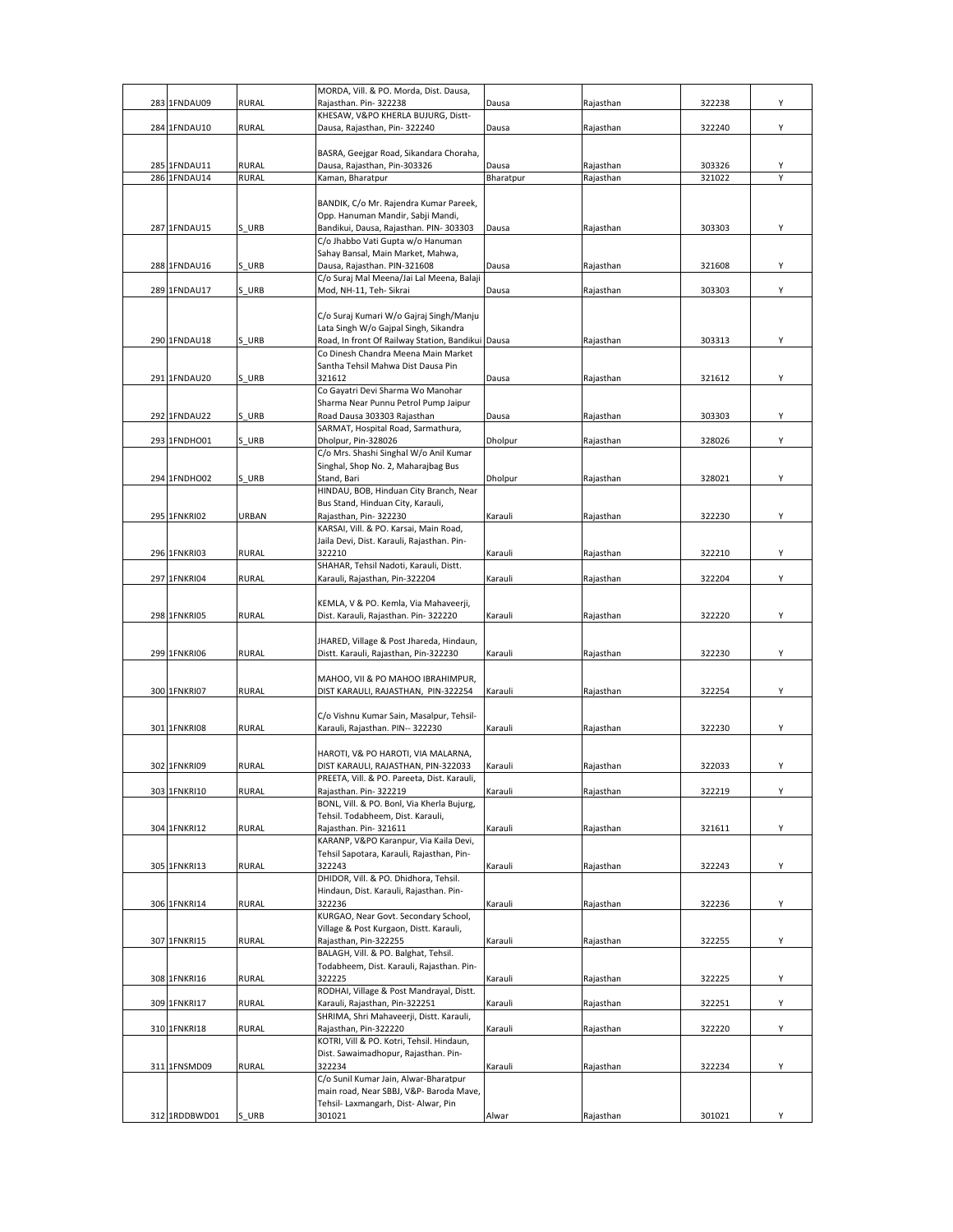| | | | | | | | |
|---|---|---|---|---|---|---|---|
| 283 | 1FNDAU09 | RURAL | MORDA, Vill. & PO. Morda, Dist. Dausa, Rajasthan. Pin- 322238 | Dausa | Rajasthan | 322238 | Y |
| 284 | 1FNDAU10 | RURAL | KHESAW, V&PO KHERLA BUJURG, Distt-Dausa, Rajasthan, Pin- 322240 | Dausa | Rajasthan | 322240 | Y |
| 285 | 1FNDAU11 | RURAL | BASRA, Geejgar Road, Sikandara Choraha, Dausa, Rajasthan, Pin-303326 | Dausa | Rajasthan | 303326 | Y |
| 286 | 1FNDAU14 | RURAL | Kaman, Bharatpur | Bharatpur | Rajasthan | 321022 | Y |
| 287 | 1FNDAU15 | S_URB | BANDIK, C/o Mr. Rajendra Kumar Pareek, Opp. Hanuman Mandir, Sabji Mandi, Bandikui, Dausa, Rajasthan. PIN- 303303 | Dausa | Rajasthan | 303303 | Y |
| 288 | 1FNDAU16 | S_URB | C/o Jhabbo Vati Gupta w/o Hanuman Sahay Bansal, Main Market, Mahwa, Dausa, Rajasthan. PIN-321608 | Dausa | Rajasthan | 321608 | Y |
| 289 | 1FNDAU17 | S_URB | C/o Suraj Mal Meena/Jai Lal Meena, Balaji Mod, NH-11, Teh- Sikrai | Dausa | Rajasthan | 303303 | Y |
| 290 | 1FNDAU18 | S_URB | C/o Suraj Kumari W/o Gajraj Singh/Manju Lata Singh W/o Gajpal Singh, Sikandra Road, In front Of Railway Station, Bandikui | Dausa | Rajasthan | 303313 | Y |
| 291 | 1FNDAU20 | S_URB | Co Dinesh Chandra Meena Main Market Santha Tehsil Mahwa Dist Dausa Pin 321612 | Dausa | Rajasthan | 321612 | Y |
| 292 | 1FNDAU22 | S_URB | Co Gayatri Devi Sharma Wo Manohar Sharma Near Punnu Petrol Pump Jaipur Road Dausa 303303 Rajasthan | Dausa | Rajasthan | 303303 | Y |
| 293 | 1FNDHO01 | S_URB | SARMAT, Hospital Road, Sarmathura, Dholpur, Pin-328026 | Dholpur | Rajasthan | 328026 | Y |
| 294 | 1FNDHO02 | S_URB | C/o Mrs. Shashi Singhal W/o Anil Kumar Singhal, Shop No. 2, Maharajbag Bus Stand, Bari | Dholpur | Rajasthan | 328021 | Y |
| 295 | 1FNKRI02 | URBAN | HINDAU, BOB, Hinduan City Branch, Near Bus Stand, Hinduan City, Karauli, Rajasthan, Pin- 322230 | Karauli | Rajasthan | 322230 | Y |
| 296 | 1FNKRI03 | RURAL | KARSAI, Vill. & PO. Karsai, Main Road, Jaila Devi, Dist. Karauli, Rajasthan. Pin- 322210 | Karauli | Rajasthan | 322210 | Y |
| 297 | 1FNKRI04 | RURAL | SHAHAR, Tehsil Nadoti, Karauli, Distt. Karauli, Rajasthan, Pin-322204 | Karauli | Rajasthan | 322204 | Y |
| 298 | 1FNKRI05 | RURAL | KEMLA, V & PO. Kemla, Via Mahaveerji, Dist. Karauli, Rajasthan. Pin- 322220 | Karauli | Rajasthan | 322220 | Y |
| 299 | 1FNKRI06 | RURAL | JHARED, Village & Post Jhareda, Hindaun, Distt. Karauli, Rajasthan, Pin-322230 | Karauli | Rajasthan | 322230 | Y |
| 300 | 1FNKRI07 | RURAL | MAHOO, VII & PO MAHOO IBRAHIMPUR, DIST KARAULI, RAJASTHAN, PIN-322254 | Karauli | Rajasthan | 322254 | Y |
| 301 | 1FNKRI08 | RURAL | C/o Vishnu Kumar Sain, Masalpur, Tehsil-Karauli, Rajasthan. PIN-- 322230 | Karauli | Rajasthan | 322230 | Y |
| 302 | 1FNKRI09 | RURAL | HAROTI, V& PO HAROTI, VIA MALARNA, DIST KARAULI, RAJASTHAN, PIN-322033 | Karauli | Rajasthan | 322033 | Y |
| 303 | 1FNKRI10 | RURAL | PREETA, Vill. & PO. Pareeta, Dist. Karauli, Rajasthan. Pin- 322219 | Karauli | Rajasthan | 322219 | Y |
| 304 | 1FNKRI12 | RURAL | BONL, Vill. & PO. Bonl, Via Kherla Bujurg, Tehsil. Todabheem, Dist. Karauli, Rajasthan. Pin- 321611 | Karauli | Rajasthan | 321611 | Y |
| 305 | 1FNKRI13 | RURAL | KARANP, V&PO Karanpur, Via Kaila Devi, Tehsil Sapotara, Karauli, Rajasthan, Pin- 322243 | Karauli | Rajasthan | 322243 | Y |
| 306 | 1FNKRI14 | RURAL | DHIDOR, Vill. & PO. Dhidhora, Tehsil. Hindaun, Dist. Karauli, Rajasthan. Pin- 322236 | Karauli | Rajasthan | 322236 | Y |
| 307 | 1FNKRI15 | RURAL | KURGAO, Near Govt. Secondary School, Village & Post Kurgaon, Distt. Karauli, Rajasthan, Pin-322255 | Karauli | Rajasthan | 322255 | Y |
| 308 | 1FNKRI16 | RURAL | BALAGH, Vill. & PO. Balghat, Tehsil. Todabheem, Dist. Karauli, Rajasthan. Pin- 322225 | Karauli | Rajasthan | 322225 | Y |
| 309 | 1FNKRI17 | RURAL | RODHAI, Village & Post Mandrayal, Distt. Karauli, Rajasthan, Pin-322251 | Karauli | Rajasthan | 322251 | Y |
| 310 | 1FNKRI18 | RURAL | SHRIMA, Shri Mahaveerji, Distt. Karauli, Rajasthan, Pin-322220 | Karauli | Rajasthan | 322220 | Y |
| 311 | 1FNSMD09 | RURAL | KOTRI, Vill & PO. Kotri, Tehsil. Hindaun, Dist. Sawaimadhopur, Rajasthan. Pin- 322234 | Karauli | Rajasthan | 322234 | Y |
| 312 | 1RDDBWD01 | S_URB | C/o Sunil Kumar Jain, Alwar-Bharatpur main road, Near SBBJ, V&P- Baroda Mave, Tehsil- Laxmangarh, Dist- Alwar, Pin 301021 | Alwar | Rajasthan | 301021 | Y |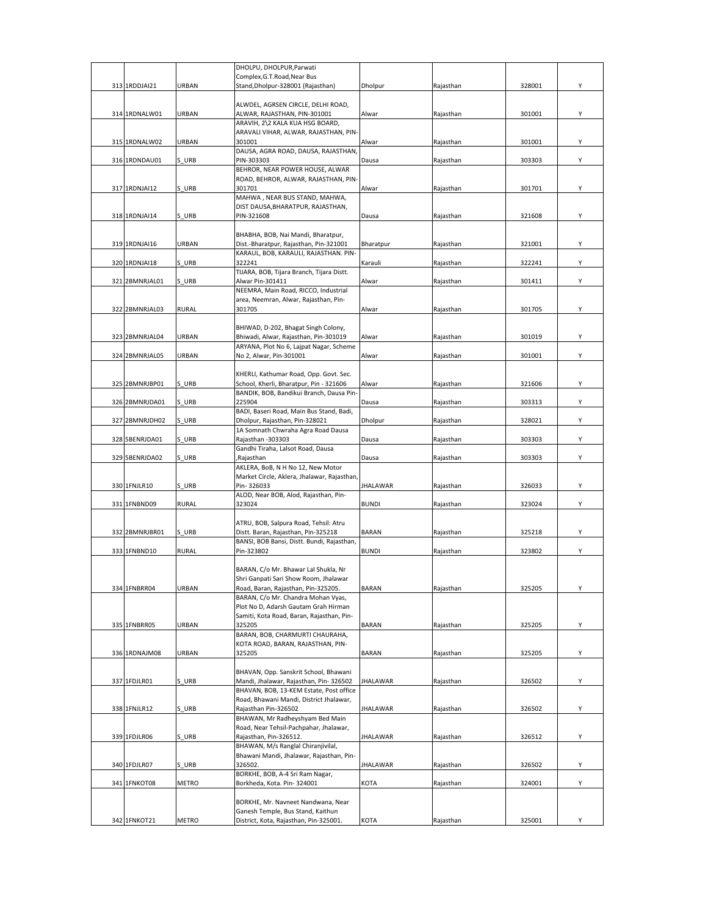|  |  |  |  |  |  |  |  |
|---|---|---|---|---|---|---|---|
| 313 | 1RDDJAI21 | URBAN | DHOLPU, DHOLPUR,Parwati Complex,G.T.Road,Near Bus Stand,Dholpur-328001 (Rajasthan) | Dholpur | Rajasthan | 328001 | Y |
| 314 | 1RDNALW01 | URBAN | ALWDEL, AGRSEN CIRCLE, DELHI ROAD, ALWAR, RAJASTHAN, PIN-301001 | Alwar | Rajasthan | 301001 | Y |
| 315 | 1RDNALW02 | URBAN | ARAVIH, 2\2 KALA KUA HSG BOARD, ARAVALI VIHAR, ALWAR, RAJASTHAN, PIN-301001 | Alwar | Rajasthan | 301001 | Y |
| 316 | 1RDNDAU01 | S_URB | DAUSA, AGRA ROAD, DAUSA, RAJASTHAN, PIN-303303 | Dausa | Rajasthan | 303303 | Y |
| 317 | 1RDNJAI12 | S_URB | BEHROR, NEAR POWER HOUSE, ALWAR ROAD, BEHROR, ALWAR, RAJASTHAN, PIN-301701 | Alwar | Rajasthan | 301701 | Y |
| 318 | 1RDNJAI14 | S_URB | MAHWA , NEAR BUS STAND, MAHWA, DIST DAUSA,BHARATPUR, RAJASTHAN, PIN-321608 | Dausa | Rajasthan | 321608 | Y |
| 319 | 1RDNJAI16 | URBAN | BHABHA, BOB, Nai Mandi, Bharatpur, Dist.-Bharatpur, Rajasthan, Pin-321001 | Bharatpur | Rajasthan | 321001 | Y |
| 320 | 1RDNJAI18 | S_URB | KARAUL, BOB, KARAULI, RAJASTHAN. PIN-322241 | Karauli | Rajasthan | 322241 | Y |
| 321 | 2BMNRJAL01 | S_URB | TIJARA, BOB, Tijara Branch, Tijara Distt. Alwar Pin-301411 | Alwar | Rajasthan | 301411 | Y |
| 322 | 2BMNRJAL03 | RURAL | NEEMRA, Main Road, RICCO, Industrial area, Neemran, Alwar, Rajasthan, Pin-301705 | Alwar | Rajasthan | 301705 | Y |
| 323 | 2BMNRJAL04 | URBAN | BHIWAD, D-202, Bhagat Singh Colony, Bhiwadi, Alwar, Rajasthan, Pin-301019 | Alwar | Rajasthan | 301019 | Y |
| 324 | 2BMNRJAL05 | URBAN | ARYANA, Plot No 6, Lajpat Nagar, Scheme No 2, Alwar, Pin-301001 | Alwar | Rajasthan | 301001 | Y |
| 325 | 2BMNRJBP01 | S_URB | KHERLI, Kathumar Road, Opp. Govt. Sec. School, Kherli, Bharatpur, Pin - 321606 | Alwar | Rajasthan | 321606 | Y |
| 326 | 2BMNRJDA01 | S_URB | BANDIK, BOB, Bandikui Branch, Dausa Pin-225904 | Dausa | Rajasthan | 303313 | Y |
| 327 | 2BMNRJDH02 | S_URB | BADI, Baseri Road, Main Bus Stand, Badi, Dholpur, Rajasthan, Pin-328021 | Dholpur | Rajasthan | 328021 | Y |
| 328 | 5BENRJDA01 | S_URB | 1A Somnath Chwraha Agra Road Dausa Rajasthan -303303 | Dausa | Rajasthan | 303303 | Y |
| 329 | 5BENRJDA02 | S_URB | Gandhi Tiraha, Lalsot Road, Dausa ,Rajasthan | Dausa | Rajasthan | 303303 | Y |
| 330 | 1FNJLR10 | S_URB | AKLERA, BoB, N H No 12, New Motor Market Circle, Aklera, Jhalawar, Rajasthan, Pin- 326033 | JHALAWAR | Rajasthan | 326033 | Y |
| 331 | 1FNBND09 | RURAL | ALOD, Near BOB, Alod, Rajasthan, Pin-323024 | BUNDI | Rajasthan | 323024 | Y |
| 332 | 2BMNRJBR01 | S_URB | ATRU, BOB, Salpura Road, Tehsil: Atru Distt. Baran, Rajasthan, Pin-325218 | BARAN | Rajasthan | 325218 | Y |
| 333 | 1FNBND10 | RURAL | BANSI, BOB Bansi, Distt. Bundi, Rajasthan, Pin-323802 | BUNDI | Rajasthan | 323802 | Y |
| 334 | 1FNBRR04 | URBAN | BARAN, C/o Mr. Bhawar Lal Shukla, Nr Shri Ganpati Sari Show Room, Jhalawar Road, Baran, Rajasthan, Pin-325205. | BARAN | Rajasthan | 325205 | Y |
| 335 | 1FNBRR05 | URBAN | BARAN, C/o Mr. Chandra Mohan Vyas, Plot No D, Adarsh Gautam Grah Hirman Samiti, Kota Road, Baran, Rajasthan, Pin-325205 | BARAN | Rajasthan | 325205 | Y |
| 336 | 1RDNAJM08 | URBAN | BARAN, BOB, CHARMURTI CHAURAHA, KOTA ROAD, BARAN, RAJASTHAN, PIN-325205 | BARAN | Rajasthan | 325205 | Y |
| 337 | 1FDJLR01 | S_URB | BHAVAN, Opp. Sanskrit School, Bhawani Mandi, Jhalawar, Rajasthan, Pin- 326502 | JHALAWAR | Rajasthan | 326502 | Y |
| 338 | 1FNJLR12 | S_URB | BHAVAN, BOB, 13-KEM Estate, Post office Road, Bhawani Mandi, District Jhalawar, Rajasthan Pin-326502 | JHALAWAR | Rajasthan | 326502 | Y |
| 339 | 1FDJLR06 | S_URB | BHAWAN, Mr Radheyshyam Bed Main Road, Near Tehsil-Pachpahar, Jhalawar, Rajasthan, Pin-326512. | JHALAWAR | Rajasthan | 326512 | Y |
| 340 | 1FDJLR07 | S_URB | BHAWAN, M/s Ranglal Chiranjivilal, Bhawani Mandi, Jhalawar, Rajasthan, Pin-326502. | JHALAWAR | Rajasthan | 326502 | Y |
| 341 | 1FNKOT08 | METRO | BORKHE, BOB, A-4 Sri Ram Nagar, Borkheda, Kota. Pin- 324001 | KOTA | Rajasthan | 324001 | Y |
| 342 | 1FNKOT21 | METRO | BORKHE, Mr. Navneet Nandwana, Near Ganesh Temple, Bus Stand, Kaithun District, Kota, Rajasthan, Pin-325001. | KOTA | Rajasthan | 325001 | Y |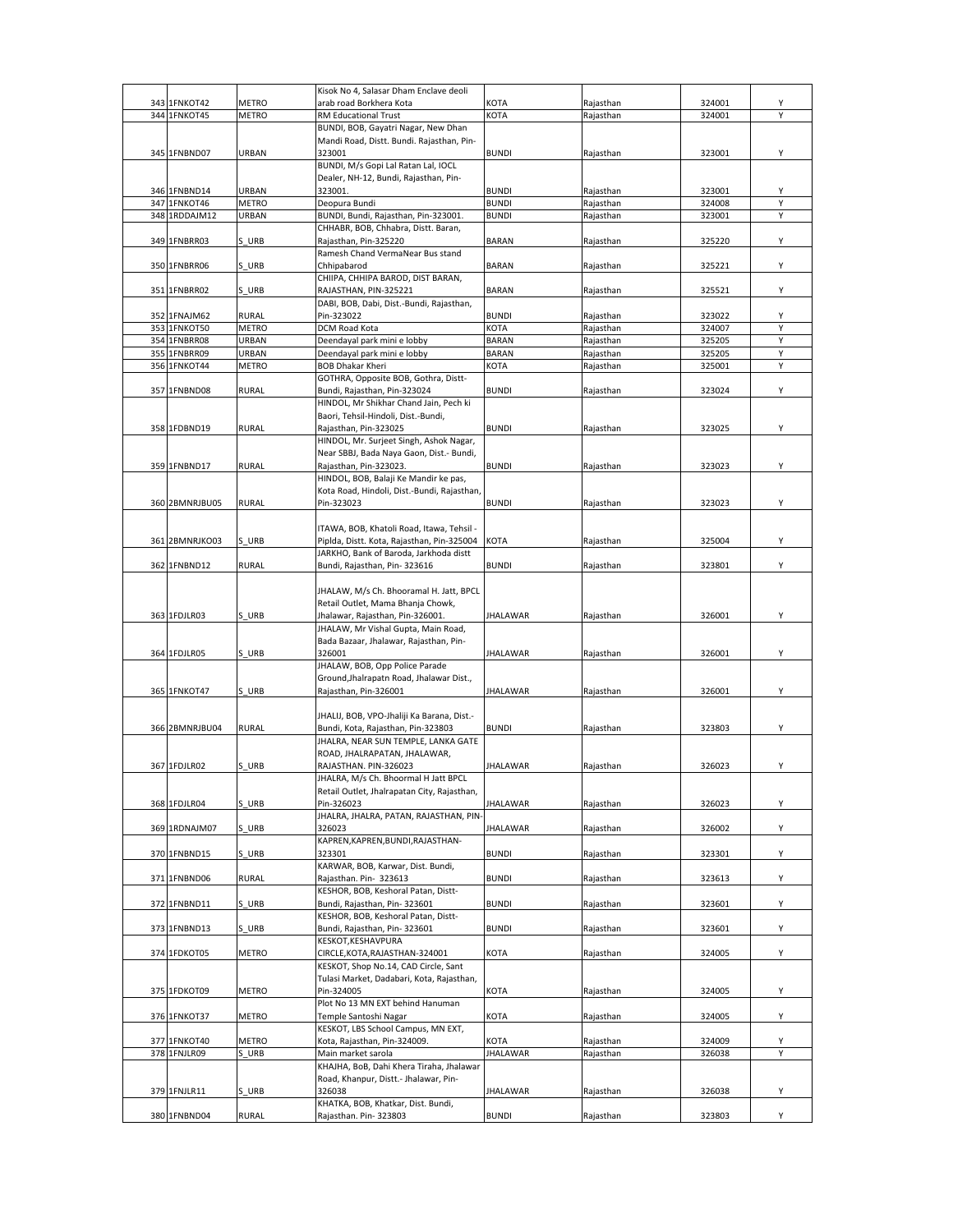| | | | | | | | |
|---|---|---|---|---|---|---|---|
| 343 | 1FNKOT42 | METRO | Kisok No 4, Salasar Dham Enclave deoli arab road Borkhera Kota | KOTA | Rajasthan | 324001 | Y |
| 344 | 1FNKOT45 | METRO | RM Educational Trust | KOTA | Rajasthan | 324001 | Y |
| 345 | 1FNBND07 | URBAN | BUNDI, BOB, Gayatri Nagar, New Dhan Mandi Road, Distt. Bundi. Rajasthan, Pin-323001 | BUNDI | Rajasthan | 323001 | Y |
| 346 | 1FNBND14 | URBAN | BUNDI, M/s Gopi Lal Ratan Lal, IOCL Dealer, NH-12, Bundi, Rajasthan, Pin-323001. | BUNDI | Rajasthan | 323001 | Y |
| 347 | 1FNKOT46 | METRO | Deopura Bundi | BUNDI | Rajasthan | 324008 | Y |
| 348 | 1RDDAJM12 | URBAN | BUNDI, Bundi, Rajasthan, Pin-323001. | BUNDI | Rajasthan | 323001 | Y |
| 349 | 1FNBRR03 | S_URB | CHHABR, BOB, Chhabra, Distt. Baran, Rajasthan, Pin-325220 | BARAN | Rajasthan | 325220 | Y |
| 350 | 1FNBRR06 | S_URB | Ramesh Chand VermaNear Bus stand Chhipabarod | BARAN | Rajasthan | 325221 | Y |
| 351 | 1FNBRR02 | S_URB | CHIIPA, CHHIPA BAROD, DIST BARAN, RAJASTHAN, PIN-325221 | BARAN | Rajasthan | 325521 | Y |
| 352 | 1FNAJM62 | RURAL | DABI, BOB, Dabi, Dist.-Bundi, Rajasthan, Pin-323022 | BUNDI | Rajasthan | 323022 | Y |
| 353 | 1FNKOT50 | METRO | DCM Road Kota | KOTA | Rajasthan | 324007 | Y |
| 354 | 1FNBRR08 | URBAN | Deendayal park mini e lobby | BARAN | Rajasthan | 325205 | Y |
| 355 | 1FNBRR09 | URBAN | Deendayal park mini e lobby | BARAN | Rajasthan | 325205 | Y |
| 356 | 1FNKOT44 | METRO | BOB Dhakar Kheri | KOTA | Rajasthan | 325001 | Y |
| 357 | 1FNBND08 | RURAL | GOTHRA, Opposite BOB, Gothra, Distt-Bundi, Rajasthan, Pin-323024 | BUNDI | Rajasthan | 323024 | Y |
| 358 | 1FDBND19 | RURAL | HINDOL, Mr Shikhar Chand Jain, Pech ki Baori, Tehsil-Hindoli, Dist.-Bundi, Rajasthan, Pin-323025 | BUNDI | Rajasthan | 323025 | Y |
| 359 | 1FNBND17 | RURAL | HINDOL, Mr. Surjeet Singh, Ashok Nagar, Near SBBJ, Bada Naya Gaon, Dist.- Bundi, Rajasthan, Pin-323023. | BUNDI | Rajasthan | 323023 | Y |
| 360 | 2BMNRJBU05 | RURAL | HINDOL, BOB, Balaji Ke Mandir ke pas, Kota Road, Hindoli, Dist.-Bundi, Rajasthan, Pin-323023 | BUNDI | Rajasthan | 323023 | Y |
| 361 | 2BMNRJKO03 | S_URB | ITAWA, BOB, Khatoli Road, Itawa, Tehsil - Piplda, Distt. Kota, Rajasthan, Pin-325004 | KOTA | Rajasthan | 325004 | Y |
| 362 | 1FNBND12 | RURAL | JARKHO, Bank of Baroda, Jarkhoda distt Bundi, Rajasthan, Pin- 323616 | BUNDI | Rajasthan | 323801 | Y |
| 363 | 1FDJLR03 | S_URB | JHALAW, M/s Ch. Bhooramal H. Jatt, BPCL Retail Outlet, Mama Bhanja Chowk, Jhalawar, Rajasthan, Pin-326001. | JHALAWAR | Rajasthan | 326001 | Y |
| 364 | 1FDJLR05 | S_URB | JHALAW, Mr Vishal Gupta, Main Road, Bada Bazaar, Jhalawar, Rajasthan, Pin-326001 | JHALAWAR | Rajasthan | 326001 | Y |
| 365 | 1FNKOT47 | S_URB | JHALAW, BOB, Opp Police Parade Ground,Jhalrapatn Road, Jhalawar Dist., Rajasthan, Pin-326001 | JHALAWAR | Rajasthan | 326001 | Y |
| 366 | 2BMNRJBU04 | RURAL | JHALIJ, BOB, VPO-Jhaliji Ka Barana, Dist.-Bundi, Kota, Rajasthan, Pin-323803 | BUNDI | Rajasthan | 323803 | Y |
| 367 | 1FDJLR02 | S_URB | JHALRA, NEAR SUN TEMPLE, LANKA GATE ROAD, JHALRAPATAN, JHALAWAR, RAJASTHAN. PIN-326023 | JHALAWAR | Rajasthan | 326023 | Y |
| 368 | 1FDJLR04 | S_URB | JHALRA, M/s Ch. Bhoormal H Jatt BPCL Retail Outlet, Jhalrapatan City, Rajasthan, Pin-326023 | JHALAWAR | Rajasthan | 326023 | Y |
| 369 | 1RDNAJM07 | S_URB | JHALRA, JHALRA, PATAN, RAJASTHAN, PIN-326023 | JHALAWAR | Rajasthan | 326002 | Y |
| 370 | 1FNBND15 | S_URB | KAPREN,KAPREN,BUNDI,RAJASTHAN-323301 | BUNDI | Rajasthan | 323301 | Y |
| 371 | 1FNBND06 | RURAL | KARWAR, BOB, Karwar, Dist. Bundi, Rajasthan. Pin- 323613 | BUNDI | Rajasthan | 323613 | Y |
| 372 | 1FNBND11 | S_URB | KESHOR, BOB, Keshoral Patan, Distt-Bundi, Rajasthan, Pin- 323601 | BUNDI | Rajasthan | 323601 | Y |
| 373 | 1FNBND13 | S_URB | KESHOR, BOB, Keshoral Patan, Distt-Bundi, Rajasthan, Pin- 323601 | BUNDI | Rajasthan | 323601 | Y |
| 374 | 1FDKOT05 | METRO | KESKOT,KESHAVPURA CIRCLE,KOTA,RAJASTHAN-324001 | KOTA | Rajasthan | 324005 | Y |
| 375 | 1FDKOT09 | METRO | KESKOT, Shop No.14, CAD Circle, Sant Tulasi Market, Dadabari, Kota, Rajasthan, Pin-324005 | KOTA | Rajasthan | 324005 | Y |
| 376 | 1FNKOT37 | METRO | Plot No 13 MN EXT behind Hanuman Temple Santoshi Nagar | KOTA | Rajasthan | 324005 | Y |
| 377 | 1FNKOT40 | METRO | KESKOT, LBS School Campus, MN EXT, Kota, Rajasthan, Pin-324009. | KOTA | Rajasthan | 324009 | Y |
| 378 | 1FNJLR09 | S_URB | Main market sarola | JHALAWAR | Rajasthan | 326038 | Y |
| 379 | 1FNJLR11 | S_URB | KHAJHA, BoB, Dahi Khera Tiraha, Jhalawar Road, Khanpur, Distt.- Jhalawar, Pin-326038 | JHALAWAR | Rajasthan | 326038 | Y |
| 380 | 1FNBND04 | RURAL | KHATKA, BOB, Khatkar, Dist. Bundi, Rajasthan. Pin- 323803 | BUNDI | Rajasthan | 323803 | Y |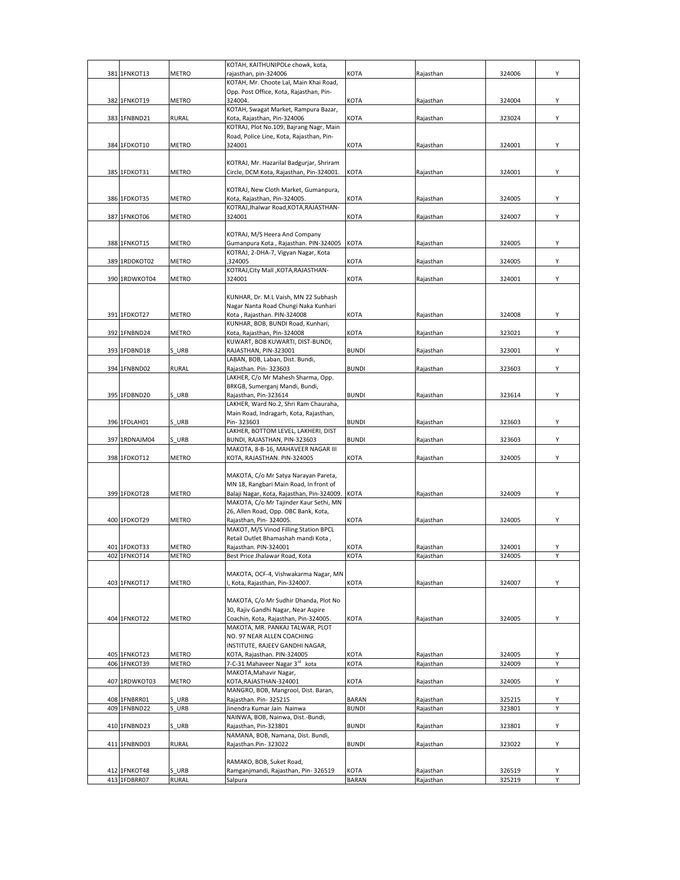| | | | | | | | |
|---|---|---|---|---|---|---|---|
| 381 | 1FNKOT13 | METRO | KOTAH, KAITHUNIPOLe chowk, kota, rajasthan, pin-324006 | KOTA | Rajasthan | 324006 | Y |
| 382 | 1FNKOT19 | METRO | KOTAH, Mr. Choote Lal, Main Khai Road, Opp. Post Office, Kota, Rajasthan, Pin-324004. | KOTA | Rajasthan | 324004 | Y |
| 383 | 1FNBND21 | RURAL | KOTAH, Swagat Market, Rampura Bazar, Kota, Rajasthan, Pin-324006 | KOTA | Rajasthan | 323024 | Y |
| 384 | 1FDKOT10 | METRO | KOTRAJ, Plot No.109, Bajrang Nagr, Main Road, Police Line, Kota, Rajasthan, Pin-324001 | KOTA | Rajasthan | 324001 | Y |
| 385 | 1FDKOT31 | METRO | KOTRAJ, Mr. Hazarilal Badgurjar, Shriram Circle, DCM Kota, Rajasthan, Pin-324001. | KOTA | Rajasthan | 324001 | Y |
| 386 | 1FDKOT35 | METRO | KOTRAJ, New Cloth Market, Gumanpura, Kota, Rajasthan, Pin-324005. | KOTA | Rajasthan | 324005 | Y |
| 387 | 1FNKOT06 | METRO | KOTRAJ,Jhalwar Road,KOTA,RAJASTHAN-324001 | KOTA | Rajasthan | 324007 | Y |
| 388 | 1FNKOT15 | METRO | KOTRAJ, M/S Heera And Company Gumanpura Kota , Rajasthan. PIN-324005 | KOTA | Rajasthan | 324005 | Y |
| 389 | 1RDDKOT02 | METRO | KOTRAJ, 2-DHA-7, Vigyan Nagar, Kota ,324005 | KOTA | Rajasthan | 324005 | Y |
| 390 | 1RDWKOT04 | METRO | KOTRAJ,City Mall ,KOTA,RAJASTHAN-324001 | KOTA | Rajasthan | 324001 | Y |
| 391 | 1FDKOT27 | METRO | KUNHAR, Dr. M.L Vaish, MN 22 Subhash Nagar Nanta Road Chungi Naka Kunhari Kota , Rajasthan. PIN-324008 | KOTA | Rajasthan | 324008 | Y |
| 392 | 1FNBND24 | METRO | KUNHAR, BOB, BUNDI Road, Kunhari, Kota, Rajasthan, Pin-324008 | KOTA | Rajasthan | 323021 | Y |
| 393 | 1FDBND18 | S_URB | KUWART, BOB KUWARTI, DIST-BUNDI, RAJASTHAN, PIN-323001 | BUNDI | Rajasthan | 323001 | Y |
| 394 | 1FNBND02 | RURAL | LABAN, BOB, Laban, Dist. Bundi, Rajasthan. Pin- 323603 | BUNDI | Rajasthan | 323603 | Y |
| 395 | 1FDBND20 | S_URB | LAKHER, C/o Mr Mahesh Sharma, Opp. BRKGB, Sumerganj Mandi, Bundi, Rajasthan, Pin-323614 | BUNDI | Rajasthan | 323614 | Y |
| 396 | 1FDLAH01 | S_URB | LAKHER, Ward No.2, Shri Ram Chauraha, Main Road, Indragarh, Kota, Rajasthan, Pin- 323603 | BUNDI | Rajasthan | 323603 | Y |
| 397 | 1RDNAJM04 | S_URB | LAKHER, BOTTOM LEVEL, LAKHERI, DIST BUNDI, RAJASTHAN, PIN-323603 | BUNDI | Rajasthan | 323603 | Y |
| 398 | 1FDKOT12 | METRO | MAKOTA, 8-B-16, MAHAVEER NAGAR III KOTA, RAJASTHAN. PIN-324005 | KOTA | Rajasthan | 324005 | Y |
| 399 | 1FDKOT28 | METRO | MAKOTA, C/o Mr Satya Narayan Pareta, MN 18, Rangbari Main Road, In front of Balaji Nagar, Kota, Rajasthan, Pin-324009. | KOTA | Rajasthan | 324009 | Y |
| 400 | 1FDKOT29 | METRO | MAKOTA, C/o Mr Tajinder Kaur Sethi, MN 26, Allen Road, Opp. OBC Bank, Kota, Rajasthan, Pin- 324005. | KOTA | Rajasthan | 324005 | Y |
| 401 | 1FDKOT33 | METRO | MAKOT, M/S Vinod Filling Station BPCL Retail Outlet Bhamashah mandi Kota , Rajasthan. PIN-324001 | KOTA | Rajasthan | 324001 | Y |
| 402 | 1FNKOT14 | METRO | Best Price Jhalawar Road, Kota | KOTA | Rajasthan | 324005 | Y |
| 403 | 1FNKOT17 | METRO | MAKOTA, OCF-4, Vishwakarma Nagar, MN I, Kota, Rajasthan, Pin-324007. | KOTA | Rajasthan | 324007 | Y |
| 404 | 1FNKOT22 | METRO | MAKOTA, C/o Mr Sudhir Dhanda, Plot No 30, Rajiv Gandhi Nagar, Near Aspire Coachin, Kota, Rajasthan, Pin-324005. | KOTA | Rajasthan | 324005 | Y |
| 405 | 1FNKOT23 | METRO | MAKOTA, MR. PANKAJ TALWAR, PLOT NO. 97 NEAR ALLEN COACHING INSTITUTE, RAJEEV GANDHI NAGAR, KOTA, Rajasthan. PIN-324005 | KOTA | Rajasthan | 324005 | Y |
| 406 | 1FNKOT39 | METRO | 7-C-31 Mahaveer Nagar 3rd kota | KOTA | Rajasthan | 324009 | Y |
| 407 | 1RDWKOT03 | METRO | MAKOTA,Mahavir Nagar, KOTA,RAJASTHAN-324001 | KOTA | Rajasthan | 324005 | Y |
| 408 | 1FNBRR01 | S_URB | MANGRO, BOB, Mangrool, Dist. Baran, Rajasthan. Pin- 325215 | BARAN | Rajasthan | 325215 | Y |
| 409 | 1FNBND22 | S_URB | Jinendra Kumar Jain Nainwa | BUNDI | Rajasthan | 323801 | Y |
| 410 | 1FNBND23 | S_URB | NAINWA, BOB, Nainwa, Dist.-Bundi, Rajasthan, Pin-323801 | BUNDI | Rajasthan | 323801 | Y |
| 411 | 1FNBND03 | RURAL | NAMANA, BOB, Namana, Dist. Bundi, Rajasthan.Pin- 323022 | BUNDI | Rajasthan | 323022 | Y |
| 412 | 1FNKOT48 | S_URB | RAMAKO, BOB, Suket Road, Ramganjmandi, Rajasthan, Pin- 326519 | KOTA | Rajasthan | 326519 | Y |
| 413 | 1FDBRR07 | RURAL | Salpura | BARAN | Rajasthan | 325219 | Y |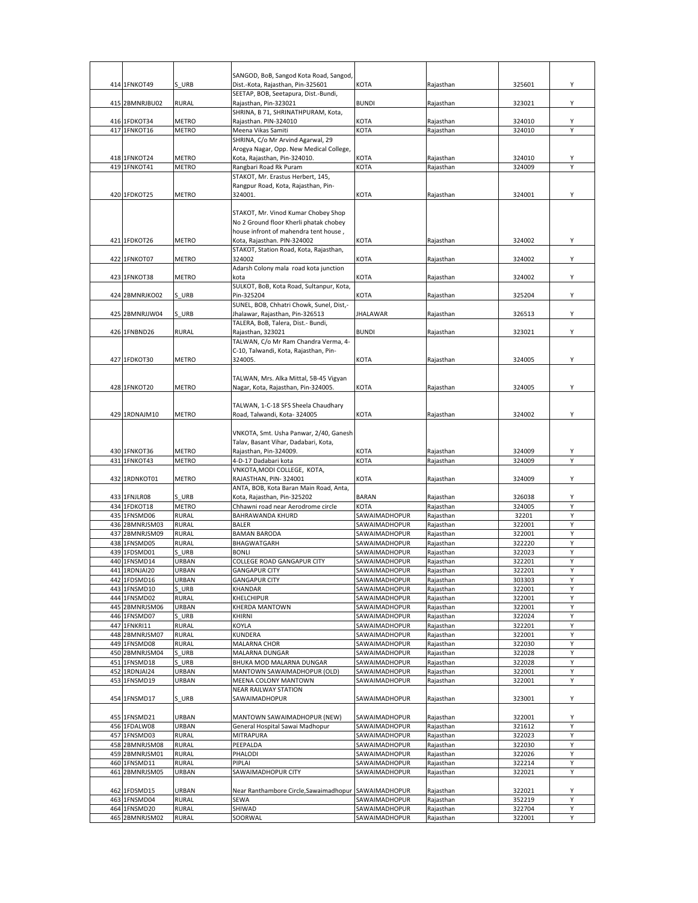| 414 | 1FNKOT49 | S_URB | SANGOD, BoB, Sangod Kota Road, Sangod, Dist.-Kota, Rajasthan, Pin-325601 | KOTA | Rajasthan | 325601 | Y |
|---|---|---|---|---|---|---|---|
| 415 | 2BMNRJBU02 | RURAL | SEETAP, BOB, Seetapura, Dist.-Bundi, Rajasthan, Pin-323021 | BUNDI | Rajasthan | 323021 | Y |
| 416 | 1FDKOT34 | METRO | SHRINA, B 71, SHRINATHPURAM, Kota, Rajasthan. PIN-324010 | KOTA | Rajasthan | 324010 | Y |
| 417 | 1FNKOT16 | METRO | Meena Vikas Samiti | KOTA | Rajasthan | 324010 | Y |
| 418 | 1FNKOT24 | METRO | SHRINA, C/o Mr Arvind Agarwal, 29 Arogya Nagar, Opp. New Medical College, Kota, Rajasthan, Pin-324010. | KOTA | Rajasthan | 324010 | Y |
| 419 | 1FNKOT41 | METRO | Rangbari Road Rk Puram | KOTA | Rajasthan | 324009 | Y |
| 420 | 1FDKOT25 | METRO | STAKOT, Mr. Erastus Herbert, 145, Rangpur Road, Kota, Rajasthan, Pin-324001. | KOTA | Rajasthan | 324001 | Y |
| 421 | 1FDKOT26 | METRO | STAKOT, Mr. Vinod Kumar Chobey Shop No 2 Ground floor Kherli phatak chobey house infront of mahendra tent house , Kota, Rajasthan. PIN-324002 | KOTA | Rajasthan | 324002 | Y |
| 422 | 1FNKOT07 | METRO | STAKOT, Station Road, Kota, Rajasthan, 324002 | KOTA | Rajasthan | 324002 | Y |
| 423 | 1FNKOT38 | METRO | Adarsh Colony mala road kota junction kota | KOTA | Rajasthan | 324002 | Y |
| 424 | 2BMNRJKO02 | S_URB | SULKOT, BoB, Kota Road, Sultanpur, Kota, Pin-325204 | KOTA | Rajasthan | 325204 | Y |
| 425 | 2BMNRJJW04 | S_URB | SUNEL, BOB, Chhatri Chowk, Sunel, Dist,-Jhalawar, Rajasthan, Pin-326513 | JHALAWAR | Rajasthan | 326513 | Y |
| 426 | 1FNBND26 | RURAL | TALERA, BoB, Talera, Dist.- Bundi, Rajasthan, 323021 | BUNDI | Rajasthan | 323021 | Y |
| 427 | 1FDKOT30 | METRO | TALWAN, C/o Mr Ram Chandra Verma, 4-C-10, Talwandi, Kota, Rajasthan, Pin-324005. | KOTA | Rajasthan | 324005 | Y |
| 428 | 1FNKOT20 | METRO | TALWAN, Mrs. Alka Mittal, 5B-45 Vigyan Nagar, Kota, Rajasthan, Pin-324005. | KOTA | Rajasthan | 324005 | Y |
| 429 | 1RDNAJM10 | METRO | TALWAN, 1-C-18 SFS Sheela Chaudhary Road, Talwandi, Kota- 324005 | KOTA | Rajasthan | 324002 | Y |
| 430 | 1FNKOT36 | METRO | VNKOTA, Smt. Usha Panwar, 2/40, Ganesh Talav, Basant Vihar, Dadabari, Kota, Rajasthan, Pin-324009. | KOTA | Rajasthan | 324009 | Y |
| 431 | 1FNKOT43 | METRO | 4-D-17 Dadabari kota | KOTA | Rajasthan | 324009 | Y |
| 432 | 1RDNKOT01 | METRO | VNKOTA,MODI COLLEGE, KOTA, RAJASTHAN, PIN- 324001 | KOTA | Rajasthan | 324009 | Y |
| 433 | 1FNJLR08 | S_URB | ANTA, BOB, Kota Baran Main Road, Anta, Kota, Rajasthan, Pin-325202 | BARAN | Rajasthan | 326038 | Y |
| 434 | 1FDKOT18 | METRO | Chhawni road near Aerodrome circle | KOTA | Rajasthan | 324005 | Y |
| 435 | 1FNSMD06 | RURAL | BAHRAWANDA KHURD | SAWAIMADHOPUR | Rajasthan | 32201 | Y |
| 436 | 2BMNRJSM03 | RURAL | BALER | SAWAIMADHOPUR | Rajasthan | 322001 | Y |
| 437 | 2BMNRJSM09 | RURAL | BAMAN BARODA | SAWAIMADHOPUR | Rajasthan | 322001 | Y |
| 438 | 1FNSMD05 | RURAL | BHAGWATGARH | SAWAIMADHOPUR | Rajasthan | 322220 | Y |
| 439 | 1FDSMD01 | S_URB | BONLI | SAWAIMADHOPUR | Rajasthan | 322023 | Y |
| 440 | 1FNSMD14 | URBAN | COLLEGE ROAD GANGAPUR CITY | SAWAIMADHOPUR | Rajasthan | 322201 | Y |
| 441 | 1RDNJAI20 | URBAN | GANGAPUR CITY | SAWAIMADHOPUR | Rajasthan | 322201 | Y |
| 442 | 1FDSMD16 | URBAN | GANGAPUR CITY | SAWAIMADHOPUR | Rajasthan | 303303 | Y |
| 443 | 1FNSMD10 | S_URB | KHANDAR | SAWAIMADHOPUR | Rajasthan | 322001 | Y |
| 444 | 1FNSMD02 | RURAL | KHELCHIPUR | SAWAIMADHOPUR | Rajasthan | 322001 | Y |
| 445 | 2BMNRJSM06 | URBAN | KHERDA MANTOWN | SAWAIMADHOPUR | Rajasthan | 322001 | Y |
| 446 | 1FNSMD07 | S_URB | KHIRNI | SAWAIMADHOPUR | Rajasthan | 322024 | Y |
| 447 | 1FNKRI11 | RURAL | KOYLA | SAWAIMADHOPUR | Rajasthan | 322201 | Y |
| 448 | 2BMNRJSM07 | RURAL | KUNDERA | SAWAIMADHOPUR | Rajasthan | 322001 | Y |
| 449 | 1FNSMD08 | RURAL | MALARNA CHOR | SAWAIMADHOPUR | Rajasthan | 322030 | Y |
| 450 | 2BMNRJSM04 | S_URB | MALARNA DUNGAR | SAWAIMADHOPUR | Rajasthan | 322028 | Y |
| 451 | 1FNSMD18 | S_URB | BHUKA MOD MALARNA DUNGAR | SAWAIMADHOPUR | Rajasthan | 322028 | Y |
| 452 | 1RDNJAI24 | URBAN | MANTOWN SAWAIMADHOPUR (OLD) | SAWAIMADHOPUR | Rajasthan | 322001 | Y |
| 453 | 1FNSMD19 | URBAN | MEENA COLONY MANTOWN | SAWAIMADHOPUR | Rajasthan | 322001 | Y |
| 454 | 1FNSMD17 | S_URB | NEAR RAILWAY STATION SAWAIMADHOPUR | SAWAIMADHOPUR | Rajasthan | 323001 | Y |
| 455 | 1FNSMD21 | URBAN | MANTOWN SAWAIMADHOPUR (NEW) | SAWAIMADHOPUR | Rajasthan | 322001 | Y |
| 456 | 1FDALW08 | URBAN | General Hospital Sawai Madhopur | SAWAIMADHOPUR | Rajasthan | 321612 | Y |
| 457 | 1FNSMD03 | RURAL | MITRAPURA | SAWAIMADHOPUR | Rajasthan | 322023 | Y |
| 458 | 2BMNRJSM08 | RURAL | PEEPALDA | SAWAIMADHOPUR | Rajasthan | 322030 | Y |
| 459 | 2BMNRJSM01 | RURAL | PHALODI | SAWAIMADHOPUR | Rajasthan | 322026 | Y |
| 460 | 1FNSMD11 | RURAL | PIPLAI | SAWAIMADHOPUR | Rajasthan | 322214 | Y |
| 461 | 2BMNRJSM05 | URBAN | SAWAIMADHOPUR CITY | SAWAIMADHOPUR | Rajasthan | 322021 | Y |
| 462 | 1FDSMD15 | URBAN | Near Ranthambore Circle,Sawaimadhopur | SAWAIMADHOPUR | Rajasthan | 322021 | Y |
| 463 | 1FNSMD04 | RURAL | SEWA | SAWAIMADHOPUR | Rajasthan | 352219 | Y |
| 464 | 1FNSMD20 | RURAL | SHIWAD | SAWAIMADHOPUR | Rajasthan | 322704 | Y |
| 465 | 2BMNRJSM02 | RURAL | SOORWAL | SAWAIMADHOPUR | Rajasthan | 322001 | Y |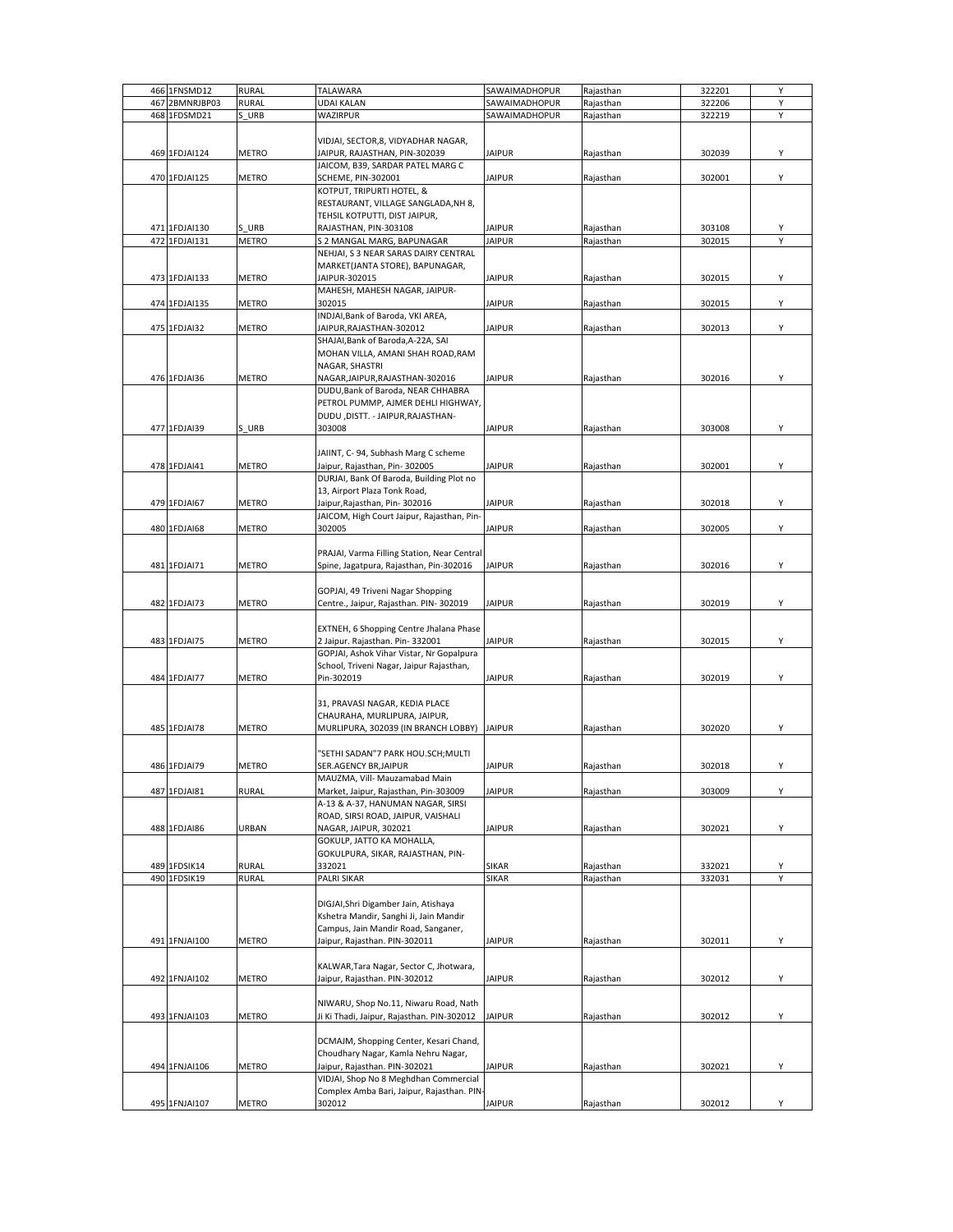| 466 | 1FNSMD12 | RURAL | TALAWARA | SAWAIMADHOPUR | Rajasthan | 322201 | Y |
|---|---|---|---|---|---|---|---|
| 467 | 2BMNRJBP03 | RURAL | UDAI KALAN | SAWAIMADHOPUR | Rajasthan | 322206 | Y |
| 468 | 1FDSMD21 | S_URB | WAZIRPUR | SAWAIMADHOPUR | Rajasthan | 322219 | Y |
| 469 | 1FDJAI124 | METRO | VIDJAI, SECTOR,8, VIDYADHAR NAGAR, JAIPUR, RAJASTHAN, PIN-302039 | JAIPUR | Rajasthan | 302039 | Y |
| 470 | 1FDJAI125 | METRO | JAICOM, B39, SARDAR PATEL MARG C SCHEME, PIN-302001 | JAIPUR | Rajasthan | 302001 | Y |
| 471 | 1FDJAI130 | S_URB | KOTPUT, TRIPURTI HOTEL, & RESTRAURANT, VILLAGE SANGLADA,NH 8, TEHSIL KOTPUTTI, DIST JAIPUR, RAJASTHAN, PIN-303108 | JAIPUR | Rajasthan | 303108 | Y |
| 472 | 1FDJAI131 | METRO | S 2 MANGAL MARG, BAPUNAGAR | JAIPUR | Rajasthan | 302015 | Y |
| 473 | 1FDJAI133 | METRO | NEHJAI, S 3 NEAR SARAS DAIRY CENTRAL MARKET(JANTA STORE), BAPUNAGAR, JAIPUR-302015 | JAIPUR | Rajasthan | 302015 | Y |
| 474 | 1FDJAI135 | METRO | MAHESH, MAHESH NAGAR, JAIPUR-302015 | JAIPUR | Rajasthan | 302015 | Y |
| 475 | 1FDJAI32 | METRO | INDJAI,Bank of Baroda, VKI AREA, JAIPUR,RAJASTHAN-302012 | JAIPUR | Rajasthan | 302013 | Y |
| 476 | 1FDJAI36 | METRO | SHAJAI,Bank of Baroda,A-22A, SAI MOHAN VILLA, AMANI SHAH ROAD,RAM NAGAR, SHASTRI NAGAR,JAIPUR,RAJASTHAN-302016 | JAIPUR | Rajasthan | 302016 | Y |
| 477 | 1FDJAI39 | S_URB | DUDU,Bank of Baroda, NEAR CHHABRA PETROL PUMMP, AJMER DEHLI HIGHWAY, DUDU ,DISTT. - JAIPUR,RAJASTHAN-303008 | JAIPUR | Rajasthan | 303008 | Y |
| 478 | 1FDJAI41 | METRO | JAIINT, C- 94, Subhash Marg C scheme Jaipur, Rajasthan, Pin- 302005 | JAIPUR | Rajasthan | 302001 | Y |
| 479 | 1FDJAI67 | METRO | DURJAI, Bank Of Baroda, Building Plot no 13, Airport Plaza Tonk Road, Jaipur,Rajasthan, Pin- 302016 | JAIPUR | Rajasthan | 302018 | Y |
| 480 | 1FDJAI68 | METRO | JAICOM, High Court Jaipur, Rajasthan, Pin-302005 | JAIPUR | Rajasthan | 302005 | Y |
| 481 | 1FDJAI71 | METRO | PRAJAI, Varma Filling Station, Near Central Spine, Jagatpura, Rajasthan, Pin-302016 | JAIPUR | Rajasthan | 302016 | Y |
| 482 | 1FDJAI73 | METRO | GOPJAI, 49 Triveni Nagar Shopping Centre., Jaipur, Rajasthan. PIN- 302019 | JAIPUR | Rajasthan | 302019 | Y |
| 483 | 1FDJAI75 | METRO | EXTNEH, 6 Shopping Centre Jhalana Phase 2 Jaipur. Rajasthan. Pin- 332001 | JAIPUR | Rajasthan | 302015 | Y |
| 484 | 1FDJAI77 | METRO | GOPJAI, Ashok Vihar Vistar, Nr Gopalpura School, Triveni Nagar, Jaipur Rajasthan, Pin-302019 | JAIPUR | Rajasthan | 302019 | Y |
| 485 | 1FDJAI78 | METRO | 31, PRAVASI NAGAR, KEDIA PLACE CHAURAHA, MURLIPURA, JAIPUR, MURLIPURA, 302039 (IN BRANCH LOBBY) | JAIPUR | Rajasthan | 302020 | Y |
| 486 | 1FDJAI79 | METRO | "SETHI SADAN"7 PARK HOU.SCH;MULTI SER.AGENCY BR,JAIPUR | JAIPUR | Rajasthan | 302018 | Y |
| 487 | 1FDJAI81 | RURAL | MAUZMA, Vill- Mauzamabad Main Market, Jaipur, Rajasthan, Pin-303009 | JAIPUR | Rajasthan | 303009 | Y |
| 488 | 1FDJAI86 | URBAN | A-13 & A-37, HANUMAN NAGAR, SIRSI ROAD, SIRSI ROAD, JAIPUR, VAISHALI NAGAR, JAIPUR, 302021 | JAIPUR | Rajasthan | 302021 | Y |
| 489 | 1FDSIK14 | RURAL | GOKULP, JATTO KA MOHALLA, GOKULPURA, SIKAR, RAJASTHAN, PIN-332021 | SIKAR | Rajasthan | 332021 | Y |
| 490 | 1FDSIK19 | RURAL | PALRI SIKAR | SIKAR | Rajasthan | 332031 | Y |
| 491 | 1FNJAI100 | METRO | DIGJAI,Shri Digamber Jain, Atishaya Kshetra Mandir, Sanghi Ji, Jain Mandir Campus, Jain Mandir Road, Sanganer, Jaipur, Rajasthan. PIN-302011 | JAIPUR | Rajasthan | 302011 | Y |
| 492 | 1FNJAI102 | METRO | KALWAR,Tara Nagar, Sector C, Jhotwara, Jaipur, Rajasthan. PIN-302012 | JAIPUR | Rajasthan | 302012 | Y |
| 493 | 1FNJAI103 | METRO | NIWARU, Shop No.11, Niwaru Road, Nath Ji Ki Thadi, Jaipur, Rajasthan. PIN-302012 | JAIPUR | Rajasthan | 302012 | Y |
| 494 | 1FNJAI106 | METRO | DCMAJM, Shopping Center, Kesari Chand, Choudhary Nagar, Kamla Nehru Nagar, Jaipur, Rajasthan. PIN-302021 | JAIPUR | Rajasthan | 302021 | Y |
| 495 | 1FNJAI107 | METRO | VIDJAI, Shop No 8 Meghdhan Commercial Complex Amba Bari, Jaipur, Rajasthan. PIN-302012 | JAIPUR | Rajasthan | 302012 | Y |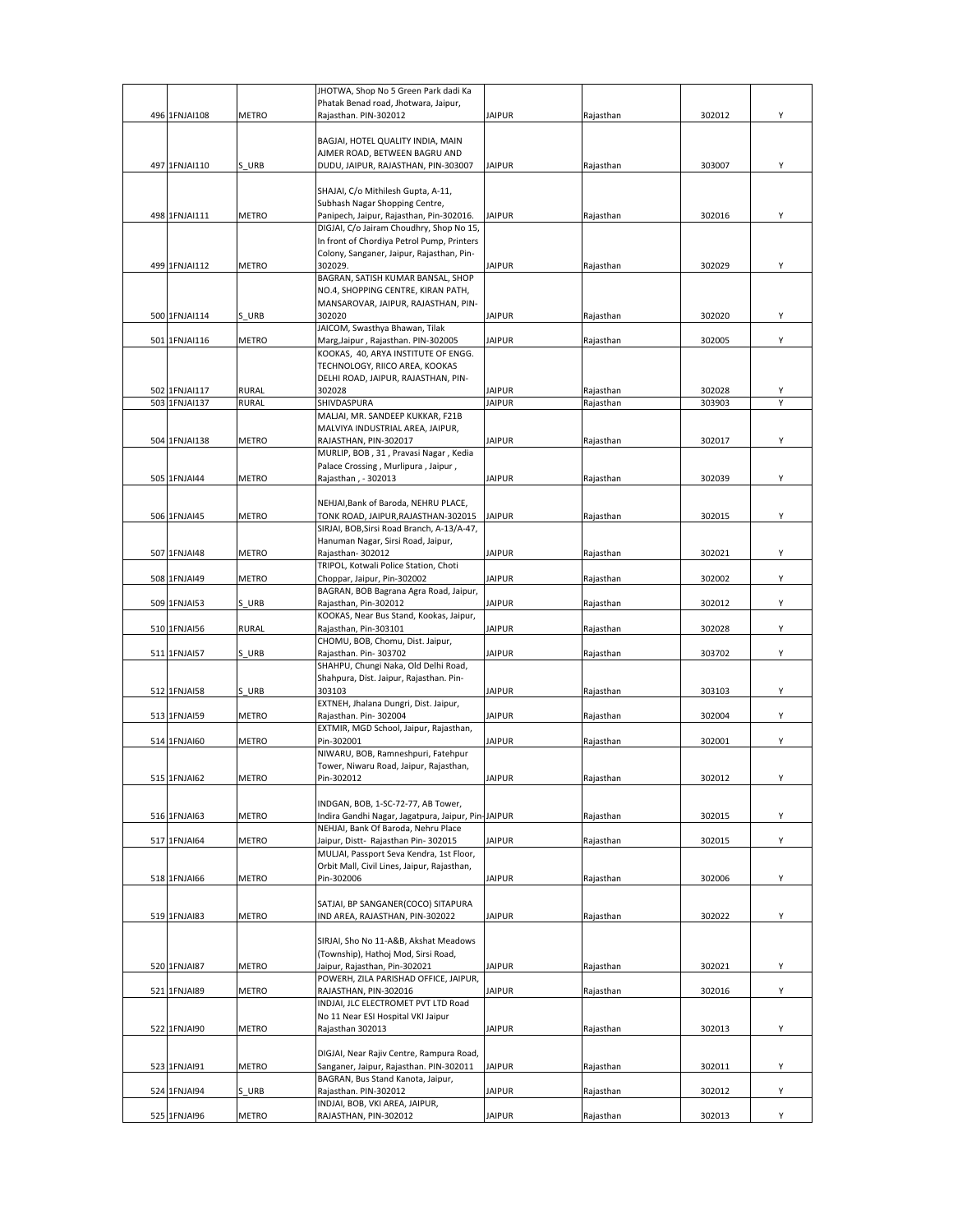| | | | | | | |
|---|---|---|---|---|---|---|
| 496 | 1FNJAI108 | METRO | JHOTWA, Shop No 5 Green Park dadi Ka Phatak Benad road, Jhotwara, Jaipur, Rajasthan. PIN-302012 | JAIPUR | Rajasthan | 302012 | Y |
| 497 | 1FNJAI110 | S_URB | BAGJAI, HOTEL QUALITY INDIA, MAIN AJMER ROAD, BETWEEN BAGRU AND DUDU, JAIPUR, RAJASTHAN, PIN-303007 | JAIPUR | Rajasthan | 303007 | Y |
| 498 | 1FNJAI111 | METRO | SHAJAI, C/o Mithilesh Gupta, A-11, Subhash Nagar Shopping Centre, Panipech, Jaipur, Rajasthan, Pin-302016. | JAIPUR | Rajasthan | 302016 | Y |
| 499 | 1FNJAI112 | METRO | DIGJAI, C/o Jairam Choudhry, Shop No 15, In front of Chordiya Petrol Pump, Printers Colony, Sanganer, Jaipur, Rajasthan, Pin-302029. | JAIPUR | Rajasthan | 302029 | Y |
| 500 | 1FNJAI114 | S_URB | BAGRAN, SATISH KUMAR BANSAL, SHOP NO.4, SHOPPING CENTRE, KIRAN PATH, MANSAROVAR, JAIPUR, RAJASTHAN, PIN-302020 | JAIPUR | Rajasthan | 302020 | Y |
| 501 | 1FNJAI116 | METRO | JAICOM, Swasthya Bhawan, Tilak Marg,Jaipur , Rajasthan. PIN-302005 | JAIPUR | Rajasthan | 302005 | Y |
| 502 | 1FNJAI117 | RURAL | KOOKAS, 40, ARYA INSTITUTE OF ENGG. TECHNOLOGY, RIICO AREA, KOOKAS DELHI ROAD, JAIPUR, RAJASTHAN, PIN-302028 | JAIPUR | Rajasthan | 302028 | Y |
| 503 | 1FNJAI137 | RURAL | SHIVDASPURA | JAIPUR | Rajasthan | 303903 | Y |
| 504 | 1FNJAI138 | METRO | MALJAI, MR. SANDEEP KUKKAR, F21B MALVIYA INDUSTRIAL AREA, JAIPUR, RAJASTHAN, PIN-302017 | JAIPUR | Rajasthan | 302017 | Y |
| 505 | 1FNJAI44 | METRO | MURLIP, BOB , 31 , Pravasi Nagar , Kedia Palace Crossing , Murlipura , Jaipur , Rajasthan , - 302013 | JAIPUR | Rajasthan | 302039 | Y |
| 506 | 1FNJAI45 | METRO | NEHJAI,Bank of Baroda, NEHRU PLACE, TONK ROAD, JAIPUR,RAJASTHAN-302015 | JAIPUR | Rajasthan | 302015 | Y |
| 507 | 1FNJAI48 | METRO | SIRJAI, BOB,Sirsi Road Branch, A-13/A-47, Hanuman Nagar, Sirsi Road, Jaipur, Rajasthan- 302012 | JAIPUR | Rajasthan | 302021 | Y |
| 508 | 1FNJAI49 | METRO | TRIPOL, Kotwali Police Station, Choti Choppar, Jaipur, Pin-302002 | JAIPUR | Rajasthan | 302002 | Y |
| 509 | 1FNJAI53 | S_URB | BAGRAN, BOB Bagrana Agra Road, Jaipur, Rajasthan, Pin-302012 | JAIPUR | Rajasthan | 302012 | Y |
| 510 | 1FNJAI56 | RURAL | KOOKAS, Near Bus Stand, Kookas, Jaipur, Rajasthan, Pin-303101 | JAIPUR | Rajasthan | 302028 | Y |
| 511 | 1FNJAI57 | S_URB | CHOMU, BOB, Chomu, Dist. Jaipur, Rajasthan. Pin- 303702 | JAIPUR | Rajasthan | 303702 | Y |
| 512 | 1FNJAI58 | S_URB | SHAHPU, Chungi Naka, Old Delhi Road, Shahpura, Dist. Jaipur, Rajasthan. Pin-303103 | JAIPUR | Rajasthan | 303103 | Y |
| 513 | 1FNJAI59 | METRO | EXTNEH, Jhalana Dungri, Dist. Jaipur, Rajasthan. Pin- 302004 | JAIPUR | Rajasthan | 302004 | Y |
| 514 | 1FNJAI60 | METRO | EXTMIR, MGD School, Jaipur, Rajasthan, Pin-302001 | JAIPUR | Rajasthan | 302001 | Y |
| 515 | 1FNJAI62 | METRO | NIWARU, BOB, Ramneshpuri, Fatehpur Tower, Niwaru Road, Jaipur, Rajasthan, Pin-302012 | JAIPUR | Rajasthan | 302012 | Y |
| 516 | 1FNJAI63 | METRO | INDGAN, BOB, 1-SC-72-77, AB Tower, Indira Gandhi Nagar, Jagatpura, Jaipur, Pin- | JAIPUR | Rajasthan | 302015 | Y |
| 517 | 1FNJAI64 | METRO | NEHJAI, Bank Of Baroda, Nehru Place Jaipur, Distt- Rajasthan Pin- 302015 | JAIPUR | Rajasthan | 302015 | Y |
| 518 | 1FNJAI66 | METRO | MULJAI, Passport Seva Kendra, 1st Floor, Orbit Mall, Civil Lines, Jaipur, Rajasthan, Pin-302006 | JAIPUR | Rajasthan | 302006 | Y |
| 519 | 1FNJAI83 | METRO | SATJAI, BP SANGANER(COCO) SITAPURA IND AREA, RAJASTHAN, PIN-302022 | JAIPUR | Rajasthan | 302022 | Y |
| 520 | 1FNJAI87 | METRO | SIRJAI, Sho No 11-A&B, Akshat Meadows (Township), Hathoj Mod, Sirsi Road, Jaipur, Rajasthan, Pin-302021 | JAIPUR | Rajasthan | 302021 | Y |
| 521 | 1FNJAI89 | METRO | POWERH, ZILA PARISHAD OFFICE, JAIPUR, RAJASTHAN, PIN-302016 | JAIPUR | Rajasthan | 302016 | Y |
| 522 | 1FNJAI90 | METRO | INDJAI, JLC ELECTROMET PVT LTD Road No 11 Near ESI Hospital VKI Jaipur Rajasthan 302013 | JAIPUR | Rajasthan | 302013 | Y |
| 523 | 1FNJAI91 | METRO | DIGJAI, Near Rajiv Centre, Rampura Road, Sanganer, Jaipur, Rajasthan. PIN-302011 | JAIPUR | Rajasthan | 302011 | Y |
| 524 | 1FNJAI94 | S_URB | BAGRAN, Bus Stand Kanota, Jaipur, Rajasthan. PIN-302012 | JAIPUR | Rajasthan | 302012 | Y |
| 525 | 1FNJAI96 | METRO | INDJAI, BOB, VKI AREA, JAIPUR, RAJASTHAN, PIN-302012 | JAIPUR | Rajasthan | 302013 | Y |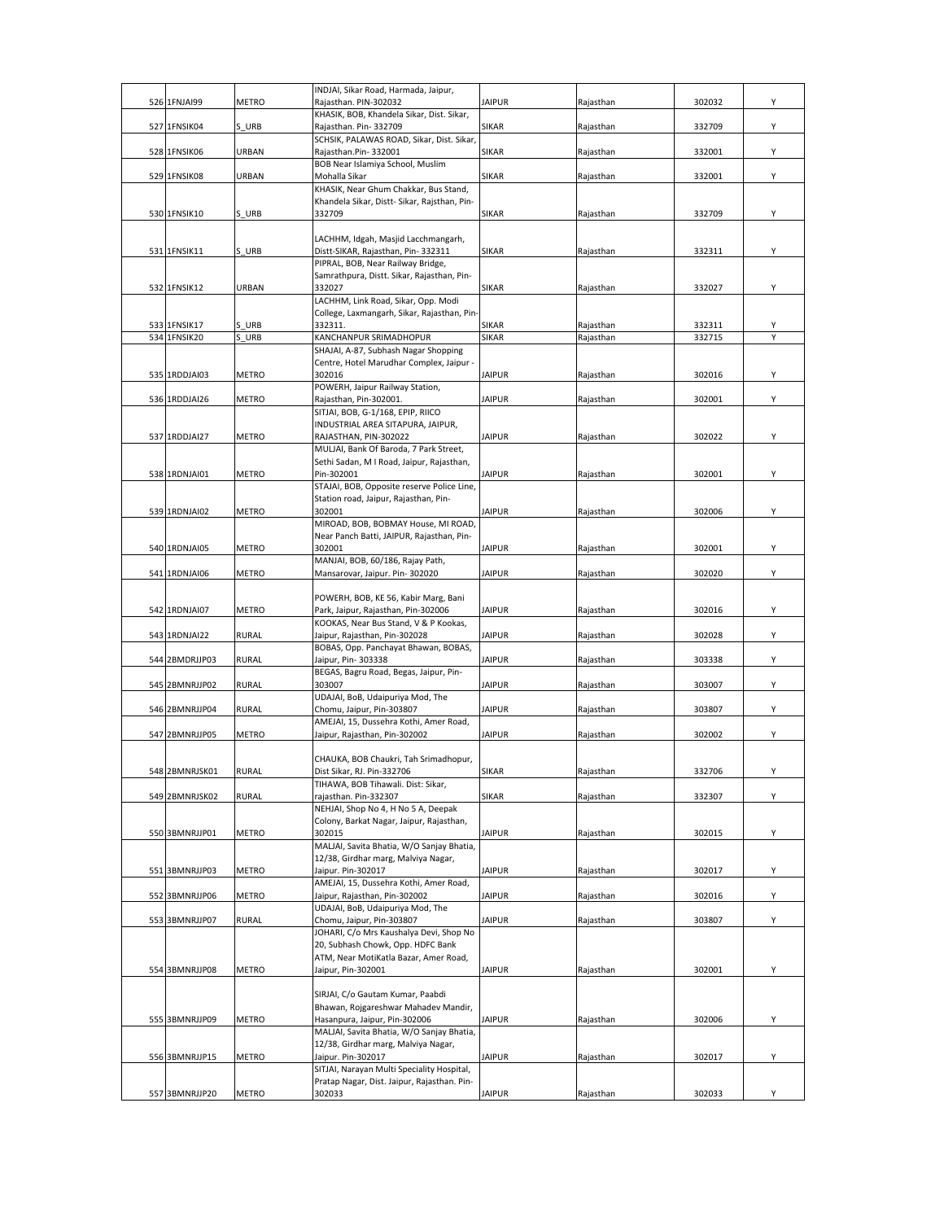| 526 | 1FNJAI99 | METRO | INDJAI, Sikar Road, Harmada, Jaipur, Rajasthan. PIN-302032 | JAIPUR | Rajasthan | 302032 | Y |
|---|---|---|---|---|---|---|---|
| 527 | 1FNSIK04 | S_URB | KHASIK, BOB, Khandela Sikar, Dist. Sikar, Rajasthan. Pin- 332709 | SIKAR | Rajasthan | 332709 | Y |
| 528 | 1FNSIK06 | URBAN | SCHSIK, PALAWAS ROAD, Sikar, Dist. Sikar, Rajasthan.Pin- 332001 | SIKAR | Rajasthan | 332001 | Y |
| 529 | 1FNSIK08 | URBAN | BOB Near Islamiya School, Muslim Mohalla Sikar | SIKAR | Rajasthan | 332001 | Y |
| 530 | 1FNSIK10 | S_URB | KHASIK, Near Ghum Chakkar, Bus Stand, Khandela Sikar, Distt- Sikar, Rajsthan, Pin-332709 | SIKAR | Rajasthan | 332709 | Y |
| 531 | 1FNSIK11 | S_URB | LACHHM, Idgah, Masjid Lacchmangarh, Distt-SIKAR, Rajasthan, Pin- 332311 | SIKAR | Rajasthan | 332311 | Y |
| 532 | 1FNSIK12 | URBAN | PIPRAL, BOB, Near Railway Bridge, Samrathpura, Distt. Sikar, Rajasthan, Pin-332027 | SIKAR | Rajasthan | 332027 | Y |
| 533 | 1FNSIK17 | S_URB | LACHHM, Link Road, Sikar, Opp. Modi College, Laxmangarh, Sikar, Rajasthan, Pin-332311. | SIKAR | Rajasthan | 332311 | Y |
| 534 | 1FNSIK20 | S_URB | KANCHANPUR SRIMADHOPUR | SIKAR | Rajasthan | 332715 | Y |
| 535 | 1RDDJAI03 | METRO | SHAJAI, A-87, Subhash Nagar Shopping Centre, Hotel Marudhar Complex, Jaipur - 302016 | JAIPUR | Rajasthan | 302016 | Y |
| 536 | 1RDDJAI26 | METRO | POWERH, Jaipur Railway Station, Rajasthan, Pin-302001. | JAIPUR | Rajasthan | 302001 | Y |
| 537 | 1RDDJAI27 | METRO | SITJAI, BOB, G-1/168, EPIP, RIICO INDUSTRIAL AREA SITAPURA, JAIPUR, RAJASTHAN, PIN-302022 | JAIPUR | Rajasthan | 302022 | Y |
| 538 | 1RDNJAI01 | METRO | MULJAI, Bank Of Baroda, 7 Park Street, Sethi Sadan, M I Road, Jaipur, Rajasthan, Pin-302001 | JAIPUR | Rajasthan | 302001 | Y |
| 539 | 1RDNJAI02 | METRO | STAJAI, BOB, Opposite reserve Police Line, Station road, Jaipur, Rajasthan, Pin-302001 | JAIPUR | Rajasthan | 302006 | Y |
| 540 | 1RDNJAI05 | METRO | MIROAD, BOB, BOBMAY House, MI ROAD, Near Panch Batti, JAIPUR, Rajasthan, Pin-302001 | JAIPUR | Rajasthan | 302001 | Y |
| 541 | 1RDNJAI06 | METRO | MANJAI, BOB, 60/186, Rajay Path, Mansarovar, Jaipur. Pin- 302020 | JAIPUR | Rajasthan | 302020 | Y |
| 542 | 1RDNJAI07 | METRO | POWERH, BOB, KE 56, Kabir Marg, Bani Park, Jaipur, Rajasthan, Pin-302006 | JAIPUR | Rajasthan | 302016 | Y |
| 543 | 1RDNJAI22 | RURAL | KOOKAS, Near Bus Stand, V & P Kookas, Jaipur, Rajasthan, Pin-302028 | JAIPUR | Rajasthan | 302028 | Y |
| 544 | 2BMDRJJP03 | RURAL | BOBAS, Opp. Panchayat Bhawan, BOBAS, Jaipur, Pin- 303338 | JAIPUR | Rajasthan | 303338 | Y |
| 545 | 2BMNRJJP02 | RURAL | BEGAS, Bagru Road, Begas, Jaipur, Pin-303007 | JAIPUR | Rajasthan | 303007 | Y |
| 546 | 2BMNRJJP04 | RURAL | UDAJAI, BoB, Udaipuriya Mod, The Chomu, Jaipur, Pin-303807 | JAIPUR | Rajasthan | 303807 | Y |
| 547 | 2BMNRJJP05 | METRO | AMEJAI, 15, Dussehra Kothi, Amer Road, Jaipur, Rajasthan, Pin-302002 | JAIPUR | Rajasthan | 302002 | Y |
| 548 | 2BMNRJSK01 | RURAL | CHAUKA, BOB Chaukri, Tah Srimadhopur, Dist Sikar, RJ. Pin-332706 | SIKAR | Rajasthan | 332706 | Y |
| 549 | 2BMNRJSK02 | RURAL | TIHAWA, BOB Tihawali. Dist: Sikar, rajasthan. Pin-332307 | SIKAR | Rajasthan | 332307 | Y |
| 550 | 3BMNRJJP01 | METRO | NEHJAI, Shop No 4, H No 5 A, Deepak Colony, Barkat Nagar, Jaipur, Rajasthan, 302015 | JAIPUR | Rajasthan | 302015 | Y |
| 551 | 3BMNRJJP03 | METRO | MALJAI, Savita Bhatia, W/O Sanjay Bhatia, 12/38, Girdhar marg, Malviya Nagar, Jaipur. Pin-302017 | JAIPUR | Rajasthan | 302017 | Y |
| 552 | 3BMNRJJP06 | METRO | AMEJAI, 15, Dussehra Kothi, Amer Road, Jaipur, Rajasthan, Pin-302002 | JAIPUR | Rajasthan | 302016 | Y |
| 553 | 3BMNRJJP07 | RURAL | UDAJAI, BoB, Udaipuriya Mod, The Chomu, Jaipur, Pin-303807 | JAIPUR | Rajasthan | 303807 | Y |
| 554 | 3BMNRJJP08 | METRO | JOHARI, C/o Mrs Kaushalya Devi, Shop No 20, Subhash Chowk, Opp. HDFC Bank ATM, Near MotiKatla Bazar, Amer Road, Jaipur, Pin-302001 | JAIPUR | Rajasthan | 302001 | Y |
| 555 | 3BMNRJJP09 | METRO | SIRJAI, C/o Gautam Kumar, Paabdi Bhawan, Rojgareshwar Mahadev Mandir, Hasanpura, Jaipur, Pin-302006 | JAIPUR | Rajasthan | 302006 | Y |
| 556 | 3BMNRJJP15 | METRO | MALJAI, Savita Bhatia, W/O Sanjay Bhatia, 12/38, Girdhar marg, Malviya Nagar, Jaipur. Pin-302017 | JAIPUR | Rajasthan | 302017 | Y |
| 557 | 3BMNRJJP20 | METRO | SITJAI, Narayan Multi Speciality Hospital, Pratap Nagar, Dist. Jaipur, Rajasthan. Pin-302033 | JAIPUR | Rajasthan | 302033 | Y |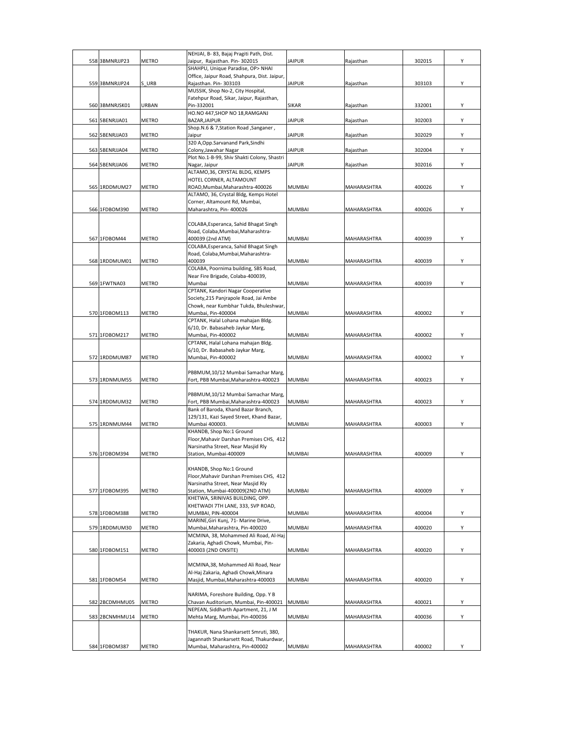| | | | | | | | |
|---|---|---|---|---|---|---|---|
| 558 | 3BMNRJJP23 | METRO | NEHJAI, B- 83, Bajaj Pragiti Path, Dist. Jaipur, Rajasthan. Pin- 302015 | JAIPUR | Rajasthan | 302015 | Y |
| 559 | 3BMNRJJP24 | S_URB | SHAHPU, Unique Paradise, OP> NHAI Office, Jaipur Road, Shahpura, Dist. Jaipur, Rajasthan. Pin- 303103 | JAIPUR | Rajasthan | 303103 | Y |
| 560 | 3BMNRJSK01 | URBAN | MUSSIK, Shop No-2, City Hospital, Fatehpur Road, Sikar, Jaipur, Rajasthan, Pin-332001 | SIKAR | Rajasthan | 332001 | Y |
| 561 | 5BENRJJA01 | METRO | HO.NO 447,SHOP NO 18,RAMGANJ BAZAR,JAIPUR | JAIPUR | Rajasthan | 302003 | Y |
| 562 | 5BENRJJA03 | METRO | Shop.N.6 & 7,Station Road ,Sanganer , Jaipur | JAIPUR | Rajasthan | 302029 | Y |
| 563 | 5BENRJJA04 | METRO | 320 A,Opp.Sarvanand Park,Sindhi Colony,Jawahar Nagar | JAIPUR | Rajasthan | 302004 | Y |
| 564 | 5BENRJJA06 | METRO | Plot No.1-B-99, Shiv Shakti Colony, Shastri Nagar, Jaipur | JAIPUR | Rajasthan | 302016 | Y |
| 565 | 1RDDMUM27 | METRO | ALTAMO,36, CRYSTAL BLDG, KEMPS HOTEL CORNER, ALTAMOUNT ROAD,Mumbai,Maharashtra-400026 | MUMBAI | MAHARASHTRA | 400026 | Y |
| 566 | 1FDBOM390 | METRO | ALTAMO, 36, Crystal Bldg, Kemps Hotel Corner, Altamount Rd, Mumbai, Maharashtra, Pin- 400026 | MUMBAI | MAHARASHTRA | 400026 | Y |
| 567 | 1FDBOM44 | METRO | COLABA,Esperanca, Sahid Bhagat Singh Road, Colaba,Mumbai,Maharashtra-400039 (2nd ATM) | MUMBAI | MAHARASHTRA | 400039 | Y |
| 568 | 1RDDMUM01 | METRO | COLABA,Esperanca, Sahid Bhagat Singh Road, Colaba,Mumbai,Maharashtra-400039 | MUMBAI | MAHARASHTRA | 400039 | Y |
| 569 | 1FWTNA03 | METRO | COLABA, Poornima building, SBS Road, Near Fire Brigade, Colaba-400039, Mumbai | MUMBAI | MAHARASHTRA | 400039 | Y |
| 570 | 1FDBOM113 | METRO | CPTANK, Kandori Nagar Cooperative Society,215 Panjrapole Road, Jai Ambe Chowk, near Kumbhar Tukda, Bhuleshwar, Mumbai, Pin-400004 | MUMBAI | MAHARASHTRA | 400002 | Y |
| 571 | 1FDBOM217 | METRO | CPTANK, Halal Lohana mahajan Bldg. 6/10, Dr. Babasaheb Jaykar Marg, Mumbai, Pin-400002 | MUMBAI | MAHARASHTRA | 400002 | Y |
| 572 | 1RDDMUM87 | METRO | CPTANK, Halal Lohana mahajan Bldg. 6/10, Dr. Babasaheb Jaykar Marg, Mumbai, Pin-400002 | MUMBAI | MAHARASHTRA | 400002 | Y |
| 573 | 1RDNMUM55 | METRO | PBBMUM,10/12 Mumbai Samachar Marg, Fort, PBB Mumbai,Maharashtra-400023 | MUMBAI | MAHARASHTRA | 400023 | Y |
| 574 | 1RDDMUM32 | METRO | PBBMUM,10/12 Mumbai Samachar Marg, Fort, PBB Mumbai,Maharashtra-400023 | MUMBAI | MAHARASHTRA | 400023 | Y |
| 575 | 1RDNMUM44 | METRO | Bank of Baroda, Khand Bazar Branch, 129/131, Kazi Sayed Street, Khand Bazar, Mumbai 400003. | MUMBAI | MAHARASHTRA | 400003 | Y |
| 576 | 1FDBOM394 | METRO | KHANDB, Shop No:1 Ground Floor,Mahavir Darshan Premises CHS, 412 Narsinatha Street, Near Masjid Rly Station, Mumbai-400009 | MUMBAI | MAHARASHTRA | 400009 | Y |
| 577 | 1FDBOM395 | METRO | KHANDB, Shop No:1 Ground Floor,Mahavir Darshan Premises CHS, 412 Narsinatha Street, Near Masjid Rly Station, Mumbai-400009(2ND ATM) | MUMBAI | MAHARASHTRA | 400009 | Y |
| 578 | 1FDBOM388 | METRO | KHETWA, SRINIVAS BUILDING, OPP. KHETWADI 7TH LANE, 333, SVP ROAD, MUMBAI, PIN-400004 | MUMBAI | MAHARASHTRA | 400004 | Y |
| 579 | 1RDDMUM30 | METRO | MARINE,Giri Kunj, 71- Marine Drive, Mumbai,Maharashtra, Pin-400020 | MUMBAI | MAHARASHTRA | 400020 | Y |
| 580 | 1FDBOM151 | METRO | MCMINA, 38, Mohammed Ali Road, Al-Haj Zakaria, Aghadi Chowk, Mumbai, Pin-400003 (2ND ONSITE) | MUMBAI | MAHARASHTRA | 400020 | Y |
| 581 | 1FDBOM54 | METRO | MCMINA,38, Mohammed Ali Road, Near Al-Haj Zakaria, Aghadi Chowk,Minara Masjid, Mumbai,Maharashtra-400003 | MUMBAI | MAHARASHTRA | 400020 | Y |
| 582 | 2BCDMHMU05 | METRO | NARIMA, Foreshore Building, Opp. Y B Chavan Auditorium, Mumbai, Pin-400021 | MUMBAI | MAHARASHTRA | 400021 | Y |
| 583 | 2BCNMHMU14 | METRO | NEPEAN, Siddharth Apartment, 21, J M Mehta Marg, Mumbai, Pin-400036 | MUMBAI | MAHARASHTRA | 400036 | Y |
| 584 | 1FDBOM387 | METRO | THAKUR, Nana Shankarsett Smruti, 380, Jagannath Shankarsett Road, Thakurdwar, Mumbai, Maharashtra, Pin-400002 | MUMBAI | MAHARASHTRA | 400002 | Y |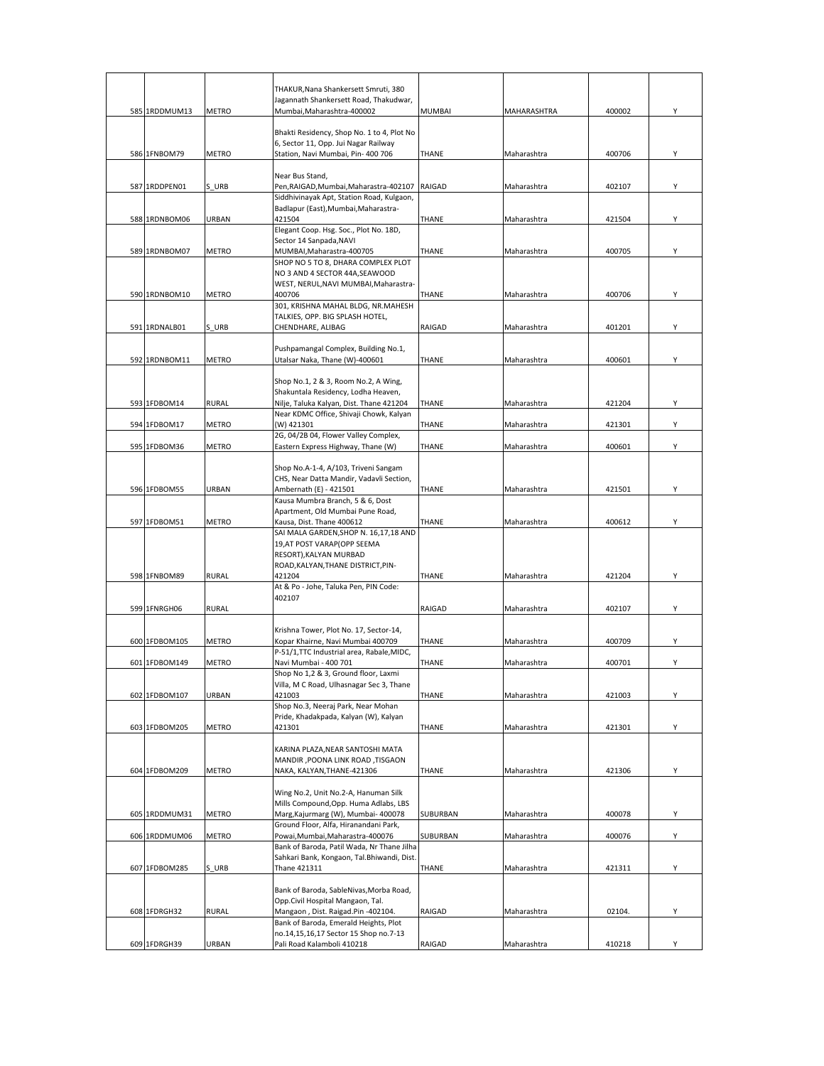| 585 | 1RDDMUM13 | METRO | THAKUR,Nana Shankersett Smruti, 380 Jagannath Shankersett Road, Thakudwar, Mumbai,Maharashtra-400002 | MUMBAI | MAHARASHTRA | 400002 | Y |
|---|---|---|---|---|---|---|---|
| 586 | 1FNBOM79 | METRO | Bhakti Residency, Shop No. 1 to 4, Plot No 6, Sector 11, Opp. Jui Nagar Railway Station, Navi Mumbai, Pin- 400 706 | THANE | Maharashtra | 400706 | Y |
| 587 | 1RDDPEN01 | S_URB | Near Bus Stand, Pen,RAIGAD,Mumbai,Maharastra-402107 | RAIGAD | Maharashtra | 402107 | Y |
| 588 | 1RDNBOM06 | URBAN | Siddhivinayak Apt, Station Road, Kulgaon, Badlapur (East),Mumbai,Maharastra-421504 | THANE | Maharashtra | 421504 | Y |
| 589 | 1RDNBOM07 | METRO | Elegant Coop. Hsg. Soc., Plot No. 18D, Sector 14 Sanpada,NAVI MUMBAI,Maharastra-400705 | THANE | Maharashtra | 400705 | Y |
| 590 | 1RDNBOM10 | METRO | SHOP NO 5 TO 8, DHARA COMPLEX PLOT NO 3 AND 4 SECTOR 44A,SEAWOOD WEST, NERUL,NAVI MUMBAI,Maharastra-400706 | THANE | Maharashtra | 400706 | Y |
| 591 | 1RDNALB01 | S_URB | 301, KRISHNA MAHAL BLDG, NR.MAHESH TALKIES, OPP. BIG SPLASH HOTEL, CHENDHARE, ALIBAG | RAIGAD | Maharashtra | 401201 | Y |
| 592 | 1RDNBOM11 | METRO | Pushpamangal Complex, Building No.1, Utalsar Naka, Thane (W)-400601 | THANE | Maharashtra | 400601 | Y |
| 593 | 1FDBOM14 | RURAL | Shop No.1, 2 & 3, Room No.2, A Wing, Shakuntala Residency, Lodha Heaven, Nilje, Taluka Kalyan, Dist. Thane 421204 | THANE | Maharashtra | 421204 | Y |
| 594 | 1FDBOM17 | METRO | Near KDMC Office, Shivaji Chowk, Kalyan (W) 421301 | THANE | Maharashtra | 421301 | Y |
| 595 | 1FDBOM36 | METRO | 2G, 04/2B 04, Flower Valley Complex, Eastern Express Highway, Thane (W) | THANE | Maharashtra | 400601 | Y |
| 596 | 1FDBOM55 | URBAN | Shop No.A-1-4, A/103, Triveni Sangam CHS, Near Datta Mandir, Vadavli Section, Ambernath (E) - 421501 | THANE | Maharashtra | 421501 | Y |
| 597 | 1FDBOM51 | METRO | Kausa Mumbra Branch, 5 & 6, Dost Apartment, Old Mumbai Pune Road, Kausa, Dist. Thane 400612 | THANE | Maharashtra | 400612 | Y |
| 598 | 1FNBOM89 | RURAL | SAI MALA GARDEN,SHOP N. 16,17,18 AND 19,AT POST VARAP(OPP SEEMA RESORT),KALYAN MURBAD ROAD,KALYAN,THANE DISTRICT,PIN-421204 | THANE | Maharashtra | 421204 | Y |
| 599 | 1FNRGH06 | RURAL | At & Po - Johe, Taluka Pen, PIN Code: 402107 | RAIGAD | Maharashtra | 402107 | Y |
| 600 | 1FDBOM105 | METRO | Krishna Tower, Plot No. 17, Sector-14, Kopar Khairne, Navi Mumbai 400709 | THANE | Maharashtra | 400709 | Y |
| 601 | 1FDBOM149 | METRO | P-51/1,TTC Industrial area, Rabale,MIDC, Navi Mumbai - 400 701 | THANE | Maharashtra | 400701 | Y |
| 602 | 1FDBOM107 | URBAN | Shop No 1,2 & 3, Ground floor, Laxmi Villa, M C Road, Ulhasnagar Sec 3, Thane 421003 | THANE | Maharashtra | 421003 | Y |
| 603 | 1FDBOM205 | METRO | Shop No.3, Neeraj Park, Near Mohan Pride, Khadakpada, Kalyan (W), Kalyan 421301 | THANE | Maharashtra | 421301 | Y |
| 604 | 1FDBOM209 | METRO | KARINA PLAZA,NEAR SANTOSHI MATA MANDIR ,POONA LINK ROAD ,TISGAON NAKA, KALYAN,THANE-421306 | THANE | Maharashtra | 421306 | Y |
| 605 | 1RDDMUM31 | METRO | Wing No.2, Unit No.2-A, Hanuman Silk Mills Compound,Opp. Huma Adlabs, LBS Marg,Kajurmarg (W), Mumbai- 400078 | SUBURBAN | Maharashtra | 400078 | Y |
| 606 | 1RDDMUM06 | METRO | Ground Floor, Alfa, Hiranandani Park, Powai,Mumbai,Maharastra-400076 | SUBURBAN | Maharashtra | 400076 | Y |
| 607 | 1FDBOM285 | S_URB | Bank of Baroda, Patil Wada, Nr Thane Jilha Sahkari Bank, Kongaon, Tal.Bhiwandi, Dist. Thane 421311 | THANE | Maharashtra | 421311 | Y |
| 608 | 1FDRGH32 | RURAL | Bank of Baroda, SableNivas,Morba Road, Opp.Civil Hospital Mangaon, Tal. Mangaon , Dist. Raigad.Pin -402104. | RAIGAD | Maharashtra | 02104. | Y |
| 609 | 1FDRGH39 | URBAN | Bank of Baroda, Emerald Heights, Plot no.14,15,16,17 Sector 15 Shop no.7-13 Pali Road Kalamboli 410218 | RAIGAD | Maharashtra | 410218 | Y |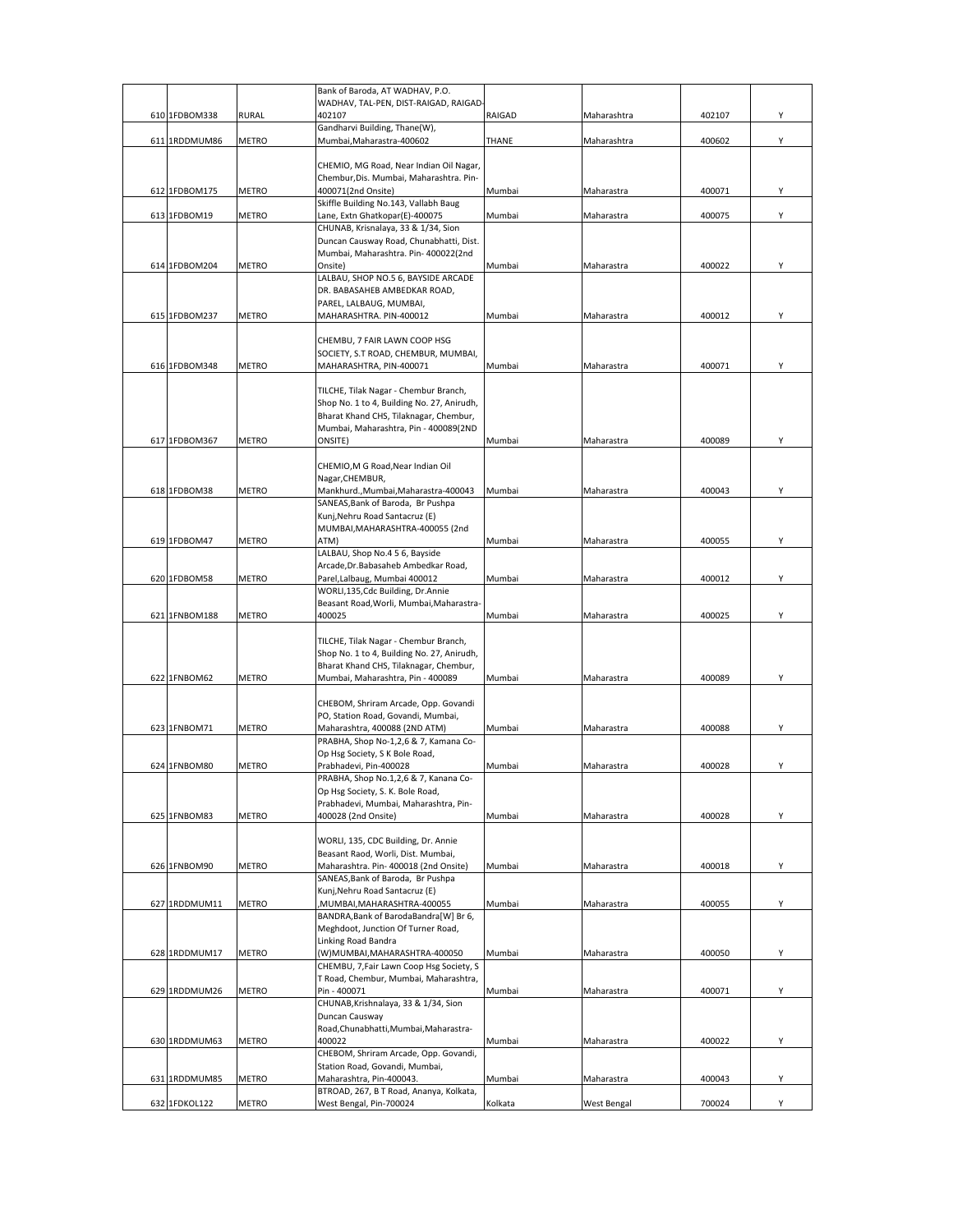|  |  |  |  |  |  |  |  |
|---|---|---|---|---|---|---|---|
| 610 | 1FDBOM338 | RURAL | Bank of Baroda, AT WADHAV, P.O. WADHAV, TAL-PEN, DIST-RAIGAD, RAIGAD-402107 | RAIGAD | Maharashtra | 402107 | Y |
| 611 | 1RDDMUM86 | METRO | Gandharvi Building, Thane(W), Mumbai,Maharastra-400602 | THANE | Maharashtra | 400602 | Y |
| 612 | 1FDBOM175 | METRO | CHEMIO, MG Road, Near Indian Oil Nagar, Chembur,Dis. Mumbai, Maharashtra. Pin-400071(2nd Onsite) | Mumbai | Maharastra | 400071 | Y |
| 613 | 1FDBOM19 | METRO | Skiffle Building No.143, Vallabh Baug Lane, Extn Ghatkopar(E)-400075 | Mumbai | Maharastra | 400075 | Y |
| 614 | 1FDBOM204 | METRO | CHUNAB, Krisnalaya, 33 & 1/34, Sion Duncan Causway Road, Chunabhatti, Dist. Mumbai, Maharashtra. Pin- 400022(2nd Onsite) | Mumbai | Maharastra | 400022 | Y |
| 615 | 1FDBOM237 | METRO | LALBAU, SHOP NO.5 6, BAYSIDE ARCADE DR. BABASAHEB AMBEDKAR ROAD, PAREL, LALBAUG, MUMBAI, MAHARASHTRA. PIN-400012 | Mumbai | Maharastra | 400012 | Y |
| 616 | 1FDBOM348 | METRO | CHEMBU, 7 FAIR LAWN COOP HSG SOCIETY, S.T ROAD, CHEMBUR, MUMBAI, MAHARASHTRA, PIN-400071 | Mumbai | Maharastra | 400071 | Y |
| 617 | 1FDBOM367 | METRO | TILCHE, Tilak Nagar - Chembur Branch, Shop No. 1 to 4, Building No. 27, Anirudh, Bharat Khand CHS, Tilaknagar, Chembur, Mumbai, Maharashtra, Pin - 400089(2ND ONSITE) | Mumbai | Maharastra | 400089 | Y |
| 618 | 1FDBOM38 | METRO | CHEMIO,M G Road,Near Indian Oil Nagar,CHEMBUR, Mankhurd.,Mumbai,Maharastra-400043 | Mumbai | Maharastra | 400043 | Y |
| 619 | 1FDBOM47 | METRO | SANEAS,Bank of Baroda, Br Pushpa Kunj,Nehru Road Santacruz (E) MUMBAI,MAHARASHTRA-400055 (2nd ATM) | Mumbai | Maharastra | 400055 | Y |
| 620 | 1FDBOM58 | METRO | LALBAU, Shop No.4 5 6, Bayside Arcade,Dr.Babasaheb Ambedkar Road, Parel,Lalbaug, Mumbai 400012 | Mumbai | Maharastra | 400012 | Y |
| 621 | 1FNBOM188 | METRO | WORLI,135,Cdc Building, Dr.Annie Beasant Road,Worli, Mumbai,Maharastra-400025 | Mumbai | Maharastra | 400025 | Y |
| 622 | 1FNBOM62 | METRO | TILCHE, Tilak Nagar - Chembur Branch, Shop No. 1 to 4, Building No. 27, Anirudh, Bharat Khand CHS, Tilaknagar, Chembur, Mumbai, Maharashtra, Pin - 400089 | Mumbai | Maharastra | 400089 | Y |
| 623 | 1FNBOM71 | METRO | CHEBOM, Shriram Arcade, Opp. Govandi PO, Station Road, Govandi, Mumbai, Maharashtra, 400088 (2ND ATM) | Mumbai | Maharastra | 400088 | Y |
| 624 | 1FNBOM80 | METRO | PRABHA, Shop No-1,2,6 & 7, Kamana Co-Op Hsg Society, S K Bole Road, Prabhadevi, Pin-400028 | Mumbai | Maharastra | 400028 | Y |
| 625 | 1FNBOM83 | METRO | PRABHA, Shop No.1,2,6 & 7, Kanana Co-Op Hsg Society, S. K. Bole Road, Prabhadevi, Mumbai, Maharashtra, Pin-400028 (2nd Onsite) | Mumbai | Maharastra | 400028 | Y |
| 626 | 1FNBOM90 | METRO | WORLI, 135, CDC Building, Dr. Annie Beasant Raod, Worli, Dist. Mumbai, Maharashtra. Pin- 400018 (2nd Onsite) | Mumbai | Maharastra | 400018 | Y |
| 627 | 1RDDMUM11 | METRO | SANEAS,Bank of Baroda, Br Pushpa Kunj,Nehru Road Santacruz (E) ,MUMBAI,MAHARASHTRA-400055 | Mumbai | Maharastra | 400055 | Y |
| 628 | 1RDDMUM17 | METRO | BANDRA,Bank of BarodaBandra[W] Br 6, Meghdoot, Junction Of Turner Road, Linking Road Bandra (W)MUMBAI,MAHARASHTRA-400050 | Mumbai | Maharastra | 400050 | Y |
| 629 | 1RDDMUM26 | METRO | CHEMBU, 7,Fair Lawn Coop Hsg Society, S T Road, Chembur, Mumbai, Maharashtra, Pin - 400071 | Mumbai | Maharastra | 400071 | Y |
| 630 | 1RDDMUM63 | METRO | CHUNAB,Krishnalaya, 33 & 1/34, Sion Duncan Causway Road,Chunabhatti,Mumbai,Maharastra-400022 | Mumbai | Maharastra | 400022 | Y |
| 631 | 1RDDMUM85 | METRO | CHEBOM, Shriram Arcade, Opp. Govandi, Station Road, Govandi, Mumbai, Maharashtra, Pin-400043. | Mumbai | Maharastra | 400043 | Y |
| 632 | 1FDKOL122 | METRO | BTROAD, 267, B T Road, Ananya, Kolkata, West Bengal, Pin-700024 | Kolkata | West Bengal | 700024 | Y |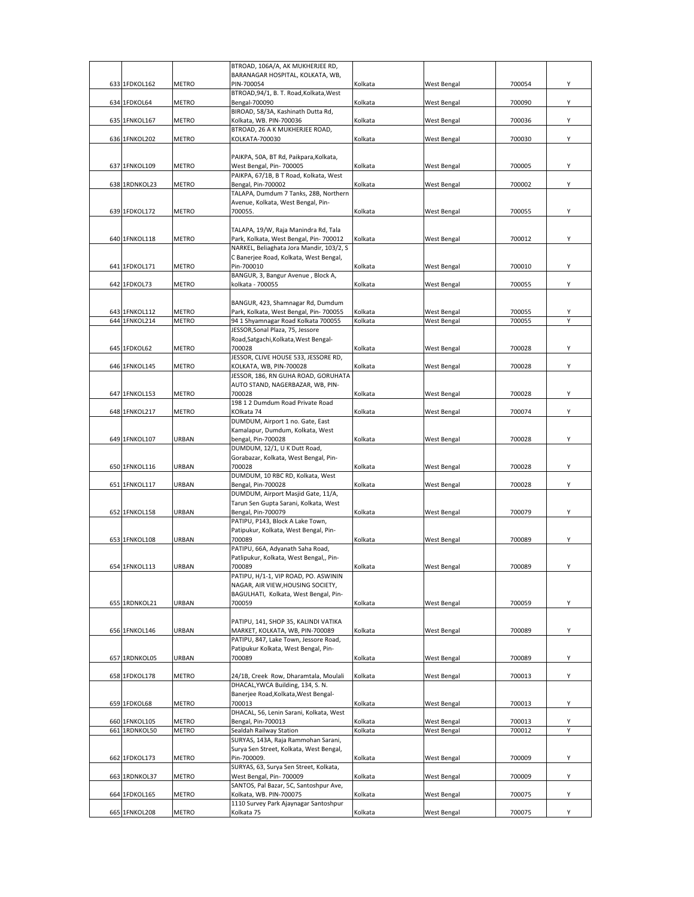| 633 | 1FDKOL162 | METRO | BTROAD, 106A/A, AK MUKHERJEE RD, BARANAGAR HOSPITAL, KOLKATA, WB, PIN-700054 | Kolkata | West Bengal | 700054 | Y |
|---|---|---|---|---|---|---|---|
| 634 | 1FDKOL64 | METRO | BTROAD,94/1, B. T. Road,Kolkata,West Bengal-700090 | Kolkata | West Bengal | 700090 | Y |
| 635 | 1FNKOL167 | METRO | BIROAD, 58/3A, Kashinath Dutta Rd, Kolkata, WB. PIN-700036 | Kolkata | West Bengal | 700036 | Y |
| 636 | 1FNKOL202 | METRO | BTROAD, 26 A K MUKHERJEE ROAD, KOLKATA-700030 | Kolkata | West Bengal | 700030 | Y |
| 637 | 1FNKOL109 | METRO | PAIKPA, 50A, BT Rd, Paikpara,Kolkata, West Bengal, Pin- 700005 | Kolkata | West Bengal | 700005 | Y |
| 638 | 1RDNKOL23 | METRO | PAIKPA, 67/1B, B T Road, Kolkata, West Bengal, Pin-700002 | Kolkata | West Bengal | 700002 | Y |
| 639 | 1FDKOL172 | METRO | TALAPA, Dumdum 7 Tanks, 28B, Northern Avenue, Kolkata, West Bengal, Pin-700055. | Kolkata | West Bengal | 700055 | Y |
| 640 | 1FNKOL118 | METRO | TALAPA, 19/W, Raja Manindra Rd, Tala Park, Kolkata, West Bengal, Pin- 700012 | Kolkata | West Bengal | 700012 | Y |
| 641 | 1FDKOL171 | METRO | NARKEL, Beliaghata Jora Mandir, 103/2, S C Banerjee Road, Kolkata, West Bengal, Pin-700010 | Kolkata | West Bengal | 700010 | Y |
| 642 | 1FDKOL73 | METRO | BANGUR, 3, Bangur Avenue , Block A, kolkata - 700055 | Kolkata | West Bengal | 700055 | Y |
| 643 | 1FNKOL112 | METRO | BANGUR, 423, Shamnagar Rd, Dumdum Park, Kolkata, West Bengal, Pin- 700055 | Kolkata | West Bengal | 700055 | Y |
| 644 | 1FNKOL214 | METRO | 94 1 Shyamnagar Road Kolkata 700055 | Kolkata | West Bengal | 700055 | Y |
| 645 | 1FDKOL62 | METRO | JESSOR,Sonal Plaza, 75, Jessore Road,Satgachi,Kolkata,West Bengal-700028 | Kolkata | West Bengal | 700028 | Y |
| 646 | 1FNKOL145 | METRO | JESSOR, CLIVE HOUSE 533, JESSORE RD, KOLKATA, WB, PIN-700028 | Kolkata | West Bengal | 700028 | Y |
| 647 | 1FNKOL153 | METRO | JESSOR, 186, RN GUHA ROAD, GORUHATA AUTO STAND, NAGERBAZAR, WB, PIN-700028 | Kolkata | West Bengal | 700028 | Y |
| 648 | 1FNKOL217 | METRO | 198 1 2 Dumdum Road Private Road KOlkata 74 | Kolkata | West Bengal | 700074 | Y |
| 649 | 1FNKOL107 | URBAN | DUMDUM, Airport 1 no. Gate, East Kamalapur, Dumdum, Kolkata, West bengal, Pin-700028 | Kolkata | West Bengal | 700028 | Y |
| 650 | 1FNKOL116 | URBAN | DUMDUM, 12/1, U K Dutt Road, Gorabazar, Kolkata, West Bengal, Pin-700028 | Kolkata | West Bengal | 700028 | Y |
| 651 | 1FNKOL117 | URBAN | DUMDUM, 10 RBC RD, Kolkata, West Bengal, Pin-700028 | Kolkata | West Bengal | 700028 | Y |
| 652 | 1FNKOL158 | URBAN | DUMDUM, Airport Masjid Gate, 11/A, Tarun Sen Gupta Sarani, Kolkata, West Bengal, Pin-700079 | Kolkata | West Bengal | 700079 | Y |
| 653 | 1FNKOL108 | URBAN | PATIPU, P143, Block A Lake Town, Patipukur, Kolkata, West Bengal, Pin-700089 | Kolkata | West Bengal | 700089 | Y |
| 654 | 1FNKOL113 | URBAN | PATIPU, 66A, Adyanath Saha Road, Patlipukur, Kolkata, West Bengal,, Pin-700089 | Kolkata | West Bengal | 700089 | Y |
| 655 | 1RDNKOL21 | URBAN | PATIPU, H/1-1, VIP ROAD, PO. ASWININ NAGAR, AIR VIEW,HOUSING SOCIETY, BAGULHATI, Kolkata, West Bengal, Pin-700059 | Kolkata | West Bengal | 700059 | Y |
| 656 | 1FNKOL146 | URBAN | PATIPU, 141, SHOP 35, KALINDI VATIKA MARKET, KOLKATA, WB, PIN-700089 | Kolkata | West Bengal | 700089 | Y |
| 657 | 1RDNKOL05 | URBAN | PATIPU, 847, Lake Town, Jessore Road, Patipukur Kolkata, West Bengal, Pin-700089 | Kolkata | West Bengal | 700089 | Y |
| 658 | 1FDKOL178 | METRO | 24/1B, Creek Row, Dharamtala, Moulali | Kolkata | West Bengal | 700013 | Y |
| 659 | 1FDKOL68 | METRO | DHACAL,YWCA Building, 134, S. N. Banerjee Road,Kolkata,West Bengal-700013 | Kolkata | West Bengal | 700013 | Y |
| 660 | 1FNKOL105 | METRO | DHACAL, 56, Lenin Sarani, Kolkata, West Bengal, Pin-700013 | Kolkata | West Bengal | 700013 | Y |
| 661 | 1RDNKOL50 | METRO | Sealdah Railway Station | Kolkata | West Bengal | 700012 | Y |
| 662 | 1FDKOL173 | METRO | SURYAS, 143A, Raja Rammohan Sarani, Surya Sen Street, Kolkata, West Bengal, Pin-700009. | Kolkata | West Bengal | 700009 | Y |
| 663 | 1RDNKOL37 | METRO | SURYAS, 63, Surya Sen Street, Kolkata, West Bengal, Pin- 700009 | Kolkata | West Bengal | 700009 | Y |
| 664 | 1FDKOL165 | METRO | SANTOS, Pal Bazar, 5C, Santoshpur Ave, Kolkata, WB. PIN-700075 | Kolkata | West Bengal | 700075 | Y |
| 665 | 1FNKOL208 | METRO | 1110 Survey Park Ajaynagar Santoshpur Kolkata 75 | Kolkata | West Bengal | 700075 | Y |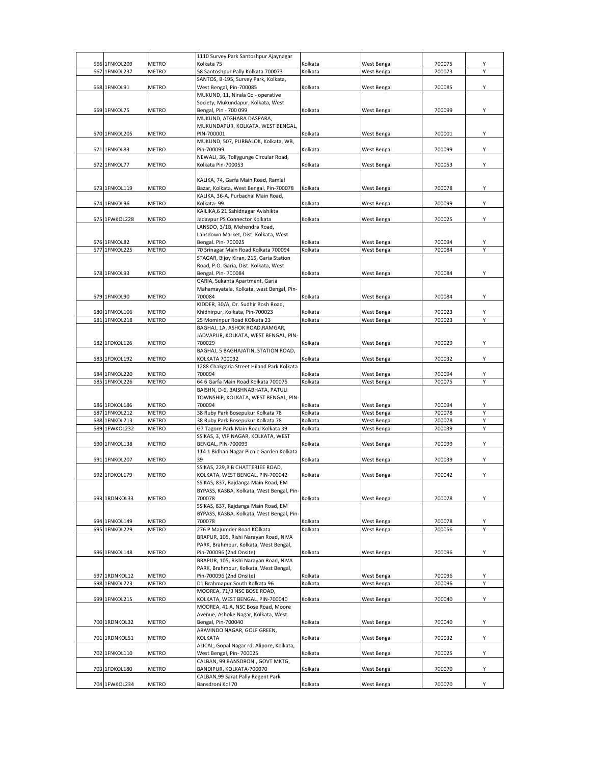| | | | | | | | |
|---|---|---|---|---|---|---|---|
| 666 | 1FNKOL209 | METRO | 1110 Survey Park Santoshpur Ajaynagar Kolkata 75 | Kolkata | West Bengal | 700075 | Y |
| 667 | 1FNKOL237 | METRO | 58 Santoshpur Pally Kolkata 700073 | Kolkata | West Bengal | 700073 | Y |
| 668 | 1FNKOL91 | METRO | SANTOS, B-195, Survey Park, Kolkata, West Bengal, Pin-700085 | Kolkata | West Bengal | 700085 | Y |
| 669 | 1FNKOL75 | METRO | MUKUND, 11, Nirala Co - operative Society, Mukundapur, Kolkata, West Bengal, Pin - 700 099 | Kolkata | West Bengal | 700099 | Y |
| 670 | 1FNKOL205 | METRO | MUKUND, ATGHARA DASPARA, MUKUNDAPUR, KOLKATA, WEST BENGAL, PIN-700001 | Kolkata | West Bengal | 700001 | Y |
| 671 | 1FNKOL83 | METRO | MUKUND, 507, PURBALOK, Kolkata, WB, Pin-700099. | Kolkata | West Bengal | 700099 | Y |
| 672 | 1FNKOL77 | METRO | NEWALI, 36, Tollygunge Circular Road, Kolkata Pin-700053 | Kolkata | West Bengal | 700053 | Y |
| 673 | 1FNKOL119 | METRO | KALIKA, 74, Garfa Main Road, Ramlal Bazar, Kolkata, West Bengal, Pin-700078 | Kolkata | West Bengal | 700078 | Y |
| 674 | 1FNKOL96 | METRO | KALIKA, 36-A, Purbachal Main Road, Kolkata- 99. | Kolkata | West Bengal | 700099 | Y |
| 675 | 1FWKOL228 | METRO | KAILIKA,6 21 Sahidnagar Avishikta Jadavpur PS Connector Kolkata | Kolkata | West Bengal | 700025 | Y |
| 676 | 1FNKOL82 | METRO | LANSDO, 3/1B, Mehendra Road, Lansdown Market, Dist. Kolkata, West Bengal. Pin- 700025 | Kolkata | West Bengal | 700094 | Y |
| 677 | 1FNKOL225 | METRO | 70 Srinagar Main Road Kolkata 700094 | Kolkata | West Bengal | 700084 | Y |
| 678 | 1FNKOL93 | METRO | STAGAR, Bijoy Kiran, 215, Garia Station Road, P.O. Garia, Dist. Kolkata, West Bengal. Pin- 700084 | Kolkata | West Bengal | 700084 | Y |
| 679 | 1FNKOL90 | METRO | GARIA, Sukanta Apartment, Garia Mahamayatala, Kolkata, west Bengal, Pin-700084 | Kolkata | West Bengal | 700084 | Y |
| 680 | 1FNKOL106 | METRO | KIDDER, 30/A, Dr. Sudhir Bosh Road, Khidhirpur, Kolkata, Pin-700023 | Kolkata | West Bengal | 700023 | Y |
| 681 | 1FNKOL218 | METRO | 25 Mominpur Road KOlkata 23 | Kolkata | West Bengal | 700023 | Y |
| 682 | 1FDKOL126 | METRO | BAGHAJ, 1A, ASHOK ROAD,RAMGAR, JADVAPUR, KOLKATA, WEST BENGAL, PIN-700029 | Kolkata | West Bengal | 700029 | Y |
| 683 | 1FDKOL192 | METRO | BAGHAJ, 5 BAGHAJATIN, STATION ROAD, KOLKATA 700032 | Kolkata | West Bengal | 700032 | Y |
| 684 | 1FNKOL220 | METRO | 1288 Chakgaria Street Hiland Park Kolkata 700094 | Kolkata | West Bengal | 700094 | Y |
| 685 | 1FNKOL226 | METRO | 64 6 Garfa Main Road Kolkata 700075 | Kolkata | West Bengal | 700075 | Y |
| 686 | 1FDKOL186 | METRO | BAISHN, D-6, BAISHNABHATA, PATULI TOWNSHIP, KOLKATA, WEST BENGAL, PIN-700094 | Kolkata | West Bengal | 700094 | Y |
| 687 | 1FNKOL212 | METRO | 38 Ruby Park Bosepukur Kolkata 78 | Kolkata | West Bengal | 700078 | Y |
| 688 | 1FNKOL213 | METRO | 38 Ruby Park Bosepukur Kolkata 78 | Kolkata | West Bengal | 700078 | Y |
| 689 | 1FWKOL232 | METRO | G7 Tagore Park Main Road Kolkata 39 | Kolkata | West Bengal | 700039 | Y |
| 690 | 1FNKOL138 | METRO | SSIKAS, 3, VIP NAGAR, KOLKATA, WEST BENGAL, PIN-700099 | Kolkata | West Bengal | 700099 | Y |
| 691 | 1FNKOL207 | METRO | 114 1 Bidhan Nagar Picnic Garden Kolkata 39 | Kolkata | West Bengal | 700039 | Y |
| 692 | 1FDKOL179 | METRO | SSIKAS, 229,B B CHATTERJEE ROAD, KOLKATA, WEST BENGAL, PIN-700042 | Kolkata | West Bengal | 700042 | Y |
| 693 | 1RDNKOL33 | METRO | SSIKAS, 837, Rajdanga Main Road, EM BYPASS, KASBA, Kolkata, West Bengal, Pin-700078 | Kolkata | West Bengal | 700078 | Y |
| 694 | 1FNKOL149 | METRO | SSIKAS, 837, Rajdanga Main Road, EM BYPASS, KASBA, Kolkata, West Bengal, Pin-700078 | Kolkata | West Bengal | 700078 | Y |
| 695 | 1FNKOL229 | METRO | 276 P Majumder Road KOlkata | Kolkata | West Bengal | 700056 | Y |
| 696 | 1FNKOL148 | METRO | BRAPUR, 105, Rishi Narayan Road, NIVA PARK, Brahmpur, Kolkata, West Bengal, Pin-700096 (2nd Onsite) | Kolkata | West Bengal | 700096 | Y |
| 697 | 1RDNKOL12 | METRO | BRAPUR, 105, Rishi Narayan Road, NIVA PARK, Brahmpur, Kolkata, West Bengal, Pin-700096 (2nd Onsite) | Kolkata | West Bengal | 700096 | Y |
| 698 | 1FNKOL223 | METRO | D1 Brahmapur South Kolkata 96 | Kolkata | West Bengal | 700096 | Y |
| 699 | 1FNKOL215 | METRO | MOOREA, 71/3 NSC BOSE ROAD, KOLKATA, WEST BENGAL, PIN-700040 | Kolkata | West Bengal | 700040 | Y |
| 700 | 1RDNKOL32 | METRO | MOOREA, 41 A, NSC Bose Road, Moore Avenue, Ashoke Nagar, Kolkata, West Bengal, Pin-700040 | Kolkata | West Bengal | 700040 | Y |
| 701 | 1RDNKOL51 | METRO | ARAVINDO NAGAR, GOLF GREEN, KOLKATA | Kolkata | West Bengal | 700032 | Y |
| 702 | 1FNKOL110 | METRO | ALICAL, Gopal Nagar rd, Alipore, Kolkata, West Bengal, Pin- 700025 | Kolkata | West Bengal | 700025 | Y |
| 703 | 1FDKOL180 | METRO | CALBAN, 99 BANSDRONI, GOVT MKTG, BANDIPUR, KOLKATA-700070 | Kolkata | West Bengal | 700070 | Y |
| 704 | 1FWKOL234 | METRO | CALBAN,99 Sarat Pally Regent Park Bansdroni Kol 70 | Kolkata | West Bengal | 700070 | Y |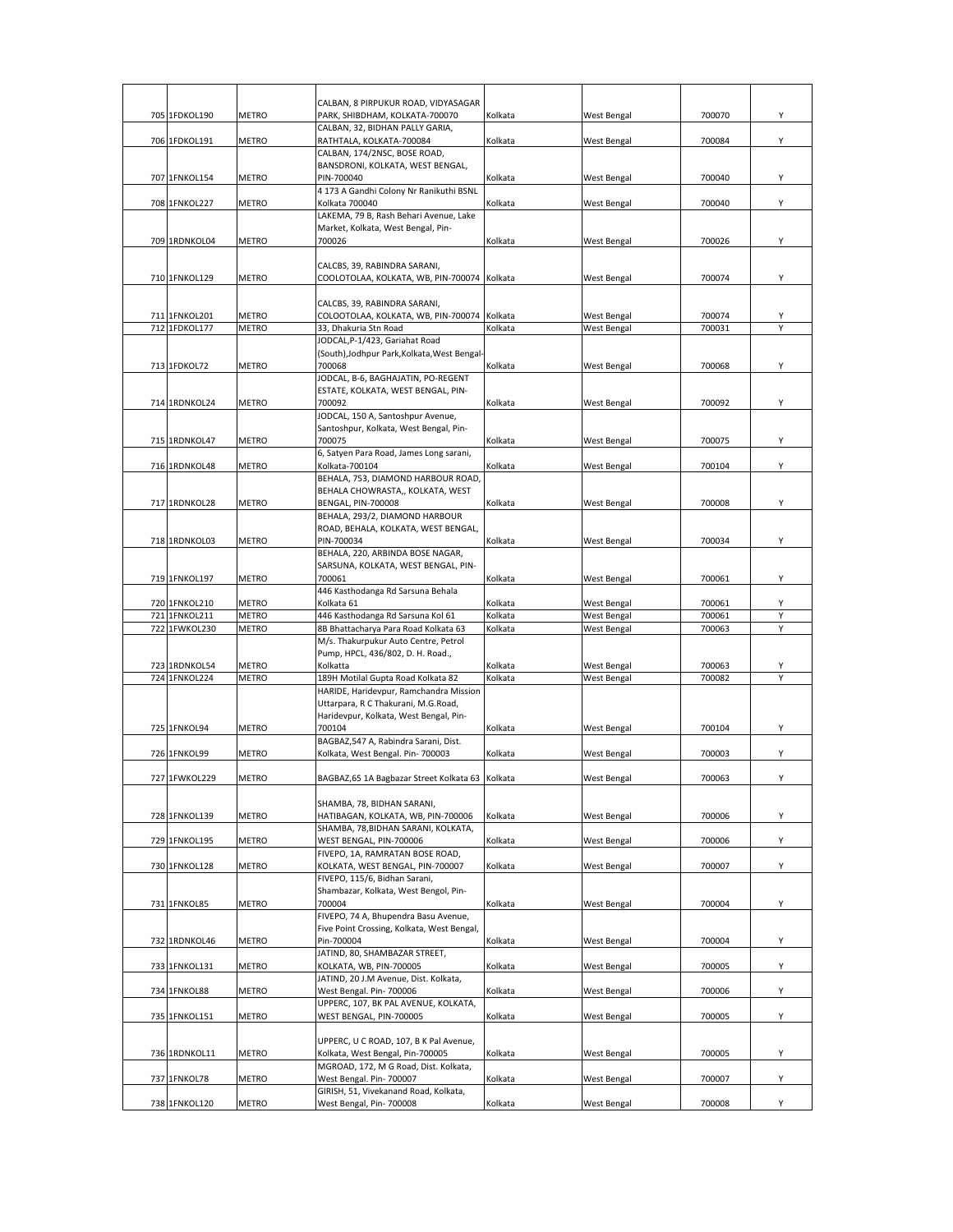| 705 | 1FDKOL190 | METRO | CALBAN, 8 PIRPUKUR ROAD, VIDYASAGAR PARK, SHIBDHAM, KOLKATA-700070 | Kolkata | West Bengal | 700070 | Y |
|---|---|---|---|---|---|---|---|
| 706 | 1FDKOL191 | METRO | CALBAN, 32, BIDHAN PALLY GARIA, RATHTALA, KOLKATA-700084 | Kolkata | West Bengal | 700084 | Y |
| 707 | 1FNKOL154 | METRO | CALBAN, 174/2NSC, BOSE ROAD, BANSDRONI, KOLKATA, WEST BENGAL, PIN-700040 | Kolkata | West Bengal | 700040 | Y |
| 708 | 1FNKOL227 | METRO | 4 173 A Gandhi Colony Nr Ranikuthi BSNL Kolkata 700040 | Kolkata | West Bengal | 700040 | Y |
| 709 | 1RDNKOL04 | METRO | LAKEMA, 79 B, Rash Behari Avenue, Lake Market, Kolkata, West Bengal, Pin-700026 | Kolkata | West Bengal | 700026 | Y |
| 710 | 1FNKOL129 | METRO | CALCBS, 39, RABINDRA SARANI, COOLOTOLAA, KOLKATA, WB, PIN-700074 | Kolkata | West Bengal | 700074 | Y |
| 711 | 1FNKOL201 | METRO | CALCBS, 39, RABINDRA SARANI, COLOOTOLAA, KOLKATA, WB, PIN-700074 | Kolkata | West Bengal | 700074 | Y |
| 712 | 1FDKOL177 | METRO | 33, Dhakuria Stn Road | Kolkata | West Bengal | 700031 | Y |
| 713 | 1FDKOL72 | METRO | JODCAL,P-1/423, Gariahat Road (South),Jodhpur Park,Kolkata,West Bengal-700068 | Kolkata | West Bengal | 700068 | Y |
| 714 | 1RDNKOL24 | METRO | JODCAL, B-6, BAGHAJATIN, PO-REGENT ESTATE, KOLKATA, WEST BENGAL, PIN-700092 | Kolkata | West Bengal | 700092 | Y |
| 715 | 1RDNKOL47 | METRO | JODCAL, 150 A, Santoshpur Avenue, Santoshpur, Kolkata, West Bengal, Pin-700075 | Kolkata | West Bengal | 700075 | Y |
| 716 | 1RDNKOL48 | METRO | 6, Satyen Para Road, James Long sarani, Kolkata-700104 | Kolkata | West Bengal | 700104 | Y |
| 717 | 1RDNKOL28 | METRO | BEHALA, 753, DIAMOND HARBOUR ROAD, BEHALA CHOWRASTA,, KOLKATA, WEST BENGAL, PIN-700008 | Kolkata | West Bengal | 700008 | Y |
| 718 | 1RDNKOL03 | METRO | BEHALA, 293/2, DIAMOND HARBOUR ROAD, BEHALA, KOLKATA, WEST BENGAL, PIN-700034 | Kolkata | West Bengal | 700034 | Y |
| 719 | 1FNKOL197 | METRO | BEHALA, 220, ARBINDA BOSE NAGAR, SARSUNA, KOLKATA, WEST BENGAL, PIN-700061 | Kolkata | West Bengal | 700061 | Y |
| 720 | 1FNKOL210 | METRO | 446 Kasthodanga Rd Sarsuna Behala Kolkata 61 | Kolkata | West Bengal | 700061 | Y |
| 721 | 1FNKOL211 | METRO | 446 Kasthodanga Rd Sarsuna Kol 61 | Kolkata | West Bengal | 700061 | Y |
| 722 | 1FWKOL230 | METRO | 8B Bhattacharya Para Road Kolkata 63 | Kolkata | West Bengal | 700063 | Y |
| 723 | 1RDNKOL54 | METRO | M/s. Thakurpukur Auto Centre, Petrol Pump, HPCL, 436/802, D. H. Road., Kolkatta | Kolkata | West Bengal | 700063 | Y |
| 724 | 1FNKOL224 | METRO | 189H Motilal Gupta Road Kolkata 82 | Kolkata | West Bengal | 700082 | Y |
| 725 | 1FNKOL94 | METRO | HARIDE, Haridevpur, Ramchandra Mission Uttarpara, R C Thakurani, M.G.Road, Haridevpur, Kolkata, West Bengal, Pin-700104 | Kolkata | West Bengal | 700104 | Y |
| 726 | 1FNKOL99 | METRO | BAGBAZ,547 A, Rabindra Sarani, Dist. Kolkata, West Bengal. Pin- 700003 | Kolkata | West Bengal | 700003 | Y |
| 727 | 1FWKOL229 | METRO | BAGBAZ,65 1A Bagbazar Street Kolkata 63 | Kolkata | West Bengal | 700063 | Y |
| 728 | 1FNKOL139 | METRO | SHAMBA, 78, BIDHAN SARANI, HATIBAGAN, KOLKATA, WB, PIN-700006 | Kolkata | West Bengal | 700006 | Y |
| 729 | 1FNKOL195 | METRO | SHAMBA, 78,BIDHAN SARANI, KOLKATA, WEST BENGAL, PIN-700006 | Kolkata | West Bengal | 700006 | Y |
| 730 | 1FNKOL128 | METRO | FIVEPO, 1A, RAMRATAN BOSE ROAD, KOLKATA, WEST BENGAL, PIN-700007 | Kolkata | West Bengal | 700007 | Y |
| 731 | 1FNKOL85 | METRO | FIVEPO, 115/6, Bidhan Sarani, Shambazar, Kolkata, West Bengol, Pin-700004 | Kolkata | West Bengal | 700004 | Y |
| 732 | 1RDNKOL46 | METRO | FIVEPO, 74 A, Bhupendra Basu Avenue, Five Point Crossing, Kolkata, West Bengal, Pin-700004 | Kolkata | West Bengal | 700004 | Y |
| 733 | 1FNKOL131 | METRO | JATIND, 80, SHAMBAZAR STREET, KOLKATA, WB, PIN-700005 | Kolkata | West Bengal | 700005 | Y |
| 734 | 1FNKOL88 | METRO | JATIND, 20 J.M Avenue, Dist. Kolkata, West Bengal. Pin- 700006 | Kolkata | West Bengal | 700006 | Y |
| 735 | 1FNKOL151 | METRO | UPPERC, 107, BK PAL AVENUE, KOLKATA, WEST BENGAL, PIN-700005 | Kolkata | West Bengal | 700005 | Y |
| 736 | 1RDNKOL11 | METRO | UPPERC, U C ROAD, 107, B K Pal Avenue, Kolkata, West Bengal, Pin-700005 | Kolkata | West Bengal | 700005 | Y |
| 737 | 1FNKOL78 | METRO | MGROAD, 172, M G Road, Dist. Kolkata, West Bengal. Pin- 700007 | Kolkata | West Bengal | 700007 | Y |
| 738 | 1FNKOL120 | METRO | GIRISH, 51, Vivekanand Road, Kolkata, West Bengal, Pin- 700008 | Kolkata | West Bengal | 700008 | Y |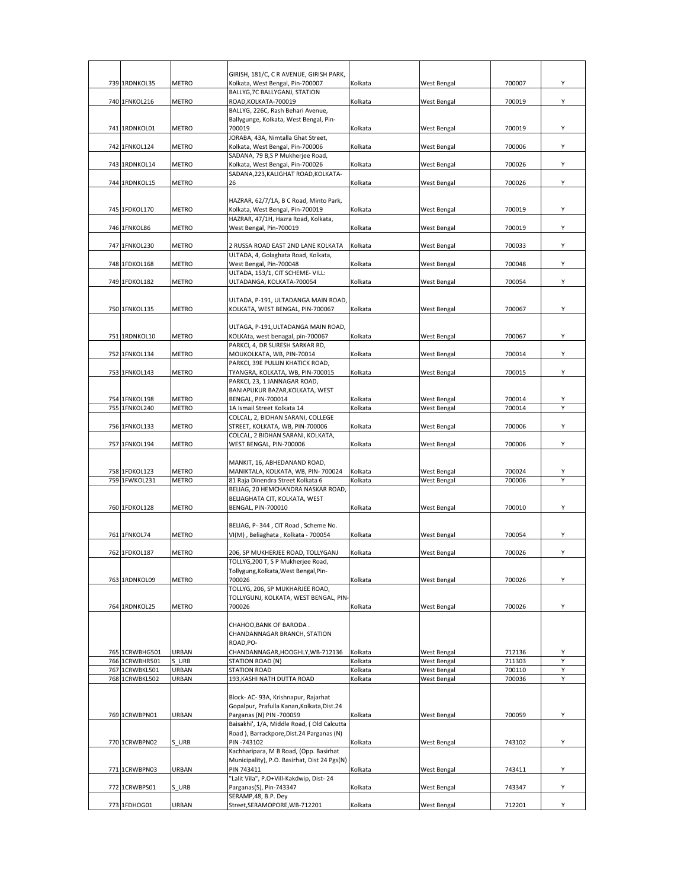| | | | | | | | |
|---|---|---|---|---|---|---|---|
| 739 | 1RDNKOL35 | METRO | GIRISH, 181/C, C R AVENUE, GIRISH PARK, Kolkata, West Bengal, Pin-700007 | Kolkata | West Bengal | 700007 | Y |
| 740 | 1FNKOL216 | METRO | BALLYG,7C BALLYGANJ, STATION ROAD,KOLKATA-700019 | Kolkata | West Bengal | 700019 | Y |
| 741 | 1RDNKOL01 | METRO | BALLYG, 226C, Rash Behari Avenue, Ballygunge, Kolkata, West Bengal, Pin-700019 | Kolkata | West Bengal | 700019 | Y |
| 742 | 1FNKOL124 | METRO | JORABA, 43A, Nimtalla Ghat Street, Kolkata, West Bengal, Pin-700006 | Kolkata | West Bengal | 700006 | Y |
| 743 | 1RDNKOL14 | METRO | SADANA, 79 B,S P Mukherjee Road, Kolkata, West Bengal, Pin-700026 | Kolkata | West Bengal | 700026 | Y |
| 744 | 1RDNKOL15 | METRO | SADANA,223,KALIGHAT ROAD,KOLKATA-26 | Kolkata | West Bengal | 700026 | Y |
| 745 | 1FDKOL170 | METRO | HAZRAR, 62/7/1A, B C Road, Minto Park, Kolkata, West Bengal, Pin-700019 | Kolkata | West Bengal | 700019 | Y |
| 746 | 1FNKOL86 | METRO | HAZRAR, 47/1H, Hazra Road, Kolkata, West Bengal, Pin-700019 | Kolkata | West Bengal | 700019 | Y |
| 747 | 1FNKOL230 | METRO | 2 RUSSA ROAD EAST 2ND LANE KOLKATA | Kolkata | West Bengal | 700033 | Y |
| 748 | 1FDKOL168 | METRO | ULTADA, 4, Golaghata Road, Kolkata, West Bengal, Pin-700048 | Kolkata | West Bengal | 700048 | Y |
| 749 | 1FDKOL182 | METRO | ULTADA, 153/1, CIT SCHEME- VILL: ULTADANGA, KOLKATA-700054 | Kolkata | West Bengal | 700054 | Y |
| 750 | 1FNKOL135 | METRO | ULTADA, P-191, ULTADANGA MAIN ROAD, KOLKATA, WEST BENGAL, PIN-700067 | Kolkata | West Bengal | 700067 | Y |
| 751 | 1RDNKOL10 | METRO | ULTAGA, P-191,ULTADANGA MAIN ROAD, KOLKAta, west benagal, pin-700067 | Kolkata | West Bengal | 700067 | Y |
| 752 | 1FNKOL134 | METRO | PARKCI, 4, DR SURESH SARKAR RD, MOUKOLKATA, WB, PIN-70014 | Kolkata | West Bengal | 700014 | Y |
| 753 | 1FNKOL143 | METRO | PARKCI, 39E PULLIN KHATICK ROAD, TYANGRA, KOLKATA, WB, PIN-700015 | Kolkata | West Bengal | 700015 | Y |
| 754 | 1FNKOL198 | METRO | PARKCI, 23, 1 JANNAGAR ROAD, BANIAPUKUR BAZAR,KOLKATA, WEST BENGAL, PIN-700014 | Kolkata | West Bengal | 700014 | Y |
| 755 | 1FNKOL240 | METRO | 1A Ismail Street Kolkata 14 | Kolkata | West Bengal | 700014 | Y |
| 756 | 1FNKOL133 | METRO | COLCAL, 2, BIDHAN SARANI, COLLEGE STREET, KOLKATA, WB, PIN-700006 | Kolkata | West Bengal | 700006 | Y |
| 757 | 1FNKOL194 | METRO | COLCAL, 2 BIDHAN SARANI, KOLKATA, WEST BENGAL, PIN-700006 | Kolkata | West Bengal | 700006 | Y |
| 758 | 1FDKOL123 | METRO | MANKIT, 16, ABHEDANAND ROAD, MANIKTALA, KOLKATA, WB, PIN- 700024 | Kolkata | West Bengal | 700024 | Y |
| 759 | 1FWKOL231 | METRO | 81 Raja Dinendra Street Kolkata 6 | Kolkata | West Bengal | 700006 | Y |
| 760 | 1FDKOL128 | METRO | BELIAG, 20 HEMCHANDRA NASKAR ROAD, BELIAGHATA CIT, KOLKATA, WEST BENGAL, PIN-700010 | Kolkata | West Bengal | 700010 | Y |
| 761 | 1FNKOL74 | METRO | BELIAG, P- 344 , CIT Road , Scheme No. VI(M) , Beliaghata , Kolkata - 700054 | Kolkata | West Bengal | 700054 | Y |
| 762 | 1FDKOL187 | METRO | 206, SP MUKHERJEE ROAD, TOLLYGANJ | Kolkata | West Bengal | 700026 | Y |
| 763 | 1RDNKOL09 | METRO | TOLLYG,200 T, S P Mukherjee Road, Tollygung,Kolkata,West Bengal,Pin-700026 | Kolkata | West Bengal | 700026 | Y |
| 764 | 1RDNKOL25 | METRO | TOLLYG, 206, SP MUKHARJEE ROAD, TOLLYGUNJ, KOLKATA, WEST BENGAL, PIN-700026 | Kolkata | West Bengal | 700026 | Y |
| 765 | 1CRWBHG501 | URBAN | CHAHOO,BANK OF BARODA . CHANDANNAGAR BRANCH, STATION ROAD,PO-CHANDANNAGAR,HOOGHLY,WB-712136 | Kolkata | West Bengal | 712136 | Y |
| 766 | 1CRWBHR501 | S_URB | STATION ROAD (N) | Kolkata | West Bengal | 711303 | Y |
| 767 | 1CRWBKL501 | URBAN | STATION ROAD | Kolkata | West Bengal | 700110 | Y |
| 768 | 1CRWBKL502 | URBAN | 193,KASHI NATH DUTTA ROAD | Kolkata | West Bengal | 700036 | Y |
| 769 | 1CRWBPN01 | URBAN | Block- AC- 93A, Krishnapur, Rajarhat Gopalpur, Prafulla Kanan,Kolkata,Dist.24 Parganas (N) PIN -700059 | Kolkata | West Bengal | 700059 | Y |
| 770 | 1CRWBPN02 | S_URB | Baisakhi', 1/A, Middle Road, ( Old Calcutta Road ), Barrackpore,Dist.24 Parganas (N) PIN -743102 | Kolkata | West Bengal | 743102 | Y |
| 771 | 1CRWBPN03 | URBAN | Kachharipara, M B Road, (Opp. Basirhat Municipality), P.O. Basirhat, Dist 24 Pgs(N) PIN 743411 | Kolkata | West Bengal | 743411 | Y |
| 772 | 1CRWBPS01 | S_URB | "Lalit Vila", P.O+Vill-Kakdwip, Dist- 24 Parganas(S), Pin-743347 | Kolkata | West Bengal | 743347 | Y |
| 773 | 1FDHOG01 | URBAN | SERAMP,48, B.P. Dey Street,SERAMPORE,WB-712201 | Kolkata | West Bengal | 712201 | Y |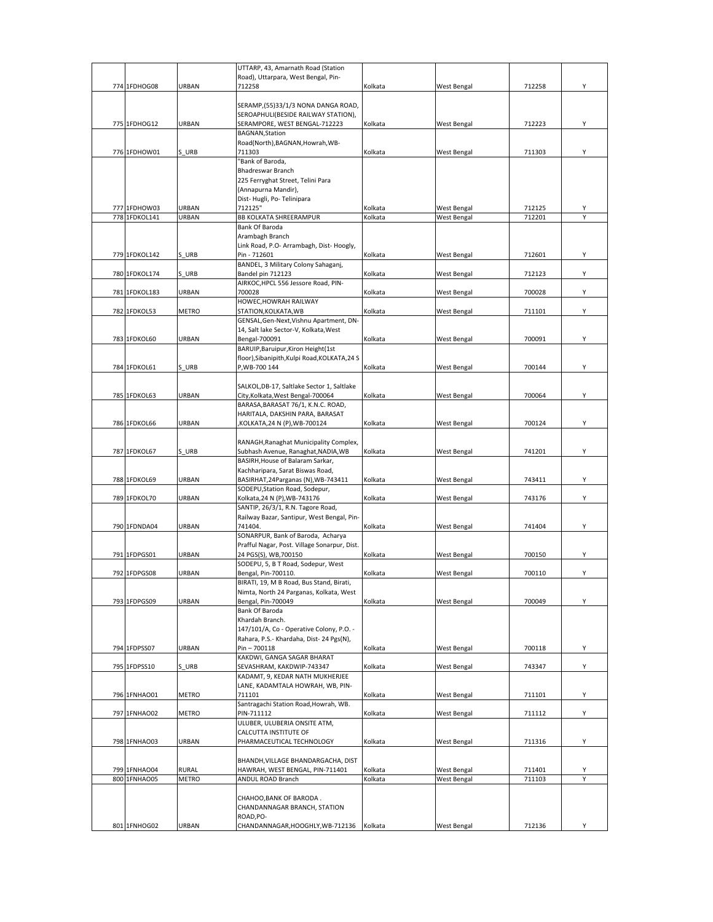| | | | | | | | |
|---|---|---|---|---|---|---|---|
| 774 | 1FDHOG08 | URBAN | UTTARP, 43, Amarnath Road (Station Road), Uttarpara, West Bengal, Pin-712258 | Kolkata | West Bengal | 712258 | Y |
| 775 | 1FDHOG12 | URBAN | SERAMP,(55)33/1/3 NONA DANGA ROAD, SEROAPHULI(BESIDE RAILWAY STATION), SERAMPORE, WEST BENGAL-712223 | Kolkata | West Bengal | 712223 | Y |
| 776 | 1FDHOW01 | S_URB | BAGNAN,Station Road(North),BAGNAN,Howrah,WB-711303 | Kolkata | West Bengal | 711303 | Y |
| 777 | 1FDHOW03 | URBAN | "Bank of Baroda, Bhadreswar Branch 225 Ferryghat Street, Telini Para (Annapurna Mandir), Dist- Hugli, Po- Telinipara 712125" | Kolkata | West Bengal | 712125 | Y |
| 778 | 1FDKOL141 | URBAN | BB KOLKATA SHREERAMPUR | Kolkata | West Bengal | 712201 | Y |
| 779 | 1FDKOL142 | S_URB | Bank Of Baroda Arambagh Branch Link Road, P.O- Arrambagh, Dist- Hoogly, Pin - 712601 | Kolkata | West Bengal | 712601 | Y |
| 780 | 1FDKOL174 | S_URB | BANDEL, 3 Military Colony Sahaganj, Bandel pin 712123 | Kolkata | West Bengal | 712123 | Y |
| 781 | 1FDKOL183 | URBAN | AIRKOC,HPCL 556 Jessore Road, PIN-700028 | Kolkata | West Bengal | 700028 | Y |
| 782 | 1FDKOL53 | METRO | HOWEC,HOWRAH RAILWAY STATION,KOLKATA,WB | Kolkata | West Bengal | 711101 | Y |
| 783 | 1FDKOL60 | URBAN | GENSAL,Gen-Next,Vishnu Apartment, DN-14, Salt lake Sector-V, Kolkata,West Bengal-700091 | Kolkata | West Bengal | 700091 | Y |
| 784 | 1FDKOL61 | S_URB | BARUIP,Baruipur,Kiron Height(1st floor),Sibanipith,Kulpi Road,KOLKATA,24 S P,WB-700 144 | Kolkata | West Bengal | 700144 | Y |
| 785 | 1FDKOL63 | URBAN | SALKOL,DB-17, Saltlake Sector 1, Saltlake City,Kolkata,West Bengal-700064 | Kolkata | West Bengal | 700064 | Y |
| 786 | 1FDKOL66 | URBAN | BARASA,BARASAT 76/1, K.N.C. ROAD, HARITALA, DAKSHIN PARA, BARASAT ,KOLKATA,24 N (P),WB-700124 | Kolkata | West Bengal | 700124 | Y |
| 787 | 1FDKOL67 | S_URB | RANAGH,Ranaghat Municipality Complex, Subhash Avenue, Ranaghat,NADIA,WB | Kolkata | West Bengal | 741201 | Y |
| 788 | 1FDKOL69 | URBAN | BASIRH,House of Balaram Sarkar, Kachharipara, Sarat Biswas Road, BASIRHAT,24Parganas (N),WB-743411 | Kolkata | West Bengal | 743411 | Y |
| 789 | 1FDKOL70 | URBAN | SODEPU,Station Road, Sodepur, Kolkata,24 N (P),WB-743176 | Kolkata | West Bengal | 743176 | Y |
| 790 | 1FDNDA04 | URBAN | SANTIP, 26/3/1, R.N. Tagore Road, Railway Bazar, Santipur, West Bengal, Pin-741404. | Kolkata | West Bengal | 741404 | Y |
| 791 | 1FDPGS01 | URBAN | SONARPUR, Bank of Baroda, Acharya Prafful Nagar, Post. Village Sonarpur, Dist. 24 PGS(S), WB,700150 | Kolkata | West Bengal | 700150 | Y |
| 792 | 1FDPGS08 | URBAN | SODEPU, 5, B T Road, Sodepur, West Bengal, Pin-700110. | Kolkata | West Bengal | 700110 | Y |
| 793 | 1FDPGS09 | URBAN | BIRATI, 19, M B Road, Bus Stand, Birati, Nimta, North 24 Parganas, Kolkata, West Bengal, Pin-700049 | Kolkata | West Bengal | 700049 | Y |
| 794 | 1FDPSS07 | URBAN | Bank Of Baroda Khardah Branch. 147/101/A, Co - Operative Colony, P.O. - Rahara, P.S.- Khardaha, Dist- 24 Pgs(N), Pin – 700118 | Kolkata | West Bengal | 700118 | Y |
| 795 | 1FDPSS10 | S_URB | KAKDWI, GANGA SAGAR BHARAT SEVASHRAM, KAKDWIP-743347 | Kolkata | West Bengal | 743347 | Y |
| 796 | 1FNHAO01 | METRO | KADAMT, 9, KEDAR NATH MUKHERJEE LANE, KADAMTALA HOWRAH, WB, PIN-711101 | Kolkata | West Bengal | 711101 | Y |
| 797 | 1FNHAO02 | METRO | Santragachi Station Road,Howrah, WB. PIN-711112 | Kolkata | West Bengal | 711112 | Y |
| 798 | 1FNHAO03 | URBAN | ULUBER, ULUBERIA ONSITE ATM, CALCUTTA INSTITUTE OF PHARMACEUTICAL TECHNOLOGY | Kolkata | West Bengal | 711316 | Y |
| 799 | 1FNHAO04 | RURAL | BHANDH,VILLAGE BHANDARGACHA, DIST HAWRAH, WEST BENGAL, PIN-711401 | Kolkata | West Bengal | 711401 | Y |
| 800 | 1FNHAO05 | METRO | ANDUL ROAD Branch | Kolkata | West Bengal | 711103 | Y |
| 801 | 1FNHOG02 | URBAN | CHAHOO,BANK OF BARODA . CHANDANNAGAR BRANCH, STATION ROAD,PO-CHANDANNAGAR,HOOGHLY,WB-712136 | Kolkata | West Bengal | 712136 | Y |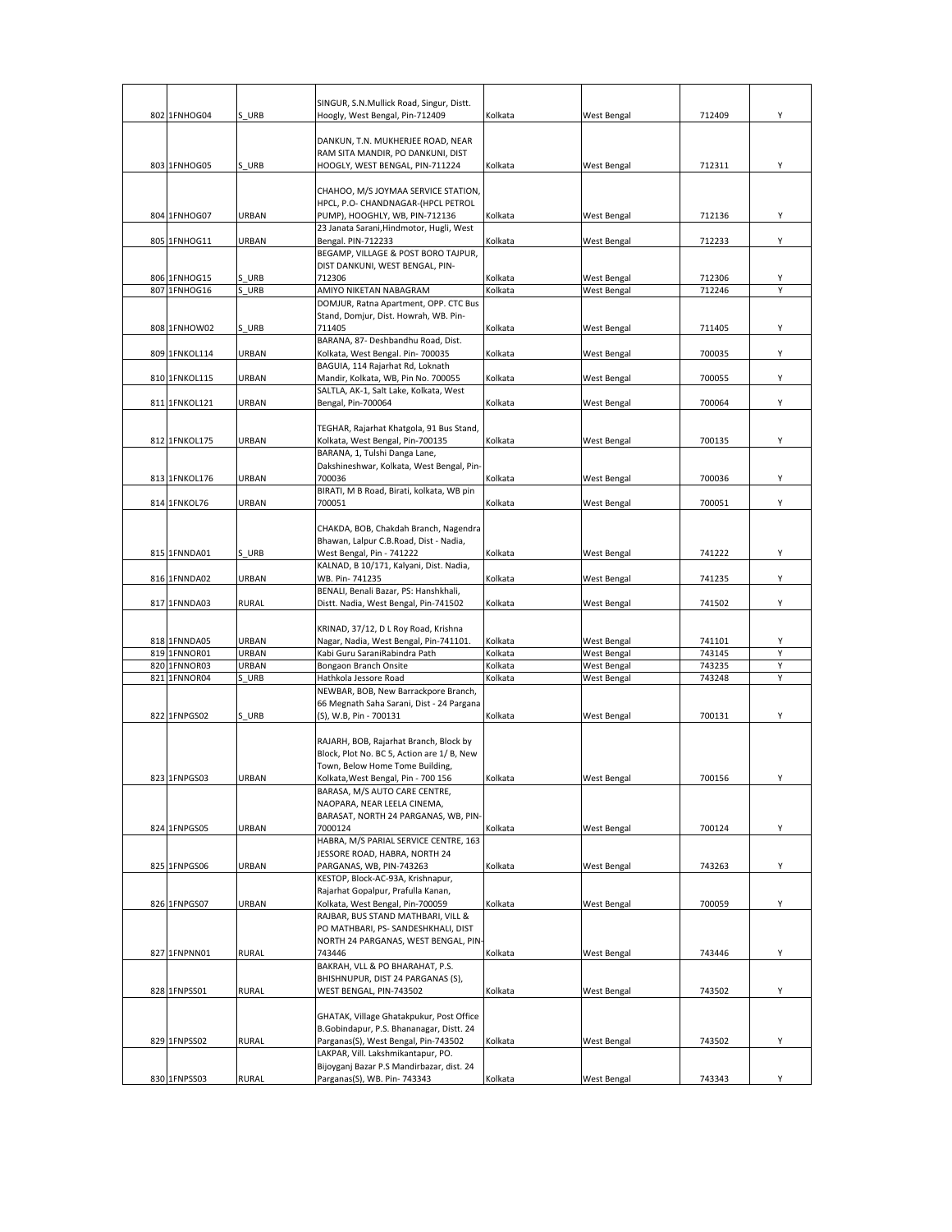| | | | | | | | |
|---|---|---|---|---|---|---|---|
| 802 | 1FNHOG04 | S_URB | SINGUR, S.N.Mullick Road, Singur, Distt. Hoogly, West Bengal, Pin-712409 | Kolkata | West Bengal | 712409 | Y |
| 803 | 1FNHOG05 | S_URB | DANKUN, T.N. MUKHERJEE ROAD, NEAR RAM SITA MANDIR, PO DANKUNI, DIST HOOGLY, WEST BENGAL, PIN-711224 | Kolkata | West Bengal | 712311 | Y |
| 804 | 1FNHOG07 | URBAN | CHAHOO, M/S JOYMAA SERVICE STATION, HPCL, P.O- CHANDNAGAR-(HPCL PETROL PUMP), HOOGHLY, WB, PIN-712136 | Kolkata | West Bengal | 712136 | Y |
| 805 | 1FNHOG11 | URBAN | 23 Janata Sarani,Hindmotor, Hugli, West Bengal. PIN-712233 | Kolkata | West Bengal | 712233 | Y |
| 806 | 1FNHOG15 | S_URB | BEGAMP, VILLAGE & POST BORO TAJPUR, DIST DANKUNI, WEST BENGAL, PIN-712306 | Kolkata | West Bengal | 712306 | Y |
| 807 | 1FNHOG16 | S_URB | AMIYO NIKETAN NABAGRAM | Kolkata | West Bengal | 712246 | Y |
| 808 | 1FNHOW02 | S_URB | DOMJUR, Ratna Apartment, OPP. CTC Bus Stand, Domjur, Dist. Howrah, WB. Pin-711405 | Kolkata | West Bengal | 711405 | Y |
| 809 | 1FNKOL114 | URBAN | BARANA, 87- Deshbandhu Road, Dist. Kolkata, West Bengal. Pin- 700035 | Kolkata | West Bengal | 700035 | Y |
| 810 | 1FNKOL115 | URBAN | BAGUIA, 114 Rajarhat Rd, Loknath Mandir, Kolkata, WB, Pin No. 700055 | Kolkata | West Bengal | 700055 | Y |
| 811 | 1FNKOL121 | URBAN | SALTLA, AK-1, Salt Lake, Kolkata, West Bengal, Pin-700064 | Kolkata | West Bengal | 700064 | Y |
| 812 | 1FNKOL175 | URBAN | TEGHAR, Rajarhat Khatgola, 91 Bus Stand, Kolkata, West Bengal, Pin-700135 | Kolkata | West Bengal | 700135 | Y |
| 813 | 1FNKOL176 | URBAN | BARANA, 1, Tulshi Danga Lane, Dakshineshwar, Kolkata, West Bengal, Pin-700036 | Kolkata | West Bengal | 700036 | Y |
| 814 | 1FNKOL76 | URBAN | BIRATI, M B Road, Birati, kolkata, WB pin 700051 | Kolkata | West Bengal | 700051 | Y |
| 815 | 1FNNDA01 | S_URB | CHAKDA, BOB, Chakdah Branch, Nagendra Bhawan, Lalpur C.B.Road, Dist - Nadia, West Bengal, Pin - 741222 | Kolkata | West Bengal | 741222 | Y |
| 816 | 1FNNDA02 | URBAN | KALNAD, B 10/171, Kalyani, Dist. Nadia, WB. Pin- 741235 | Kolkata | West Bengal | 741235 | Y |
| 817 | 1FNNDA03 | RURAL | BENALI, Benali Bazar, PS: Hanshkhali, Distt. Nadia, West Bengal, Pin-741502 | Kolkata | West Bengal | 741502 | Y |
| 818 | 1FNNDA05 | URBAN | KRINAD, 37/12, D L Roy Road, Krishna Nagar, Nadia, West Bengal, Pin-741101. | Kolkata | West Bengal | 741101 | Y |
| 819 | 1FNNOR01 | URBAN | Kabi Guru SaraniRabindra Path | Kolkata | West Bengal | 743145 | Y |
| 820 | 1FNNOR03 | URBAN | Bongaon Branch Onsite | Kolkata | West Bengal | 743235 | Y |
| 821 | 1FNNOR04 | S_URB | Hathkola Jessore Road | Kolkata | West Bengal | 743248 | Y |
| 822 | 1FNPGS02 | S_URB | NEWBAR, BOB, New Barrackpore Branch, 66 Megnath Saha Sarani, Dist - 24 Pargana (S), W.B, Pin - 700131 | Kolkata | West Bengal | 700131 | Y |
| 823 | 1FNPGS03 | URBAN | RAJARH, BOB, Rajarhat Branch, Block by Block, Plot No. BC 5, Action are 1/ B, New Town, Below Home Tome Building, Kolkata,West Bengal, Pin - 700 156 | Kolkata | West Bengal | 700156 | Y |
| 824 | 1FNPGS05 | URBAN | BARASA, M/S AUTO CARE CENTRE, NAOPARA, NEAR LEELA CINEMA, BARASAT, NORTH 24 PARGANAS, WB, PIN-7000124 | Kolkata | West Bengal | 700124 | Y |
| 825 | 1FNPGS06 | URBAN | HABRA, M/S PARIAL SERVICE CENTRE, 163 JESSORE ROAD, HABRA, NORTH 24 PARGANAS, WB, PIN-743263 | Kolkata | West Bengal | 743263 | Y |
| 826 | 1FNPGS07 | URBAN | KESTOP, Block-AC-93A, Krishnapur, Rajarhat Gopalpur, Prafulla Kanan, Kolkata, West Bengal, Pin-700059 | Kolkata | West Bengal | 700059 | Y |
| 827 | 1FNPNN01 | RURAL | RAJBAR, BUS STAND MATHBARI, VILL & PO MATHBARI, PS- SANDESHKHALI, DIST NORTH 24 PARGANAS, WEST BENGAL, PIN-743446 | Kolkata | West Bengal | 743446 | Y |
| 828 | 1FNPSS01 | RURAL | BAKRAH, VLL & PO BHARAHAT, P.S. BHISHNUPUR, DIST 24 PARGANAS (S), WEST BENGAL, PIN-743502 | Kolkata | West Bengal | 743502 | Y |
| 829 | 1FNPSS02 | RURAL | GHATAK, Village Ghatakpukur, Post Office B.Gobindapur, P.S. Bhananagar, Distt. 24 Parganas(S), West Bengal, Pin-743502 | Kolkata | West Bengal | 743502 | Y |
| 830 | 1FNPSS03 | RURAL | LAKPAR, Vill. Lakshmikantapur, PO. Bijoyganj Bazar P.S Mandirbazar, dist. 24 Parganas(S), WB. Pin- 743343 | Kolkata | West Bengal | 743343 | Y |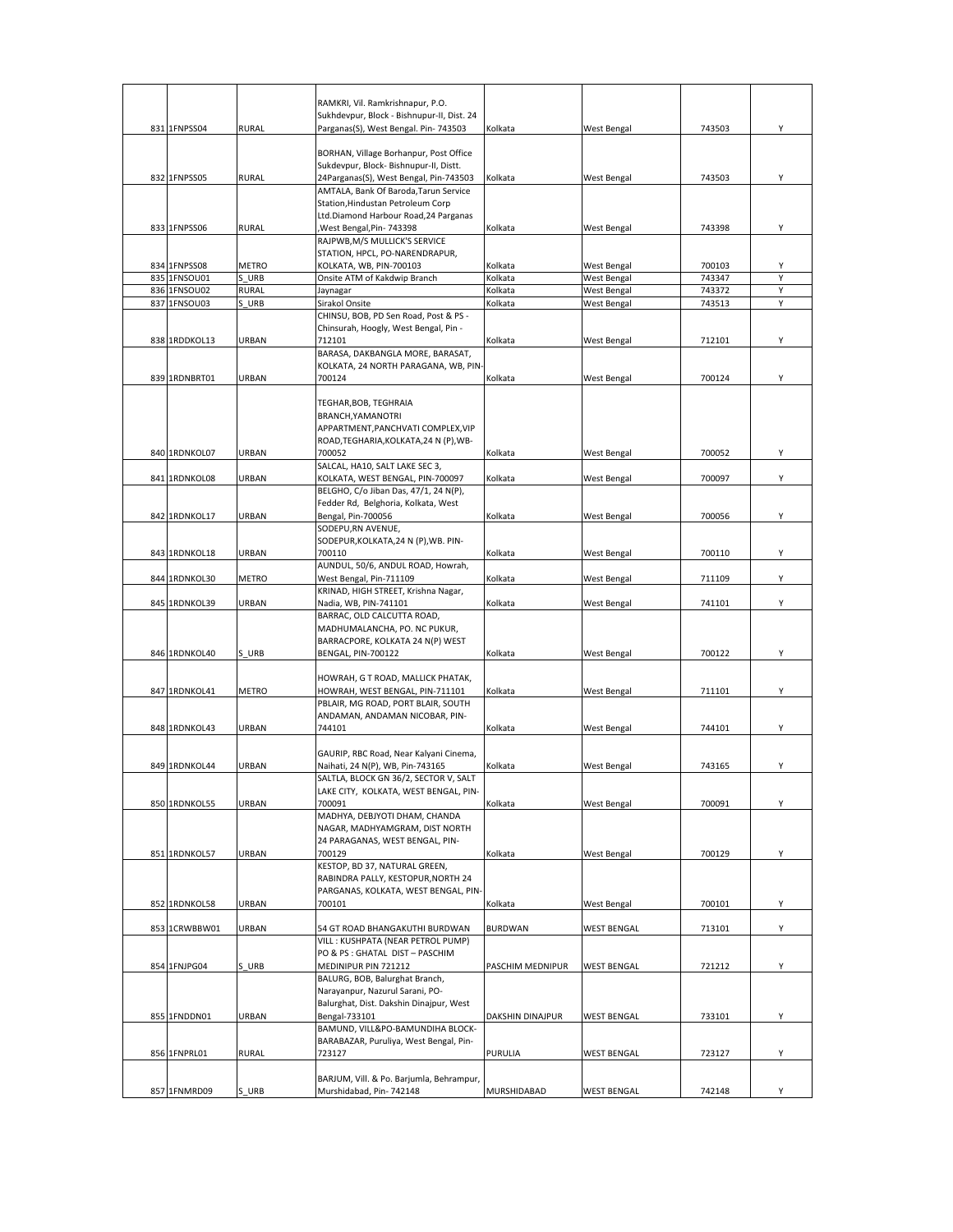| | | | | | | | |
|---|---|---|---|---|---|---|---|
| 831 | 1FNPSS04 | RURAL | RAMKRI, Vil. Ramkrishnapur, P.O. Sukhdevpur, Block - Bishnupur-II, Dist. 24 Parganas(S), West Bengal. Pin- 743503 | Kolkata | West Bengal | 743503 | Y |
| 832 | 1FNPSS05 | RURAL | BORHAN, Village Borhanpur, Post Office Sukdevpur, Block- Bishnupur-II, Distt. 24Parganas(S), West Bengal, Pin-743503 | Kolkata | West Bengal | 743503 | Y |
| 833 | 1FNPSS06 | RURAL | AMTALA, Bank Of Baroda,Tarun Service Station,Hindustan Petroleum Corp Ltd.Diamond Harbour Road,24 Parganas ,West Bengal,Pin- 743398 | Kolkata | West Bengal | 743398 | Y |
| 834 | 1FNPSS08 | METRO | RAJPWB,M/S MULLICK'S SERVICE STATION, HPCL, PO-NARENDRAPUR, KOLKATA, WB, PIN-700103 | Kolkata | West Bengal | 700103 | Y |
| 835 | 1FNSOU01 | S_URB | Onsite ATM of Kakdwip Branch | Kolkata | West Bengal | 743347 | Y |
| 836 | 1FNSOU02 | RURAL | Jaynagar | Kolkata | West Bengal | 743372 | Y |
| 837 | 1FNSOU03 | S_URB | Sirakol Onsite | Kolkata | West Bengal | 743513 | Y |
| 838 | 1RDDKOL13 | URBAN | CHINSU, BOB, PD Sen Road, Post & PS - Chinsurah, Hoogly, West Bengal, Pin - 712101 | Kolkata | West Bengal | 712101 | Y |
| 839 | 1RDNBRT01 | URBAN | BARASA, DAKBANGLA MORE, BARASAT, KOLKATA, 24 NORTH PARAGANA, WB, PIN-700124 | Kolkata | West Bengal | 700124 | Y |
| 840 | 1RDNKOL07 | URBAN | TEGHAR,BOB, TEGHRAIA BRANCH,YAMANOTRI APPARTMENT,PANCHVATI COMPLEX,VIP ROAD,TEGHARIA,KOLKATA,24 N (P),WB-700052 | Kolkata | West Bengal | 700052 | Y |
| 841 | 1RDNKOL08 | URBAN | SALCAL, HA10, SALT LAKE SEC 3, KOLKATA, WEST BENGAL, PIN-700097 | Kolkata | West Bengal | 700097 | Y |
| 842 | 1RDNKOL17 | URBAN | BELGHO, C/o Jiban Das, 47/1, 24 N(P), Fedder Rd, Belghoria, Kolkata, West Bengal, Pin-700056 | Kolkata | West Bengal | 700056 | Y |
| 843 | 1RDNKOL18 | URBAN | SODEPU,RN AVENUE, SODEPUR,KOLKATA,24 N (P),WB. PIN-700110 | Kolkata | West Bengal | 700110 | Y |
| 844 | 1RDNKOL30 | METRO | AUNDUL, 50/6, ANDUL ROAD, Howrah, West Bengal, Pin-711109 | Kolkata | West Bengal | 711109 | Y |
| 845 | 1RDNKOL39 | URBAN | KRINAD, HIGH STREET, Krishna Nagar, Nadia, WB, PIN-741101 | Kolkata | West Bengal | 741101 | Y |
| 846 | 1RDNKOL40 | S_URB | BARRAC, OLD CALCUTTA ROAD, MADHUMALANCHA, PO. NC PUKUR, BARRACPORE, KOLKATA 24 N(P) WEST BENGAL, PIN-700122 | Kolkata | West Bengal | 700122 | Y |
| 847 | 1RDNKOL41 | METRO | HOWRAH, G T ROAD, MALLICK PHATAK, HOWRAH, WEST BENGAL, PIN-711101 | Kolkata | West Bengal | 711101 | Y |
| 848 | 1RDNKOL43 | URBAN | PBLAIR, MG ROAD, PORT BLAIR, SOUTH ANDAMAN, ANDAMAN NICOBAR, PIN-744101 | Kolkata | West Bengal | 744101 | Y |
| 849 | 1RDNKOL44 | URBAN | GAURIP, RBC Road, Near Kalyani Cinema, Naihati, 24 N(P), WB, Pin-743165 | Kolkata | West Bengal | 743165 | Y |
| 850 | 1RDNKOL55 | URBAN | SALTLA, BLOCK GN 36/2, SECTOR V, SALT LAKE CITY, KOLKATA, WEST BENGAL, PIN-700091 | Kolkata | West Bengal | 700091 | Y |
| 851 | 1RDNKOL57 | URBAN | MADHYA, DEBJYOTI DHAM, CHANDA NAGAR, MADHYAMGRAM, DIST NORTH 24 PARAGANAS, WEST BENGAL, PIN-700129 | Kolkata | West Bengal | 700129 | Y |
| 852 | 1RDNKOL58 | URBAN | KESTOP, BD 37, NATURAL GREEN, RABINDRA PALLY, KESTOPUR,NORTH 24 PARGANAS, KOLKATA, WEST BENGAL, PIN-700101 | Kolkata | West Bengal | 700101 | Y |
| 853 | 1CRWBBW01 | URBAN | 54 GT ROAD BHANGAKUTHI BURDWAN | BURDWAN | WEST BENGAL | 713101 | Y |
| 854 | 1FNJPG04 | S_URB | VILL : KUSHPATA (NEAR PETROL PUMP) PO & PS : GHATAL DIST – PASCHIM MEDINIPUR PIN 721212 | PASCHIM MEDNIPUR | WEST BENGAL | 721212 | Y |
| 855 | 1FNDDN01 | URBAN | BALURG, BOB, Balurghat Branch, Narayanpur, Nazurul Sarani, PO-Balurghat, Dist. Dakshin Dinajpur, West Bengal-733101 | DAKSHIN DINAJPUR | WEST BENGAL | 733101 | Y |
| 856 | 1FNPRL01 | RURAL | BAMUND, VILL&PO-BAMUNDIHA BLOCK-BARABAZAR, Puruliya, West Bengal, Pin-723127 | PURULIA | WEST BENGAL | 723127 | Y |
| 857 | 1FNMRD09 | S_URB | BARJUM, Vill. & Po. Barjumla, Behrampur, Murshidabad, Pin- 742148 | MURSHIDABAD | WEST BENGAL | 742148 | Y |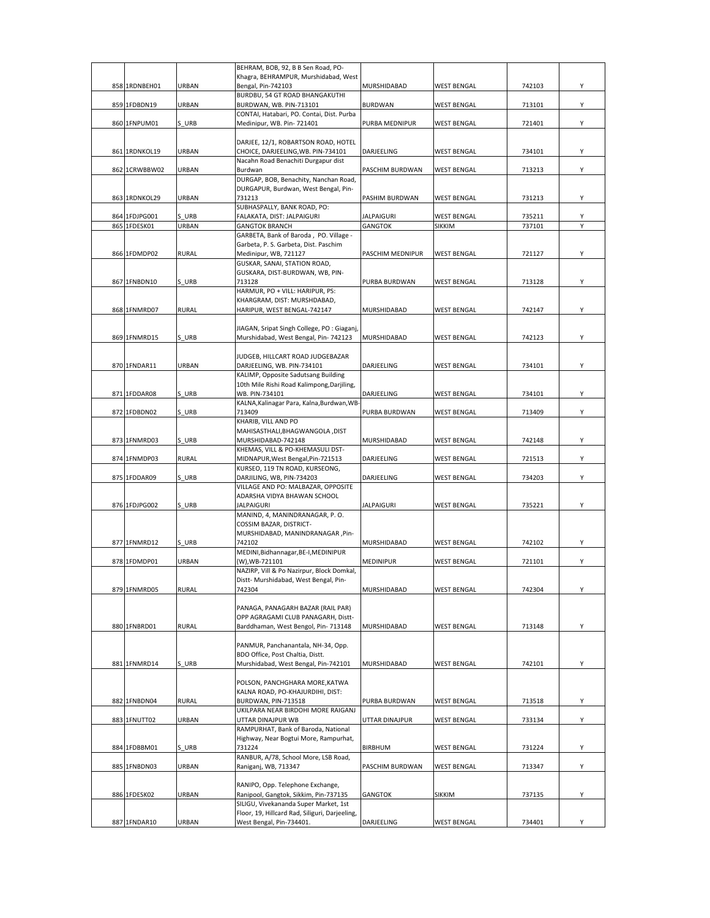| 858 | 1RDNBEH01 | URBAN | BEHRAM, BOB, 92, B B Sen Road, PO-Khagra, BEHRAMPUR, Murshidabad, West Bengal, Pin-742103 | MURSHIDABAD | WEST BENGAL | 742103 | Y |
|---|---|---|---|---|---|---|---|
| 859 | 1FDBDN19 | URBAN | BURDBU, 54 GT ROAD BHANGAKUTHI BURDWAN, WB. PIN-713101 | BURDWAN | WEST BENGAL | 713101 | Y |
| 860 | 1FNPUM01 | S_URB | CONTAI, Hatabari, PO. Contai, Dist. Purba Medinipur, WB. Pin- 721401 | PURBA MEDNIPUR | WEST BENGAL | 721401 | Y |
| 861 | 1RDNKOL19 | URBAN | DARJEE, 12/1, ROBARTSON ROAD, HOTEL CHOICE, DARJEELING,WB. PIN-734101 | DARJEELING | WEST BENGAL | 734101 | Y |
| 862 | 1CRWBBW02 | URBAN | Nacahn Road Benachiti Durgapur dist Burdwan | PASCHIM BURDWAN | WEST BENGAL | 713213 | Y |
| 863 | 1RDNKOL29 | URBAN | DURGAP, BOB, Benachity, Nanchan Road, DURGAPUR, Burdwan, West Bengal, Pin-731213 | PASHIM BURDWAN | WEST BENGAL | 731213 | Y |
| 864 | 1FDJPG001 | S_URB | SUBHASPALLY, BANK ROAD, PO: FALAKATA, DIST: JALPAIGURI | JALPAIGURI | WEST BENGAL | 735211 | Y |
| 865 | 1FDESK01 | URBAN | GANGTOK BRANCH | GANGTOK | SIKKIM | 737101 | Y |
| 866 | 1FDMDP02 | RURAL | GARBETA, Bank of Baroda , PO. Village - Garbeta, P. S. Garbeta, Dist. Paschim Medinipur, WB, 721127 | PASCHIM MEDNIPUR | WEST BENGAL | 721127 | Y |
| 867 | 1FNBDN10 | S_URB | GUSKAR, SANAI, STATION ROAD, GUSKARA, DIST-BURDWAN, WB, PIN-713128 | PURBA BURDWAN | WEST BENGAL | 713128 | Y |
| 868 | 1FNMRD07 | RURAL | HARMUR, PO + VILL: HARIPUR, PS: KHARGRAM, DIST: MURSHDABAD, HARIPUR, WEST BENGAL-742147 | MURSHIDABAD | WEST BENGAL | 742147 | Y |
| 869 | 1FNMRD15 | S_URB | JIAGAN, Sripat Singh College, PO : Giaganj, Murshidabad, West Bengal, Pin- 742123 | MURSHIDABAD | WEST BENGAL | 742123 | Y |
| 870 | 1FNDAR11 | URBAN | JUDGEB, HILLCART ROAD JUDGEBAZAR DARJEELING, WB. PIN-734101 | DARJEELING | WEST BENGAL | 734101 | Y |
| 871 | 1FDDAR08 | S_URB | KALIMP, Opposite Sadutsang Building 10th Mile Rishi Road Kalimpong,Darjiling, WB. PIN-734101 | DARJEELING | WEST BENGAL | 734101 | Y |
| 872 | 1FDBDN02 | S_URB | KALNA,Kalinagar Para, Kalna,Burdwan,WB-713409 | PURBA BURDWAN | WEST BENGAL | 713409 | Y |
| 873 | 1FNMRD03 | S_URB | KHARIB, VILL AND PO MAHISASTHALI,BHAGWANGOLA ,DIST MURSHIDABAD-742148 | MURSHIDABAD | WEST BENGAL | 742148 | Y |
| 874 | 1FNMDP03 | RURAL | KHEMAS, VILL & PO-KHEMASULI DST-MIDNAPUR,West Bengal,Pin-721513 | DARJEELING | WEST BENGAL | 721513 | Y |
| 875 | 1FDDAR09 | S_URB | KURSEO, 119 TN ROAD, KURSEONG, DARJILING, WB, PIN-734203 | DARJEELING | WEST BENGAL | 734203 | Y |
| 876 | 1FDJPG002 | S_URB | VILLAGE AND PO: MALBAZAR, OPPOSITE ADARSHA VIDYA BHAWAN SCHOOL JALPAIGURI | JALPAIGURI | WEST BENGAL | 735221 | Y |
| 877 | 1FNMRD12 | S_URB | MANIND, 4, MANINDRANAGAR, P. O. COSSIM BAZAR, DISTRICT-MURSHIDABAD, MANINDRANAGAR ,Pin-742102 | MURSHIDABAD | WEST BENGAL | 742102 | Y |
| 878 | 1FDMDP01 | URBAN | MEDINI,Bidhannagar,BE-I,MEDINIPUR (W),WB-721101 | MEDINIPUR | WEST BENGAL | 721101 | Y |
| 879 | 1FNMRD05 | RURAL | NAZIRP, Vill & Po Nazirpur, Block Domkal, Distt- Murshidabad, West Bengal, Pin-742304 | MURSHIDABAD | WEST BENGAL | 742304 | Y |
| 880 | 1FNBRD01 | RURAL | PANAGA, PANAGARH BAZAR (RAIL PAR) OPP AGRAGAMI CLUB PANAGARH, Distt-Barddhaman, West Bengol, Pin- 713148 | MURSHIDABAD | WEST BENGAL | 713148 | Y |
| 881 | 1FNMRD14 | S_URB | PANMUR, Panchanantala, NH-34, Opp. BDO Office, Post Chaltia, Distt. Murshidabad, West Bengal, Pin-742101 | MURSHIDABAD | WEST BENGAL | 742101 | Y |
| 882 | 1FNBDN04 | RURAL | POLSON, PANCHGHARA MORE,KATWA KALNA ROAD, PO-KHAJURDIHI, DIST: BURDWAN, PIN-713518 | PURBA BURDWAN | WEST BENGAL | 713518 | Y |
| 883 | 1FNUTT02 | URBAN | UKILPARA NEAR BIRDOHI MORE RAIGANJ UTTAR DINAJPUR WB | UTTAR DINAJPUR | WEST BENGAL | 733134 | Y |
| 884 | 1FDBBM01 | S_URB | RAMPURHAT, Bank of Baroda, National Highway, Near Bogtui More, Rampurhat, 731224 | BIRBHUM | WEST BENGAL | 731224 | Y |
| 885 | 1FNBDN03 | URBAN | RANBUR, A/78, School More, LSB Road, Raniganj, WB, 713347 | PASCHIM BURDWAN | WEST BENGAL | 713347 | Y |
| 886 | 1FDESK02 | URBAN | RANIPO, Opp. Telephone Exchange, Ranipool, Gangtok, Sikkim, Pin-737135 | GANGTOK | SIKKIM | 737135 | Y |
| 887 | 1FNDAR10 | URBAN | SILIGU, Vivekananda Super Market, 1st Floor, 19, Hillcard Rad, Siliguri, Darjeeling, West Bengal, Pin-734401. | DARJEELING | WEST BENGAL | 734401 | Y |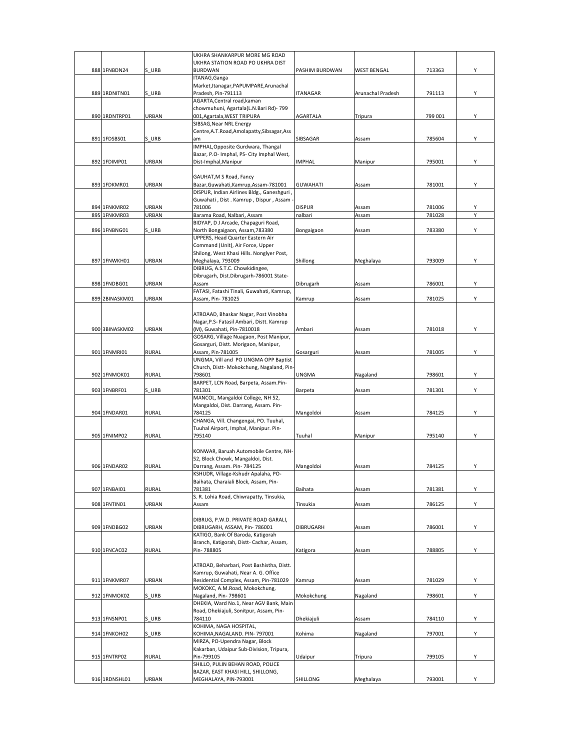| | | | | | | | |
|---|---|---|---|---|---|---|---|
| 888 | 1FNBDN24 | S_URB | UKHRA SHANKARPUR MORE MG ROAD UKHRA STATION ROAD PO UKHRA DIST BURDWAN | PASHIM BURDWAN | WEST BENGAL | 713363 | Y |
| 889 | 1RDNITN01 | S_URB | ITANAG,Ganga Market,Itanagar,PAPUMPARE,Arunachal Pradesh, Pin-791113 | ITANAGAR | Arunachal Pradesh | 791113 | Y |
| 890 | 1RDNTRP01 | URBAN | AGARTA,Central road,kaman chowmuhuni, Agartala(L.N.Bari Rd)- 799 001,Agartala,WEST TRIPURA | AGARTALA | Tripura | 799 001 | Y |
| 891 | 1FDSBS01 | S_URB | SIBSAG,Near NRL Energy Centre,A.T.Road,Amolapatty,Sibsagar,Assam | SIBSAGAR | Assam | 785604 | Y |
| 892 | 1FDIMP01 | URBAN | IMPHAL,Opposite Gurdwara, Thangal Bazar, P.O- Imphal, PS- City Imphal West, Dist-Imphal,Manipur | IMPHAL | Manipur | 795001 | Y |
| 893 | 1FDKMR01 | URBAN | GAUHAT,M S Road, Fancy Bazar,Guwahati,Kamrup,Assam-781001 | GUWAHATI | Assam | 781001 | Y |
| 894 | 1FNKMR02 | URBAN | DISPUR, Indian Airlines Bldg., Ganeshguri , Guwahati , Dist . Kamrup , Dispur , Assam - 781006 | DISPUR | Assam | 781006 | Y |
| 895 | 1FNKMR03 | URBAN | Barama Road, Nalbari, Assam | nalbari | Assam | 781028 | Y |
| 896 | 1FNBNG01 | S_URB | BIDYAP, D J Arcade, Chapaguri Road, North Bongaigaon, Assam,783380 | Bongaigaon | Assam | 783380 | Y |
| 897 | 1FNWKH01 | URBAN | UPPERS, Head Quarter Eastern Air Command (Unit), Air Force, Upper Shilong, West Khasi Hills. Nonglyer Post, Meghalaya, 793009 | Shillong | Meghalaya | 793009 | Y |
| 898 | 1FNDBG01 | URBAN | DIBRUG, A.S.T.C. Chowkidingee, Dibrugarh, Dist.Dibrugarh-786001 State-Assam | Dibrugarh | Assam | 786001 | Y |
| 899 | 2BINASKM01 | URBAN | FATASI, Fatashi Tinali, Guwahati, Kamrup, Assam, Pin- 781025 | Kamrup | Assam | 781025 | Y |
| 900 | 3BINASKM02 | URBAN | ATROAAD, Bhaskar Nagar, Post Vinobha Nagar,P.S- Fatasil Ambari, Distt. Kamrup (M), Guwahati, Pin-7810018 | Ambari | Assam | 781018 | Y |
| 901 | 1FNMRI01 | RURAL | GOSARG, Village Nuagaon, Post Manipur, Gosarguri, Distt. Morigaon, Manipur, Assam, Pin-781005 | Gosarguri | Assam | 781005 | Y |
| 902 | 1FNMOK01 | RURAL | UNGMA, Vill and PO UNGMA OPP Baptist Church, Distt- Mokokchung, Nagaland, Pin-798601 | UNGMA | Nagaland | 798601 | Y |
| 903 | 1FNBRF01 | S_URB | BARPET, LCN Road, Barpeta, Assam.Pin-781301 | Barpeta | Assam | 781301 | Y |
| 904 | 1FNDAR01 | RURAL | MANCOL, Mangaldoi College, NH 52, Mangaldoi, Dist. Darrang, Assam. Pin-784125 | Mangoldoi | Assam | 784125 | Y |
| 905 | 1FNIMP02 | RURAL | CHANGA, Vill. Changengai, PO. Tuuhal, Tuuhal Airport, Imphal, Manipur. Pin-795140 | Tuuhal | Manipur | 795140 | Y |
| 906 | 1FNDAR02 | RURAL | KONWAR, Baruah Automobile Centre, NH-52, Block Chowk, Mangaldoi, Dist. Darrang, Assam. Pin- 784125 | Mangoldoi | Assam | 784125 | Y |
| 907 | 1FNBAI01 | RURAL | KSHUDR, Village-Kshudr Apalaha, PO-Baihata, Charaiali Block, Assam, Pin-781381 | Baihata | Assam | 781381 | Y |
| 908 | 1FNTIN01 | URBAN | S. R. Lohia Road, Chiwrapatty, Tinsukia, Assam | Tinsukia | Assam | 786125 | Y |
| 909 | 1FNDBG02 | URBAN | DIBRUG, P.W.D. PRIVATE ROAD GARALI, DIBRUGARH, ASSAM, Pin- 786001 | DIBRUGARH | Assam | 786001 | Y |
| 910 | 1FNCAC02 | RURAL | KATIGO, Bank Of Baroda, Katigorah Branch, Katigorah, Distt- Cachar, Assam, Pin- 788805 | Katigora | Assam | 788805 | Y |
| 911 | 1FNKMR07 | URBAN | ATROAD, Beharbari, Post Bashistha, Distt. Kamrup, Guwahati, Near A. G. Office Residential Complex, Assam, Pin-781029 | Kamrup | Assam | 781029 | Y |
| 912 | 1FNMOK02 | S_URB | MOKOKC, A.M.Road, Mokokchung, Nagaland, Pin- 798601 | Mokokchung | Nagaland | 798601 | Y |
| 913 | 1FNSNP01 | S_URB | DHEKIA, Ward No.1, Near AGV Bank, Main Road, Dhekiajuli, Sonitpur, Assam, Pin-784110 | Dhekiajuli | Assam | 784110 | Y |
| 914 | 1FNKOH02 | S_URB | KOHIMA, NAGA HOSPITAL, KOHIMA,NAGALAND. PIN- 797001 | Kohima | Nagaland | 797001 | Y |
| 915 | 1FNTRP02 | RURAL | MIRZA, PO-Upendra Nagar, Block Kakarban, Udaipur Sub-Division, Tripura, Pin-799105 | Udaipur | Tripura | 799105 | Y |
| 916 | 1RDNSHL01 | URBAN | SHILLO, PULIN BEHAN ROAD, POLICE BAZAR, EAST KHASI HILL, SHILLONG, MEGHALAYA, PIN-793001 | SHILLONG | Meghalaya | 793001 | Y |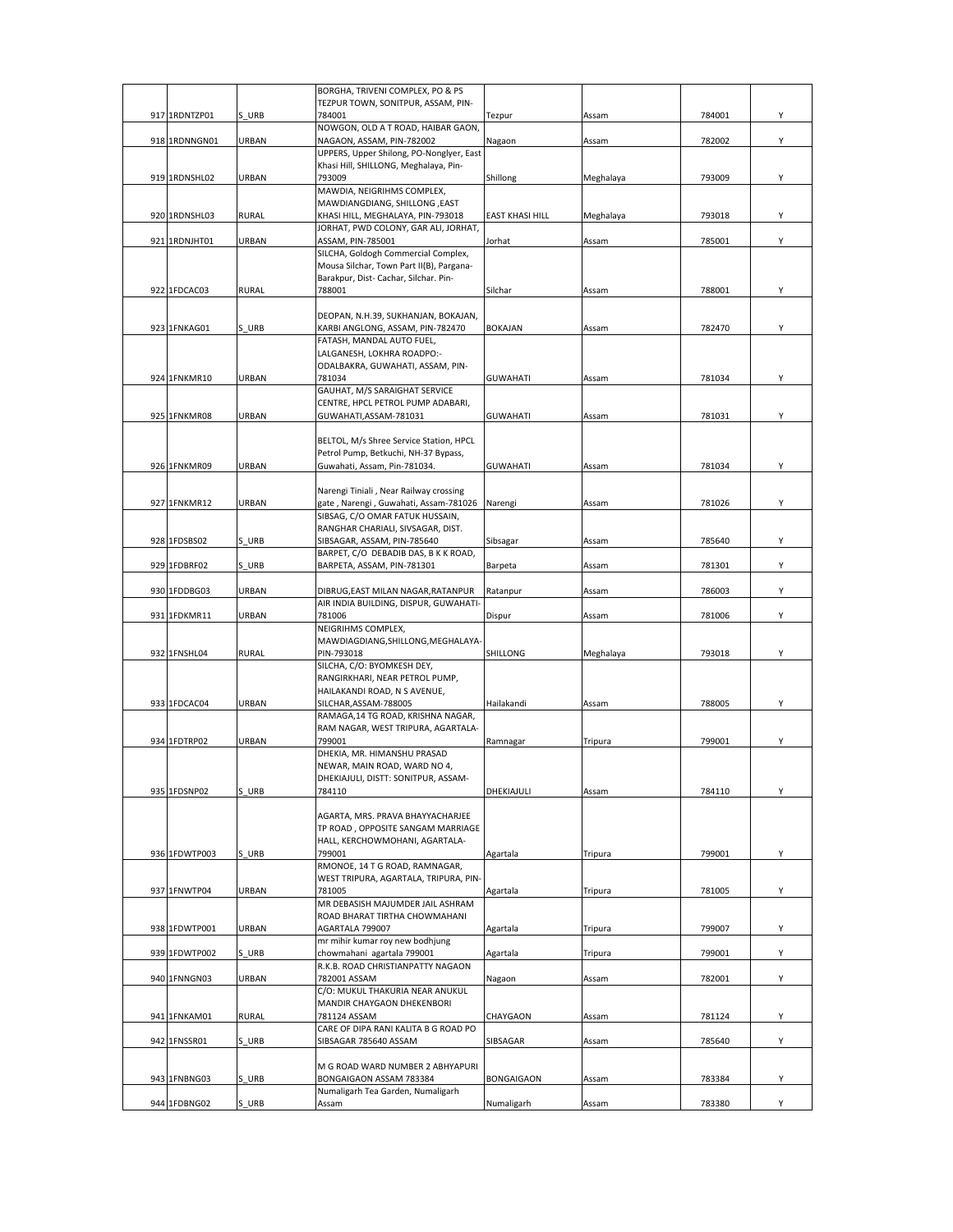| | | | | | | | |
|---|---|---|---|---|---|---|---|
| 917 | 1RDNTZP01 | S_URB | BORGHA, TRIVENI COMPLEX, PO & PS TEZPUR TOWN, SONITPUR, ASSAM, PIN-784001 | Tezpur | Assam | 784001 | Y |
| 918 | 1RDNNGN01 | URBAN | NOWGON, OLD A T ROAD, HAIBAR GAON, NAGAON, ASSAM, PIN-782002 | Nagaon | Assam | 782002 | Y |
| 919 | 1RDNSHL02 | URBAN | UPPERS, Upper Shilong, PO-Nonglyer, East Khasi Hill, SHILLONG, Meghalaya, Pin-793009 | Shillong | Meghalaya | 793009 | Y |
| 920 | 1RDNSHL03 | RURAL | MAWDIA, NEIGRIHMS COMPLEX, MAWDIANGDIANG, SHILLONG ,EAST KHASI HILL, MEGHALAYA, PIN-793018 | EAST KHASI HILL | Meghalaya | 793018 | Y |
| 921 | 1RDNJHT01 | URBAN | JORHAT, PWD COLONY, GAR ALI, JORHAT, ASSAM, PIN-785001 | Jorhat | Assam | 785001 | Y |
| 922 | 1FDCAC03 | RURAL | SILCHA, Goldogh Commercial Complex, Mousa Silchar, Town Part II(B), Pargana-Barakpur, Dist- Cachar, Silchar. Pin-788001 | Silchar | Assam | 788001 | Y |
| 923 | 1FNKAG01 | S_URB | DEOPAN, N.H.39, SUKHANJAN, BOKAJAN, KARBI ANGLONG, ASSAM, PIN-782470 | BOKAJAN | Assam | 782470 | Y |
| 924 | 1FNKMR10 | URBAN | FATASH, MANDAL AUTO FUEL, LALGANESH, LOKHRA ROADPO:-ODALBAKRA, GUWAHATI, ASSAM, PIN-781034 | GUWAHATI | Assam | 781034 | Y |
| 925 | 1FNKMR08 | URBAN | GAUHAT, M/S SARAIGHAT SERVICE CENTRE, HPCL PETROL PUMP ADABARI, GUWAHATI,ASSAM-781031 | GUWAHATI | Assam | 781031 | Y |
| 926 | 1FNKMR09 | URBAN | BELTOL, M/s Shree Service Station, HPCL Petrol Pump, Betkuchi, NH-37 Bypass, Guwahati, Assam, Pin-781034. | GUWAHATI | Assam | 781034 | Y |
| 927 | 1FNKMR12 | URBAN | Narengi Tiniali , Near Railway crossing gate , Narengi , Guwahati, Assam-781026 | Narengi | Assam | 781026 | Y |
| 928 | 1FDSBS02 | S_URB | SIBSAG, C/O OMAR FATUK HUSSAIN, RANGHAR CHARIALI, SIVSAGAR, DIST. SIBSAGAR, ASSAM, PIN-785640 | Sibsagar | Assam | 785640 | Y |
| 929 | 1FDBRF02 | S_URB | BARPET, C/O DEBADIB DAS, B K K ROAD, BARPETA, ASSAM, PIN-781301 | Barpeta | Assam | 781301 | Y |
| 930 | 1FDDBG03 | URBAN | DIBRUG,EAST MILAN NAGAR,RATANPUR | Ratanpur | Assam | 786003 | Y |
| 931 | 1FDKMR11 | URBAN | AIR INDIA BUILDING, DISPUR, GUWAHATI-781006 | Dispur | Assam | 781006 | Y |
| 932 | 1FNSHL04 | RURAL | NEIGRIHMS COMPLEX, MAWDIAGDIANG,SHILLONG,MEGHALAYA-PIN-793018 | SHILLONG | Meghalaya | 793018 | Y |
| 933 | 1FDCAC04 | URBAN | SILCHA, C/O: BYOMKESH DEY, RANGIRKHARI, NEAR PETROL PUMP, HAILAKANDI ROAD, N S AVENUE, SILCHAR,ASSAM-788005 | Hailakandi | Assam | 788005 | Y |
| 934 | 1FDTRP02 | URBAN | RAMAGA,14 TG ROAD, KRISHNA NAGAR, RAM NAGAR, WEST TRIPURA, AGARTALA-799001 | Ramnagar | Tripura | 799001 | Y |
| 935 | 1FDSNP02 | S_URB | DHEKIA, MR. HIMANSHU PRASAD NEWAR, MAIN ROAD, WARD NO 4, DHEKIAJULI, DISTT: SONITPUR, ASSAM-784110 | DHEKIAJULI | Assam | 784110 | Y |
| 936 | 1FDWTP003 | S_URB | AGARTA, MRS. PRAVA BHAYYACHARJEE TP ROAD , OPPOSITE SANGAM MARRIAGE HALL, KERCHOWMOHANI, AGARTALA-799001 | Agartala | Tripura | 799001 | Y |
| 937 | 1FNWTP04 | URBAN | RMONOE, 14 T G ROAD, RAMNAGAR, WEST TRIPURA, AGARTALA, TRIPURA, PIN-781005 | Agartala | Tripura | 781005 | Y |
| 938 | 1FDWTP001 | URBAN | MR DEBASISH MAJUMDER JAIL ASHRAM ROAD BHARAT TIRTHA CHOWMAHANI AGARTALA 799007 | Agartala | Tripura | 799007 | Y |
| 939 | 1FDWTP002 | S_URB | mr mihir kumar roy new bodhjung chowmahani agartala 799001 | Agartala | Tripura | 799001 | Y |
| 940 | 1FNNGN03 | URBAN | R.K.B. ROAD CHRISTIANPATTY NAGAON 782001 ASSAM | Nagaon | Assam | 782001 | Y |
| 941 | 1FNKAM01 | RURAL | C/O: MUKUL THAKURIA NEAR ANUKUL MANDIR CHAYGAON DHEKENBORI 781124 ASSAM | CHAYGAON | Assam | 781124 | Y |
| 942 | 1FNSSR01 | S_URB | CARE OF DIPA RANI KALITA B G ROAD PO SIBSAGAR 785640 ASSAM | SIBSAGAR | Assam | 785640 | Y |
| 943 | 1FNBNG03 | S_URB | M G ROAD WARD NUMBER 2 ABHYAPURI BONGAIGAON ASSAM 783384 | BONGAIGAON | Assam | 783384 | Y |
| 944 | 1FDBNG02 | S_URB | Numaligarh Tea Garden, Numaligarh Assam | Numaligarh | Assam | 783380 | Y |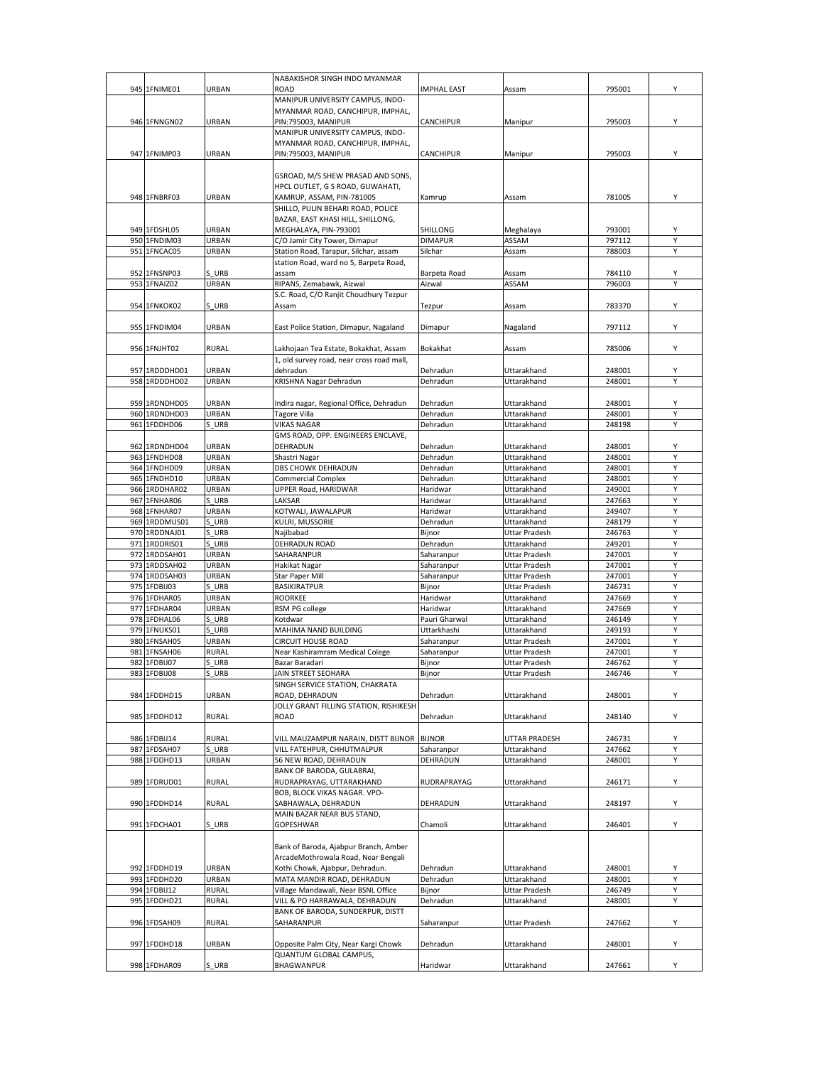| | | | | | | | |
|---|---|---|---|---|---|---|---|
| 945 | 1FNIME01 | URBAN | NABAKISHOR SINGH INDO MYANMAR ROAD | IMPHAL EAST | Assam | 795001 | Y |
| 946 | 1FNNGN02 | URBAN | MANIPUR UNIVERSITY CAMPUS, INDO-MYANMAR ROAD, CANCHIPUR, IMPHAL, PIN:795003, MANIPUR | CANCHIPUR | Manipur | 795003 | Y |
| 947 | 1FNIMP03 | URBAN | MANIPUR UNIVERSITY CAMPUS, INDO-MYANMAR ROAD, CANCHIPUR, IMPHAL, PIN:795003, MANIPUR | CANCHIPUR | Manipur | 795003 | Y |
| 948 | 1FNBRF03 | URBAN | GSROAD, M/S SHEW PRASAD AND SONS, HPCL OUTLET, G S ROAD, GUWAHATI, KAMRUP, ASSAM, PIN-781005 | Kamrup | Assam | 781005 | Y |
| 949 | 1FDSHL05 | URBAN | SHILLO, PULIN BEHARI ROAD, POLICE BAZAR, EAST KHASI HILL, SHILLONG, MEGHALAYA, PIN-793001 | SHILLONG | Meghalaya | 793001 | Y |
| 950 | 1FNDIM03 | URBAN | C/O Jamir City Tower, Dimapur | DIMAPUR | ASSAM | 797112 | Y |
| 951 | 1FNCAC05 | URBAN | Station Road, Tarapur, Silchar, assam | Silchar | Assam | 788003 | Y |
| 952 | 1FNSNP03 | S_URB | station Road, ward no 5, Barpeta Road, assam | Barpeta Road | Assam | 784110 | Y |
| 953 | 1FNAIZ02 | URBAN | RIPANS, Zemabawk, Aizwal | Aizwal | ASSAM | 796003 | Y |
| 954 | 1FNKOK02 | S_URB | S.C. Road, C/O Ranjit Choudhury Tezpur Assam | Tezpur | Assam | 783370 | Y |
| 955 | 1FNDIM04 | URBAN | East Police Station, Dimapur, Nagaland | Dimapur | Nagaland | 797112 | Y |
| 956 | 1FNJHT02 | RURAL | Lakhojaan Tea Estate, Bokakhat, Assam | Bokakhat | Assam | 785006 | Y |
| 957 | 1RDDDHD01 | URBAN | 1, old survey road, near cross road mall, dehradun | Dehradun | Uttarakhand | 248001 | Y |
| 958 | 1RDDDHD02 | URBAN | KRISHNA Nagar Dehradun | Dehradun | Uttarakhand | 248001 | Y |
| 959 | 1RDNDHD05 | URBAN | Indira nagar, Regional Office, Dehradun | Dehradun | Uttarakhand | 248001 | Y |
| 960 | 1RDNDHD03 | URBAN | Tagore Villa | Dehradun | Uttarakhand | 248001 | Y |
| 961 | 1FDDHD06 | S_URB | VIKAS NAGAR | Dehradun | Uttarakhand | 248198 | Y |
| 962 | 1RDNDHD04 | URBAN | GMS ROAD, OPP. ENGINEERS ENCLAVE, DEHRADUN | Dehradun | Uttarakhand | 248001 | Y |
| 963 | 1FNDHD08 | URBAN | Shastri Nagar | Dehradun | Uttarakhand | 248001 | Y |
| 964 | 1FNDHD09 | URBAN | DBS CHOWK DEHRADUN | Dehradun | Uttarakhand | 248001 | Y |
| 965 | 1FNDHD10 | URBAN | Commercial Complex | Dehradun | Uttarakhand | 248001 | Y |
| 966 | 1RDDHAR02 | URBAN | UPPER Road, HARIDWAR | Haridwar | Uttarakhand | 249001 | Y |
| 967 | 1FNHAR06 | S_URB | LAKSAR | Haridwar | Uttarakhand | 247663 | Y |
| 968 | 1FNHAR07 | URBAN | KOTWALI, JAWALAPUR | Haridwar | Uttarakhand | 249407 | Y |
| 969 | 1RDDMUS01 | S_URB | KULRI, MUSSORIE | Dehradun | Uttarakhand | 248179 | Y |
| 970 | 1RDDNAJ01 | S_URB | Najibabad | Bijnor | Uttar Pradesh | 246763 | Y |
| 971 | 1RDDRIS01 | S_URB | DEHRADUN ROAD | Dehradun | Uttarakhand | 249201 | Y |
| 972 | 1RDDSAH01 | URBAN | SAHARANPUR | Saharanpur | Uttar Pradesh | 247001 | Y |
| 973 | 1RDDSAH02 | URBAN | Hakikat Nagar | Saharanpur | Uttar Pradesh | 247001 | Y |
| 974 | 1RDDSAH03 | URBAN | Star Paper Mill | Saharanpur | Uttar Pradesh | 247001 | Y |
| 975 | 1FDBIJ03 | S_URB | BASIKIRATPUR | Bijnor | Uttar Pradesh | 246731 | Y |
| 976 | 1FDHAR05 | URBAN | ROORKEE | Haridwar | Uttarakhand | 247669 | Y |
| 977 | 1FDHAR04 | URBAN | BSM PG college | Haridwar | Uttarakhand | 247669 | Y |
| 978 | 1FDHAL06 | S_URB | Kotdwar | Pauri Gharwal | Uttarakhand | 246149 | Y |
| 979 | 1FNUKS01 | S_URB | MAHIMA NAND BUILDING | Uttarkhashi | Uttarakhand | 249193 | Y |
| 980 | 1FNSAH05 | URBAN | CIRCUIT HOUSE ROAD | Saharanpur | Uttar Pradesh | 247001 | Y |
| 981 | 1FNSAH06 | RURAL | Near Kashiramram Medical Colege | Saharanpur | Uttar Pradesh | 247001 | Y |
| 982 | 1FDBIJ07 | S_URB | Bazar Baradari | Bijnor | Uttar Pradesh | 246762 | Y |
| 983 | 1FDBIJ08 | S_URB | JAIN STREET SEOHARA | Bijnor | Uttar Pradesh | 246746 | Y |
| 984 | 1FDDHD15 | URBAN | SINGH SERVICE STATION, CHAKRATA ROAD, DEHRADUN | Dehradun | Uttarakhand | 248001 | Y |
| 985 | 1FDDHD12 | RURAL | JOLLY GRANT FILLING STATION, RISHIKESH ROAD | Dehradun | Uttarakhand | 248140 | Y |
| 986 | 1FDBIJ14 | RURAL | VILL MAUZAMPUR NARAIN, DISTT BIJNOR | BIJNOR | UTTAR PRADESH | 246731 | Y |
| 987 | 1FDSAH07 | S_URB | VILL FATEHPUR, CHHUTMALPUR | Saharanpur | Uttarakhand | 247662 | Y |
| 988 | 1FDDHD13 | URBAN | 56 NEW ROAD, DEHRADUN | DEHRADUN | Uttarakhand | 248001 | Y |
| 989 | 1FDRUD01 | RURAL | BANK OF BARODA, GULABRAI, RUDRAPRAYAG, UTTARAKHAND | RUDRAPRAYAG | Uttarakhand | 246171 | Y |
| 990 | 1FDDHD14 | RURAL | BOB, BLOCK VIKAS NAGAR. VPO-SABHAWALA, DEHRADUN | DEHRADUN | Uttarakhand | 248197 | Y |
| 991 | 1FDCHA01 | S_URB | MAIN BAZAR NEAR BUS STAND, GOPESHWAR | Chamoli | Uttarakhand | 246401 | Y |
| 992 | 1FDDHD19 | URBAN | Bank of Baroda, Ajabpur Branch, Amber ArcadeMothrowala Road, Near Bengali Kothi Chowk, Ajabpur, Dehradun. | Dehradun | Uttarakhand | 248001 | Y |
| 993 | 1FDDHD20 | URBAN | MATA MANDIR ROAD, DEHRADUN | Dehradun | Uttarakhand | 248001 | Y |
| 994 | 1FDBIJ12 | RURAL | Village Mandawali, Near BSNL Office | Bijnor | Uttar Pradesh | 246749 | Y |
| 995 | 1FDDHD21 | RURAL | VILL & PO HARRAWALA, DEHRADUN | Dehradun | Uttarakhand | 248001 | Y |
| 996 | 1FDSAH09 | RURAL | BANK OF BARODA, SUNDERPUR, DISTT SAHARANPUR | Saharanpur | Uttar Pradesh | 247662 | Y |
| 997 | 1FDDHD18 | URBAN | Opposite Palm City, Near Kargi Chowk | Dehradun | Uttarakhand | 248001 | Y |
| 998 | 1FDHAR09 | S_URB | QUANTUM GLOBAL CAMPUS, BHAGWANPUR | Haridwar | Uttarakhand | 247661 | Y |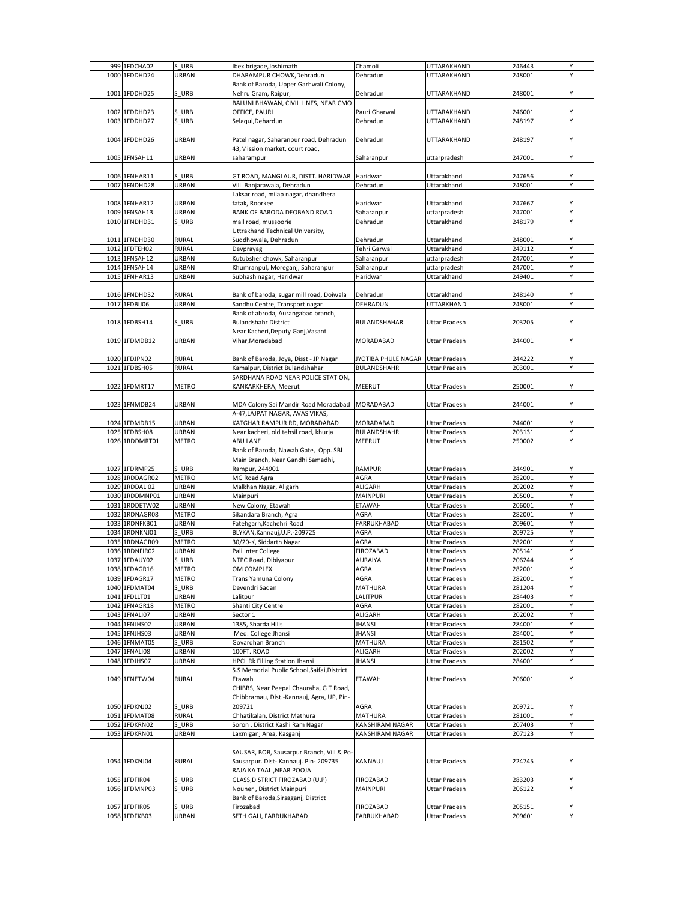| | | | | | | | |
|---|---|---|---|---|---|---|---|
| 999 | 1FDCHA02 | S_URB | Ibex brigade,Joshimath | Chamoli | UTTARAKHAND | 246443 | Y |
| 1000 | 1FDDHD24 | URBAN | DHARAMPUR CHOWK,Dehradun | Dehradun | UTTARAKHAND | 248001 | Y |
| 1001 | 1FDDHD25 | S_URB | Bank of Baroda, Upper Garhwali Colony, Nehru Gram, Raipur, | Dehradun | UTTARAKHAND | 248001 | Y |
| 1002 | 1FDDHD23 | S_URB | BALUNI BHAWAN, CIVIL LINES, NEAR CMO OFFICE, PAURI | Pauri Gharwal | UTTARAKHAND | 246001 | Y |
| 1003 | 1FDDHD27 | S_URB | Selaqui,Dehardun | Dehradun | UTTARAKHAND | 248197 | Y |
| 1004 | 1FDDHD26 | URBAN | Patel nagar, Saharanpur road, Dehradun | Dehradun | UTTARAKHAND | 248197 | Y |
| 1005 | 1FNSAH11 | URBAN | 43,Mission market, court road, saharampur | Saharanpur | uttarpradesh | 247001 | Y |
| 1006 | 1FNHAR11 | S_URB | GT ROAD, MANGLAUR, DISTT. HARIDWAR | Haridwar | Uttarakhand | 247656 | Y |
| 1007 | 1FNDHD28 | URBAN | Vill. Banjarawala, Dehradun | Dehradun | Uttarakhand | 248001 | Y |
| 1008 | 1FNHAR12 | URBAN | Laksar road, milap nagar, dhandhera fatak, Roorkee | Haridwar | Uttarakhand | 247667 | Y |
| 1009 | 1FNSAH13 | URBAN | BANK OF BARODA DEOBAND ROAD | Saharanpur | uttarpradesh | 247001 | Y |
| 1010 | 1FNDHD31 | S_URB | mall road, mussoorie | Dehradun | Uttarakhand | 248179 | Y |
| 1011 | 1FNDHD30 | RURAL | Uttrakhand Technical University, Suddhowala, Dehradun | Dehradun | Uttarakhand | 248001 | Y |
| 1012 | 1FDTEH02 | RURAL | Devprayag | Tehri Garwal | Uttarakhand | 249112 | Y |
| 1013 | 1FNSAH12 | URBAN | Kutubsher chowk, Saharanpur | Saharanpur | uttarpradesh | 247001 | Y |
| 1014 | 1FNSAH14 | URBAN | Khumranpul, Moreganj, Saharanpur | Saharanpur | uttarpradesh | 247001 | Y |
| 1015 | 1FNHAR13 | URBAN | Subhash nagar, Haridwar | Haridwar | Uttarakhand | 249401 | Y |
| 1016 | 1FNDHD32 | RURAL | Bank of baroda, sugar mill road, Doiwala | Dehradun | Uttarakhand | 248140 | Y |
| 1017 | 1FDBIJ06 | URBAN | Sandhu Centre, Transport nagar | DEHRADUN | UTTARKHAND | 248001 | Y |
| 1018 | 1FDBSH14 | S_URB | Bank of abroda, Aurangabad branch, Bulandshahr District | BULANDSHAHAR | Uttar Pradesh | 203205 | Y |
| 1019 | 1FDMDB12 | URBAN | Near Kacheri,Deputy Ganj,Vasant Vihar,Moradabad | MORADABAD | Uttar Pradesh | 244001 | Y |
| 1020 | 1FDJPN02 | RURAL | Bank of Baroda, Joya, Disst - JP Nagar | JYOTIBA PHULE NAGAR | Uttar Pradesh | 244222 | Y |
| 1021 | 1FDBSH05 | RURAL | Kamalpur, District Bulandshahar | BULANDSHAHR | Uttar Pradesh | 203001 | Y |
| 1022 | 1FDMRT17 | METRO | SARDHANA ROAD NEAR POLICE STATION, KANKARKHERA, Meerut | MEERUT | Uttar Pradesh | 250001 | Y |
| 1023 | 1FNMDB24 | URBAN | MDA Colony Sai Mandir Road Moradabad | MORADABAD | Uttar Pradesh | 244001 | Y |
| 1024 | 1FDMDB15 | URBAN | A-47,LAJPAT NAGAR, AVAS VIKAS, KATGHAR RAMPUR RD, MORADABAD | MORADABAD | Uttar Pradesh | 244001 | Y |
| 1025 | 1FDBSH08 | URBAN | Near kacheri, old tehsil road, khurja | BULANDSHAHR | Uttar Pradesh | 203131 | Y |
| 1026 | 1RDDMRT01 | METRO | ABU LANE | MEERUT | Uttar Pradesh | 250002 | Y |
| 1027 | 1FDRMP25 | S_URB | Bank of Baroda, Nawab Gate, Opp. SBI Main Branch, Near Gandhi Samadhi, Rampur, 244901 | RAMPUR | Uttar Pradesh | 244901 | Y |
| 1028 | 1RDDAGR02 | METRO | MG Road Agra | AGRA | Uttar Pradesh | 282001 | Y |
| 1029 | 1RDDALI02 | URBAN | Malkhan Nagar, Aligarh | ALIGARH | Uttar Pradesh | 202002 | Y |
| 1030 | 1RDDMNP01 | URBAN | Mainpuri | MAINPURI | Uttar Pradesh | 205001 | Y |
| 1031 | 1RDDETW02 | URBAN | New Colony, Etawah | ETAWAH | Uttar Pradesh | 206001 | Y |
| 1032 | 1RDNAGR08 | METRO | Sikandara Branch, Agra | AGRA | Uttar Pradesh | 282001 | Y |
| 1033 | 1RDNFKB01 | URBAN | Fatehgarh,Kachehri Road | FARRUKHABAD | Uttar Pradesh | 209601 | Y |
| 1034 | 1RDNKNJ01 | S_URB | BLYKAN,Kannauj,U.P.-209725 | AGRA | Uttar Pradesh | 209725 | Y |
| 1035 | 1RDNAGR09 | METRO | 30/20-K, Siddarth Nagar | AGRA | Uttar Pradesh | 282001 | Y |
| 1036 | 1RDNFIR02 | URBAN | Pali Inter College | FIROZABAD | Uttar Pradesh | 205141 | Y |
| 1037 | 1FDAUY02 | S_URB | NTPC Road, Dibiyapur | AURAIYA | Uttar Pradesh | 206244 | Y |
| 1038 | 1FDAGR16 | METRO | OM COMPLEX | AGRA | Uttar Pradesh | 282001 | Y |
| 1039 | 1FDAGR17 | METRO | Trans Yamuna Colony | AGRA | Uttar Pradesh | 282001 | Y |
| 1040 | 1FDMAT04 | S_URB | Devendri Sadan | MATHURA | Uttar Pradesh | 281204 | Y |
| 1041 | 1FDLLT01 | URBAN | Lalitpur | LALITPUR | Uttar Pradesh | 284403 | Y |
| 1042 | 1FNAGR18 | METRO | Shanti City Centre | AGRA | Uttar Pradesh | 282001 | Y |
| 1043 | 1FNALI07 | URBAN | Sector 1 | ALIGARH | Uttar Pradesh | 202002 | Y |
| 1044 | 1FNJHS02 | URBAN | 1385, Sharda Hills | JHANSI | Uttar Pradesh | 284001 | Y |
| 1045 | 1FNJHS03 | URBAN | Med. College Jhansi | JHANSI | Uttar Pradesh | 284001 | Y |
| 1046 | 1FNMAT05 | S_URB | Govardhan Branch | MATHURA | Uttar Pradesh | 281502 | Y |
| 1047 | 1FNALI08 | URBAN | 100FT. ROAD | ALIGARH | Uttar Pradesh | 202002 | Y |
| 1048 | 1FDJHS07 | URBAN | HPCL Rk Filling Station Jhansi | JHANSI | Uttar Pradesh | 284001 | Y |
| 1049 | 1FNETW04 | RURAL | S.S Memorial Public School,Saifai,District Etawah | ETAWAH | Uttar Pradesh | 206001 | Y |
| 1050 | 1FDKNJ02 | S_URB | CHIBBS, Near Peepal Chauraha, G T Road, Chibbramau, Dist.-Kannauj, Agra, UP, Pin-209721 | AGRA | Uttar Pradesh | 209721 | Y |
| 1051 | 1FDMAT08 | RURAL | Chhatikalan, District Mathura | MATHURA | Uttar Pradesh | 281001 | Y |
| 1052 | 1FDKRN02 | S_URB | Soron , District Kashi Ram Nagar | KANSHIRAM NAGAR | Uttar Pradesh | 207403 | Y |
| 1053 | 1FDKRN01 | URBAN | Laxmiganj Area, Kasganj | KANSHIRAM NAGAR | Uttar Pradesh | 207123 | Y |
| 1054 | 1FDKNJ04 | RURAL | SAUSAR, BOB, Sausarpur Branch, Vill & Po-Sausarpur. Dist- Kannauj. Pin- 209735 | KANNAUJ | Uttar Pradesh | 224745 | Y |
| 1055 | 1FDFIR04 | S_URB | RAJA KA TAAL ,NEAR POOJA GLASS,DISTRICT FIROZABAD (U.P) | FIROZABAD | Uttar Pradesh | 283203 | Y |
| 1056 | 1FDMNP03 | S_URB | Nouner , District Mainpuri | MAINPURI | Uttar Pradesh | 206122 | Y |
| 1057 | 1FDFIR05 | S_URB | Bank of Baroda,Sirsaganj, District Firozabad | FIROZABAD | Uttar Pradesh | 205151 | Y |
| 1058 | 1FDFKB03 | URBAN | SETH GALI, FARRUKHABAD | FARRUKHABAD | Uttar Pradesh | 209601 | Y |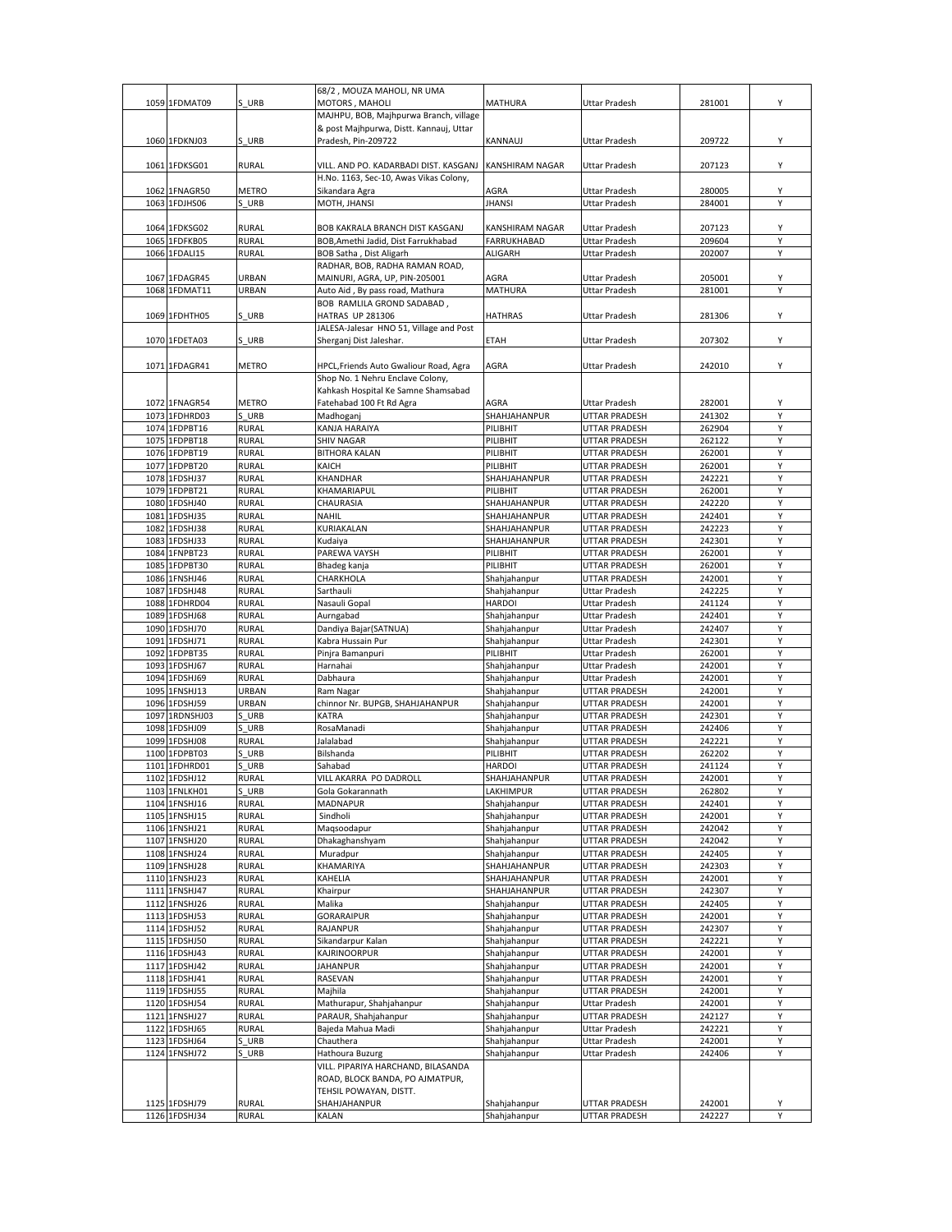| | | | | | | | |
|---|---|---|---|---|---|---|---|
| 1059 | 1FDMAT09 | S_URB | 68/2 , MOUZA MAHOLI, NR UMA MOTORS , MAHOLI | MATHURA | Uttar Pradesh | 281001 | Y |
| 1060 | 1FDKNJ03 | S_URB | MAJHPU, BOB, Majhpurwa Branch, village & post Majhpurwa, Distt. Kannauj, Uttar Pradesh, Pin-209722 | KANNAUJ | Uttar Pradesh | 209722 | Y |
| 1061 | 1FDKSG01 | RURAL | VILL. AND PO. KADARBADI DIST. KASGANJ | KANSHIRAM NAGAR | Uttar Pradesh | 207123 | Y |
| 1062 | 1FNAGR50 | METRO | H.No. 1163, Sec-10, Awas Vikas Colony, Sikandara Agra | AGRA | Uttar Pradesh | 280005 | Y |
| 1063 | 1FDJHS06 | S_URB | MOTH, JHANSI | JHANSI | Uttar Pradesh | 284001 | Y |
| 1064 | 1FDKSG02 | RURAL | BOB KAKRALA BRANCH DIST KASGANJ | KANSHIRAM NAGAR | Uttar Pradesh | 207123 | Y |
| 1065 | 1FDFKB05 | RURAL | BOB,Amethi Jadid, Dist Farrukhabad | FARRUKHABAD | Uttar Pradesh | 209604 | Y |
| 1066 | 1FDALI15 | RURAL | BOB Satha , Dist Aligarh | ALIGARH | Uttar Pradesh | 202007 | Y |
| 1067 | 1FDAGR45 | URBAN | RADHAR, BOB, RADHA RAMAN ROAD, MAINURI, AGRA, UP, PIN-205001 | AGRA | Uttar Pradesh | 205001 | Y |
| 1068 | 1FDMAT11 | URBAN | Auto Aid , By pass road, Mathura | MATHURA | Uttar Pradesh | 281001 | Y |
| 1069 | 1FDHTH05 | S_URB | BOB RAMLILA GROND SADABAD , HATRAS UP 281306 | HATHRAS | Uttar Pradesh | 281306 | Y |
| 1070 | 1FDETA03 | S_URB | JALESA-Jalesar HNO 51, Village and Post Sherganj Dist Jaleshar. | ETAH | Uttar Pradesh | 207302 | Y |
| 1071 | 1FDAGR41 | METRO | HPCL,Friends Auto Gwaliour Road, Agra | AGRA | Uttar Pradesh | 242010 | Y |
| 1072 | 1FNAGR54 | METRO | Shop No. 1 Nehru Enclave Colony, Kahkash Hospital Ke Samne Shamsabad Fatehabad 100 Ft Rd Agra | AGRA | Uttar Pradesh | 282001 | Y |
| 1073 | 1FDHRD03 | S_URB | Madhoganj | SHAHJAHANPUR | UTTAR PRADESH | 241302 | Y |
| 1074 | 1FDPBT16 | RURAL | KANJA HARAIYA | PILIBHIT | UTTAR PRADESH | 262904 | Y |
| 1075 | 1FDPBT18 | RURAL | SHIV NAGAR | PILIBHIT | UTTAR PRADESH | 262122 | Y |
| 1076 | 1FDPBT19 | RURAL | BITHORA KALAN | PILIBHIT | UTTAR PRADESH | 262001 | Y |
| 1077 | 1FDPBT20 | RURAL | KAICH | PILIBHIT | UTTAR PRADESH | 262001 | Y |
| 1078 | 1FDSHJ37 | RURAL | KHANDHAR | SHAHJAHANPUR | UTTAR PRADESH | 242221 | Y |
| 1079 | 1FDPBT21 | RURAL | KHAMARIAPUL | PILIBHIT | UTTAR PRADESH | 262001 | Y |
| 1080 | 1FDSHJ40 | RURAL | CHAURASIA | SHAHJAHANPUR | UTTAR PRADESH | 242220 | Y |
| 1081 | 1FDSHJ35 | RURAL | NAHIL | SHAHJAHANPUR | UTTAR PRADESH | 242401 | Y |
| 1082 | 1FDSHJ38 | RURAL | KURIAKALAN | SHAHJAHANPUR | UTTAR PRADESH | 242223 | Y |
| 1083 | 1FDSHJ33 | RURAL | Kudaiya | SHAHJAHANPUR | UTTAR PRADESH | 242301 | Y |
| 1084 | 1FNPBT23 | RURAL | PAREWA VAYSH | PILIBHIT | UTTAR PRADESH | 262001 | Y |
| 1085 | 1FDPBT30 | RURAL | Bhadeg kanja | PILIBHIT | UTTAR PRADESH | 262001 | Y |
| 1086 | 1FNSHJ46 | RURAL | CHARKHOLA | Shahjahanpur | UTTAR PRADESH | 242001 | Y |
| 1087 | 1FDSHJ48 | RURAL | Sarthauli | Shahjahanpur | Uttar Pradesh | 242225 | Y |
| 1088 | 1FDHRD04 | RURAL | Nasauli Gopal | HARDOI | Uttar Pradesh | 241124 | Y |
| 1089 | 1FDSHJ68 | RURAL | Aurngabad | Shahjahanpur | Uttar Pradesh | 242401 | Y |
| 1090 | 1FDSHJ70 | RURAL | Dandiya Bajar(SATNUA) | Shahjahanpur | Uttar Pradesh | 242407 | Y |
| 1091 | 1FDSHJ71 | RURAL | Kabra Hussain Pur | Shahjahanpur | Uttar Pradesh | 242301 | Y |
| 1092 | 1FDPBT35 | RURAL | Pinjra Bamanpuri | PILIBHIT | Uttar Pradesh | 262001 | Y |
| 1093 | 1FDSHJ67 | RURAL | Harnahai | Shahjahanpur | Uttar Pradesh | 242001 | Y |
| 1094 | 1FDSHJ69 | RURAL | Dabhaura | Shahjahanpur | Uttar Pradesh | 242001 | Y |
| 1095 | 1FNSHJ13 | URBAN | Ram Nagar | Shahjahanpur | UTTAR PRADESH | 242001 | Y |
| 1096 | 1FDSHJ59 | URBAN | chinnor Nr. BUPGB, SHAHJAHANPUR | Shahjahanpur | UTTAR PRADESH | 242001 | Y |
| 1097 | 1RDNSHJ03 | S_URB | KATRA | Shahjahanpur | UTTAR PRADESH | 242301 | Y |
| 1098 | 1FDSHJ09 | S_URB | RosaManadi | Shahjahanpur | UTTAR PRADESH | 242406 | Y |
| 1099 | 1FDSHJ08 | RURAL | Jalalabad | Shahjahanpur | UTTAR PRADESH | 242221 | Y |
| 1100 | 1FDPBT03 | S_URB | Bilshanda | PILIBHIT | UTTAR PRADESH | 262202 | Y |
| 1101 | 1FDHRD01 | S_URB | Sahabad | HARDOI | UTTAR PRADESH | 241124 | Y |
| 1102 | 1FDSHJ12 | RURAL | VILL AKARRA PO DADROLL | SHAHJAHANPUR | UTTAR PRADESH | 242001 | Y |
| 1103 | 1FNLKH01 | S_URB | Gola Gokarannath | LAKHIMPUR | UTTAR PRADESH | 262802 | Y |
| 1104 | 1FNSHJ16 | RURAL | MADNAPUR | Shahjahanpur | UTTAR PRADESH | 242401 | Y |
| 1105 | 1FNSHJ15 | RURAL | Sindholi | Shahjahanpur | UTTAR PRADESH | 242001 | Y |
| 1106 | 1FNSHJ21 | RURAL | Maqsoodapur | Shahjahanpur | UTTAR PRADESH | 242042 | Y |
| 1107 | 1FNSHJ20 | RURAL | Dhakaghanshyam | Shahjahanpur | UTTAR PRADESH | 242042 | Y |
| 1108 | 1FNSHJ24 | RURAL | Muradpur | Shahjahanpur | UTTAR PRADESH | 242405 | Y |
| 1109 | 1FNSHJ28 | RURAL | KHAMARIYA | SHAHJAHANPUR | UTTAR PRADESH | 242303 | Y |
| 1110 | 1FNSHJ23 | RURAL | KAHELIA | SHAHJAHANPUR | UTTAR PRADESH | 242001 | Y |
| 1111 | 1FNSHJ47 | RURAL | Khairpur | SHAHJAHANPUR | UTTAR PRADESH | 242307 | Y |
| 1112 | 1FNSHJ26 | RURAL | Malika | Shahjahanpur | UTTAR PRADESH | 242405 | Y |
| 1113 | 1FDSHJ53 | RURAL | GORARAIPUR | Shahjahanpur | UTTAR PRADESH | 242001 | Y |
| 1114 | 1FDSHJ52 | RURAL | RAJANPUR | Shahjahanpur | UTTAR PRADESH | 242307 | Y |
| 1115 | 1FDSHJ50 | RURAL | Sikandarpur Kalan | Shahjahanpur | UTTAR PRADESH | 242221 | Y |
| 1116 | 1FDSHJ43 | RURAL | KAJRINOORPUR | Shahjahanpur | UTTAR PRADESH | 242001 | Y |
| 1117 | 1FDSHJ42 | RURAL | JAHANPUR | Shahjahanpur | UTTAR PRADESH | 242001 | Y |
| 1118 | 1FDSHJ41 | RURAL | RASEVAN | Shahjahanpur | UTTAR PRADESH | 242001 | Y |
| 1119 | 1FDSHJ55 | RURAL | Majhila | Shahjahanpur | UTTAR PRADESH | 242001 | Y |
| 1120 | 1FDSHJ54 | RURAL | Mathurapur, Shahjahanpur | Shahjahanpur | Uttar Pradesh | 242001 | Y |
| 1121 | 1FNSHJ27 | RURAL | PARAUR, Shahjahanpur | Shahjahanpur | UTTAR PRADESH | 242127 | Y |
| 1122 | 1FDSHJ65 | RURAL | Bajeda Mahua Madi | Shahjahanpur | Uttar Pradesh | 242221 | Y |
| 1123 | 1FDSHJ64 | S_URB | Chauthera | Shahjahanpur | Uttar Pradesh | 242001 | Y |
| 1124 | 1FNSHJ72 | S_URB | Hathoura Buzurg | Shahjahanpur | Uttar Pradesh | 242406 | Y |
| 1125 | 1FDSHJ79 | RURAL | VILL. PIPARIYA HARCHAND, BILASANDA ROAD, BLOCK BANDA, PO AJMATPUR, TEHSIL POWAYAN, DISTT. SHAHJAHANPUR | Shahjahanpur | UTTAR PRADESH | 242001 | Y |
| 1126 | 1FDSHJ34 | RURAL | KALAN | Shahjahanpur | UTTAR PRADESH | 242227 | Y |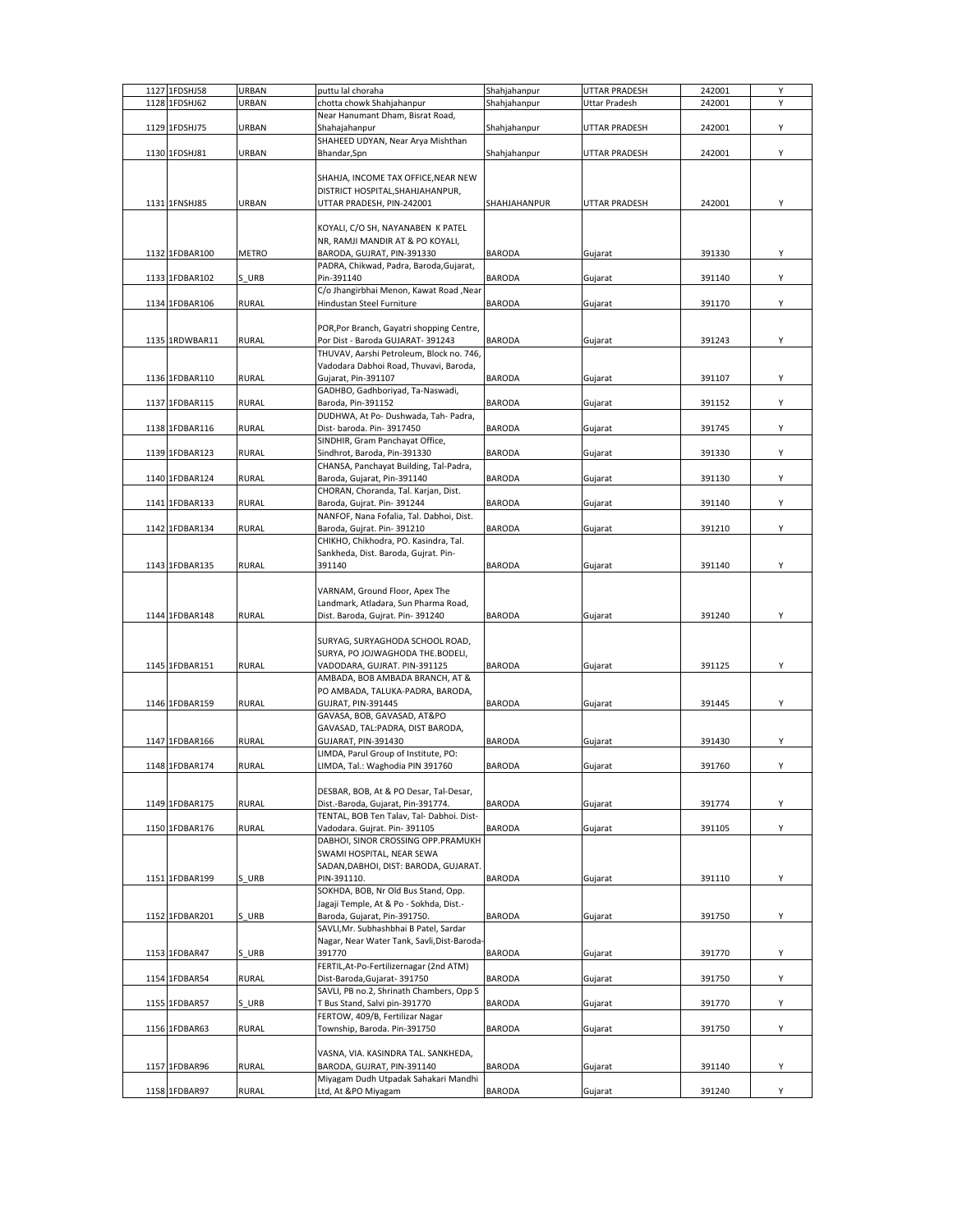| | | | | | | | |
|---|---|---|---|---|---|---|---|
| 1127 | 1FDSHJ58 | URBAN | puttu lal choraha | Shahjahanpur | UTTAR PRADESH | 242001 | Y |
| 1128 | 1FDSHJ62 | URBAN | chotta chowk Shahjahanpur | Shahjahanpur | Uttar Pradesh | 242001 | Y |
| 1129 | 1FDSHJ75 | URBAN | Near Hanumant Dham, Bisrat Road, Shahajahanpur | Shahjahanpur | UTTAR PRADESH | 242001 | Y |
| 1130 | 1FDSHJ81 | URBAN | SHAHEED UDYAN, Near Arya Mishthan Bhandar,Spn | Shahjahanpur | UTTAR PRADESH | 242001 | Y |
| 1131 | 1FNSHJ85 | URBAN | SHAHJA, INCOME TAX OFFICE,NEAR NEW DISTRICT HOSPITAL,SHAHJAHANPUR, UTTAR PRADESH, PIN-242001 | SHAHJAHANPUR | UTTAR PRADESH | 242001 | Y |
| 1132 | 1FDBAR100 | METRO | KOYALI, C/O SH, NAYANABEN K PATEL NR, RAMJI MANDIR AT & PO KOYALI, BARODA, GUJRAT, PIN-391330 | BARODA | Gujarat | 391330 | Y |
| 1133 | 1FDBAR102 | S_URB | PADRA, Chikwad, Padra, Baroda,Gujarat, Pin-391140 | BARODA | Gujarat | 391140 | Y |
| 1134 | 1FDBAR106 | RURAL | C/o Jhangirbhai Menon, Kawat Road ,Near Hindustan Steel Furniture | BARODA | Gujarat | 391170 | Y |
| 1135 | 1RDWBAR11 | RURAL | POR,Por Branch, Gayatri shopping Centre, Por Dist - Baroda GUJARAT- 391243 | BARODA | Gujarat | 391243 | Y |
| 1136 | 1FDBAR110 | RURAL | THUVAV, Aarshi Petroleum, Block no. 746, Vadodara Dabhoi Road, Thuvavi, Baroda, Gujarat, Pin-391107 | BARODA | Gujarat | 391107 | Y |
| 1137 | 1FDBAR115 | RURAL | GADHBO, Gadhboriyad, Ta-Naswadi, Baroda, Pin-391152 | BARODA | Gujarat | 391152 | Y |
| 1138 | 1FDBAR116 | RURAL | DUDHWA, At Po- Dushwada, Tah- Padra, Dist- baroda. Pin- 3917450 | BARODA | Gujarat | 391745 | Y |
| 1139 | 1FDBAR123 | RURAL | SINDHIR, Gram Panchayat Office, Sindhrot, Baroda, Pin-391330 | BARODA | Gujarat | 391330 | Y |
| 1140 | 1FDBAR124 | RURAL | CHANSA, Panchayat Building, Tal-Padra, Baroda, Gujarat, Pin-391140 | BARODA | Gujarat | 391130 | Y |
| 1141 | 1FDBAR133 | RURAL | CHORAN, Choranda, Tal. Karjan, Dist. Baroda, Gujrat. Pin- 391244 | BARODA | Gujarat | 391140 | Y |
| 1142 | 1FDBAR134 | RURAL | NANFOF, Nana Fofalia, Tal. Dabhoi, Dist. Baroda, Gujrat. Pin- 391210 | BARODA | Gujarat | 391210 | Y |
| 1143 | 1FDBAR135 | RURAL | CHIKHO, Chikhodra, PO. Kasindra, Tal. Sankheda, Dist. Baroda, Gujrat. Pin- 391140 | BARODA | Gujarat | 391140 | Y |
| 1144 | 1FDBAR148 | RURAL | VARNAM, Ground Floor, Apex The Landmark, Atladara, Sun Pharma Road, Dist. Baroda, Gujrat. Pin- 391240 | BARODA | Gujarat | 391240 | Y |
| 1145 | 1FDBAR151 | RURAL | SURYAG, SURYAGHODA SCHOOL ROAD, SURYA, PO JOJWAGHODA THE.BODELI, VADODARA, GUJRAT. PIN-391125 | BARODA | Gujarat | 391125 | Y |
| 1146 | 1FDBAR159 | RURAL | AMBADA, BOB AMBADA BRANCH, AT & PO AMBADA, TALUKA-PADRA, BARODA, GUJRAT, PIN-391445 | BARODA | Gujarat | 391445 | Y |
| 1147 | 1FDBAR166 | RURAL | GAVASA, BOB, GAVASAD, AT&PO GAVASAD, TAL:PADRA, DIST BARODA, GUJARAT, PIN-391430 | BARODA | Gujarat | 391430 | Y |
| 1148 | 1FDBAR174 | RURAL | LIMDA, Parul Group of Institute, PO: LIMDA, Tal.: Waghodia PIN 391760 | BARODA | Gujarat | 391760 | Y |
| 1149 | 1FDBAR175 | RURAL | DESBAR, BOB, At & PO Desar, Tal-Desar, Dist.-Baroda, Gujarat, Pin-391774. | BARODA | Gujarat | 391774 | Y |
| 1150 | 1FDBAR176 | RURAL | TENTAL, BOB Ten Talav, Tal- Dabhoi. Dist- Vadodara. Gujrat. Pin- 391105 | BARODA | Gujarat | 391105 | Y |
| 1151 | 1FDBAR199 | S_URB | DABHOI, SINOR CROSSING OPP.PRAMUKH SWAMI HOSPITAL, NEAR SEWA SADAN,DABHOI, DIST: BARODA, GUJARAT. PIN-391110. | BARODA | Gujarat | 391110 | Y |
| 1152 | 1FDBAR201 | S_URB | SOKHDA, BOB, Nr Old Bus Stand, Opp. Jagaji Temple, At & Po - Sokhda, Dist.- Baroda, Gujarat, Pin-391750. | BARODA | Gujarat | 391750 | Y |
| 1153 | 1FDBAR47 | S_URB | SAVLI,Mr. Subhashbhai B Patel, Sardar Nagar, Near Water Tank, Savli,Dist-Baroda-391770 | BARODA | Gujarat | 391770 | Y |
| 1154 | 1FDBAR54 | RURAL | FERTIL,At-Po-Fertilizernagar (2nd ATM) Dist-Baroda,Gujarat- 391750 | BARODA | Gujarat | 391750 | Y |
| 1155 | 1FDBAR57 | S_URB | SAVLI, PB no.2, Shrinath Chambers, Opp S T Bus Stand, Salvi pin-391770 | BARODA | Gujarat | 391770 | Y |
| 1156 | 1FDBAR63 | RURAL | FERTOW, 409/B, Fertilizar Nagar Township, Baroda. Pin-391750 | BARODA | Gujarat | 391750 | Y |
| 1157 | 1FDBAR96 | RURAL | VASNA, VIA. KASINDRA TAL. SANKHEDA, BARODA, GUJRAT, PIN-391140 | BARODA | Gujarat | 391140 | Y |
| 1158 | 1FDBAR97 | RURAL | Miyagam Dudh Utpadak Sahakari Mandhi Ltd, At &PO Miyagam | BARODA | Gujarat | 391240 | Y |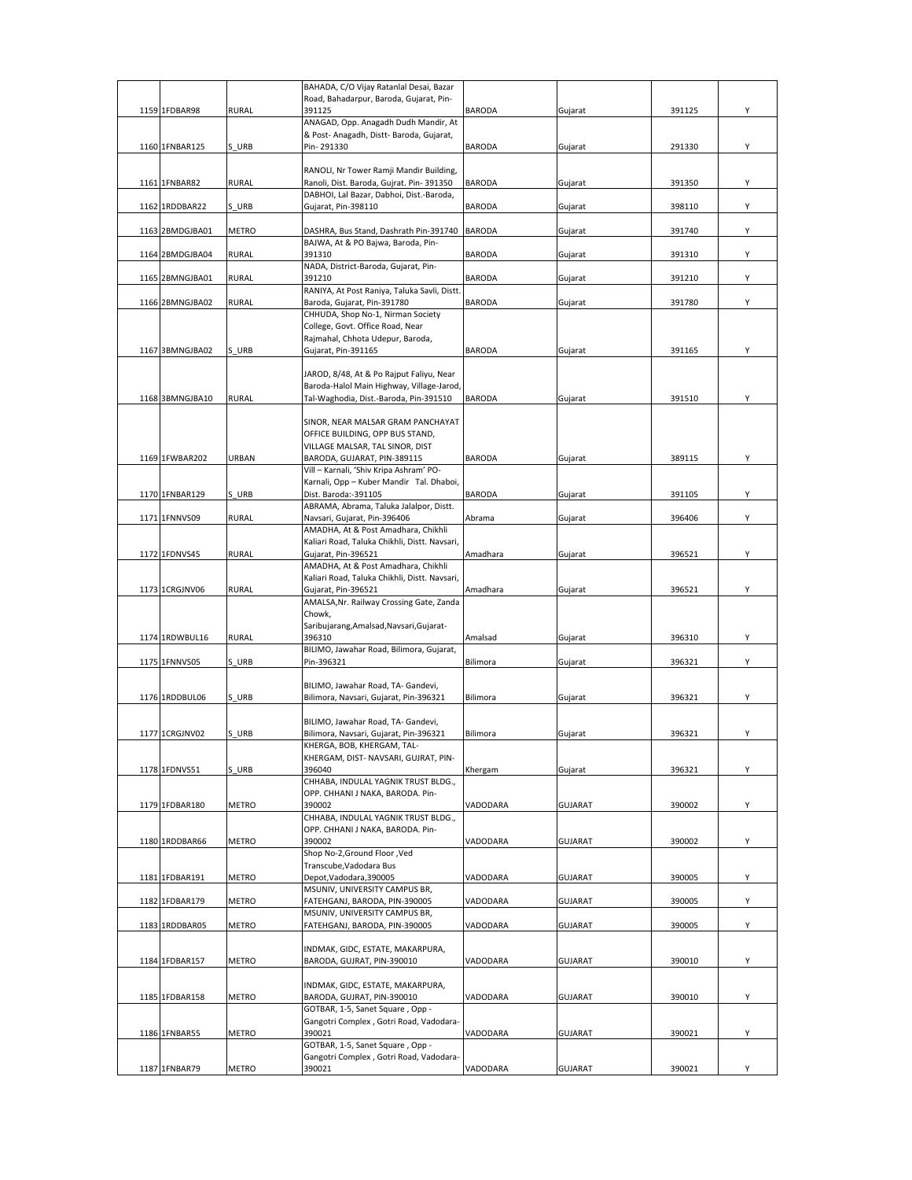| | | | | | | | |
|---|---|---|---|---|---|---|---|
| 1159 | 1FDBAR98 | RURAL | BAHADA, C/O Vijay Ratanlal Desai, Bazar Road, Bahadarpur, Baroda, Gujarat, Pin-391125 | BARODA | Gujarat | 391125 | Y |
| 1160 | 1FNBAR125 | S_URB | ANAGAD, Opp. Anagadh Dudh Mandir, At & Post- Anagadh, Distt- Baroda, Gujarat, Pin- 291330 | BARODA | Gujarat | 291330 | Y |
| 1161 | 1FNBAR82 | RURAL | RANOLI, Nr Tower Ramji Mandir Building, Ranoli, Dist. Baroda, Gujrat. Pin- 391350 | BARODA | Gujarat | 391350 | Y |
| 1162 | 1RDDBAR22 | S_URB | DABHOI, Lal Bazar, Dabhoi, Dist.-Baroda, Gujarat, Pin-398110 | BARODA | Gujarat | 398110 | Y |
| 1163 | 2BMDGJBA01 | METRO | DASHRA, Bus Stand, Dashrath Pin-391740 | BARODA | Gujarat | 391740 | Y |
| 1164 | 2BMDGJBA04 | RURAL | BAJWA, At & PO Bajwa, Baroda, Pin-391310 | BARODA | Gujarat | 391310 | Y |
| 1165 | 2BMNGJBA01 | RURAL | NADA, District-Baroda, Gujarat, Pin-391210 | BARODA | Gujarat | 391210 | Y |
| 1166 | 2BMNGJBA02 | RURAL | RANIYA, At Post Raniya, Taluka Savli, Distt. Baroda, Gujarat, Pin-391780 | BARODA | Gujarat | 391780 | Y |
| 1167 | 3BMNGJBA02 | S_URB | CHHUDA, Shop No-1, Nirman Society College, Govt. Office Road, Near Rajmahal, Chhota Udepur, Baroda, Gujarat, Pin-391165 | BARODA | Gujarat | 391165 | Y |
| 1168 | 3BMNGJBA10 | RURAL | JAROD, 8/48, At & Po Rajput Faliyu, Near Baroda-Halol Main Highway, Village-Jarod, Tal-Waghodia, Dist.-Baroda, Pin-391510 | BARODA | Gujarat | 391510 | Y |
| 1169 | 1FWBAR202 | URBAN | SINOR, NEAR MALSAR GRAM PANCHAYAT OFFICE BUILDING, OPP BUS STAND, VILLAGE MALSAR, TAL SINOR, DIST BARODA, GUJARAT, PIN-389115 | BARODA | Gujarat | 389115 | Y |
| 1170 | 1FNBAR129 | S_URB | Vill – Karnali, 'Shiv Kripa Ashram' PO-Karnali, Opp – Kuber Mandir Tal. Dhaboi, Dist. Baroda:-391105 | BARODA | Gujarat | 391105 | Y |
| 1171 | 1FNNVS09 | RURAL | ABRAMA, Abrama, Taluka Jalalpor, Distt. Navsari, Gujarat, Pin-396406 | Abrama | Gujarat | 396406 | Y |
| 1172 | 1FDNVS45 | RURAL | AMADHA, At & Post Amadhara, Chikhli Kaliari Road, Taluka Chikhli, Distt. Navsari, Gujarat, Pin-396521 | Amadhara | Gujarat | 396521 | Y |
| 1173 | 1CRGJNV06 | RURAL | AMADHA, At & Post Amadhara, Chikhli Kaliari Road, Taluka Chikhli, Distt. Navsari, Gujarat, Pin-396521 | Amadhara | Gujarat | 396521 | Y |
| 1174 | 1RDWBUL16 | RURAL | AMALSA,Nr. Railway Crossing Gate, Zanda Chowk, Saribujarang,Amalsad,Navsari,Gujarat-396310 | Amalsad | Gujarat | 396310 | Y |
| 1175 | 1FNNVS05 | S_URB | BILIMO, Jawahar Road, Bilimora, Gujarat, Pin-396321 | Bilimora | Gujarat | 396321 | Y |
| 1176 | 1RDDBUL06 | S_URB | BILIMO, Jawahar Road, TA- Gandevi, Bilimora, Navsari, Gujarat, Pin-396321 | Bilimora | Gujarat | 396321 | Y |
| 1177 | 1CRGJNV02 | S_URB | BILIMO, Jawahar Road, TA- Gandevi, Bilimora, Navsari, Gujarat, Pin-396321 | Bilimora | Gujarat | 396321 | Y |
| 1178 | 1FDNVS51 | S_URB | KHERGA, BOB, KHERGAM, TAL-KHERGAM, DIST- NAVSARI, GUJRAT, PIN-396040 | Khergam | Gujarat | 396321 | Y |
| 1179 | 1FDBAR180 | METRO | CHHABA, INDULAL YAGNIK TRUST BLDG., OPP. CHHANI J NAKA, BARODA. Pin-390002 | VADODARA | GUJARAT | 390002 | Y |
| 1180 | 1RDDBAR66 | METRO | CHHABA, INDULAL YAGNIK TRUST BLDG., OPP. CHHANI J NAKA, BARODA. Pin-390002 | VADODARA | GUJARAT | 390002 | Y |
| 1181 | 1FDBAR191 | METRO | Shop No-2,Ground Floor ,Ved Transcube,Vadodara Bus Depot,Vadodara,390005 | VADODARA | GUJARAT | 390005 | Y |
| 1182 | 1FDBAR179 | METRO | MSUNIV, UNIVERSITY CAMPUS BR, FATEHGANJ, BARODA, PIN-390005 | VADODARA | GUJARAT | 390005 | Y |
| 1183 | 1RDDBAR05 | METRO | MSUNIV, UNIVERSITY CAMPUS BR, FATEHGANJ, BARODA, PIN-390005 | VADODARA | GUJARAT | 390005 | Y |
| 1184 | 1FDBAR157 | METRO | INDMAK, GIDC, ESTATE, MAKARPURA, BARODA, GUJRAT, PIN-390010 | VADODARA | GUJARAT | 390010 | Y |
| 1185 | 1FDBAR158 | METRO | INDMAK, GIDC, ESTATE, MAKARPURA, BARODA, GUJRAT, PIN-390010 | VADODARA | GUJARAT | 390010 | Y |
| 1186 | 1FNBAR55 | METRO | GOTBAR, 1-5, Sanet Square , Opp - Gangotri Complex , Gotri Road, Vadodara-390021 | VADODARA | GUJARAT | 390021 | Y |
| 1187 | 1FNBAR79 | METRO | GOTBAR, 1-5, Sanet Square , Opp - Gangotri Complex , Gotri Road, Vadodara-390021 | VADODARA | GUJARAT | 390021 | Y |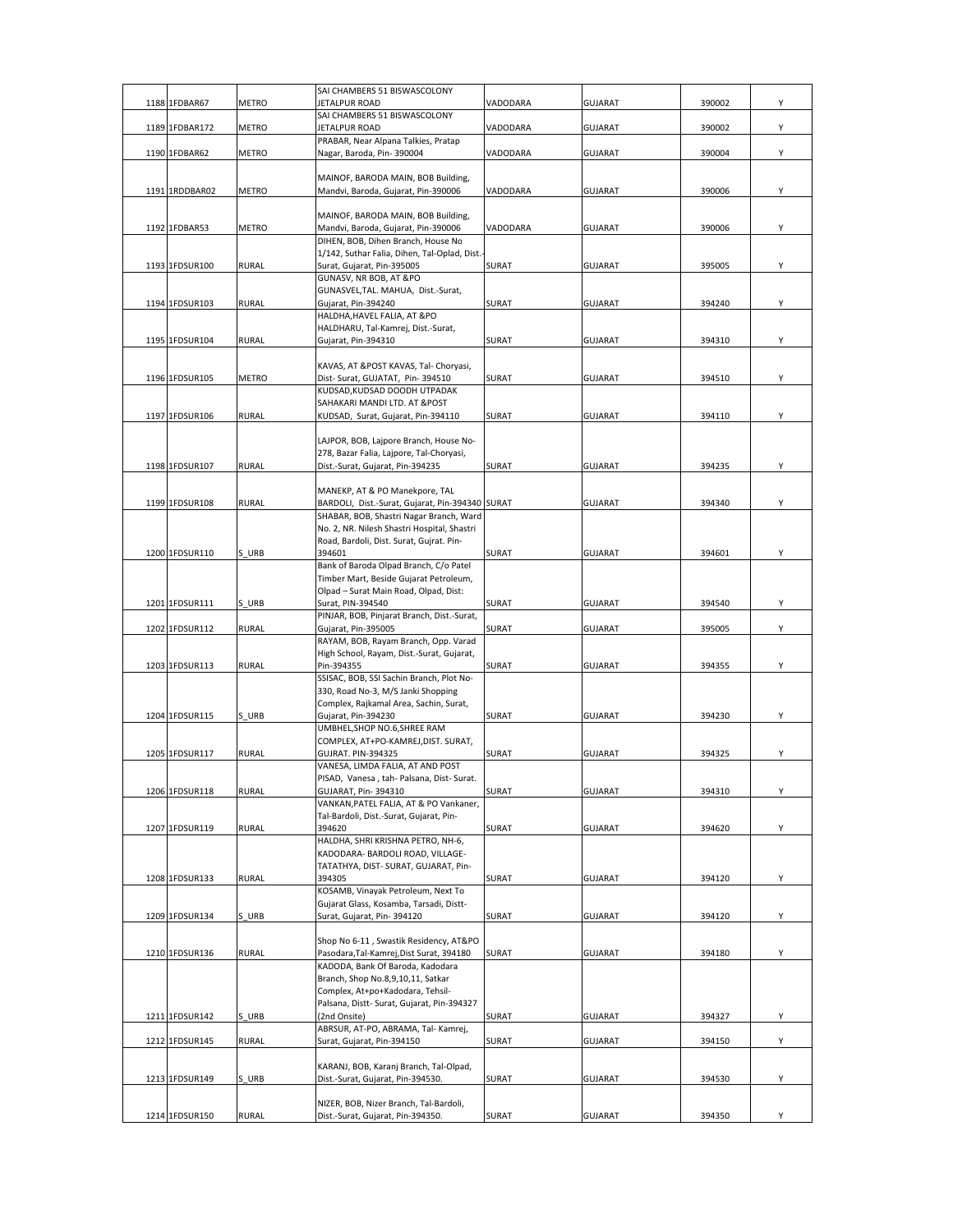| | | | | | | | |
|---|---|---|---|---|---|---|---|
| 1188 | 1FDBAR67 | METRO | SAI CHAMBERS 51 BISWASCOLONY JETALPUR ROAD | VADODARA | GUJARAT | 390002 | Y |
| 1189 | 1FDBAR172 | METRO | SAI CHAMBERS 51 BISWASCOLONY JETALPUR ROAD | VADODARA | GUJARAT | 390002 | Y |
| 1190 | 1FDBAR62 | METRO | PRABAR, Near Alpana Talkies, Pratap Nagar, Baroda, Pin- 390004 | VADODARA | GUJARAT | 390004 | Y |
| 1191 | 1RDDBAR02 | METRO | MAINOF, BARODA MAIN, BOB Building, Mandvi, Baroda, Gujarat, Pin-390006 | VADODARA | GUJARAT | 390006 | Y |
| 1192 | 1FDBAR53 | METRO | MAINOF, BARODA MAIN, BOB Building, Mandvi, Baroda, Gujarat, Pin-390006 | VADODARA | GUJARAT | 390006 | Y |
| 1193 | 1FDSUR100 | RURAL | DIHEN, BOB, Dihen Branch, House No 1/142, Suthar Falia, Dihen, Tal-Oplad, Dist.-Surat, Gujarat, Pin-395005 | SURAT | GUJARAT | 395005 | Y |
| 1194 | 1FDSUR103 | RURAL | GUNASV, NR BOB, AT &PO GUNASVEL,TAL. MAHUA, Dist.-Surat, Gujarat, Pin-394240 | SURAT | GUJARAT | 394240 | Y |
| 1195 | 1FDSUR104 | RURAL | HALDHA,HAVEL FALIA, AT &PO HALDHARU, Tal-Kamrej, Dist.-Surat, Gujarat, Pin-394310 | SURAT | GUJARAT | 394310 | Y |
| 1196 | 1FDSUR105 | METRO | KAVAS, AT &POST KAVAS, Tal- Choryasi, Dist- Surat, GUJATAT, Pin- 394510 | SURAT | GUJARAT | 394510 | Y |
| 1197 | 1FDSUR106 | RURAL | KUDSAD,KUDSAD DOODH UTPADAK SAHAKARI MANDI LTD. AT &POST KUDSAD, Surat, Gujarat, Pin-394110 | SURAT | GUJARAT | 394110 | Y |
| 1198 | 1FDSUR107 | RURAL | LAJPOR, BOB, Lajpore Branch, House No-278, Bazar Falia, Lajpore, Tal-Choryasi, Dist.-Surat, Gujarat, Pin-394235 | SURAT | GUJARAT | 394235 | Y |
| 1199 | 1FDSUR108 | RURAL | MANEKP, AT & PO Manekpore, TAL BARDOLI, Dist.-Surat, Gujarat, Pin-394340 | SURAT | GUJARAT | 394340 | Y |
| 1200 | 1FDSUR110 | S_URB | SHABAR, BOB, Shastri Nagar Branch, Ward No. 2, NR. Nilesh Shastri Hospital, Shastri Road, Bardoli, Dist. Surat, Gujrat. Pin-394601 | SURAT | GUJARAT | 394601 | Y |
| 1201 | 1FDSUR111 | S_URB | Bank of Baroda Olpad Branch, C/o Patel Timber Mart, Beside Gujarat Petroleum, Olpad – Surat Main Road, Olpad, Dist: Surat, PIN-394540 | SURAT | GUJARAT | 394540 | Y |
| 1202 | 1FDSUR112 | RURAL | PINJAR, BOB, Pinjarat Branch, Dist.-Surat, Gujarat, Pin-395005 | SURAT | GUJARAT | 395005 | Y |
| 1203 | 1FDSUR113 | RURAL | RAYAM, BOB, Rayam Branch, Opp. Varad High School, Rayam, Dist.-Surat, Gujarat, Pin-394355 | SURAT | GUJARAT | 394355 | Y |
| 1204 | 1FDSUR115 | S_URB | SSISAC, BOB, SSI Sachin Branch, Plot No-330, Road No-3, M/S Janki Shopping Complex, Rajkamal Area, Sachin, Surat, Gujarat, Pin-394230 | SURAT | GUJARAT | 394230 | Y |
| 1205 | 1FDSUR117 | RURAL | UMBHEL,SHOP NO.6,SHREE RAM COMPLEX, AT+PO-KAMREJ,DIST. SURAT, GUJRAT. PIN-394325 | SURAT | GUJARAT | 394325 | Y |
| 1206 | 1FDSUR118 | RURAL | VANESA, LIMDA FALIA, AT AND POST PISAD, Vanesa , tah- Palsana, Dist- Surat. GUJARAT, Pin- 394310 | SURAT | GUJARAT | 394310 | Y |
| 1207 | 1FDSUR119 | RURAL | VANKAN,PATEL FALIA, AT & PO Vankaner, Tal-Bardoli, Dist.-Surat, Gujarat, Pin-394620 | SURAT | GUJARAT | 394620 | Y |
| 1208 | 1FDSUR133 | RURAL | HALDHA, SHRI KRISHNA PETRO, NH-6, KADODARA- BARDOLI ROAD, VILLAGE-TATATHYA, DIST- SURAT, GUJARAT, Pin-394305 | SURAT | GUJARAT | 394120 | Y |
| 1209 | 1FDSUR134 | S_URB | KOSAMB, Vinayak Petroleum, Next To Gujarat Glass, Kosamba, Tarsadi, Distt-Surat, Gujarat, Pin- 394120 | SURAT | GUJARAT | 394120 | Y |
| 1210 | 1FDSUR136 | RURAL | Shop No 6-11 , Swastik Residency, AT&PO Pasodara,Tal-Kamrej,Dist Surat, 394180 | SURAT | GUJARAT | 394180 | Y |
| 1211 | 1FDSUR142 | S_URB | KADODA, Bank Of Baroda, Kadodara Branch, Shop No.8,9,10,11, Satkar Complex, At+po+Kadodara, Tehsil-Palsana, Distt- Surat, Gujarat, Pin-394327 (2nd Onsite) | SURAT | GUJARAT | 394327 | Y |
| 1212 | 1FDSUR145 | RURAL | ABRSUR, AT-PO, ABRAMA, Tal- Kamrej, Surat, Gujarat, Pin-394150 | SURAT | GUJARAT | 394150 | Y |
| 1213 | 1FDSUR149 | S_URB | KARANJ, BOB, Karanj Branch, Tal-Olpad, Dist.-Surat, Gujarat, Pin-394530. | SURAT | GUJARAT | 394530 | Y |
| 1214 | 1FDSUR150 | RURAL | NIZER, BOB, Nizer Branch, Tal-Bardoli, Dist.-Surat, Gujarat, Pin-394350. | SURAT | GUJARAT | 394350 | Y |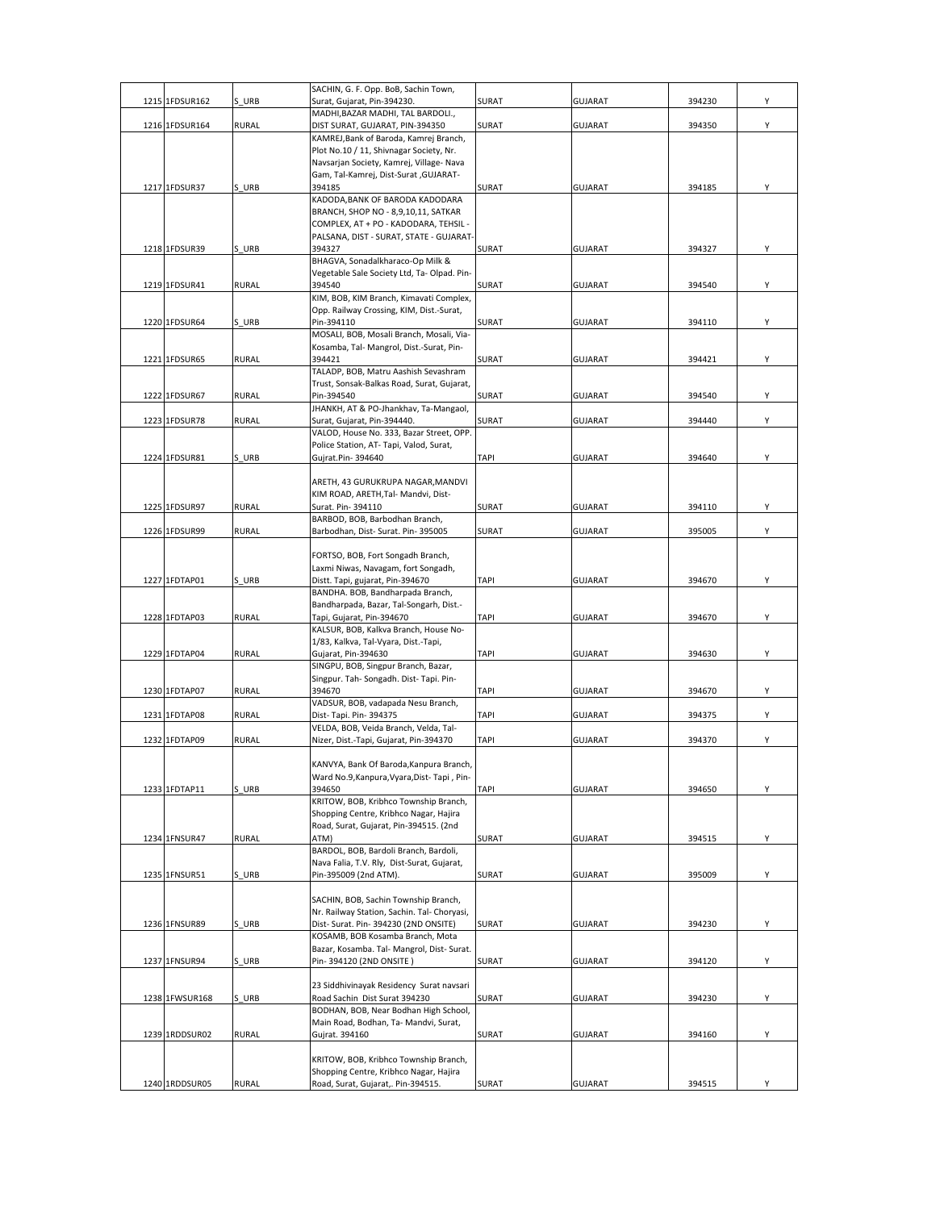| 1215 | 1FDSUR162 | S_URB | SACHIN, G. F. Opp. BoB, Sachin Town, Surat, Gujarat, Pin-394230. | SURAT | GUJARAT | 394230 | Y |
|---|---|---|---|---|---|---|---|
| 1216 | 1FDSUR164 | RURAL | MADHI,BAZAR MADHI, TAL BARDOLI., DIST SURAT, GUJARAT, PIN-394350 | SURAT | GUJARAT | 394350 | Y |
| 1217 | 1FDSUR37 | S_URB | KAMREJ,Bank of Baroda, Kamrej Branch, Plot No.10 / 11, Shivnagar Society, Nr. Navsarjan Society, Kamrej, Village- Nava Gam, Tal-Kamrej, Dist-Surat ,GUJARAT-394185 | SURAT | GUJARAT | 394185 | Y |
| 1218 | 1FDSUR39 | S_URB | KADODA,BANK OF BARODA KADODARA BRANCH, SHOP NO - 8,9,10,11, SATKAR COMPLEX, AT + PO - KADODARA, TEHSIL - PALSANA, DIST - SURAT, STATE - GUJARAT-394327 | SURAT | GUJARAT | 394327 | Y |
| 1219 | 1FDSUR41 | RURAL | BHAGVA, Sonadalkharaco-Op Milk & Vegetable Sale Society Ltd, Ta- Olpad. Pin-394540 | SURAT | GUJARAT | 394540 | Y |
| 1220 | 1FDSUR64 | S_URB | KIM, BOB, KIM Branch, Kimavati Complex, Opp. Railway Crossing, KIM, Dist.-Surat, Pin-394110 | SURAT | GUJARAT | 394110 | Y |
| 1221 | 1FDSUR65 | RURAL | MOSALI, BOB, Mosali Branch, Mosali, Via-Kosamba, Tal- Mangrol, Dist.-Surat, Pin-394421 | SURAT | GUJARAT | 394421 | Y |
| 1222 | 1FDSUR67 | RURAL | TALADP, BOB, Matru Aashish Sevashram Trust, Sonsak-Balkas Road, Surat, Gujarat, Pin-394540 | SURAT | GUJARAT | 394540 | Y |
| 1223 | 1FDSUR78 | RURAL | JHANKH, AT & PO-Jhankhav, Ta-Mangaol, Surat, Gujarat, Pin-394440. | SURAT | GUJARAT | 394440 | Y |
| 1224 | 1FDSUR81 | S_URB | VALOD, House No. 333, Bazar Street, OPP. Police Station, AT- Tapi, Valod, Surat, Gujrat.Pin- 394640 | TAPI | GUJARAT | 394640 | Y |
| 1225 | 1FDSUR97 | RURAL | ARETH, 43 GURUKRUPA NAGAR,MANDVI KIM ROAD, ARETH,Tal- Mandvi, Dist-Surat. Pin- 394110 | SURAT | GUJARAT | 394110 | Y |
| 1226 | 1FDSUR99 | RURAL | BARBOD, BOB, Barbodhan Branch, Barbodhan, Dist- Surat. Pin- 395005 | SURAT | GUJARAT | 395005 | Y |
| 1227 | 1FDTAP01 | S_URB | FORTSO, BOB, Fort Songadh Branch, Laxmi Niwas, Navagam, fort Songadh, Distt. Tapi, gujarat, Pin-394670 | TAPI | GUJARAT | 394670 | Y |
| 1228 | 1FDTAP03 | RURAL | BANDHA. BOB, Bandharpada Branch, Bandharpada, Bazar, Tal-Songarh, Dist.-Tapi, Gujarat, Pin-394670 | TAPI | GUJARAT | 394670 | Y |
| 1229 | 1FDTAP04 | RURAL | KALSUR, BOB, Kalkva Branch, House No-1/83, Kalkva, Tal-Vyara, Dist.-Tapi, Gujarat, Pin-394630 | TAPI | GUJARAT | 394630 | Y |
| 1230 | 1FDTAP07 | RURAL | SINGPU, BOB, Singpur Branch, Bazar, Singpur. Tah- Songadh. Dist- Tapi. Pin-394670 | TAPI | GUJARAT | 394670 | Y |
| 1231 | 1FDTAP08 | RURAL | VADSUR, BOB, vadapada Nesu Branch, Dist- Tapi. Pin- 394375 | TAPI | GUJARAT | 394375 | Y |
| 1232 | 1FDTAP09 | RURAL | VELDA, BOB, Veida Branch, Velda, Tal-Nizer, Dist.-Tapi, Gujarat, Pin-394370 | TAPI | GUJARAT | 394370 | Y |
| 1233 | 1FDTAP11 | S_URB | KANVYA, Bank Of Baroda,Kanpura Branch, Ward No.9,Kanpura,Vyara,Dist- Tapi , Pin-394650 | TAPI | GUJARAT | 394650 | Y |
| 1234 | 1FNSUR47 | RURAL | KRITOW, BOB, Kribhco Township Branch, Shopping Centre, Kribhco Nagar, Hajira Road, Surat, Gujarat, Pin-394515. (2nd ATM) | SURAT | GUJARAT | 394515 | Y |
| 1235 | 1FNSUR51 | S_URB | BARDOL, BOB, Bardoli Branch, Bardoli, Nava Falia, T.V. Rly, Dist-Surat, Gujarat, Pin-395009 (2nd ATM). | SURAT | GUJARAT | 395009 | Y |
| 1236 | 1FNSUR89 | S_URB | SACHIN, BOB, Sachin Township Branch, Nr. Railway Station, Sachin. Tal- Choryasi, Dist- Surat. Pin- 394230 (2ND ONSITE) | SURAT | GUJARAT | 394230 | Y |
| 1237 | 1FNSUR94 | S_URB | KOSAMB, BOB Kosamba Branch, Mota Bazar, Kosamba. Tal- Mangrol, Dist- Surat. Pin- 394120 (2ND ONSITE ) | SURAT | GUJARAT | 394120 | Y |
| 1238 | 1FWSUR168 | S_URB | 23 Siddhivinayak Residency Surat navsari Road Sachin Dist Surat 394230 | SURAT | GUJARAT | 394230 | Y |
| 1239 | 1RDDSUR02 | RURAL | BODHAN, BOB, Near Bodhan High School, Main Road, Bodhan, Ta- Mandvi, Surat, Gujrat. 394160 | SURAT | GUJARAT | 394160 | Y |
| 1240 | 1RDDSUR05 | RURAL | KRITOW, BOB, Kribhco Township Branch, Shopping Centre, Kribhco Nagar, Hajira Road, Surat, Gujarat,. Pin-394515. | SURAT | GUJARAT | 394515 | Y |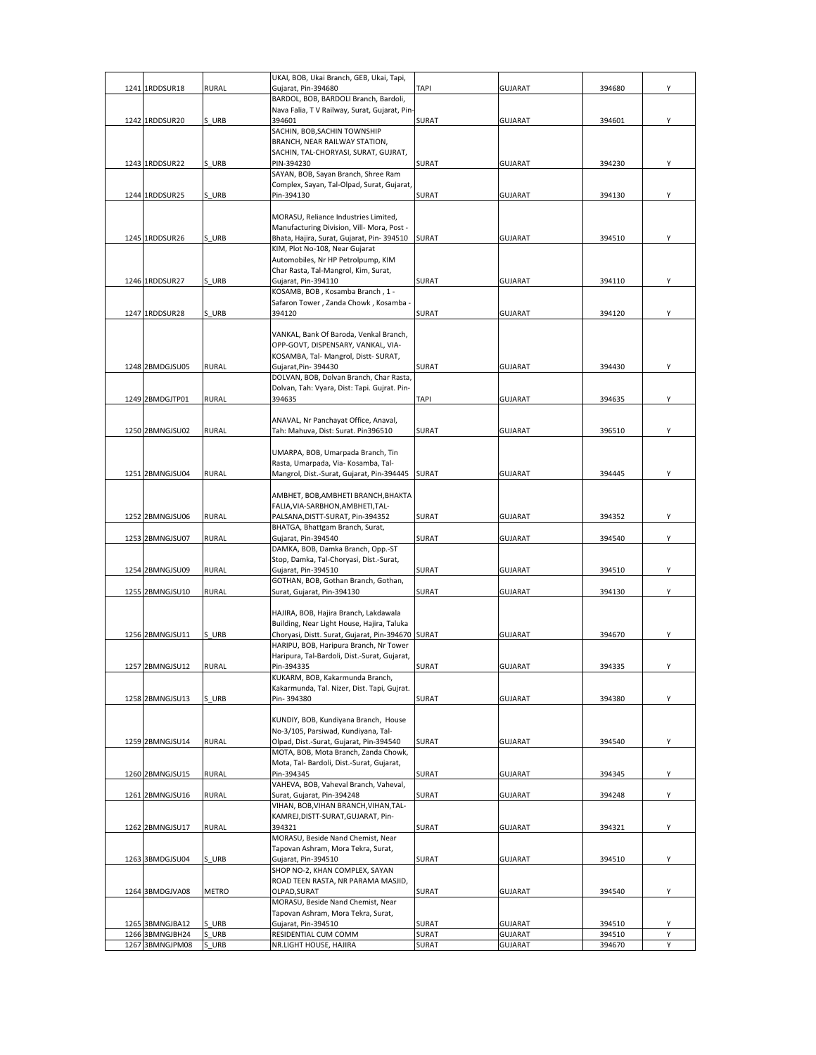| | | | | | | | |
|---|---|---|---|---|---|---|---|
| 1241 | 1RDDSUR18 | RURAL | UKAI, BOB, Ukai Branch, GEB, Ukai, Tapi, Gujarat, Pin-394680 | TAPI | GUJARAT | 394680 | Y |
| 1242 | 1RDDSUR20 | S_URB | BARDOL, BOB, BARDOLI Branch, Bardoli, Nava Falia, T V Railway, Surat, Gujarat, Pin-394601 | SURAT | GUJARAT | 394601 | Y |
| 1243 | 1RDDSUR22 | S_URB | SACHIN, BOB,SACHIN TOWNSHIP BRANCH, NEAR RAILWAY STATION, SACHIN, TAL-CHORYASI, SURAT, GUJRAT, PIN-394230 | SURAT | GUJARAT | 394230 | Y |
| 1244 | 1RDDSUR25 | S_URB | SAYAN, BOB, Sayan Branch, Shree Ram Complex, Sayan, Tal-Olpad, Surat, Gujarat, Pin-394130 | SURAT | GUJARAT | 394130 | Y |
| 1245 | 1RDDSUR26 | S_URB | MORASU, Reliance Industries Limited, Manufacturing Division, Vill- Mora, Post - Bhata, Hajira, Surat, Gujarat, Pin- 394510 | SURAT | GUJARAT | 394510 | Y |
| 1246 | 1RDDSUR27 | S_URB | KIM, Plot No-108, Near Gujarat Automobiles, Nr HP Petrolpump, KIM Char Rasta, Tal-Mangrol, Kim, Surat, Gujarat, Pin-394110 | SURAT | GUJARAT | 394110 | Y |
| 1247 | 1RDDSUR28 | S_URB | KOSAMB, BOB , Kosamba Branch , 1 - Safaron Tower , Zanda Chowk , Kosamba - 394120 | SURAT | GUJARAT | 394120 | Y |
| 1248 | 2BMDGJSU05 | RURAL | VANKAL, Bank Of Baroda, Venkal Branch, OPP-GOVT, DISPENSARY, VANKAL, VIA-KOSAMBA, Tal- Mangrol, Distt- SURAT, Gujarat,Pin- 394430 | SURAT | GUJARAT | 394430 | Y |
| 1249 | 2BMDGJTP01 | RURAL | DOLVAN, BOB, Dolvan Branch, Char Rasta, Dolvan, Tah: Vyara, Dist: Tapi. Gujrat. Pin-394635 | TAPI | GUJARAT | 394635 | Y |
| 1250 | 2BMNGJSU02 | RURAL | ANAVAL, Nr Panchayat Office, Anaval, Tah: Mahuva, Dist: Surat. Pin396510 | SURAT | GUJARAT | 396510 | Y |
| 1251 | 2BMNGJSU04 | RURAL | UMARPA, BOB, Umarpada Branch, Tin Rasta, Umarpada, Via- Kosamba, Tal-Mangrol, Dist.-Surat, Gujarat, Pin-394445 | SURAT | GUJARAT | 394445 | Y |
| 1252 | 2BMNGJSU06 | RURAL | AMBHET, BOB,AMBHETI BRANCH,BHAKTA FALIA,VIA-SARBHON,AMBHETI,TAL-PALSANA,DISTT-SURAT, Pin-394352 | SURAT | GUJARAT | 394352 | Y |
| 1253 | 2BMNGJSU07 | RURAL | BHATGA, Bhattgam Branch, Surat, Gujarat, Pin-394540 | SURAT | GUJARAT | 394540 | Y |
| 1254 | 2BMNGJSU09 | RURAL | DAMKA, BOB, Damka Branch, Opp.-ST Stop, Damka, Tal-Choryasi, Dist.-Surat, Gujarat, Pin-394510 | SURAT | GUJARAT | 394510 | Y |
| 1255 | 2BMNGJSU10 | RURAL | GOTHAN, BOB, Gothan Branch, Gothan, Surat, Gujarat, Pin-394130 | SURAT | GUJARAT | 394130 | Y |
| 1256 | 2BMNGJSU11 | S_URB | HAJIRA, BOB, Hajira Branch, Lakdawala Building, Near Light House, Hajira, Taluka Choryasi, Distt. Surat, Gujarat, Pin-394670 | SURAT | GUJARAT | 394670 | Y |
| 1257 | 2BMNGJSU12 | RURAL | HARIPU, BOB, Haripura Branch, Nr Tower Haripura, Tal-Bardoli, Dist.-Surat, Gujarat, Pin-394335 | SURAT | GUJARAT | 394335 | Y |
| 1258 | 2BMNGJSU13 | S_URB | KUKARM, BOB, Kakarmunda Branch, Kakarmunda, Tal. Nizer, Dist. Tapi, Gujrat. Pin- 394380 | SURAT | GUJARAT | 394380 | Y |
| 1259 | 2BMNGJSU14 | RURAL | KUNDIY, BOB, Kundiyana Branch, House No-3/105, Parsiwad, Kundiyana, Tal-Olpad, Dist.-Surat, Gujarat, Pin-394540 | SURAT | GUJARAT | 394540 | Y |
| 1260 | 2BMNGJSU15 | RURAL | MOTA, BOB, Mota Branch, Zanda Chowk, Mota, Tal- Bardoli, Dist.-Surat, Gujarat, Pin-394345 | SURAT | GUJARAT | 394345 | Y |
| 1261 | 2BMNGJSU16 | RURAL | VAHEVA, BOB, Vaheval Branch, Vaheval, Surat, Gujarat, Pin-394248 | SURAT | GUJARAT | 394248 | Y |
| 1262 | 2BMNGJSU17 | RURAL | VIHAN, BOB,VIHAN BRANCH,VIHAN,TAL-KAMREJ,DISTT-SURAT,GUJARAT, Pin-394321 | SURAT | GUJARAT | 394321 | Y |
| 1263 | 3BMDGJSU04 | S_URB | MORASU, Beside Nand Chemist, Near Tapovan Ashram, Mora Tekra, Surat, Gujarat, Pin-394510 | SURAT | GUJARAT | 394510 | Y |
| 1264 | 3BMDGJVA08 | METRO | SHOP NO-2, KHAN COMPLEX, SAYAN ROAD TEEN RASTA, NR PARAMA MASJID, OLPAD,SURAT | SURAT | GUJARAT | 394540 | Y |
| 1265 | 3BMNGJBA12 | S_URB | MORASU, Beside Nand Chemist, Near Tapovan Ashram, Mora Tekra, Surat, Gujarat, Pin-394510 | SURAT | GUJARAT | 394510 | Y |
| 1266 | 3BMNGJBH24 | S_URB | RESIDENTIAL CUM COMM | SURAT | GUJARAT | 394510 | Y |
| 1267 | 3BMNGJPM08 | S_URB | NR.LIGHT HOUSE, HAJIRA | SURAT | GUJARAT | 394670 | Y |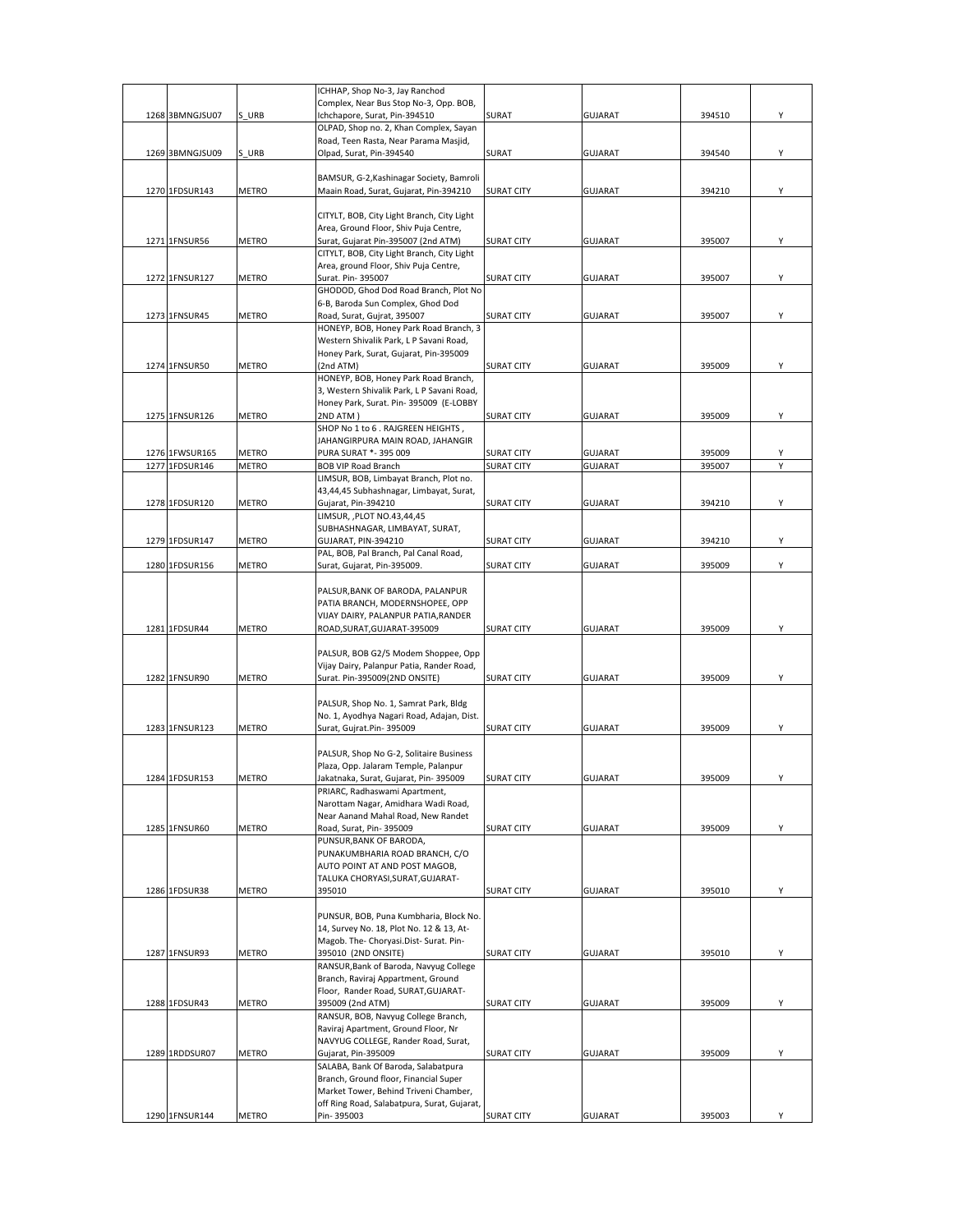| | | | | | | |
|---|---|---|---|---|---|---|
| 1268 | 3BMNGJSU07 | S_URB | ICHHAP, Shop No-3, Jay Ranchod Complex, Near Bus Stop No-3, Opp. BOB, Ichchapore, Surat, Pin-394510 | SURAT | GUJARAT | 394510 | Y |
| 1269 | 3BMNGJSU09 | S_URB | OLPAD, Shop no. 2, Khan Complex, Sayan Road, Teen Rasta, Near Parama Masjid, Olpad, Surat, Pin-394540 | SURAT | GUJARAT | 394540 | Y |
| 1270 | 1FDSUR143 | METRO | BAMSUR, G-2,Kashinagar Society, Bamroli Maain Road, Surat, Gujarat, Pin-394210 | SURAT CITY | GUJARAT | 394210 | Y |
| 1271 | 1FNSUR56 | METRO | CITYLT, BOB, City Light Branch, City Light Area, Ground Floor, Shiv Puja Centre, Surat, Gujarat Pin-395007 (2nd ATM) | SURAT CITY | GUJARAT | 395007 | Y |
| 1272 | 1FNSUR127 | METRO | CITYLT, BOB, City Light Branch, City Light Area, ground Floor, Shiv Puja Centre, Surat. Pin- 395007 | SURAT CITY | GUJARAT | 395007 | Y |
| 1273 | 1FNSUR45 | METRO | GHODOD, Ghod Dod Road Branch, Plot No 6-B, Baroda Sun Complex, Ghod Dod Road, Surat, Gujrat, 395007 | SURAT CITY | GUJARAT | 395007 | Y |
| 1274 | 1FNSUR50 | METRO | HONEYP, BOB, Honey Park Road Branch, 3 Western Shivalik Park, L P Savani Road, Honey Park, Surat, Gujarat, Pin-395009 (2nd ATM) | SURAT CITY | GUJARAT | 395009 | Y |
| 1275 | 1FNSUR126 | METRO | HONEYP, BOB, Honey Park Road Branch, 3, Western Shivalik Park, L P Savani Road, Honey Park, Surat. Pin- 395009 (E-LOBBY 2ND ATM ) | SURAT CITY | GUJARAT | 395009 | Y |
| 1276 | 1FWSUR165 | METRO | SHOP No 1 to 6 . RAJGREEN HEIGHTS , JAHANGIRPURA MAIN ROAD, JAHANGIR PURA SURAT *- 395 009 | SURAT CITY | GUJARAT | 395009 | Y |
| 1277 | 1FDSUR146 | METRO | BOB VIP Road Branch | SURAT CITY | GUJARAT | 395007 | Y |
| 1278 | 1FDSUR120 | METRO | LIMSUR, BOB, Limbayat Branch, Plot no. 43,44,45 Subhashnagar, Limbayat, Surat, Gujarat, Pin-394210 | SURAT CITY | GUJARAT | 394210 | Y |
| 1279 | 1FDSUR147 | METRO | LIMSUR, ,PLOT NO.43,44,45 SUBHASHNAGAR, LIMBAYAT, SURAT, GUJARAT, PIN-394210 | SURAT CITY | GUJARAT | 394210 | Y |
| 1280 | 1FDSUR156 | METRO | PAL, BOB, Pal Branch, Pal Canal Road, Surat, Gujarat, Pin-395009. | SURAT CITY | GUJARAT | 395009 | Y |
| 1281 | 1FDSUR44 | METRO | PALSUR,BANK OF BARODA, PALANPUR PATIA BRANCH, MODERNSHOPEE, OPP VIJAY DAIRY, PALANPUR PATIA,RANDER ROAD,SURAT,GUJARAT-395009 | SURAT CITY | GUJARAT | 395009 | Y |
| 1282 | 1FNSUR90 | METRO | PALSUR, BOB G2/5 Modem Shoppee, Opp Vijay Dairy, Palanpur Patia, Rander Road, Surat. Pin-395009(2ND ONSITE) | SURAT CITY | GUJARAT | 395009 | Y |
| 1283 | 1FNSUR123 | METRO | PALSUR, Shop No. 1, Samrat Park, Bldg No. 1, Ayodhya Nagari Road, Adajan, Dist. Surat, Gujrat.Pin- 395009 | SURAT CITY | GUJARAT | 395009 | Y |
| 1284 | 1FDSUR153 | METRO | PALSUR, Shop No G-2, Solitaire Business Plaza, Opp. Jalaram Temple, Palanpur Jakatnaka, Surat, Gujarat, Pin- 395009 | SURAT CITY | GUJARAT | 395009 | Y |
| 1285 | 1FNSUR60 | METRO | PRIARC, Radhaswami Apartment, Narottam Nagar, Amidhara Wadi Road, Near Aanand Mahal Road, New Randet Road, Surat, Pin- 395009 | SURAT CITY | GUJARAT | 395009 | Y |
| 1286 | 1FDSUR38 | METRO | PUNSUR,BANK OF BARODA, PUNAKUMBHARIA ROAD BRANCH, C/O AUTO POINT AT AND POST MAGOB, TALUKA CHORYASI,SURAT,GUJARAT-395010 | SURAT CITY | GUJARAT | 395010 | Y |
| 1287 | 1FNSUR93 | METRO | PUNSUR, BOB, Puna Kumbharia, Block No. 14, Survey No. 18, Plot No. 12 & 13, At-Magob. The- Choryasi.Dist- Surat. Pin-395010 (2ND ONSITE) | SURAT CITY | GUJARAT | 395010 | Y |
| 1288 | 1FDSUR43 | METRO | RANSUR,Bank of Baroda, Navyug College Branch, Raviraj Appartment, Ground Floor, Rander Road, SURAT,GUJARAT-395009 (2nd ATM) | SURAT CITY | GUJARAT | 395009 | Y |
| 1289 | 1RDDSUR07 | METRO | RANSUR, BOB, Navyug College Branch, Raviraj Apartment, Ground Floor, Nr NAVYUG COLLEGE, Rander Road, Surat, Gujarat, Pin-395009 | SURAT CITY | GUJARAT | 395009 | Y |
| 1290 | 1FNSUR144 | METRO | SALABA, Bank Of Baroda, Salabatpura Branch, Ground floor, Financial Super Market Tower, Behind Triveni Chamber, off Ring Road, Salabatpura, Surat, Gujarat, Pin- 395003 | SURAT CITY | GUJARAT | 395003 | Y |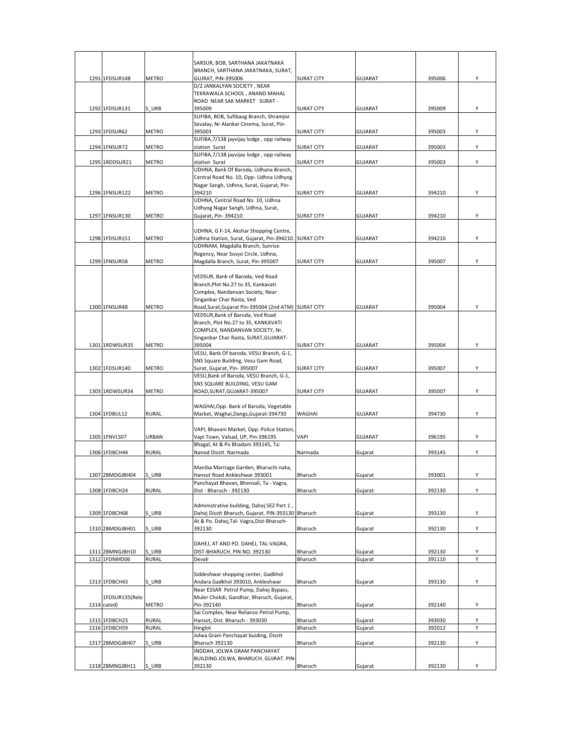| | | | | | | | |
|---|---|---|---|---|---|---|---|
| 1291 | 1FDSUR148 | METRO | SARSUR, BOB, SARTHANA JAKATNAKA BRANCH, SARTHANA JAKATNAKA, SURAT, GUJRAT, PIN-395006 | SURAT CITY | GUJARAT | 395006 | Y |
| 1292 | 1FDSUR131 | S_URB | D/2 JANKALYAN SOCIETY , NEAR TEKRAWALA SCHOOL , ANAND MAHAL ROAD NEAR SAK MARKET SURAT - 395009 | SURAT CITY | GUJARAT | 395009 | Y |
| 1293 | 1FDSUR62 | METRO | SUFIBA, BOB, Sufibaug Branch, Shramjivi Sevalay, Nr Alankar Cinema, Surat, Pin-395003 | SURAT CITY | GUJARAT | 395003 | Y |
| 1294 | 1FNSUR72 | METRO | SUFIBA,7/138 jayvijay lodge , opp railway station Surat | SURAT CITY | GUJARAT | 395003 | Y |
| 1295 | 1RDDSUR21 | METRO | SUFIBA,7/138 jayvijay lodge , opp railway station Surat | SURAT CITY | GUJARAT | 395003 | Y |
| 1296 | 1FNSUR122 | METRO | UDHNA, Bank Of Baroda, Udhana Branch, Central Road No. 10, Opp- Udhna Udhyog Nagar Sangh, Udhna, Surat, Gujarat, Pin-394210 | SURAT CITY | GUJARAT | 394210 | Y |
| 1297 | 1FNSUR130 | METRO | UDHNA, Central Road No. 10, Udhna Udhyog Nagar Sangh, Udhna, Surat, Gujarat, Pin- 394210 | SURAT CITY | GUJARAT | 394210 | Y |
| 1298 | 1FDSUR151 | METRO | UDHNA, G F-14, Akshar Shopping Centre, Udhna Station, Surat, Gujarat, Pin-394210. | SURAT CITY | GUJARAT | 394210 | Y |
| 1299 | 1FNSUR58 | METRO | UDHNAM, Magdalla Branch, Sunrise Regency, Near Sosyo Circle, Udhna, Magdalla Branch, Surat, Pin-395007 | SURAT CITY | GUJARAT | 395007 | Y |
| 1300 | 1FNSUR48 | METRO | VEDSUR, Bank of Baroda, Ved Road Branch,Plot No.27 to 35, Kankavati Complex, Nandanvan Society, Near Singanbar Char Rasta, Ved Road,Surat,Gujarat Pin-395004 (2nd ATM) | SURAT CITY | GUJARAT | 395004 | Y |
| 1301 | 1RDWSUR35 | METRO | VEDSUR,Bank of Baroda, Ved Road Branch, Plot No.27 to 35, KANKAVATI COMPLEX, NANDANVAN SOCIETY, Nr. Singanbar Char Rasta, SURAT,GUJARAT-395004 | SURAT CITY | GUJARAT | 395004 | Y |
| 1302 | 1FDSUR140 | METRO | VESU, Bank Of baroda, VESU Branch, G-1, SNS Square Building, Vesu Gam Road, Surat, Gujarat, Pin- 395007 | SURAT CITY | GUJARAT | 395007 | Y |
| 1303 | 1RDWSUR34 | METRO | VESU,Bank of Baroda, VESU Branch, G-1, SNS SQUARE BUILDING, VESU GAM ROAD,SURAT,GUJARAT-395007 | SURAT CITY | GUJARAT | 395007 | Y |
| 1304 | 1FDBUL12 | RURAL | WAGHAI,Opp. Bank of Baroda, Vegetable Market, Waghai,Dangs,Gujarat-394730 | WAGHAI | GUJARAT | 394730 | Y |
| 1305 | 1FNVLS07 | URBAN | VAPI, Bhavani Market, Opp. Police Station, Vapi Town, Valsad, UP, Pin-396195 | VAPI | GUJARAT | 396195 | Y |
| 1306 | 1FDBCH44 | RURAL | Bhagal, At & Po Bhadam 393145, Ta: Nanod Disstt. Narmada | Narmada | Gujarat | 393145 | Y |
| 1307 | 2BMDGJBH04 | S_URB | Maniba Marriage Garden, Bharuchi naka, Hansot Road Ankleshwar 393001 | Bharuch | Gujarat | 393001 | Y |
| 1308 | 1FDBCH24 | RURAL | Panchayat Bhavan, Bhensali, Ta - Vagra, Dist - Bharuch - 392130 | Bharuch | Gujarat | 392130 | Y |
| 1309 | 1FDBCH68 | S_URB | Administrative building, Dahej SEZ Part 1 , Dahej Disstt Bharuch, Gujarat. PIN-393130 | Bharuch | Gujarat | 393130 | Y |
| 1310 | 2BMDGJBH01 | S_URB | At & Po. Dahej,Tal- Vagra,Dist-Bharuch-392130 | Bharuch | Gujarat | 392130 | Y |
| 1311 | 2BMNGJBH10 | S_URB | DAHEJ, AT AND PO. DAHEJ, TAL-VAGRA, DIST-BHARUCH. PIN NO. 392130 | Bharuch | Gujarat | 392130 | Y |
| 1312 | 1FDNMD06 | RURAL | Devali | Bharuch | Gujarat | 391110 | Y |
| 1313 | 1FDBCH43 | S_URB | Siddeshwar shopping center, Gadkhol Andara Gadkhol 393010, Ankleshwar | Bharuch | Gujarat | 393130 | Y |
| 1314 | 1FDSUR135(Relocated) | METRO | Near ESSAR Petrol Pump, Dahej Bypass, Muler Chokdi, Gandhar, Bharuch, Gujarat, Pin-392140 | Bharuch | Gujarat | 392140 | Y |
| 1315 | 1FDBCH23 | RURAL | Sai Complex, Near Reliance Petrol Pump, Hansot, Dist. Bharuch - 393030 | Bharuch | Gujarat | 393030 | Y |
| 1316 | 1FDBCH59 | RURAL | Hinglot | Bharuch | Gujarat | 392012 | Y |
| 1317 | 2BMDGJBH07 | S_URB | Jolwa Gram Panchayat buiding, Disstt Bharuch 392130 | Bharuch | Gujarat | 392130 | Y |
| 1318 | 2BMNGJBH11 | S_URB | INDDAH, JOLWA GRAM PANCHAYAT BUILDING JOLWA, BHARUCH, GUJRAT. PIN-392130 | Bharuch | Gujarat | 392130 | Y |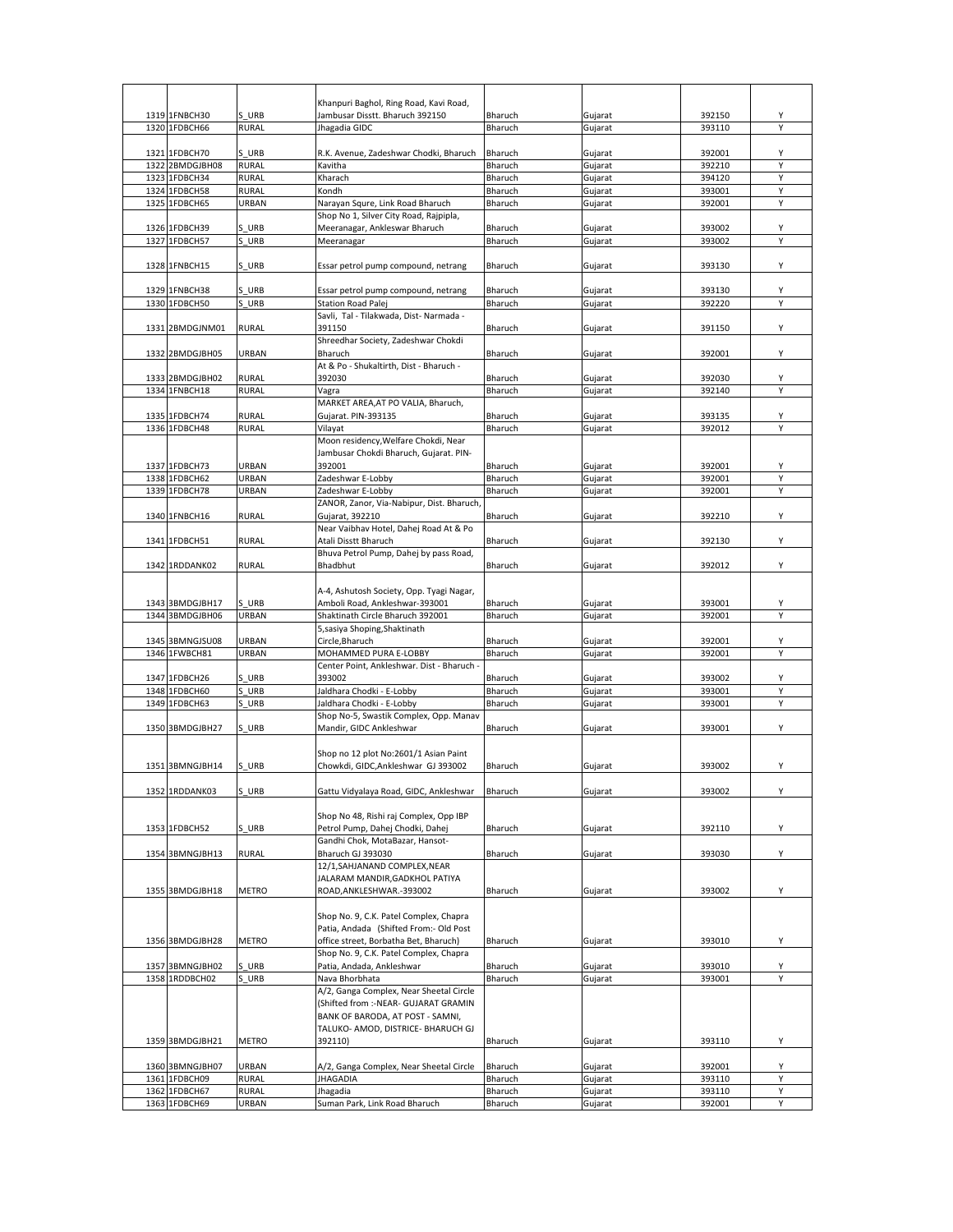| | | | | | | | |
|---|---|---|---|---|---|---|---|
| 1319 | 1FNBCH30 | S_URB | Khanpuri Baghol, Ring Road, Kavi Road, Jambusar Disstt. Bharuch 392150 | Bharuch | Gujarat | 392150 | Y |
| 1320 | 1FDBCH66 | RURAL | Jhagadia GIDC | Bharuch | Gujarat | 393110 | Y |
| 1321 | 1FDBCH70 | S_URB | R.K. Avenue, Zadeshwar Chodki, Bharuch | Bharuch | Gujarat | 392001 | Y |
| 1322 | 2BMDGJBH08 | RURAL | Kavitha | Bharuch | Gujarat | 392210 | Y |
| 1323 | 1FDBCH34 | RURAL | Kharach | Bharuch | Gujarat | 394120 | Y |
| 1324 | 1FDBCH58 | RURAL | Kondh | Bharuch | Gujarat | 393001 | Y |
| 1325 | 1FDBCH65 | URBAN | Narayan Squre, Link Road Bharuch | Bharuch | Gujarat | 392001 | Y |
| 1326 | 1FDBCH39 | S_URB | Shop No 1, Silver City Road, Rajpipla, Meeranagar, Ankleswar Bharuch | Bharuch | Gujarat | 393002 | Y |
| 1327 | 1FDBCH57 | S_URB | Meeranagar | Bharuch | Gujarat | 393002 | Y |
| 1328 | 1FNBCH15 | S_URB | Essar petrol pump compound, netrang | Bharuch | Gujarat | 393130 | Y |
| 1329 | 1FNBCH38 | S_URB | Essar petrol pump compound, netrang | Bharuch | Gujarat | 393130 | Y |
| 1330 | 1FDBCH50 | S_URB | Station Road Palej | Bharuch | Gujarat | 392220 | Y |
| 1331 | 2BMDGJNM01 | RURAL | Savli, Tal - Tilakwada, Dist- Narmada - 391150 | Bharuch | Gujarat | 391150 | Y |
| 1332 | 2BMDGJBH05 | URBAN | Shreedhar Society, Zadeshwar Chokdi Bharuch | Bharuch | Gujarat | 392001 | Y |
| 1333 | 2BMDGJBH02 | RURAL | At & Po - Shukaltirth, Dist - Bharuch - 392030 | Bharuch | Gujarat | 392030 | Y |
| 1334 | 1FNBCH18 | RURAL | Vagra | Bharuch | Gujarat | 392140 | Y |
| 1335 | 1FDBCH74 | RURAL | MARKET AREA,AT PO VALIA, Bharuch, Gujarat. PIN-393135 | Bharuch | Gujarat | 393135 | Y |
| 1336 | 1FDBCH48 | RURAL | Vilayat | Bharuch | Gujarat | 392012 | Y |
| 1337 | 1FDBCH73 | URBAN | Moon residency,Welfare Chokdi, Near Jambusar Chokdi Bharuch, Gujarat. PIN-392001 | Bharuch | Gujarat | 392001 | Y |
| 1338 | 1FDBCH62 | URBAN | Zadeshwar E-Lobby | Bharuch | Gujarat | 392001 | Y |
| 1339 | 1FDBCH78 | URBAN | Zadeshwar E-Lobby | Bharuch | Gujarat | 392001 | Y |
| 1340 | 1FNBCH16 | RURAL | ZANOR, Zanor, Via-Nabipur, Dist. Bharuch, Gujarat, 392210 | Bharuch | Gujarat | 392210 | Y |
| 1341 | 1FDBCH51 | RURAL | Near Vaibhav Hotel, Dahej Road At & Po Atali Disstt Bharuch | Bharuch | Gujarat | 392130 | Y |
| 1342 | 1RDDANK02 | RURAL | Bhuva Petrol Pump, Dahej by pass Road, Bhadbhut | Bharuch | Gujarat | 392012 | Y |
| 1343 | 3BMDGJBH17 | S_URB | A-4, Ashutosh Society, Opp. Tyagi Nagar, Amboli Road, Ankleshwar-393001 | Bharuch | Gujarat | 393001 | Y |
| 1344 | 3BMDGJBH06 | URBAN | Shaktinath Circle Bharuch 392001 | Bharuch | Gujarat | 392001 | Y |
| 1345 | 3BMNGJSU08 | URBAN | 5,sasiya Shoping,Shaktinath Circle,Bharuch | Bharuch | Gujarat | 392001 | Y |
| 1346 | 1FWBCH81 | URBAN | MOHAMMED PURA E-LOBBY | Bharuch | Gujarat | 392001 | Y |
| 1347 | 1FDBCH26 | S_URB | Center Point, Ankleshwar. Dist - Bharuch - 393002 | Bharuch | Gujarat | 393002 | Y |
| 1348 | 1FDBCH60 | S_URB | Jaldhara Chodki - E-Lobby | Bharuch | Gujarat | 393001 | Y |
| 1349 | 1FDBCH63 | S_URB | Jaldhara Chodki - E-Lobby | Bharuch | Gujarat | 393001 | Y |
| 1350 | 3BMDGJBH27 | S_URB | Shop No-5, Swastik Complex, Opp. Manav Mandir, GIDC Ankleshwar | Bharuch | Gujarat | 393001 | Y |
| 1351 | 3BMNGJBH14 | S_URB | Shop no 12 plot No:2601/1 Asian Paint Chowkdi, GIDC,Ankleshwar GJ 393002 | Bharuch | Gujarat | 393002 | Y |
| 1352 | 1RDDANK03 | S_URB | Gattu Vidyalaya Road, GIDC, Ankleshwar | Bharuch | Gujarat | 393002 | Y |
| 1353 | 1FDBCH52 | S_URB | Shop No 48, Rishi raj Complex, Opp IBP Petrol Pump, Dahej Chodki, Dahej | Bharuch | Gujarat | 392110 | Y |
| 1354 | 3BMNGJBH13 | RURAL | Gandhi Chok, MotaBazar, Hansot-Bharuch GJ 393030 | Bharuch | Gujarat | 393030 | Y |
| 1355 | 3BMDGJBH18 | METRO | 12/1,SAHJANAND COMPLEX,NEAR JALARAM MANDIR,GADKHOL PATIYA ROAD,ANKLESHWAR.-393002 | Bharuch | Gujarat | 393002 | Y |
| 1356 | 3BMDGJBH28 | METRO | Shop No. 9, C.K. Patel Complex, Chapra Patia, Andada (Shifted From:- Old Post office street, Borbatha Bet, Bharuch) | Bharuch | Gujarat | 393010 | Y |
| 1357 | 3BMNGJBH02 | S_URB | Shop No. 9, C.K. Patel Complex, Chapra Patia, Andada, Ankleshwar | Bharuch | Gujarat | 393010 | Y |
| 1358 | 1RDDBCH02 | S_URB | Nava Bhorbhata | Bharuch | Gujarat | 393001 | Y |
| 1359 | 3BMDGJBH21 | METRO | A/2, Ganga Complex, Near Sheetal Circle (Shifted from :-NEAR- GUJARAT GRAMIN BANK OF BARODA, AT POST - SAMNI, TALUKO- AMOD, DISTRICE- BHARUCH GJ 392110) | Bharuch | Gujarat | 393110 | Y |
| 1360 | 3BMNGJBH07 | URBAN | A/2, Ganga Complex, Near Sheetal Circle | Bharuch | Gujarat | 392001 | Y |
| 1361 | 1FDBCH09 | RURAL | JHAGADIA | Bharuch | Gujarat | 393110 | Y |
| 1362 | 1FDBCH67 | RURAL | Jhagadia | Bharuch | Gujarat | 393110 | Y |
| 1363 | 1FDBCH69 | URBAN | Suman Park, Link Road Bharuch | Bharuch | Gujarat | 392001 | Y |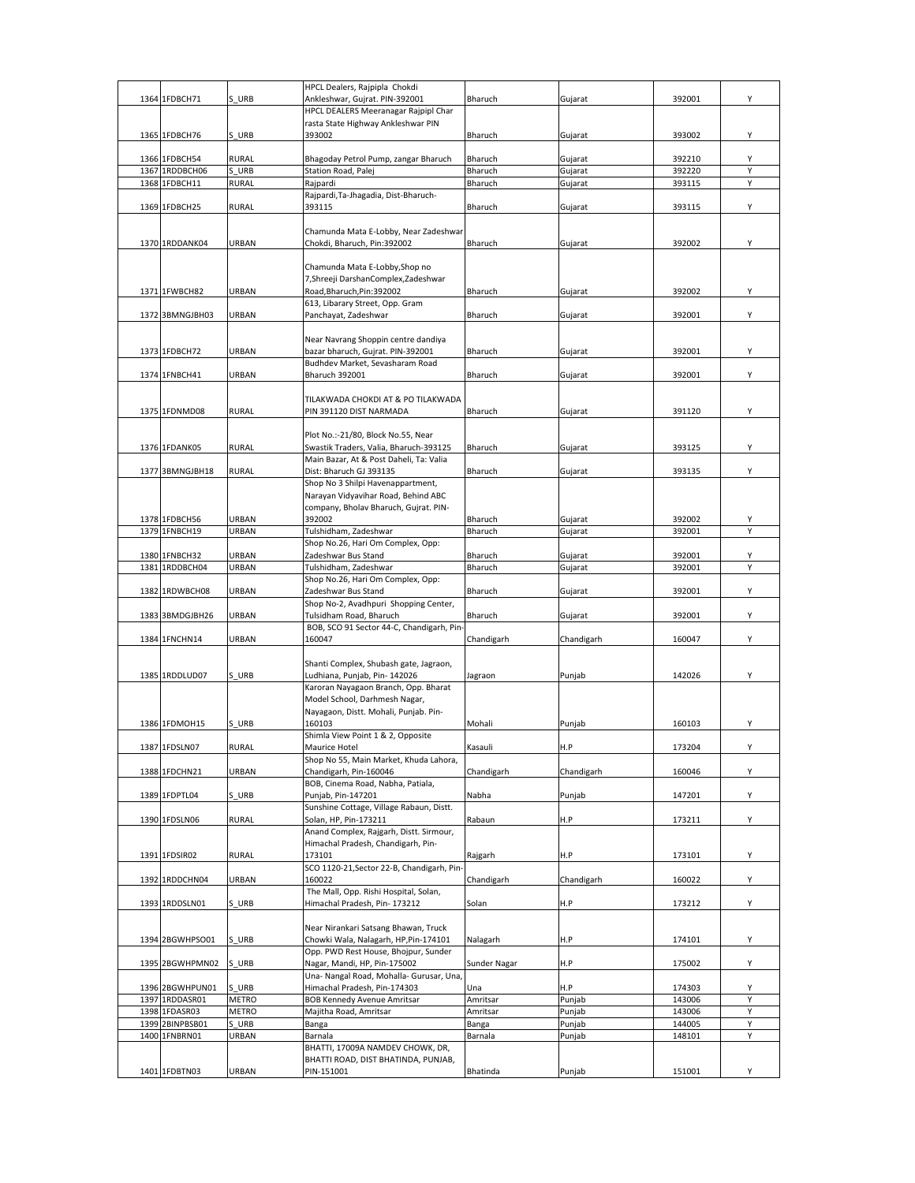| 1364 | 1FDBCH71 | S_URB | HPCL Dealers, Rajpipla Chokdi Ankleshwar, Gujrat. PIN-392001 | Bharuch | Gujarat | 392001 | Y |
|---|---|---|---|---|---|---|---|
| 1365 | 1FDBCH76 | S_URB | HPCL DEALERS Meeranagar Rajpipl Char rasta State Highway Ankleshwar PIN 393002 | Bharuch | Gujarat | 393002 | Y |
| 1366 | 1FDBCH54 | RURAL | Bhagoday Petrol Pump, zangar Bharuch | Bharuch | Gujarat | 392210 | Y |
| 1367 | 1RDDBCH06 | S_URB | Station Road, Palej | Bharuch | Gujarat | 392220 | Y |
| 1368 | 1FDBCH11 | RURAL | Rajpardi | Bharuch | Gujarat | 393115 | Y |
| 1369 | 1FDBCH25 | RURAL | Rajpardi,Ta-Jhagadia, Dist-Bharuch-393115 | Bharuch | Gujarat | 393115 | Y |
| 1370 | 1RDDANK04 | URBAN | Chamunda Mata E-Lobby, Near Zadeshwar Chokdi, Bharuch, Pin:392002 | Bharuch | Gujarat | 392002 | Y |
| 1371 | 1FWBCH82 | URBAN | Chamunda Mata E-Lobby,Shop no 7,Shreeji DarshanComplex,Zadeshwar Road,Bharuch,Pin:392002 | Bharuch | Gujarat | 392002 | Y |
| 1372 | 3BMNGJBH03 | URBAN | 613, Libarary Street, Opp. Gram Panchayat, Zadeshwar | Bharuch | Gujarat | 392001 | Y |
| 1373 | 1FDBCH72 | URBAN | Near Navrang Shoppin centre dandiya bazar bharuch, Gujrat. PIN-392001 | Bharuch | Gujarat | 392001 | Y |
| 1374 | 1FNBCH41 | URBAN | Budhdev Market, Sevasharam Road Bharuch 392001 | Bharuch | Gujarat | 392001 | Y |
| 1375 | 1FDNMD08 | RURAL | TILAKWADA CHOKDI AT & PO TILAKWADA PIN 391120 DIST NARMADA | Bharuch | Gujarat | 391120 | Y |
| 1376 | 1FDANK05 | RURAL | Plot No.:-21/80, Block No.55, Near Swastik Traders, Valia, Bharuch-393125 | Bharuch | Gujarat | 393125 | Y |
| 1377 | 3BMNGJBH18 | RURAL | Main Bazar, At & Post Daheli, Ta: Valia Dist: Bharuch GJ 393135 | Bharuch | Gujarat | 393135 | Y |
| 1378 | 1FDBCH56 | URBAN | Shop No 3 Shilpi Havenappartment, Narayan Vidyavihar Road, Behind ABC company, Bholav Bharuch, Gujrat. PIN-392002 | Bharuch | Gujarat | 392002 | Y |
| 1379 | 1FNBCH19 | URBAN | Tulshidham, Zadeshwar | Bharuch | Gujarat | 392001 | Y |
| 1380 | 1FNBCH32 | URBAN | Shop No.26, Hari Om Complex, Opp: Zadeshwar Bus Stand | Bharuch | Gujarat | 392001 | Y |
| 1381 | 1RDDBCH04 | URBAN | Tulshidham, Zadeshwar | Bharuch | Gujarat | 392001 | Y |
| 1382 | 1RDWBCH08 | URBAN | Shop No.26, Hari Om Complex, Opp: Zadeshwar Bus Stand | Bharuch | Gujarat | 392001 | Y |
| 1383 | 3BMDGJBH26 | URBAN | Shop No-2, Avadhpuri Shopping Center, Tulsidham Road, Bharuch | Bharuch | Gujarat | 392001 | Y |
| 1384 | 1FNCHN14 | URBAN | BOB, SCO 91 Sector 44-C, Chandigarh, Pin-160047 | Chandigarh | Chandigarh | 160047 | Y |
| 1385 | 1RDDLUD07 | S_URB | Shanti Complex, Shubash gate, Jagraon, Ludhiana, Punjab, Pin- 142026 | Jagraon | Punjab | 142026 | Y |
| 1386 | 1FDMOH15 | S_URB | Karoran Nayagaon Branch, Opp. Bharat Model School, Darhmesh Nagar, Nayagaon, Distt. Mohali, Punjab. Pin-160103 | Mohali | Punjab | 160103 | Y |
| 1387 | 1FDSLN07 | RURAL | Shimla View Point 1 & 2, Opposite Maurice Hotel | Kasauli | H.P | 173204 | Y |
| 1388 | 1FDCHN21 | URBAN | Shop No 55, Main Market, Khuda Lahora, Chandigarh, Pin-160046 | Chandigarh | Chandigarh | 160046 | Y |
| 1389 | 1FDPTL04 | S_URB | BOB, Cinema Road, Nabha, Patiala, Punjab, Pin-147201 | Nabha | Punjab | 147201 | Y |
| 1390 | 1FDSLN06 | RURAL | Sunshine Cottage, Village Rabaun, Distt. Solan, HP, Pin-173211 | Rabaun | H.P | 173211 | Y |
| 1391 | 1FDSIR02 | RURAL | Anand Complex, Rajgarh, Distt. Sirmour, Himachal Pradesh, Chandigarh, Pin-173101 | Rajgarh | H.P | 173101 | Y |
| 1392 | 1RDDCHN04 | URBAN | SCO 1120-21,Sector 22-B, Chandigarh, Pin-160022 | Chandigarh | Chandigarh | 160022 | Y |
| 1393 | 1RDDSLN01 | S_URB | The Mall, Opp. Rishi Hospital, Solan, Himachal Pradesh, Pin- 173212 | Solan | H.P | 173212 | Y |
| 1394 | 2BGWHPSO01 | S_URB | Near Nirankari Satsang Bhawan, Truck Chowki Wala, Nalagarh, HP,Pin-174101 | Nalagarh | H.P | 174101 | Y |
| 1395 | 2BGWHPMN02 | S_URB | Opp. PWD Rest House, Bhojpur, Sunder Nagar, Mandi, HP, Pin-175002 | Sunder Nagar | H.P | 175002 | Y |
| 1396 | 2BGWHPUN01 | S_URB | Una- Nangal Road, Mohalla- Gurusar, Una, Himachal Pradesh, Pin-174303 | Una | H.P | 174303 | Y |
| 1397 | 1RDDASR01 | METRO | BOB Kennedy Avenue Amritsar | Amritsar | Punjab | 143006 | Y |
| 1398 | 1FDASR03 | METRO | Majitha Road, Amritsar | Amritsar | Punjab | 143006 | Y |
| 1399 | 2BINPBSB01 | S_URB | Banga | Banga | Punjab | 144005 | Y |
| 1400 | 1FNBRN01 | URBAN | Barnala | Barnala | Punjab | 148101 | Y |
| 1401 | 1FDBTN03 | URBAN | BHATTI, 17009A NAMDEV CHOWK, DR, BHATTI ROAD, DIST BHATINDA, PUNJAB, PIN-151001 | Bhatinda | Punjab | 151001 | Y |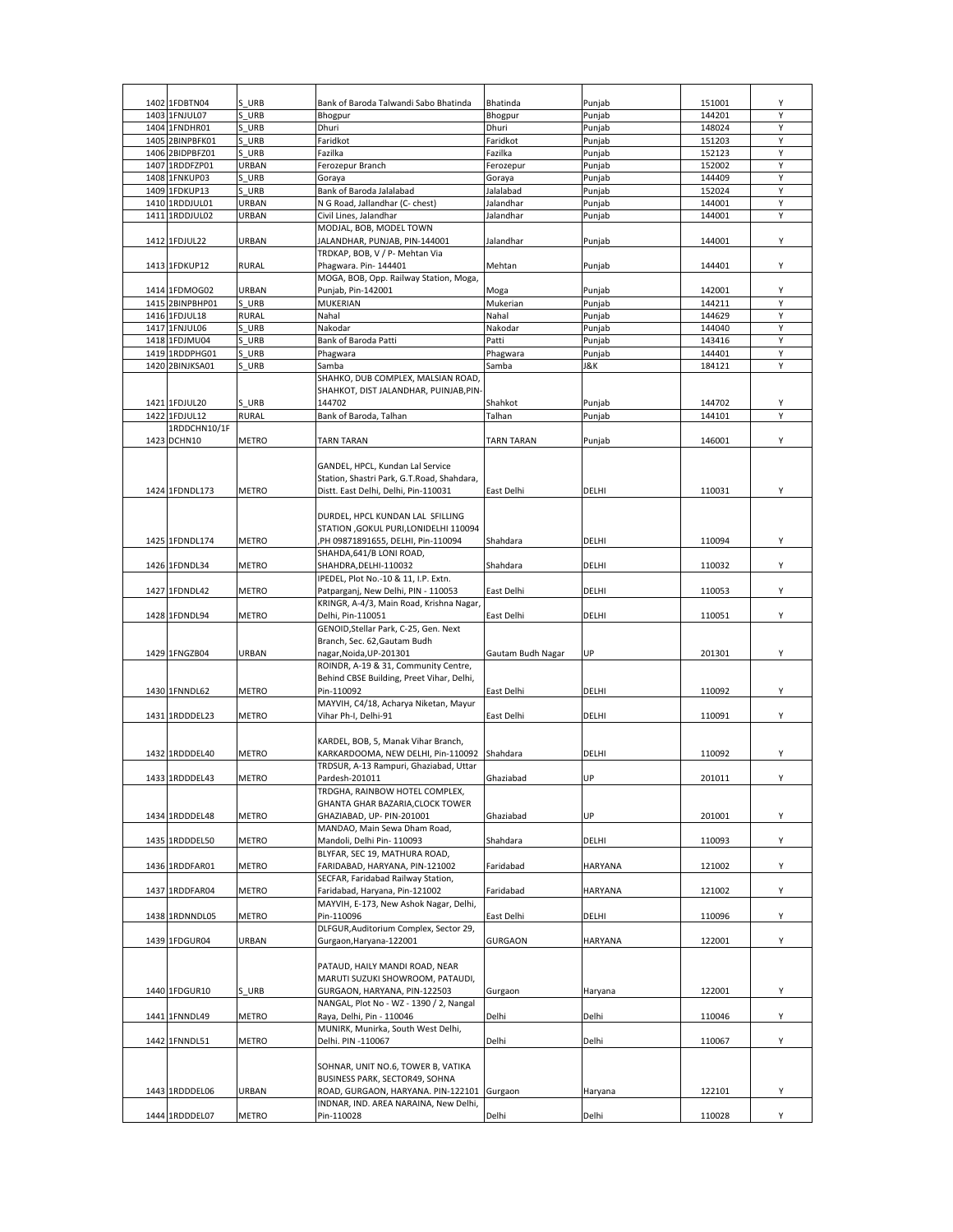| | | | | | | | |
|---|---|---|---|---|---|---|---|
| 1402 | 1FDBTN04 | S_URB | Bank of Baroda Talwandi Sabo Bhatinda | Bhatinda | Punjab | 151001 | Y |
| 1403 | 1FNJUL07 | S_URB | Bhogpur | Bhogpur | Punjab | 144201 | Y |
| 1404 | 1FNDHR01 | S_URB | Dhuri | Dhuri | Punjab | 148024 | Y |
| 1405 | 2BINPBFK01 | S_URB | Faridkot | Faridkot | Punjab | 151203 | Y |
| 1406 | 2BIDPBFZ01 | S_URB | Fazilka | Fazilka | Punjab | 152123 | Y |
| 1407 | 1RDDFZP01 | URBAN | Ferozepur Branch | Ferozepur | Punjab | 152002 | Y |
| 1408 | 1FNKUP03 | S_URB | Goraya | Goraya | Punjab | 144409 | Y |
| 1409 | 1FDKUP13 | S_URB | Bank of Baroda Jalalabad | Jalalabad | Punjab | 152024 | Y |
| 1410 | 1RDDJUL01 | URBAN | N G Road, Jallandhar (C- chest) | Jalandhar | Punjab | 144001 | Y |
| 1411 | 1RDDJUL02 | URBAN | Civil Lines, Jalandhar | Jalandhar | Punjab | 144001 | Y |
| 1412 | 1FDJUL22 | URBAN | MODJAL, BOB, MODEL TOWN JALANDHAR, PUNJAB, PIN-144001 | Jalandhar | Punjab | 144001 | Y |
| 1413 | 1FDKUP12 | RURAL | TRDKAP, BOB, V / P- Mehtan Via Phagwara. Pin- 144401 | Mehtan | Punjab | 144401 | Y |
| 1414 | 1FDMOG02 | URBAN | MOGA, BOB, Opp. Railway Station, Moga, Punjab, Pin-142001 | Moga | Punjab | 142001 | Y |
| 1415 | 2BINPBHP01 | S_URB | MUKERIAN | Mukerian | Punjab | 144211 | Y |
| 1416 | 1FDJUL18 | RURAL | Nahal | Nahal | Punjab | 144629 | Y |
| 1417 | 1FNJUL06 | S_URB | Nakodar | Nakodar | Punjab | 144040 | Y |
| 1418 | 1FDJMU04 | S_URB | Bank of Baroda Patti | Patti | Punjab | 143416 | Y |
| 1419 | 1RDDPHG01 | S_URB | Phagwara | Phagwara | Punjab | 144401 | Y |
| 1420 | 2BINJKSA01 | S_URB | Samba | Samba | J&K | 184121 | Y |
| 1421 | 1FDJUL20 | S_URB | SHAHKO, DUB COMPLEX, MALSIAN ROAD, SHAHKOT, DIST JALANDHAR, PUINJAB,PIN-144702 | Shahkot | Punjab | 144702 | Y |
| 1422 | 1FDJUL12 | RURAL | Bank of Baroda, Talhan | Talhan | Punjab | 144101 | Y |
| 1423 | 1RDDCHN10/1FDCHN10 | METRO | TARN TARAN | TARN TARAN | Punjab | 146001 | Y |
| 1424 | 1FDNDL173 | METRO | GANDEL, HPCL, Kundan Lal Service Station, Shastri Park, G.T.Road, Shahdara, Distt. East Delhi, Delhi, Pin-110031 | East Delhi | DELHI | 110031 | Y |
| 1425 | 1FDNDL174 | METRO | DURDEL, HPCL KUNDAN LAL SFILLING STATION ,GOKUL PURI,LONIDELHI 110094 ,PH 09871891655, DELHI, Pin-110094 | Shahdara | DELHI | 110094 | Y |
| 1426 | 1FDNDL34 | METRO | SHAHDA,641/B LONI ROAD, SHAHDRA,DELHI-110032 | Shahdara | DELHI | 110032 | Y |
| 1427 | 1FDNDL42 | METRO | IPEDEL, Plot No.-10 & 11, I.P. Extn. Patparganj, New Delhi, PIN - 110053 | East Delhi | DELHI | 110053 | Y |
| 1428 | 1FDNDL94 | METRO | KRINGR, A-4/3, Main Road, Krishna Nagar, Delhi, Pin-110051 | East Delhi | DELHI | 110051 | Y |
| 1429 | 1FNGZB04 | URBAN | GENOID,Stellar Park, C-25, Gen. Next Branch, Sec. 62,Gautam Budh nagar,Noida,UP-201301 | Gautam Budh Nagar | UP | 201301 | Y |
| 1430 | 1FNNDL62 | METRO | ROINDR, A-19 & 31, Community Centre, Behind CBSE Building, Preet Vihar, Delhi, Pin-110092 | East Delhi | DELHI | 110092 | Y |
| 1431 | 1RDDDEL23 | METRO | MAYVIH, C4/18, Acharya Niketan, Mayur Vihar Ph-I, Delhi-91 | East Delhi | DELHI | 110091 | Y |
| 1432 | 1RDDDEL40 | METRO | KARDEL, BOB, 5, Manak Vihar Branch, KARKARDOOMA, NEW DELHI, Pin-110092 | Shahdara | DELHI | 110092 | Y |
| 1433 | 1RDDDEL43 | METRO | TRDSUR, A-13 Rampuri, Ghaziabad, Uttar Pardesh-201011 | Ghaziabad | UP | 201011 | Y |
| 1434 | 1RDDDEL48 | METRO | TRDGHA, RAINBOW HOTEL COMPLEX, GHANTA GHAR BAZARIA,CLOCK TOWER GHAZIABAD, UP- PIN-201001 | Ghaziabad | UP | 201001 | Y |
| 1435 | 1RDDDEL50 | METRO | MANDAO, Main Sewa Dham Road, Mandoli, Delhi Pin- 110093 | Shahdara | DELHI | 110093 | Y |
| 1436 | 1RDDFAR01 | METRO | BLYFAR, SEC 19, MATHURA ROAD, FARIDABAD, HARYANA, PIN-121002 | Faridabad | HARYANA | 121002 | Y |
| 1437 | 1RDDFAR04 | METRO | SECFAR, Faridabad Railway Station, Faridabad, Haryana, Pin-121002 | Faridabad | HARYANA | 121002 | Y |
| 1438 | 1RDNNDL05 | METRO | MAYVIH, E-173, New Ashok Nagar, Delhi, Pin-110096 | East Delhi | DELHI | 110096 | Y |
| 1439 | 1FDGUR04 | URBAN | DLFGUR,Auditorium Complex, Sector 29, Gurgaon,Haryana-122001 | GURGAON | HARYANA | 122001 | Y |
| 1440 | 1FDGUR10 | S_URB | PATAUD, HAILY MANDI ROAD, NEAR MARUTI SUZUKI SHOWROOM, PATAUDI, GURGAON, HARYANA, PIN-122503 | Gurgaon | Haryana | 122001 | Y |
| 1441 | 1FNNDL49 | METRO | NANGAL, Plot No - WZ - 1390 / 2, Nangal Raya, Delhi, Pin - 110046 | Delhi | Delhi | 110046 | Y |
| 1442 | 1FNNDL51 | METRO | MUNIRK, Munirka, South West Delhi, Delhi. PIN -110067 | Delhi | Delhi | 110067 | Y |
| 1443 | 1RDDDEL06 | URBAN | SOHNAR, UNIT NO.6, TOWER B, VATIKA BUSINESS PARK, SECTOR49, SOHNA ROAD, GURGAON, HARYANA. PIN-122101 | Gurgaon | Haryana | 122101 | Y |
| 1444 | 1RDDDEL07 | METRO | INDNAR, IND. AREA NARAINA, New Delhi, Pin-110028 | Delhi | Delhi | 110028 | Y |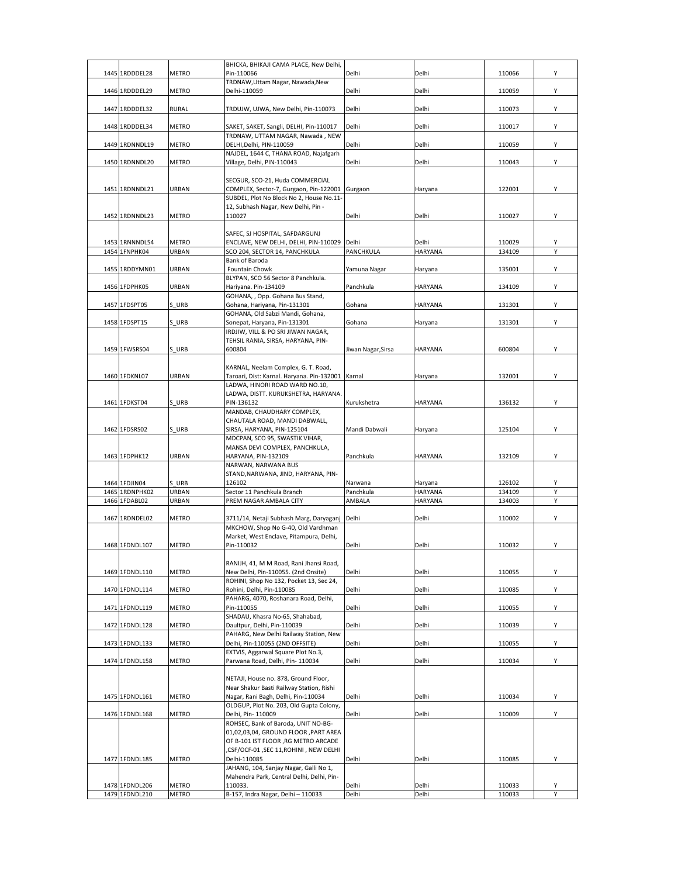| 1445 | 1RDDDEL28 | METRO | BHICKA, BHIKAJI CAMA PLACE, New Delhi, Pin-110066 | Delhi | Delhi | 110066 | Y |
|---|---|---|---|---|---|---|---|
| 1446 | 1RDDDEL29 | METRO | TRDNAW,Uttam Nagar, Nawada,New Delhi-110059 | Delhi | Delhi | 110059 | Y |
| 1447 | 1RDDDEL32 | RURAL | TRDUJW, UJWA, New Delhi, Pin-110073 | Delhi | Delhi | 110073 | Y |
| 1448 | 1RDDDEL34 | METRO | SAKET, SAKET, Sangli, DELHI, Pin-110017 | Delhi | Delhi | 110017 | Y |
| 1449 | 1RDNNDL19 | METRO | TRDNAW, UTTAM NAGAR, Nawada , NEW DELHI,Delhi, PIN-110059 | Delhi | Delhi | 110059 | Y |
| 1450 | 1RDNNDL20 | METRO | NAJDEL, 1644 C, THANA ROAD, Najafgarh Village, Delhi, PIN-110043 | Delhi | Delhi | 110043 | Y |
| 1451 | 1RDNNDL21 | URBAN | SECGUR, SCO-21, Huda COMMERCIAL COMPLEX, Sector-7, Gurgaon, Pin-122001 | Gurgaon | Haryana | 122001 | Y |
| 1452 | 1RDNNDL23 | METRO | SUBDEL, Plot No Block No 2, House No.11-12, Subhash Nagar, New Delhi, Pin - 110027 | Delhi | Delhi | 110027 | Y |
| 1453 | 1RNNNDL54 | METRO | SAFEC, SJ HOSPITAL, SAFDARGUNJ ENCLAVE, NEW DELHI, DELHI, PIN-110029 | Delhi | Delhi | 110029 | Y |
| 1454 | 1FNPHK04 | URBAN | SCO 204, SECTOR 14, PANCHKULA | PANCHKULA | HARYANA | 134109 | Y |
| 1455 | 1RDDYMN01 | URBAN | Bank of Baroda Fountain Chowk | Yamuna Nagar | Haryana | 135001 | Y |
| 1456 | 1FDPHK05 | URBAN | BLYPAN, SCO 56 Sector 8 Panchkula. Hariyana. Pin-134109 | Panchkula | HARYANA | 134109 | Y |
| 1457 | 1FDSPT05 | S_URB | GOHANA, , Opp. Gohana Bus Stand, Gohana, Hariyana, Pin-131301 | Gohana | HARYANA | 131301 | Y |
| 1458 | 1FDSPT15 | S_URB | GOHANA, Old Sabzi Mandi, Gohana, Sonepat, Haryana, Pin-131301 | Gohana | Haryana | 131301 | Y |
| 1459 | 1FWSRS04 | S_URB | IRDJIW, VILL & PO SRI JIWAN NAGAR, TEHSIL RANIA, SIRSA, HARYANA, PIN-600804 | Jiwan Nagar,Sirsa | HARYANA | 600804 | Y |
| 1460 | 1FDKNL07 | URBAN | KARNAL, Neelam Complex, G. T. Road, Taroari, Dist: Karnal. Haryana. Pin-132001 | Karnal | Haryana | 132001 | Y |
| 1461 | 1FDKST04 | S_URB | LADWA, HINORI ROAD WARD NO.10, LADWA, DISTT. KURUKSHETRA, HARYANA. PIN-136132 | Kurukshetra | HARYANA | 136132 | Y |
| 1462 | 1FDSRS02 | S_URB | MANDAB, CHAUDHARY COMPLEX, CHAUTALA ROAD, MANDI DABWALL, SIRSA, HARYANA, PIN-125104 | Mandi Dabwali | Haryana | 125104 | Y |
| 1463 | 1FDPHK12 | URBAN | MDCPAN, SCO 95, SWASTIK VIHAR, MANSA DEVI COMPLEX, PANCHKULA, HARYANA, PIN-132109 | Panchkula | HARYANA | 132109 | Y |
| 1464 | 1FDJIN04 | S_URB | NARWAN, NARWANA BUS STAND,NARWANA, JIND, HARYANA, PIN-126102 | Narwana | Haryana | 126102 | Y |
| 1465 | 1RDNPHK02 | URBAN | Sector 11 Panchkula Branch | Panchkula | HARYANA | 134109 | Y |
| 1466 | 1FDABL02 | URBAN | PREM NAGAR AMBALA CITY | AMBALA | HARYANA | 134003 | Y |
| 1467 | 1RDNDEL02 | METRO | 3711/14, Netaji Subhash Marg, Daryaganj | Delhi | Delhi | 110002 | Y |
| 1468 | 1FDNDL107 | METRO | MKCHOW, Shop No G-40, Old Vardhman Market, West Enclave, Pitampura, Delhi, Pin-110032 | Delhi | Delhi | 110032 | Y |
| 1469 | 1FDNDL110 | METRO | RANIJH, 41, M M Road, Rani Jhansi Road, New Delhi, Pin-110055. (2nd Onsite) | Delhi | Delhi | 110055 | Y |
| 1470 | 1FDNDL114 | METRO | ROHINI, Shop No 132, Pocket 13, Sec 24, Rohini, Delhi, Pin-110085 | Delhi | Delhi | 110085 | Y |
| 1471 | 1FDNDL119 | METRO | PAHARG, 4070, Roshanara Road, Delhi, Pin-110055 | Delhi | Delhi | 110055 | Y |
| 1472 | 1FDNDL128 | METRO | SHADAU, Khasra No-65, Shahabad, Daultpur, Delhi, Pin-110039 | Delhi | Delhi | 110039 | Y |
| 1473 | 1FDNDL133 | METRO | PAHARG, New Delhi Railway Station, New Delhi, Pin-110055 (2ND OFFSITE) | Delhi | Delhi | 110055 | Y |
| 1474 | 1FDNDL158 | METRO | EXTVIS, Aggarwal Square Plot No.3, Parwana Road, Delhi, Pin- 110034 | Delhi | Delhi | 110034 | Y |
| 1475 | 1FDNDL161 | METRO | NETAJI, House no. 878, Ground Floor, Near Shakur Basti Railway Station, Rishi Nagar, Rani Bagh, Delhi, Pin-110034 | Delhi | Delhi | 110034 | Y |
| 1476 | 1FDNDL168 | METRO | OLDGUP, Plot No. 203, Old Gupta Colony, Delhi, Pin- 110009 | Delhi | Delhi | 110009 | Y |
| 1477 | 1FDNDL185 | METRO | ROHSEC, Bank of Baroda, UNIT NO-BG-01,02,03,04, GROUND FLOOR ,PART AREA OF B-101 IST FLOOR ,RG METRO ARCADE ,CSF/OCF-01 ,SEC 11,ROHINI , NEW DELHI Delhi-110085 | Delhi | Delhi | 110085 | Y |
| 1478 | 1FDNDL206 | METRO | JAHANG, 104, Sanjay Nagar, Galli No 1, Mahendra Park, Central Delhi, Delhi, Pin-110033. | Delhi | Delhi | 110033 | Y |
| 1479 | 1FDNDL210 | METRO | B-157, Indra Nagar, Delhi – 110033 | Delhi | Delhi | 110033 | Y |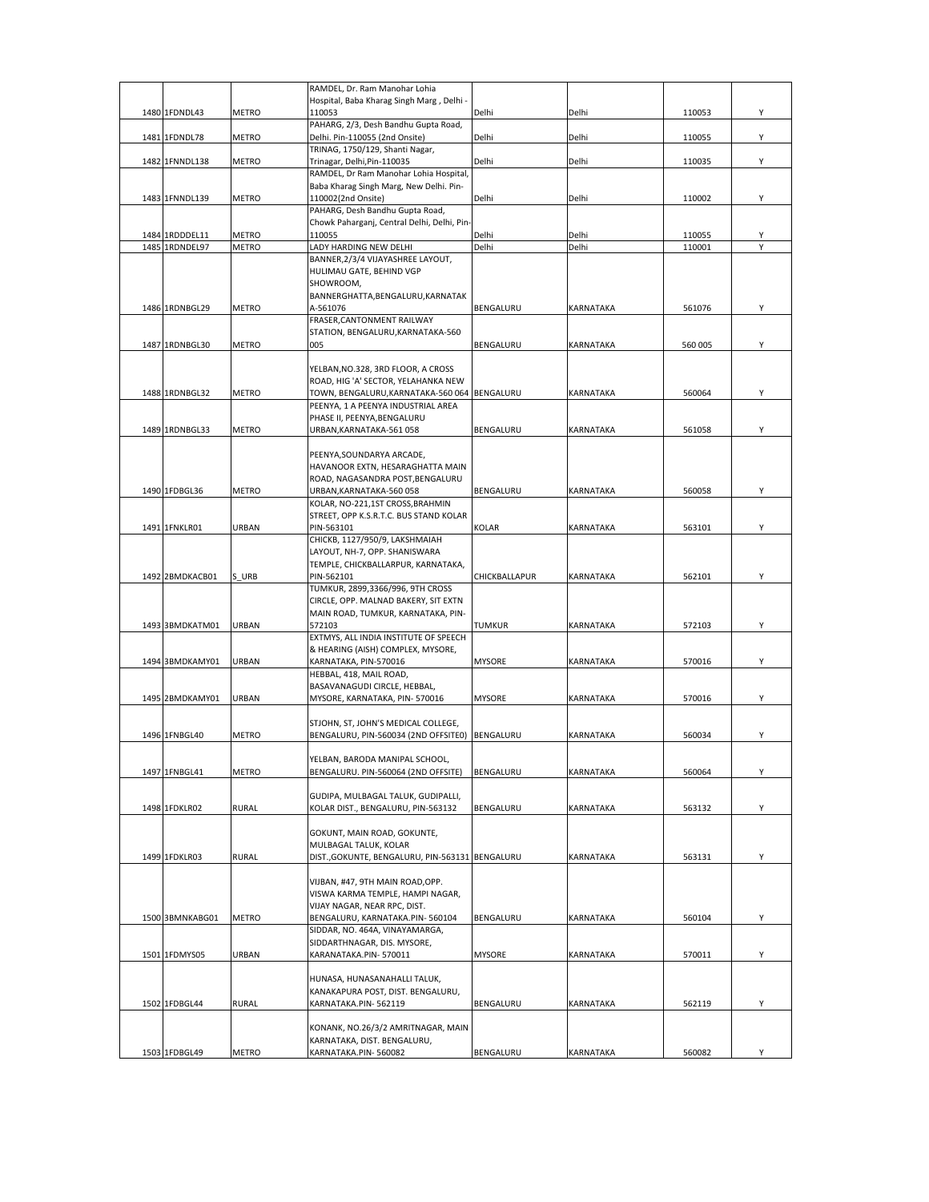| | | | | | | | |
|---|---|---|---|---|---|---|---|
| 1480 | 1FDNDL43 | METRO | RAMDEL, Dr. Ram Manohar Lohia Hospital, Baba Kharag Singh Marg , Delhi - 110053 | Delhi | Delhi | 110053 | Y |
| 1481 | 1FDNDL78 | METRO | PAHARG, 2/3, Desh Bandhu Gupta Road, Delhi. Pin-110055 (2nd Onsite) | Delhi | Delhi | 110055 | Y |
| 1482 | 1FNNDL138 | METRO | TRINAG, 1750/129, Shanti Nagar, Trinagar, Delhi,Pin-110035 | Delhi | Delhi | 110035 | Y |
| 1483 | 1FNNDL139 | METRO | RAMDEL, Dr Ram Manohar Lohia Hospital, Baba Kharag Singh Marg, New Delhi. Pin-110002(2nd Onsite) | Delhi | Delhi | 110002 | Y |
| 1484 | 1RDDDEL11 | METRO | PAHARG, Desh Bandhu Gupta Road, Chowk Paharganj, Central Delhi, Delhi, Pin-110055 | Delhi | Delhi | 110055 | Y |
| 1485 | 1RDNDEL97 | METRO | LADY HARDING NEW DELHI | Delhi | Delhi | 110001 | Y |
| 1486 | 1RDNBGL29 | METRO | BANNER,2/3/4 VIJAYASHREE LAYOUT, HULIMAU GATE, BEHIND VGP SHOWROOM, BANNERGHATTA,BENGALURU,KARNATAKA-561076 | BENGALURU | KARNATAKA | 561076 | Y |
| 1487 | 1RDNBGL30 | METRO | FRASER,CANTONMENT RAILWAY STATION, BENGALURU,KARNATAKA-560 005 | BENGALURU | KARNATAKA | 560 005 | Y |
| 1488 | 1RDNBGL32 | METRO | YELBAN,NO.328, 3RD FLOOR, A CROSS ROAD, HIG 'A' SECTOR, YELAHANKA NEW TOWN, BENGALURU,KARNATAKA-560 064 | BENGALURU | KARNATAKA | 560064 | Y |
| 1489 | 1RDNBGL33 | METRO | PEENYA, 1 A PEENYA INDUSTRIAL AREA PHASE II, PEENYA,BENGALURU URBAN,KARNATAKA-561 058 | BENGALURU | KARNATAKA | 561058 | Y |
| 1490 | 1FDBGL36 | METRO | PEENYA,SOUNDARYA ARCADE, HAVANOOR EXTN, HESARAGHATTA MAIN ROAD, NAGASANDRA POST,BENGALURU URBAN,KARNATAKA-560 058 | BENGALURU | KARNATAKA | 560058 | Y |
| 1491 | 1FNKLR01 | URBAN | KOLAR, NO-221,1ST CROSS,BRAHMIN STREET, OPP K.S.R.T.C. BUS STAND KOLAR PIN-563101 | KOLAR | KARNATAKA | 563101 | Y |
| 1492 | 2BMDKACB01 | S_URB | CHICKB, 1127/950/9, LAKSHMAIAH LAYOUT, NH-7, OPP. SHANISWARA TEMPLE, CHICKBALLARPUR, KARNATAKA, PIN-562101 | CHICKBALLAPUR | KARNATAKA | 562101 | Y |
| 1493 | 3BMDKATM01 | URBAN | TUMKUR, 2899,3366/996, 9TH CROSS CIRCLE, OPP. MALNAD BAKERY, SIT EXTN MAIN ROAD, TUMKUR, KARNATAKA, PIN-572103 | TUMKUR | KARNATAKA | 572103 | Y |
| 1494 | 3BMDKAMY01 | URBAN | EXTMYS, ALL INDIA INSTITUTE OF SPEECH & HEARING (AISH) COMPLEX, MYSORE, KARNATAKA, PIN-570016 | MYSORE | KARNATAKA | 570016 | Y |
| 1495 | 2BMDKAMY01 | URBAN | HEBBAL, 418, MAIL ROAD, BASAVANAGUDI CIRCLE, HEBBAL, MYSORE, KARNATAKA, PIN- 570016 | MYSORE | KARNATAKA | 570016 | Y |
| 1496 | 1FNBGL40 | METRO | STJOHN, ST, JOHN'S MEDICAL COLLEGE, BENGALURU, PIN-560034 (2ND OFFSITEO) | BENGALURU | KARNATAKA | 560034 | Y |
| 1497 | 1FNBGL41 | METRO | YELBAN, BARODA MANIPAL SCHOOL, BENGALURU. PIN-560064 (2ND OFFSITE) | BENGALURU | KARNATAKA | 560064 | Y |
| 1498 | 1FDKLR02 | RURAL | GUDIPA, MULBAGAL TALUK, GUDIPALLI, KOLAR DIST., BENGALURU, PIN-563132 | BENGALURU | KARNATAKA | 563132 | Y |
| 1499 | 1FDKLR03 | RURAL | GOKUNT, MAIN ROAD, GOKUNTE, MULBAGAL TALUK, KOLAR DIST.,GOKUNTE, BENGALURU, PIN-563131 | BENGALURU | KARNATAKA | 563131 | Y |
| 1500 | 3BMNKABG01 | METRO | VIJBAN, #47, 9TH MAIN ROAD,OPP. VISWA KARMA TEMPLE, HAMPI NAGAR, VIJAY NAGAR, NEAR RPC, DIST. BENGALURU, KARNATAKA.PIN- 560104 | BENGALURU | KARNATAKA | 560104 | Y |
| 1501 | 1FDMYS05 | URBAN | SIDDAR, NO. 464A, VINAYAMARGA, SIDDARTHNAGAR, DIS. MYSORE, KARANATAKA.PIN- 570011 | MYSORE | KARNATAKA | 570011 | Y |
| 1502 | 1FDBGL44 | RURAL | HUNASA, HUNASANAHALLI TALUK, KANAKAPURA POST, DIST. BENGALURU, KARNATAKA.PIN- 562119 | BENGALURU | KARNATAKA | 562119 | Y |
| 1503 | 1FDBGL49 | METRO | KONANK, NO.26/3/2 AMRITNAGAR, MAIN KARNATAKA, DIST. BENGALURU, KARNATAKA.PIN- 560082 | BENGALURU | KARNATAKA | 560082 | Y |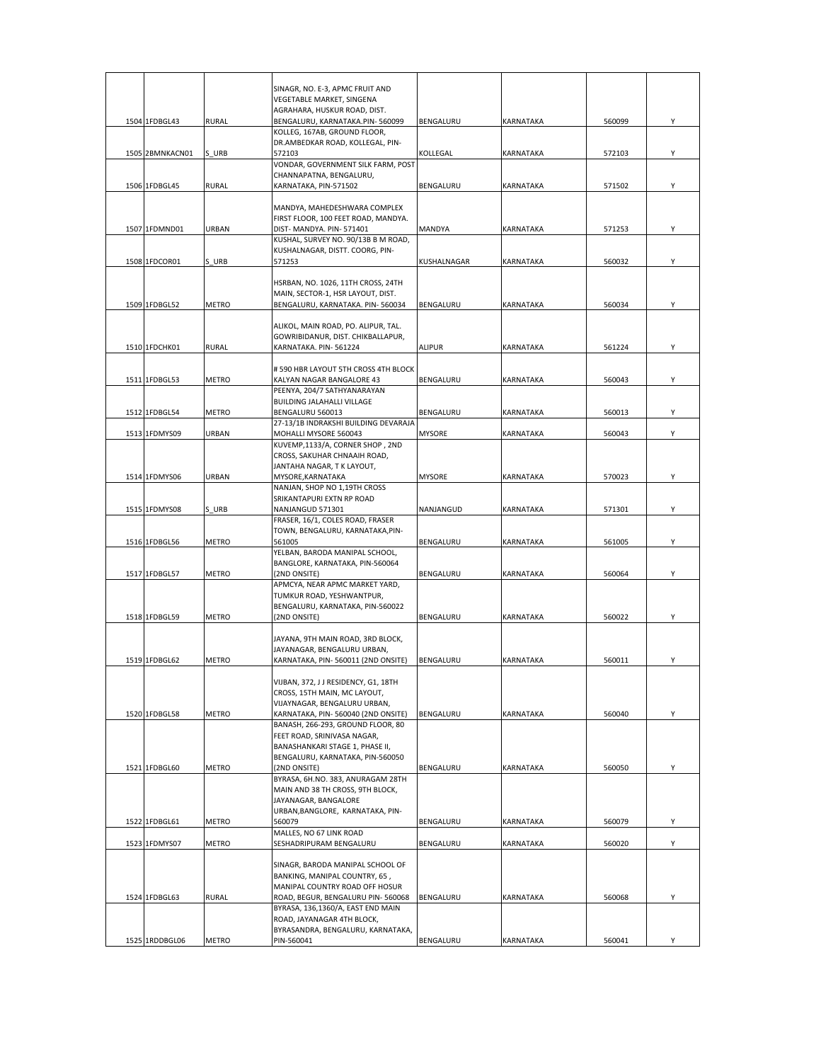| | | | | | | | |
|---|---|---|---|---|---|---|---|
| 1504 | 1FDBGL43 | RURAL | SINAGR, NO. E-3, APMC FRUIT AND VEGETABLE MARKET, SINGENA AGRAHARA, HUSKUR ROAD, DIST. BENGALURU, KARNATAKA.PIN- 560099 | BENGALURU | KARNATAKA | 560099 | Y |
| 1505 | 2BMNKACN01 | S_URB | KOLLEG, 167AB, GROUND FLOOR, DR.AMBEDKAR ROAD, KOLLEGAL, PIN-572103 | KOLLEGAL | KARNATAKA | 572103 | Y |
| 1506 | 1FDBGL45 | RURAL | VONDAR, GOVERNMENT SILK FARM, POST CHANNAPATNA, BENGALURU, KARNATAKA, PIN-571502 | BENGALURU | KARNATAKA | 571502 | Y |
| 1507 | 1FDMND01 | URBAN | MANDYA, MAHEDESHWARA COMPLEX FIRST FLOOR, 100 FEET ROAD, MANDYA. DIST- MANDYA. PIN- 571401 | MANDYA | KARNATAKA | 571253 | Y |
| 1508 | 1FDCOR01 | S_URB | KUSHAL, SURVEY NO. 90/13B B M ROAD, KUSHALNAGAR, DISTT. COORG, PIN-571253 | KUSHALNAGAR | KARNATAKA | 560032 | Y |
| 1509 | 1FDBGL52 | METRO | HSRBAN, NO. 1026, 11TH CROSS, 24TH MAIN, SECTOR-1, HSR LAYOUT, DIST. BENGALURU, KARNATAKA. PIN- 560034 | BENGALURU | KARNATAKA | 560034 | Y |
| 1510 | 1FDCHK01 | RURAL | ALIKOL, MAIN ROAD, PO. ALIPUR, TAL. GOWRIBIDANUR, DIST. CHIKBALLAPUR, KARNATAKA. PIN- 561224 | ALIPUR | KARNATAKA | 561224 | Y |
| 1511 | 1FDBGL53 | METRO | # 590 HBR LAYOUT 5TH CROSS 4TH BLOCK KALYAN NAGAR BANGALORE 43 | BENGALURU | KARNATAKA | 560043 | Y |
| 1512 | 1FDBGL54 | METRO | PEENYA, 204/7 SATHYANARAYAN BUILDING JALAHALLI VILLAGE BENGALURU 560013 | BENGALURU | KARNATAKA | 560013 | Y |
| 1513 | 1FDMYS09 | URBAN | 27-13/1B INDRAKSHI BUILDING DEVARAJA MOHALLI MYSORE 560043 | MYSORE | KARNATAKA | 560043 | Y |
| 1514 | 1FDMYS06 | URBAN | KUVEMP,1133/A, CORNER SHOP , 2ND CROSS, SAKUHAR CHNAAIH ROAD, JANTAHA NAGAR, T K LAYOUT, MYSORE,KARNATAKA | MYSORE | KARNATAKA | 570023 | Y |
| 1515 | 1FDMYS08 | S_URB | NANJAN, SHOP NO 1,19TH CROSS SRIKANTAPURI EXTN RP ROAD NANJANGUD 571301 | NANJANGUD | KARNATAKA | 571301 | Y |
| 1516 | 1FDBGL56 | METRO | FRASER, 16/1, COLES ROAD, FRASER TOWN, BENGALURU, KARNATAKA,PIN-561005 | BENGALURU | KARNATAKA | 561005 | Y |
| 1517 | 1FDBGL57 | METRO | YELBAN, BARODA MANIPAL SCHOOL, BANGLORE, KARNATAKA, PIN-560064 (2ND ONSITE) | BENGALURU | KARNATAKA | 560064 | Y |
| 1518 | 1FDBGL59 | METRO | APMCYA, NEAR APMC MARKET YARD, TUMKUR ROAD, YESHWANTPUR, BENGALURU, KARNATAKA, PIN-560022 (2ND ONSITE) | BENGALURU | KARNATAKA | 560022 | Y |
| 1519 | 1FDBGL62 | METRO | JAYANA, 9TH MAIN ROAD, 3RD BLOCK, JAYANAGAR, BENGALURU URBAN, KARNATAKA, PIN- 560011 (2ND ONSITE) | BENGALURU | KARNATAKA | 560011 | Y |
| 1520 | 1FDBGL58 | METRO | VIJBAN, 372, J J RESIDENCY, G1, 18TH CROSS, 15TH MAIN, MC LAYOUT, VIJAYNAGAR, BENGALURU URBAN, KARNATAKA, PIN- 560040 (2ND ONSITE) | BENGALURU | KARNATAKA | 560040 | Y |
| 1521 | 1FDBGL60 | METRO | BANASH, 266-293, GROUND FLOOR, 80 FEET ROAD, SRINIVASA NAGAR, BANASHANKARI STAGE 1, PHASE II, BENGALURU, KARNATAKA, PIN-560050 (2ND ONSITE) | BENGALURU | KARNATAKA | 560050 | Y |
| 1522 | 1FDBGL61 | METRO | BYRASA, 6H.NO. 383, ANURAGAM 28TH MAIN AND 38 TH CROSS, 9TH BLOCK, JAYANAGAR, BANGALORE URBAN,BANGLORE, KARNATAKA, PIN-560079 | BENGALURU | KARNATAKA | 560079 | Y |
| 1523 | 1FDMYS07 | METRO | MALLES, NO 67 LINK ROAD SESHADRIPURAM BENGALURU | BENGALURU | KARNATAKA | 560020 | Y |
| 1524 | 1FDBGL63 | RURAL | SINAGR, BARODA MANIPAL SCHOOL OF BANKING, MANIPAL COUNTRY, 65 , MANIPAL COUNTRY ROAD OFF HOSUR ROAD, BEGUR, BENGALURU PIN- 560068 | BENGALURU | KARNATAKA | 560068 | Y |
| 1525 | 1RDDBGL06 | METRO | BYRASA, 136,1360/A, EAST END MAIN ROAD, JAYANAGAR 4TH BLOCK, BYRASANDRA, BENGALURU, KARNATAKA, PIN-560041 | BENGALURU | KARNATAKA | 560041 | Y |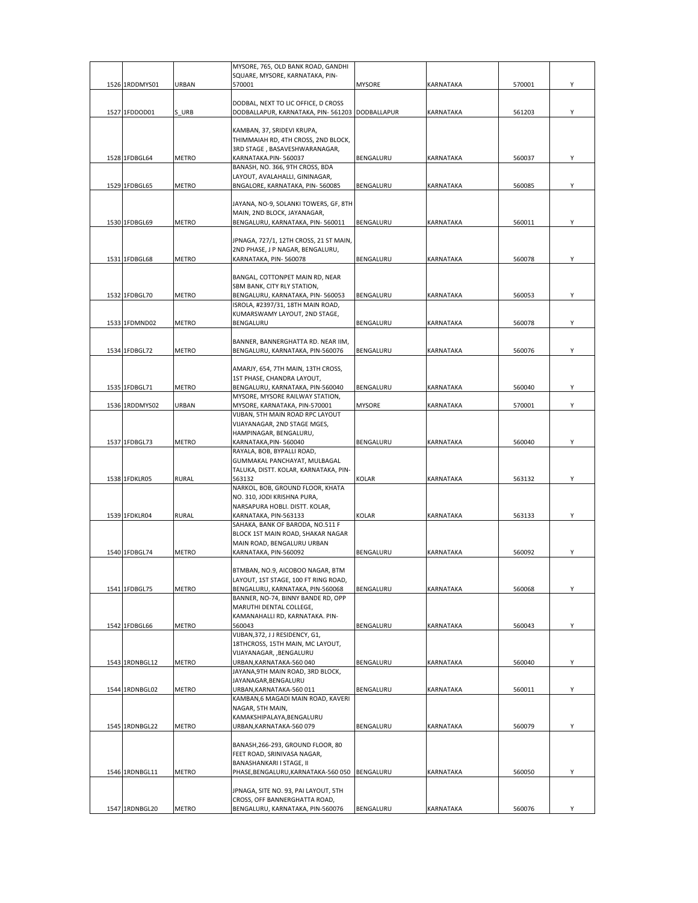| | | | | | | | |
|---|---|---|---|---|---|---|---|
| 1526 | 1RDDMYS01 | URBAN | MYSORE, 765, OLD BANK ROAD, GANDHI SQUARE, MYSORE, KARNATAKA, PIN- 570001 | MYSORE | KARNATAKA | 570001 | Y |
| 1527 | 1FDDOD01 | S_URB | DODBAL, NEXT TO LIC OFFICE, D CROSS DODBALLAPUR, KARNATAKA, PIN- 561203 | DODBALLAPUR | KARNATAKA | 561203 | Y |
| 1528 | 1FDBGL64 | METRO | KAMBAN, 37, SRIDEVI KRUPA, THIMMAIAH RD, 4TH CROSS, 2ND BLOCK, 3RD STAGE , BASAVESHWARANAGAR, KARNATAKA.PIN- 560037 | BENGALURU | KARNATAKA | 560037 | Y |
| 1529 | 1FDBGL65 | METRO | BANASH, NO. 366, 9TH CROSS, BDA LAYOUT, AVALAHALLI, GININAGAR, BNGALORE, KARNATAKA, PIN- 560085 | BENGALURU | KARNATAKA | 560085 | Y |
| 1530 | 1FDBGL69 | METRO | JAYANA, NO-9, SOLANKI TOWERS, GF, 8TH MAIN, 2ND BLOCK, JAYANAGAR, BENGALURU, KARNATAKA, PIN- 560011 | BENGALURU | KARNATAKA | 560011 | Y |
| 1531 | 1FDBGL68 | METRO | JPNAGA, 727/1, 12TH CROSS, 21 ST MAIN, 2ND PHASE, J P NAGAR, BENGALURU, KARNATAKA, PIN- 560078 | BENGALURU | KARNATAKA | 560078 | Y |
| 1532 | 1FDBGL70 | METRO | BANGAL, COTTONPET MAIN RD, NEAR SBM BANK, CITY RLY STATION, BENGALURU, KARNATAKA, PIN- 560053 | BENGALURU | KARNATAKA | 560053 | Y |
| 1533 | 1FDMND02 | METRO | ISROLA, #2397/31, 18TH MAIN ROAD, KUMARSWAMY LAYOUT, 2ND STAGE, BENGALURU | BENGALURU | KARNATAKA | 560078 | Y |
| 1534 | 1FDBGL72 | METRO | BANNER, BANNERGHATTA RD. NEAR IIM, BENGALURU, KARNATAKA, PIN-560076 | BENGALURU | KARNATAKA | 560076 | Y |
| 1535 | 1FDBGL71 | METRO | AMARJY, 654, 7TH MAIN, 13TH CROSS, 1ST PHASE, CHANDRA LAYOUT, BENGALURU, KARNATAKA, PIN-560040 | BENGALURU | KARNATAKA | 560040 | Y |
| 1536 | 1RDDMYS02 | URBAN | MYSORE, MYSORE RAILWAY STATION, MYSORE, KARNATAKA, PIN-570001 | MYSORE | KARNATAKA | 570001 | Y |
| 1537 | 1FDBGL73 | METRO | VIJBAN, 5TH MAIN ROAD RPC LAYOUT VIJAYANAGAR, 2ND STAGE MGES, HAMPINAGAR, BENGALURU, KARNATAKA,PIN- 560040 | BENGALURU | KARNATAKA | 560040 | Y |
| 1538 | 1FDKLR05 | RURAL | RAYALA, BOB, BYPALLI ROAD, GUMMAKAL PANCHAYAT, MULBAGAL TALUKA, DISTT. KOLAR, KARNATAKA, PIN- 563132 | KOLAR | KARNATAKA | 563132 | Y |
| 1539 | 1FDKLR04 | RURAL | NARKOL, BOB, GROUND FLOOR, KHATA NO. 310, JODI KRISHNA PURA, NARSAPURA HOBLI. DISTT. KOLAR, KARNATAKA, PIN-563133 | KOLAR | KARNATAKA | 563133 | Y |
| 1540 | 1FDBGL74 | METRO | SAHAKA, BANK OF BARODA, NO.511 F BLOCK 1ST MAIN ROAD, SHAKAR NAGAR MAIN ROAD, BENGALURU URBAN KARNATAKA, PIN-560092 | BENGALURU | KARNATAKA | 560092 | Y |
| 1541 | 1FDBGL75 | METRO | BTMBAN, NO.9, AICOBOO NAGAR, BTM LAYOUT, 1ST STAGE, 100 FT RING ROAD, BENGALURU, KARNATAKA, PIN-560068 | BENGALURU | KARNATAKA | 560068 | Y |
| 1542 | 1FDBGL66 | METRO | BANNER, NO-74, BINNY BANDE RD, OPP MARUTHI DENTAL COLLEGE, KAMANAHALLI RD, KARNATAKA. PIN- 560043 | BENGALURU | KARNATAKA | 560043 | Y |
| 1543 | 1RDNBGL12 | METRO | VIJBAN,372, J J RESIDENCY, G1, 18THCROSS, 15TH MAIN, MC LAYOUT, VIJAYANAGAR, ,BENGALURU URBAN,KARNATAKA-560 040 | BENGALURU | KARNATAKA | 560040 | Y |
| 1544 | 1RDNBGL02 | METRO | JAYANA,9TH MAIN ROAD, 3RD BLOCK, JAYANAGAR,BENGALURU URBAN,KARNATAKA-560 011 | BENGALURU | KARNATAKA | 560011 | Y |
| 1545 | 1RDNBGL22 | METRO | KAMBAN,6 MAGADI MAIN ROAD, KAVERI NAGAR, 5TH MAIN, KAMAKSHIPALAYA,BENGALURU URBAN,KARNATAKA-560 079 | BENGALURU | KARNATAKA | 560079 | Y |
| 1546 | 1RDNBGL11 | METRO | BANASH,266-293, GROUND FLOOR, 80 FEET ROAD, SRINIVASA NAGAR, BANASHANKARI I STAGE, II PHASE,BENGALURU,KARNATAKA-560 050 | BENGALURU | KARNATAKA | 560050 | Y |
| 1547 | 1RDNBGL20 | METRO | JPNAGA, SITE NO. 93, PAI LAYOUT, 5TH CROSS, OFF BANNERGHATTA ROAD, BENGALURU, KARNATAKA, PIN-560076 | BENGALURU | KARNATAKA | 560076 | Y |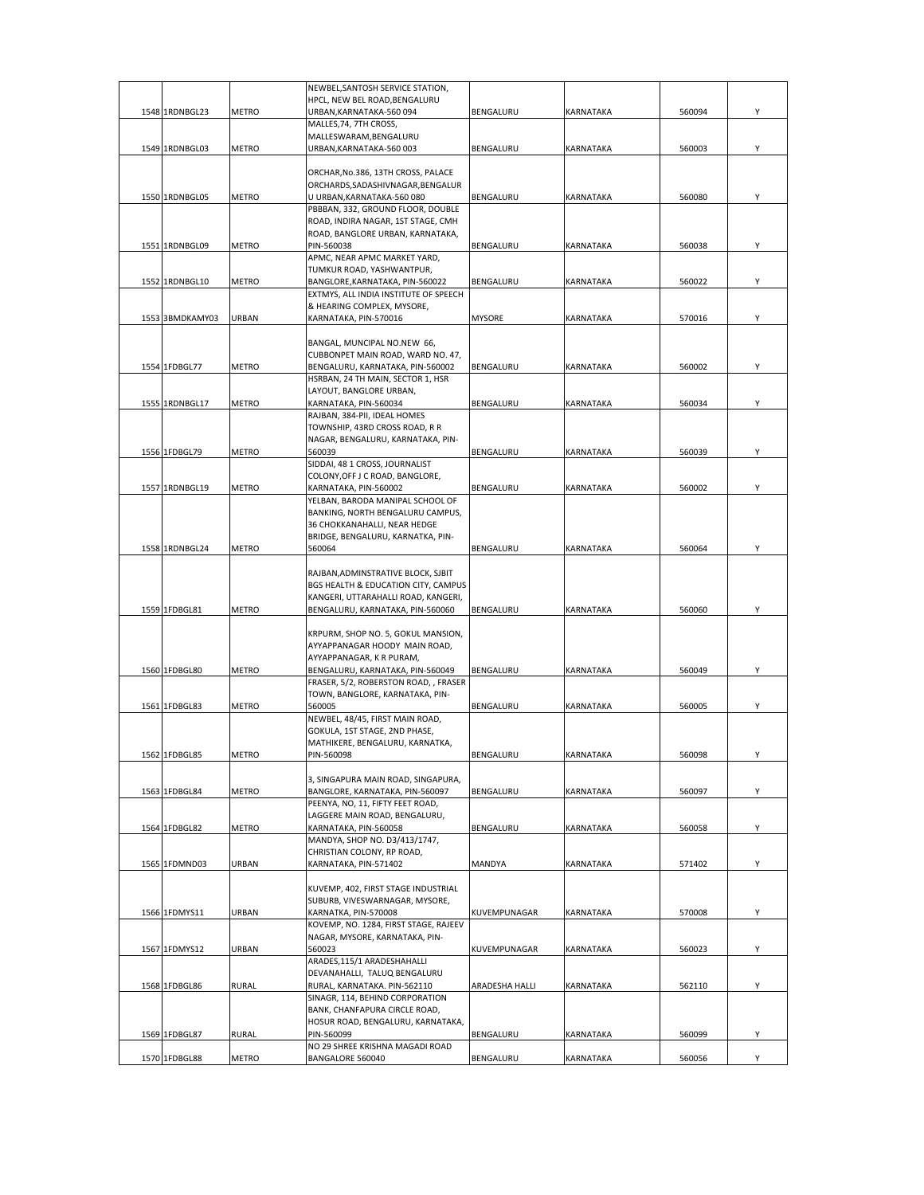| | | | | | | | |
|---|---|---|---|---|---|---|---|
| 1548 | 1RDNBGL23 | METRO | NEWBEL,SANTOSH SERVICE STATION, HPCL, NEW BEL ROAD,BENGALURU URBAN,KARNATAKA-560 094 | BENGALURU | KARNATAKA | 560094 | Y |
| 1549 | 1RDNBGL03 | METRO | MALLES,74, 7TH CROSS, MALLESWARAM,BENGALURU URBAN,KARNATAKA-560 003 | BENGALURU | KARNATAKA | 560003 | Y |
| 1550 | 1RDNBGL05 | METRO | ORCHAR,No.386, 13TH CROSS, PALACE ORCHARDS,SADASHIVNAGAR,BENGALUR U URBAN,KARNATAKA-560 080 | BENGALURU | KARNATAKA | 560080 | Y |
| 1551 | 1RDNBGL09 | METRO | PBBBAN, 332, GROUND FLOOR, DOUBLE ROAD, INDIRA NAGAR, 1ST STAGE, CMH ROAD, BANGLORE URBAN, KARNATAKA, PIN-560038 | BENGALURU | KARNATAKA | 560038 | Y |
| 1552 | 1RDNBGL10 | METRO | APMC, NEAR APMC MARKET YARD, TUMKUR ROAD, YASHWANTPUR, BANGLORE,KARNATAKA, PIN-560022 | BENGALURU | KARNATAKA | 560022 | Y |
| 1553 | 3BMDKAMY03 | URBAN | EXTMYS, ALL INDIA INSTITUTE OF SPEECH & HEARING COMPLEX, MYSORE, KARNATAKA, PIN-570016 | MYSORE | KARNATAKA | 570016 | Y |
| 1554 | 1FDBGL77 | METRO | BANGAL, MUNCIPAL NO.NEW 66, CUBBONPET MAIN ROAD, WARD NO. 47, BENGALURU, KARNATAKA, PIN-560002 | BENGALURU | KARNATAKA | 560002 | Y |
| 1555 | 1RDNBGL17 | METRO | HSRBAN, 24 TH MAIN, SECTOR 1, HSR LAYOUT, BANGLORE URBAN, KARNATAKA, PIN-560034 | BENGALURU | KARNATAKA | 560034 | Y |
| 1556 | 1FDBGL79 | METRO | RAJBAN, 384-PII, IDEAL HOMES TOWNSHIP, 43RD CROSS ROAD, R R NAGAR, BENGALURU, KARNATAKA, PIN-560039 | BENGALURU | KARNATAKA | 560039 | Y |
| 1557 | 1RDNBGL19 | METRO | SIDDAI, 48 1 CROSS, JOURNALIST COLONY,OFF J C ROAD, BANGLORE, KARNATAKA, PIN-560002 | BENGALURU | KARNATAKA | 560002 | Y |
| 1558 | 1RDNBGL24 | METRO | YELBAN, BARODA MANIPAL SCHOOL OF BANKING, NORTH BENGALURU CAMPUS, 36 CHOKKANAHALLI, NEAR HEDGE BRIDGE, BENGALURU, KARNATKA, PIN-560064 | BENGALURU | KARNATAKA | 560064 | Y |
| 1559 | 1FDBGL81 | METRO | RAJBAN,ADMINSTRATIVE BLOCK, SJBIT BGS HEALTH & EDUCATION CITY, CAMPUS KANGERI, UTTARAHALLI ROAD, KANGERI, BENGALURU, KARNATAKA, PIN-560060 | BENGALURU | KARNATAKA | 560060 | Y |
| 1560 | 1FDBGL80 | METRO | KRPURM, SHOP NO. 5, GOKUL MANSION, AYYAPPANAGAR HOODY MAIN ROAD, AYYAPPANAGAR, K R PURAM, BENGALURU, KARNATAKA, PIN-560049 | BENGALURU | KARNATAKA | 560049 | Y |
| 1561 | 1FDBGL83 | METRO | FRASER, 5/2, ROBERSTON ROAD, , FRASER TOWN, BANGLORE, KARNATAKA, PIN-560005 | BENGALURU | KARNATAKA | 560005 | Y |
| 1562 | 1FDBGL85 | METRO | NEWBEL, 48/45, FIRST MAIN ROAD, GOKULA, 1ST STAGE, 2ND PHASE, MATHIKERE, BENGALURU, KARNATKA, PIN-560098 | BENGALURU | KARNATAKA | 560098 | Y |
| 1563 | 1FDBGL84 | METRO | 3, SINGAPURA MAIN ROAD, SINGAPURA, BANGLORE, KARNATAKA, PIN-560097 | BENGALURU | KARNATAKA | 560097 | Y |
| 1564 | 1FDBGL82 | METRO | PEENYA, NO, 11, FIFTY FEET ROAD, LAGGERE MAIN ROAD, BENGALURU, KARNATAKA, PIN-560058 | BENGALURU | KARNATAKA | 560058 | Y |
| 1565 | 1FDMND03 | URBAN | MANDYA, SHOP NO. D3/413/1747, CHRISTIAN COLONY, RP ROAD, KARNATAKA, PIN-571402 | MANDYA | KARNATAKA | 571402 | Y |
| 1566 | 1FDMYS11 | URBAN | KUVEMP, 402, FIRST STAGE INDUSTRIAL SUBURB, VIVESWARNAGAR, MYSORE, KARNATKA, PIN-570008 | KUVEMPUNAGAR | KARNATAKA | 570008 | Y |
| 1567 | 1FDMYS12 | URBAN | KOVEMP, NO. 1284, FIRST STAGE, RAJEEV NAGAR, MYSORE, KARNATAKA, PIN-560023 | KUVEMPUNAGAR | KARNATAKA | 560023 | Y |
| 1568 | 1FDBGL86 | RURAL | ARADES,115/1 ARADESHAHALLI DEVANAHALLI, TALUQ BENGALURU RURAL, KARNATAKA. PIN-562110 | ARADESHA HALLI | KARNATAKA | 562110 | Y |
| 1569 | 1FDBGL87 | RURAL | SINAGR, 114, BEHIND CORPORATION BANK, CHANFAPURA CIRCLE ROAD, HOSUR ROAD, BENGALURU, KARNATAKA, PIN-560099 | BENGALURU | KARNATAKA | 560099 | Y |
| 1570 | 1FDBGL88 | METRO | NO 29 SHREE KRISHNA MAGADI ROAD BANGALORE 560040 | BENGALURU | KARNATAKA | 560056 | Y |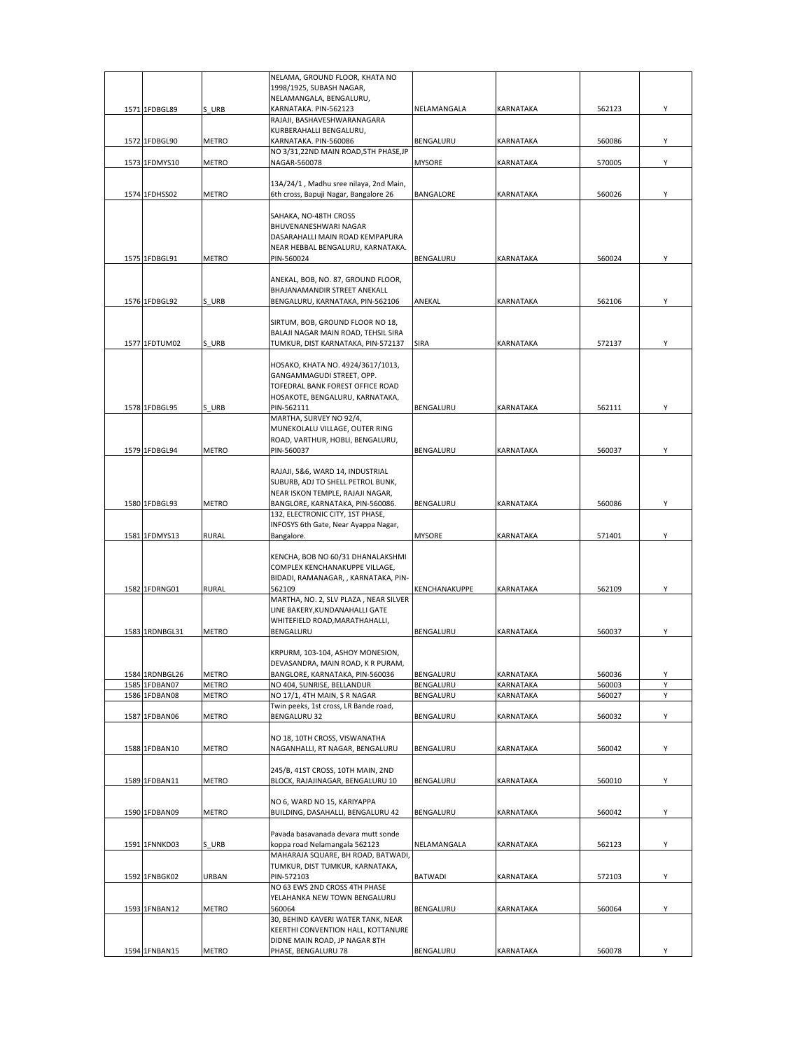| | | | | | | | |
|---|---|---|---|---|---|---|---|
| 1571 | 1FDBGL89 | S_URB | NELAMA, GROUND FLOOR, KHATA NO 1998/1925, SUBASH NAGAR, NELAMANGALA, BENGALURU, KARNATAKA. PIN-562123 | NELAMANGALA | KARNATAKA | 562123 | Y |
| 1572 | 1FDBGL90 | METRO | RAJAJI, BASHAVESHWARANAGARA KURBERAHALLI BENGALURU, KARNATAKA. PIN-560086 | BENGALURU | KARNATAKA | 560086 | Y |
| 1573 | 1FDMYS10 | METRO | NO 3/31,22ND MAIN ROAD,5TH PHASE,JP NAGAR-560078 | MYSORE | KARNATAKA | 570005 | Y |
| 1574 | 1FDHSS02 | METRO | 13A/24/1 , Madhu sree nilaya, 2nd Main, 6th cross, Bapuji Nagar, Bangalore 26 | BANGALORE | KARNATAKA | 560026 | Y |
| 1575 | 1FDBGL91 | METRO | SAHAKA, NO-48TH CROSS BHUVENANESHWARI NAGAR DASARAHALLI MAIN ROAD KEMPAPURA NEAR HEBBAL BENGALURU, KARNATAKA. PIN-560024 | BENGALURU | KARNATAKA | 560024 | Y |
| 1576 | 1FDBGL92 | S_URB | ANEKAL, BOB, NO. 87, GROUND FLOOR, BHAJANAMANDIR STREET ANEKALL BENGALURU, KARNATAKA, PIN-562106 | ANEKAL | KARNATAKA | 562106 | Y |
| 1577 | 1FDTUM02 | S_URB | SIRTUM, BOB, GROUND FLOOR NO 18, BALAJI NAGAR MAIN ROAD, TEHSIL SIRA TUMKUR, DIST KARNATAKA, PIN-572137 | SIRA | KARNATAKA | 572137 | Y |
| 1578 | 1FDBGL95 | S_URB | HOSAKO, KHATA NO. 4924/3617/1013, GANGAMMAGUDI STREET, OPP. TOFEDRAL BANK FOREST OFFICE ROAD HOSAKOTE, BENGALURU, KARNATAKA, PIN-562111 | BENGALURU | KARNATAKA | 562111 | Y |
| 1579 | 1FDBGL94 | METRO | MARTHA, SURVEY NO 92/4, MUNEKOLALU VILLAGE, OUTER RING ROAD, VARTHUR, HOBLI, BENGALURU, PIN-560037 | BENGALURU | KARNATAKA | 560037 | Y |
| 1580 | 1FDBGL93 | METRO | RAJAJI, 5&6, WARD 14, INDUSTRIAL SUBURB, ADJ TO SHELL PETROL BUNK, NEAR ISKON TEMPLE, RAJAJI NAGAR, BANGLORE, KARNATAKA, PIN-560086. | BENGALURU | KARNATAKA | 560086 | Y |
| 1581 | 1FDMYS13 | RURAL | 132, ELECTRONIC CITY, 1ST PHASE, INFOSYS 6th Gate, Near Ayappa Nagar, Bangalore. | MYSORE | KARNATAKA | 571401 | Y |
| 1582 | 1FDRNG01 | RURAL | KENCHA, BOB NO 60/31 DHANALAKSHMI COMPLEX KENCHANAKUPPE VILLAGE, BIDADI, RAMANAGAR, , KARNATAKA, PIN-562109 | KENCHANAKUPPE | KARNATAKA | 562109 | Y |
| 1583 | 1RDNBGL31 | METRO | MARTHA, NO. 2, SLV PLAZA , NEAR SILVER LINE BAKERY,KUNDANAHALLI GATE WHITEFIELD ROAD,MARATHAHALLI, BENGALURU | BENGALURU | KARNATAKA | 560037 | Y |
| 1584 | 1RDNBGL26 | METRO | KRPURM, 103-104, ASHOY MONESION, DEVASANDRA, MAIN ROAD, K R PURAM, BANGLORE, KARNATAKA, PIN-560036 | BENGALURU | KARNATAKA | 560036 | Y |
| 1585 | 1FDBAN07 | METRO | NO 404, SUNRISE, BELLANDUR | BENGALURU | KARNATAKA | 560003 | Y |
| 1586 | 1FDBAN08 | METRO | NO 17/1, 4TH MAIN, S R NAGAR | BENGALURU | KARNATAKA | 560027 | Y |
| 1587 | 1FDBAN06 | METRO | Twin peeks, 1st cross, LR Bande road, BENGALURU 32 | BENGALURU | KARNATAKA | 560032 | Y |
| 1588 | 1FDBAN10 | METRO | NO 18, 10TH CROSS, VISWANATHA NAGANHALLI, RT NAGAR, BENGALURU | BENGALURU | KARNATAKA | 560042 | Y |
| 1589 | 1FDBAN11 | METRO | 245/B, 41ST CROSS, 10TH MAIN, 2ND BLOCK, RAJAJINAGAR, BENGALURU 10 | BENGALURU | KARNATAKA | 560010 | Y |
| 1590 | 1FDBAN09 | METRO | NO 6, WARD NO 15, KARIYAPPA BUILDING, DASAHALLI, BENGALURU 42 | BENGALURU | KARNATAKA | 560042 | Y |
| 1591 | 1FNNKD03 | S_URB | Pavada basavanada devara mutt sonde koppa road Nelamangala 562123 | NELAMANGALA | KARNATAKA | 562123 | Y |
| 1592 | 1FNBGK02 | URBAN | MAHARAJA SQUARE, BH ROAD, BATWADI, TUMKUR, DIST TUMKUR, KARNATAKA, PIN-572103 | BATWADI | KARNATAKA | 572103 | Y |
| 1593 | 1FNBAN12 | METRO | NO 63 EWS 2ND CROSS 4TH PHASE YELAHANKA NEW TOWN BENGALURU 560064 | BENGALURU | KARNATAKA | 560064 | Y |
| 1594 | 1FNBAN15 | METRO | 30, BEHIND KAVERI WATER TANK, NEAR KEERTHI CONVENTION HALL, KOTTANURE DIDNE MAIN ROAD, JP NAGAR 8TH PHASE, BENGALURU 78 | BENGALURU | KARNATAKA | 560078 | Y |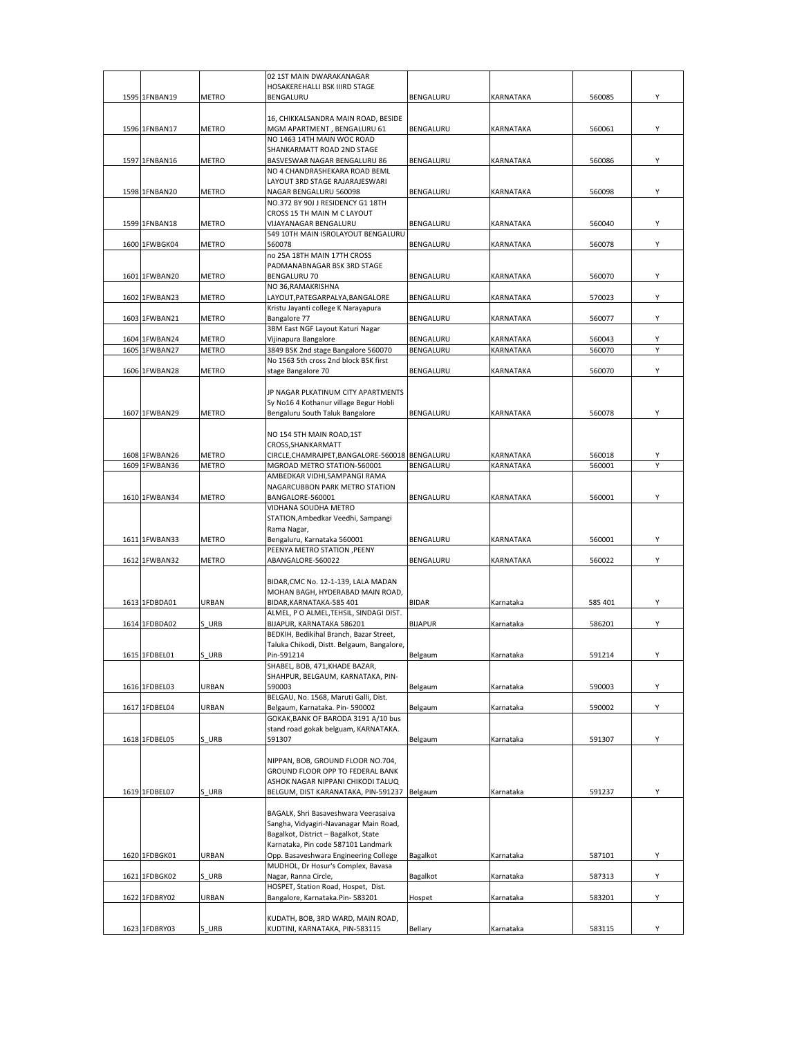| 1595 | 1FNBAN19 | METRO | 02 1ST MAIN DWARAKANAGAR HOSAKEREHALLI BSK IIIRD STAGE BENGALURU | BENGALURU | KARNATAKA | 560085 | Y |
|---|---|---|---|---|---|---|---|
| 1596 | 1FNBAN17 | METRO | 16, CHIKKALSANDRA MAIN ROAD, BESIDE MGM APARTMENT , BENGALURU 61 | BENGALURU | KARNATAKA | 560061 | Y |
| 1597 | 1FNBAN16 | METRO | NO 1463 14TH MAIN WOC ROAD SHANKARMATT ROAD 2ND STAGE BASVESWAR NAGAR BENGALURU 86 | BENGALURU | KARNATAKA | 560086 | Y |
| 1598 | 1FNBAN20 | METRO | NO 4 CHANDRASHEKARA ROAD BEML LAYOUT 3RD STAGE RAJARAJESWARI NAGAR BENGALURU 560098 | BENGALURU | KARNATAKA | 560098 | Y |
| 1599 | 1FNBAN18 | METRO | NO.372 BY 90J J RESIDENCY G1 18TH CROSS 15 TH MAIN M C LAYOUT VIJAYANAGAR BENGALURU | BENGALURU | KARNATAKA | 560040 | Y |
| 1600 | 1FWBGK04 | METRO | 549 10TH MAIN ISROLAYOUT BENGALURU 560078 | BENGALURU | KARNATAKA | 560078 | Y |
| 1601 | 1FWBAN20 | METRO | no 25A 18TH MAIN 17TH CROSS PADMANABNAGAR BSK 3RD STAGE BENGALURU 70 | BENGALURU | KARNATAKA | 560070 | Y |
| 1602 | 1FWBAN23 | METRO | NO 36,RAMAKRISHNA LAYOUT,PATEGARPALYA,BANGALORE | BENGALURU | KARNATAKA | 570023 | Y |
| 1603 | 1FWBAN21 | METRO | Kristu Jayanti college K Narayapura Bangalore 77 | BENGALURU | KARNATAKA | 560077 | Y |
| 1604 | 1FWBAN24 | METRO | 3BM East NGF Layout Katuri Nagar Vijinapura Bangalore | BENGALURU | KARNATAKA | 560043 | Y |
| 1605 | 1FWBAN27 | METRO | 3849 BSK 2nd stage Bangalore 560070 | BENGALURU | KARNATAKA | 560070 | Y |
| 1606 | 1FWBAN28 | METRO | No 1563 5th cross 2nd block BSK first stage Bangalore 70 | BENGALURU | KARNATAKA | 560070 | Y |
| 1607 | 1FWBAN29 | METRO | JP NAGAR PLKATINUM CITY APARTMENTS Sy No16 4 Kothanur village Begur Hobli Bengaluru South Taluk Bangalore | BENGALURU | KARNATAKA | 560078 | Y |
| 1608 | 1FWBAN26 | METRO | NO 154 5TH MAIN ROAD,1ST CROSS,SHANKARMATT CIRCLE,CHAMRAJPET,BANGALORE-560018 | BENGALURU | KARNATAKA | 560018 | Y |
| 1609 | 1FWBAN36 | METRO | MGROAD METRO STATION-560001 | BENGALURU | KARNATAKA | 560001 | Y |
| 1610 | 1FWBAN34 | METRO | AMBEDKAR VIDHI,SAMPANGI RAMA NAGARCUBBON PARK METRO STATION BANGALORE-560001 | BENGALURU | KARNATAKA | 560001 | Y |
| 1611 | 1FWBAN33 | METRO | VIDHANA SOUDHA METRO STATION,Ambedkar Veedhi, Sampangi Rama Nagar, Bengaluru, Karnataka 560001 | BENGALURU | KARNATAKA | 560001 | Y |
| 1612 | 1FWBAN32 | METRO | PEENYA METRO STATION ,PEENY ABANGALORE-560022 | BENGALURU | KARNATAKA | 560022 | Y |
| 1613 | 1FDBDA01 | URBAN | BIDAR,CMC No. 12-1-139, LALA MADAN MOHAN BAGH, HYDERABAD MAIN ROAD, BIDAR,KARNATAKA-585 401 | BIDAR | Karnataka | 585 401 | Y |
| 1614 | 1FDBDA02 | S_URB | ALMEL, P O ALMEL,TEHSIL, SINDAGI DIST. BIJAPUR, KARNATAKA 586201 | BIJAPUR | Karnataka | 586201 | Y |
| 1615 | 1FDBEL01 | S_URB | BEDKIH, Bedikihal Branch, Bazar Street, Taluka Chikodi, Distt. Belgaum, Bangalore, Pin-591214 | Belgaum | Karnataka | 591214 | Y |
| 1616 | 1FDBEL03 | URBAN | SHABEL, BOB, 471,KHADE BAZAR, SHAHPUR, BELGAUM, KARNATAKA, PIN-590003 | Belgaum | Karnataka | 590003 | Y |
| 1617 | 1FDBEL04 | URBAN | BELGAU, No. 1568, Maruti Galli, Dist. Belgaum, Karnataka. Pin- 590002 | Belgaum | Karnataka | 590002 | Y |
| 1618 | 1FDBEL05 | S_URB | GOKAK,BANK OF BARODA 3191 A/10 bus stand road gokak belguam, KARNATAKA. 591307 | Belgaum | Karnataka | 591307 | Y |
| 1619 | 1FDBEL07 | S_URB | NIPPAN, BOB, GROUND FLOOR NO.704, GROUND FLOOR OPP TO FEDERAL BANK ASHOK NAGAR NIPPANI CHIKODI TALUQ BELGUM, DIST KARANATAKA, PIN-591237 | Belgaum | Karnataka | 591237 | Y |
| 1620 | 1FDBGK01 | URBAN | BAGALK, Shri Basaveshwara Veerasaiva Sangha, Vidyagiri-Navanagar Main Road, Bagalkot, District – Bagalkot, State Karnataka, Pin code 587101 Landmark Opp. Basaveshwara Engineering College | Bagalkot | Karnataka | 587101 | Y |
| 1621 | 1FDBGK02 | S_URB | MUDHOL, Dr Hosur's Complex, Bavasa Nagar, Ranna Circle, | Bagalkot | Karnataka | 587313 | Y |
| 1622 | 1FDBRY02 | URBAN | HOSPET, Station Road, Hospet, Dist. Bangalore, Karnataka.Pin- 583201 | Hospet | Karnataka | 583201 | Y |
| 1623 | 1FDBRY03 | S_URB | KUDATH, BOB, 3RD WARD, MAIN ROAD, KUDTINI, KARNATAKA, PIN-583115 | Bellary | Karnataka | 583115 | Y |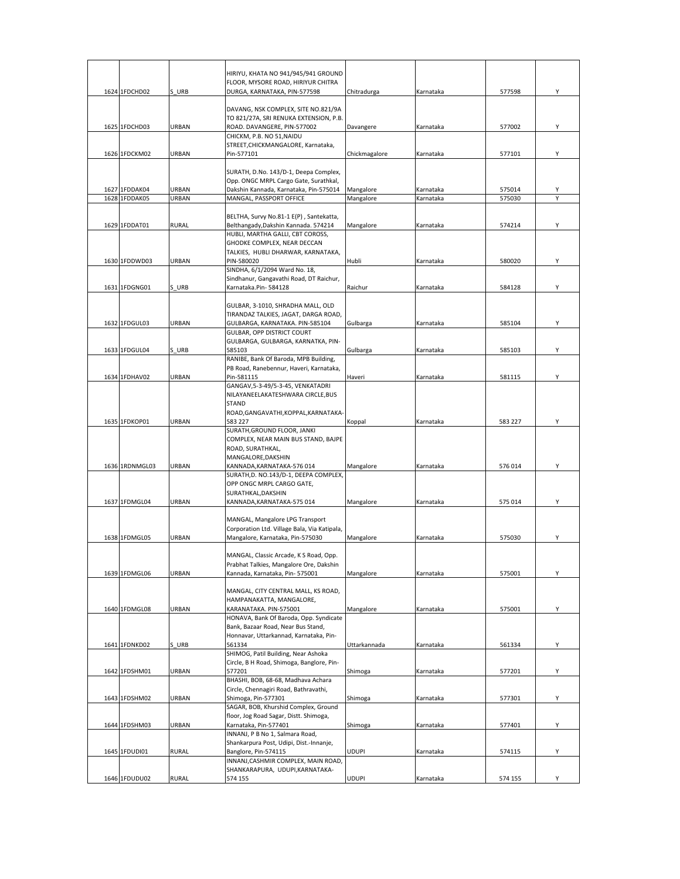| 1624 | 1FDCHD02 | S_URB | HIRIYU, KHATA NO 941/945/941 GROUND FLOOR, MYSORE ROAD, HIRIYUR CHITRA DURGA, KARNATAKA, PIN-577598 | Chitradurga | Karnataka | 577598 | Y |
|---|---|---|---|---|---|---|---|
| 1625 | 1FDCHD03 | URBAN | DAVANG, NSK COMPLEX, SITE NO.821/9A TO 821/27A, SRI RENUKA EXTENSION, P.B. ROAD. DAVANGERE, PIN-577002 | Davangere | Karnataka | 577002 | Y |
| 1626 | 1FDCKM02 | URBAN | CHICKM, P.B. NO 51,NAIDU STREET,CHICKMANGALORE, Karnataka, Pin-577101 | Chickmagalore | Karnataka | 577101 | Y |
| 1627 | 1FDDAK04 | URBAN | SURATH, D.No. 143/D-1, Deepa Complex, Opp. ONGC MRPL Cargo Gate, Surathkal, Dakshin Kannada, Karnataka, Pin-575014 | Mangalore | Karnataka | 575014 | Y |
| 1628 | 1FDDAK05 | URBAN | MANGAL, PASSPORT OFFICE | Mangalore | Karnataka | 575030 | Y |
| 1629 | 1FDDAT01 | RURAL | BELTHA, Survy No.81-1 E(P) , Santekatta, Belthangady,Dakshin Kannada. 574214 | Mangalore | Karnataka | 574214 | Y |
| 1630 | 1FDDWD03 | URBAN | HUBLI, MARTHA GALLI, CBT COROSS, GHODKE COMPLEX, NEAR DECCAN TALKIES, HUBLI DHARWAR, KARNATAKA, PIN-580020 | Hubli | Karnataka | 580020 | Y |
| 1631 | 1FDGNG01 | S_URB | SINDHA, 6/1/2094 Ward No. 18, Sindhanur, Gangavathi Road, DT Raichur, Karnataka.Pin- 584128 | Raichur | Karnataka | 584128 | Y |
| 1632 | 1FDGUL03 | URBAN | GULBAR, 3-1010, SHRADHA MALL, OLD TIRANDAZ TALKIES, JAGAT, DARGA ROAD, GULBARGA, KARNATAKA. PIN-585104 | Gulbarga | Karnataka | 585104 | Y |
| 1633 | 1FDGUL04 | S_URB | GULBAR, OPP DISTRICT COURT GULBARGA, GULBARGA, KARNATKA, PIN-585103 | Gulbarga | Karnataka | 585103 | Y |
| 1634 | 1FDHAV02 | URBAN | RANIBE, Bank Of Baroda, MPB Building, PB Road, Ranebennur, Haveri, Karnataka, Pin-581115 | Haveri | Karnataka | 581115 | Y |
| 1635 | 1FDKOP01 | URBAN | GANGAV,5-3-49/5-3-45, VENKATADRI NILAYANEELAKATESHWARA CIRCLE,BUS STAND ROAD,GANGAVATHI,KOPPAL,KARNATAKA-583 227 | Koppal | Karnataka | 583 227 | Y |
| 1636 | 1RDNMGL03 | URBAN | SURATH,GROUND FLOOR, JANKI COMPLEX, NEAR MAIN BUS STAND, BAJPE ROAD, SURATHKAL, MANGALORE,DAKSHIN KANNADA,KARNATAKA-576 014 | Mangalore | Karnataka | 576 014 | Y |
| 1637 | 1FDMGL04 | URBAN | SURATH,D. NO.143/D-1, DEEPA COMPLEX, OPP ONGC MRPL CARGO GATE, SURATHKAL,DAKSHIN KANNADA,KARNATAKA-575 014 | Mangalore | Karnataka | 575 014 | Y |
| 1638 | 1FDMGL05 | URBAN | MANGAL, Mangalore LPG Transport Corporation Ltd. Village Bala, Via Katipala, Mangalore, Karnataka, Pin-575030 | Mangalore | Karnataka | 575030 | Y |
| 1639 | 1FDMGL06 | URBAN | MANGAL, Classic Arcade, K S Road, Opp. Prabhat Talkies, Mangalore Ore, Dakshin Kannada, Karnataka, Pin- 575001 | Mangalore | Karnataka | 575001 | Y |
| 1640 | 1FDMGL08 | URBAN | MANGAL, CITY CENTRAL MALL, KS ROAD, HAMPANAKATTA, MANGALORE, KARANATAKA. PIN-575001 | Mangalore | Karnataka | 575001 | Y |
| 1641 | 1FDNKD02 | S_URB | HONAVA, Bank Of Baroda, Opp. Syndicate Bank, Bazaar Road, Near Bus Stand, Honnavar, Uttarkannad, Karnataka, Pin-561334 | Uttarkannada | Karnataka | 561334 | Y |
| 1642 | 1FDSHM01 | URBAN | SHIMOG, Patil Building, Near Ashoka Circle, B H Road, Shimoga, Banglore, Pin-577201 | Shimoga | Karnataka | 577201 | Y |
| 1643 | 1FDSHM02 | URBAN | BHASHI, BOB, 68-68, Madhava Achara Circle, Chennagiri Road, Bathravathi, Shimoga, Pin-577301 | Shimoga | Karnataka | 577301 | Y |
| 1644 | 1FDSHM03 | URBAN | SAGAR, BOB, Khurshid Complex, Ground floor, Jog Road Sagar, Distt. Shimoga, Karnataka, Pin-577401 | Shimoga | Karnataka | 577401 | Y |
| 1645 | 1FDUDI01 | RURAL | INNANJ, P B No 1, Salmara Road, Shankarpura Post, Udipi, Dist.-Innanje, Banglore, Pin-574115 | UDUPI | Karnataka | 574115 | Y |
| 1646 | 1FDUDU02 | RURAL | INNANJ,CASHMIR COMPLEX, MAIN ROAD, SHANKARAPURA, UDUPI,KARNATAKA-574 155 | UDUPI | Karnataka | 574 155 | Y |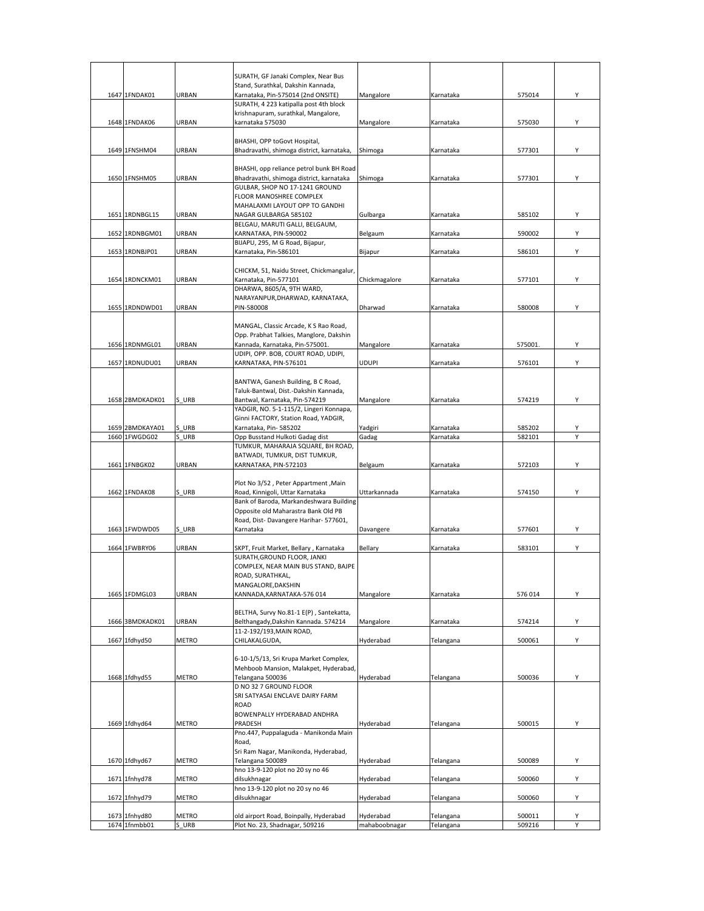| | | | | | | | |
|---|---|---|---|---|---|---|---|
| 1647 | 1FNDAK01 | URBAN | SURATH, GF Janaki Complex, Near Bus Stand, Surathkal, Dakshin Kannada, Karnataka, Pin-575014 (2nd ONSITE) | Mangalore | Karnataka | 575014 | Y |
| 1648 | 1FNDAK06 | URBAN | SURATH, 4 223 katipalla post 4th block krishnapuram, surathkal, Mangalore, karnataka 575030 | Mangalore | Karnataka | 575030 | Y |
| 1649 | 1FNSHM04 | URBAN | BHASHI, OPP toGovt Hospital, Bhadravathi, shimoga district, karnataka, | Shimoga | Karnataka | 577301 | Y |
| 1650 | 1FNSHM05 | URBAN | BHASHI, opp reliance petrol bunk BH Road Bhadravathi, shimoga district, karnataka | Shimoga | Karnataka | 577301 | Y |
| 1651 | 1RDNBGL15 | URBAN | GULBAR, SHOP NO 17-1241 GROUND FLOOR MANOSHREE COMPLEX MAHALAXMI LAYOUT OPP TO GANDHI NAGAR GULBARGA 585102 | Gulbarga | Karnataka | 585102 | Y |
| 1652 | 1RDNBGM01 | URBAN | BELGAU, MARUTI GALLI, BELGAUM, KARNATAKA, PIN-590002 | Belgaum | Karnataka | 590002 | Y |
| 1653 | 1RDNBJP01 | URBAN | BIJAPU, 295, M G Road, Bijapur, Karnataka, Pin-586101 | Bijapur | Karnataka | 586101 | Y |
| 1654 | 1RDNCKM01 | URBAN | CHICKM, 51, Naidu Street, Chickmangalur, Karnataka, Pin-577101 | Chickmagalore | Karnataka | 577101 | Y |
| 1655 | 1RDNDWD01 | URBAN | DHARWA, 8605/A, 9TH WARD, NARAYANPUR,DHARWAD, KARNATAKA, PIN-580008 | Dharwad | Karnataka | 580008 | Y |
| 1656 | 1RDNMGL01 | URBAN | MANGAL, Classic Arcade, K S Rao Road, Opp. Prabhat Talkies, Manglore, Dakshin Kannada, Karnataka, Pin-575001. | Mangalore | Karnataka | 575001. | Y |
| 1657 | 1RDNUDU01 | URBAN | UDIPI, OPP. BOB, COURT ROAD, UDIPI, KARNATAKA, PIN-576101 | UDUPI | Karnataka | 576101 | Y |
| 1658 | 2BMDKADK01 | S_URB | BANTWA, Ganesh Building, B C Road, Taluk-Bantwal, Dist.-Dakshin Kannada, Bantwal, Karnataka, Pin-574219 | Mangalore | Karnataka | 574219 | Y |
| 1659 | 2BMDKAYA01 | S_URB | YADGIR, NO. 5-1-115/2, Lingeri Konnapa, Ginni FACTORY, Station Road, YADGIR, Karnataka, Pin- 585202 | Yadgiri | Karnataka | 585202 | Y |
| 1660 | 1FWGDG02 | S_URB | Opp Busstand Hulkoti Gadag dist | Gadag | Karnataka | 582101 | Y |
| 1661 | 1FNBGK02 | URBAN | TUMKUR, MAHARAJA SQUARE, BH ROAD, BATWADI, TUMKUR, DIST TUMKUR, KARNATAKA, PIN-572103 | Belgaum | Karnataka | 572103 | Y |
| 1662 | 1FNDAK08 | S_URB | Plot No 3/52 , Peter Appartment ,Main Road, Kinnigoli, Uttar Karnataka | Uttarkannada | Karnataka | 574150 | Y |
| 1663 | 1FWDWD05 | S_URB | Bank of Baroda, Markandeshwara Building Opposite old Maharastra Bank Old PB Road, Dist- Davangere Harihar- 577601, Karnataka | Davangere | Karnataka | 577601 | Y |
| 1664 | 1FWBRY06 | URBAN | SKPT, Fruit Market, Bellary , Karnataka | Bellary | Karnataka | 583101 | Y |
| 1665 | 1FDMGL03 | URBAN | SURATH,GROUND FLOOR, JANKI COMPLEX, NEAR MAIN BUS STAND, BAJPE ROAD, SURATHKAL, MANGALORE,DAKSHIN KANNADA,KARNATAKA-576 014 | Mangalore | Karnataka | 576 014 | Y |
| 1666 | 3BMDKADK01 | URBAN | BELTHA, Survy No.81-1 E(P) , Santekatta, Belthangady,Dakshin Kannada. 574214 | Mangalore | Karnataka | 574214 | Y |
| 1667 | 1fdhyd50 | METRO | 11-2-192/193,MAIN ROAD, CHILAKALGUDA, | Hyderabad | Telangana | 500061 | Y |
| 1668 | 1fdhyd55 | METRO | 6-10-1/5/13, Sri Krupa Market Complex, Mehboob Mansion, Malakpet, Hyderabad, Telangana 500036 | Hyderabad | Telangana | 500036 | Y |
| 1669 | 1fdhyd64 | METRO | D NO 32 7 GROUND FLOOR SRI SATYASAI ENCLAVE DAIRY FARM ROAD BOWENPALLY HYDERABAD ANDHRA PRADESH | Hyderabad | Telangana | 500015 | Y |
| 1670 | 1fdhyd67 | METRO | Pno.447, Puppalaguda - Manikonda Main Road, Sri Ram Nagar, Manikonda, Hyderabad, Telangana 500089 | Hyderabad | Telangana | 500089 | Y |
| 1671 | 1fnhyd78 | METRO | hno 13-9-120 plot no 20 sy no 46 dilsukhnagar | Hyderabad | Telangana | 500060 | Y |
| 1672 | 1fnhyd79 | METRO | hno 13-9-120 plot no 20 sy no 46 dilsukhnagar | Hyderabad | Telangana | 500060 | Y |
| 1673 | 1fnhyd80 | METRO | old airport Road, Boinpally, Hyderabad | Hyderabad | Telangana | 500011 | Y |
| 1674 | 1fnmbb01 | S_URB | Plot No. 23, Shadnagar, 509216 | mahaboobnagar | Telangana | 509216 | Y |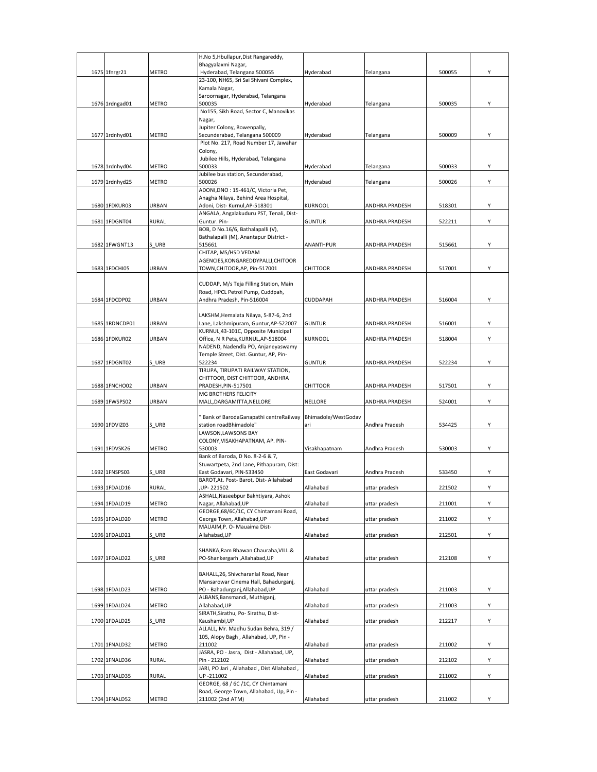| 1675 | 1fnrgr21 | METRO | H.No 5,Hbullapur,Dist Rangareddy, Bhagyalaxmi Nagar, Hyderabad, Telangana 500055 | Hyderabad | Telangana | 500055 | Y |
|---|---|---|---|---|---|---|---|
| 1676 | 1rdngad01 | METRO | 23-100, NH65, Sri Sai Shivani Complex, Kamala Nagar, Saroornagar, Hyderabad, Telangana 500035 | Hyderabad | Telangana | 500035 | Y |
| 1677 | 1rdnhyd01 | METRO | No155, Sikh Road, Sector C, Manovikas Nagar, Jupiter Colony, Bowenpally, Secunderabad, Telangana 500009 | Hyderabad | Telangana | 500009 | Y |
| 1678 | 1rdnhyd04 | METRO | Plot No. 217, Road Number 17, Jawahar Colony, Jubilee Hills, Hyderabad, Telangana 500033 | Hyderabad | Telangana | 500033 | Y |
| 1679 | 1rdnhyd25 | METRO | Jubilee bus station, Secunderabad, 500026 | Hyderabad | Telangana | 500026 | Y |
| 1680 | 1FDKUR03 | URBAN | ADONI,DNO : 15-461/C, Victoria Pet, Anagha Nilaya, Behind Area Hospital, Adoni, Dist- Kurnul,AP-518301 | KURNOOL | ANDHRA PRADESH | 518301 | Y |
| 1681 | 1FDGNT04 | RURAL | ANGALA, Angalakuduru PST, Tenali, Dist-Guntur. Pin- | GUNTUR | ANDHRA PRADESH | 522211 | Y |
| 1682 | 1FWGNT13 | S_URB | BOB, D No.16/6, Bathalapalli (V), Bathalapalli (M), Anantapur District - 515661 | ANANTHPUR | ANDHRA PRADESH | 515661 | Y |
| 1683 | 1FDCHI05 | URBAN | CHITAP, MS/HSD VEDAM AGENCIES,KONGAREDDYPALLI,CHITOOR TOWN,CHITOOR,AP, Pin-517001 | CHITTOOR | ANDHRA PRADESH | 517001 | Y |
| 1684 | 1FDCDP02 | URBAN | CUDDAP, M/s Teja Filling Station, Main Road, HPCL Petrol Pump, Cuddpah, Andhra Pradesh, Pin-516004 | CUDDAPAH | ANDHRA PRADESH | 516004 | Y |
| 1685 | 1RDNCDP01 | URBAN | LAKSHM,Hemalata Nilaya, 5-87-6, 2nd Lane, Lakshmipuram, Guntur,AP-522007 | GUNTUR | ANDHRA PRADESH | 516001 | Y |
| 1686 | 1FDKUR02 | URBAN | KURNUL,43-101C, Opposite Municipal Office, N R Peta,KURNUL,AP-518004 | KURNOOL | ANDHRA PRADESH | 518004 | Y |
| 1687 | 1FDGNT02 | S_URB | NADEND, Nadendla PO, Anjaneyaswamy Temple Street, Dist. Guntur, AP, Pin-522234 | GUNTUR | ANDHRA PRADESH | 522234 | Y |
| 1688 | 1FNCHO02 | URBAN | TIRUPA, TIRUPATI RAILWAY STATION, CHITTOOR, DIST CHITTOOR, ANDHRA PRADESH,PIN-517501 | CHITTOOR | ANDHRA PRADESH | 517501 | Y |
| 1689 | 1FWSPS02 | URBAN | MG BROTHERS FELICITY MALL,DARGAMITTA,NELLORE | NELLORE | ANDHRA PRADESH | 524001 | Y |
| 1690 | 1FDVIZ03 | S_URB | " Bank of BarodaGanapathi centreRailway station roadBhimadole" | Bhimadole/WestGodavari | Andhra Pradesh | 534425 | Y |
| 1691 | 1FDVSK26 | METRO | LAWSON,LAWSONS BAY COLONY,VISAKHAPATNAM, AP. PIN-530003 | Visakhapatnam | Andhra Pradesh | 530003 | Y |
| 1692 | 1FNSPS03 | S_URB | Bank of Baroda, D No. 8-2-6 & 7, Stuwartpeta, 2nd Lane, Pithapuram, Dist: East Godavari, PIN-533450 | East Godavari | Andhra Pradesh | 533450 | Y |
| 1693 | 1FDALD16 | RURAL | BAROT,At. Post- Barot, Dist- Allahabad ,UP- 221502 | Allahabad | uttar pradesh | 221502 | Y |
| 1694 | 1FDALD19 | METRO | ASHALL,Naseebpur Bakhtiyara, Ashok Nagar, Allahabad,UP | Allahabad | uttar pradesh | 211001 | Y |
| 1695 | 1FDALD20 | METRO | GEORGE,68/6C/1C, CY Chintamani Road, George Town, Allahabad,UP | Allahabad | uttar pradesh | 211002 | Y |
| 1696 | 1FDALD21 | S_URB | MAUAIM,P. O- Mauaima Dist-Allahabad,UP | Allahabad | uttar pradesh | 212501 | Y |
| 1697 | 1FDALD22 | S_URB | SHANKA,Ram Bhawan Chauraha,VILL.& PO-Shankergarh ,Allahabad,UP | Allahabad | uttar pradesh | 212108 | Y |
| 1698 | 1FDALD23 | METRO | BAHALL,26, Shivcharanlal Road, Near Mansarowar Cinema Hall, Bahadurganj, PO - Bahadurganj,Allahabad,UP | Allahabad | uttar pradesh | 211003 | Y |
| 1699 | 1FDALD24 | METRO | ALBANS,Bansmandi, Muthiganj, Allahabad,UP | Allahabad | uttar pradesh | 211003 | Y |
| 1700 | 1FDALD25 | S_URB | SIRATH,Sirathu, Po- Sirathu, Dist-Kaushambi,UP | Allahabad | uttar pradesh | 212217 | Y |
| 1701 | 1FNALD32 | METRO | ALLALL, Mr. Madhu Sudan Behra, 319 / 105, Alopy Bagh , Allahabad, UP, Pin - 211002 | Allahabad | uttar pradesh | 211002 | Y |
| 1702 | 1FNALD36 | RURAL | JASRA, PO - Jasra, Dist - Allahabad, UP, Pin - 212102 | Allahabad | uttar pradesh | 212102 | Y |
| 1703 | 1FNALD35 | RURAL | JARI, PO Jari , Allahabad , Dist Allahabad , UP -211002 | Allahabad | uttar pradesh | 211002 | Y |
| 1704 | 1FNALD52 | METRO | GEORGE, 68 / 6C /1C, CY Chintamani Road, George Town, Allahabad, Up, Pin - 211002 (2nd ATM) | Allahabad | uttar pradesh | 211002 | Y |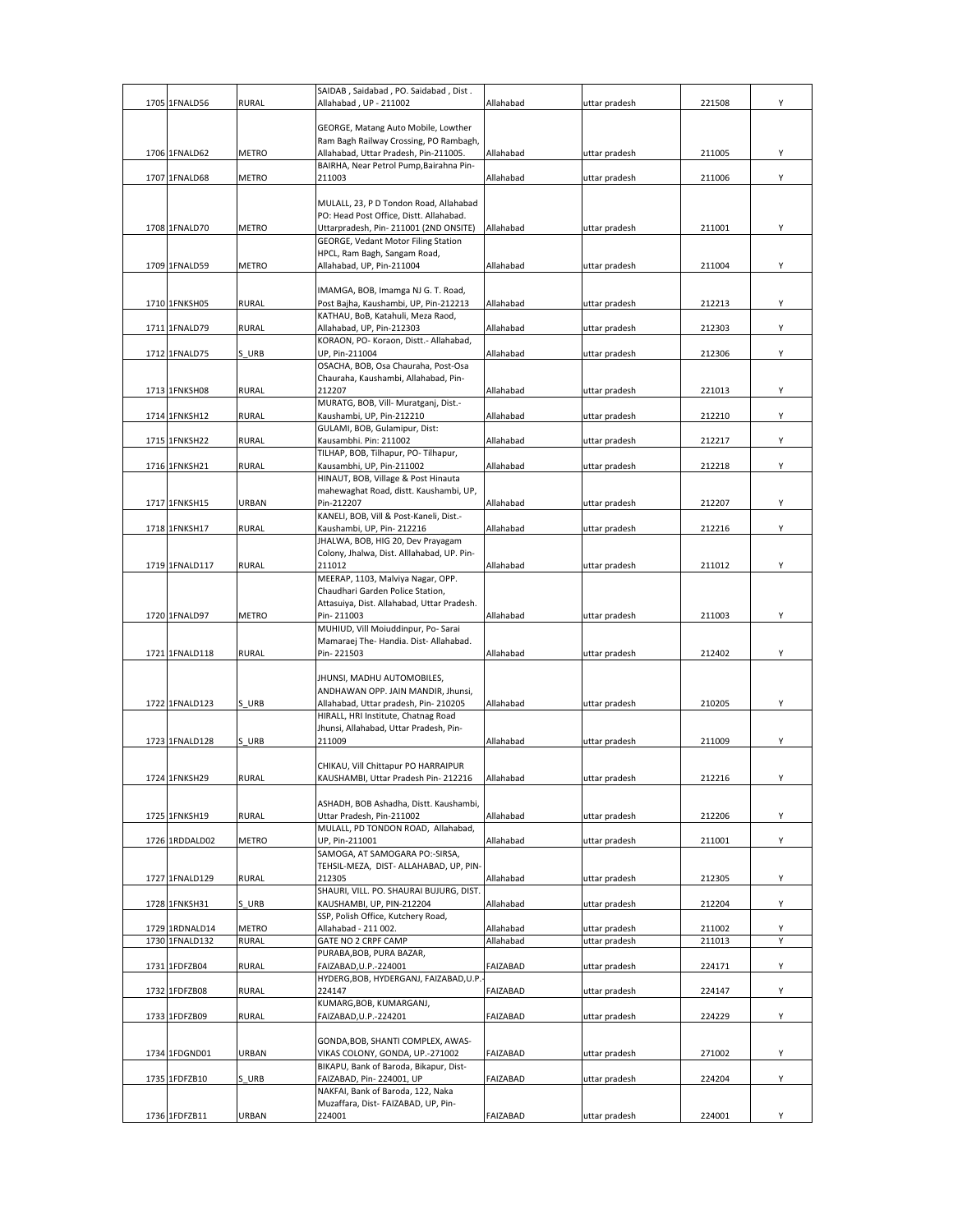| 1705 | 1FNALD56 | RURAL | SAIDAB , Saidabad , PO. Saidabad , Dist . Allahabad , UP - 211002 | Allahabad | uttar pradesh | 221508 | Y |
|---|---|---|---|---|---|---|---|
| 1706 | 1FNALD62 | METRO | GEORGE, Matang Auto Mobile, Lowther Ram Bagh Railway Crossing, PO Rambagh, Allahabad, Uttar Pradesh, Pin-211005. | Allahabad | uttar pradesh | 211005 | Y |
| 1707 | 1FNALD68 | METRO | BAIRHA, Near Petrol Pump,Bairahna Pin-211003 | Allahabad | uttar pradesh | 211006 | Y |
| 1708 | 1FNALD70 | METRO | MULALL, 23, P D Tondon Road, Allahabad PO: Head Post Office, Distt. Allahabad. Uttarpradesh, Pin- 211001 (2ND ONSITE) | Allahabad | uttar pradesh | 211001 | Y |
| 1709 | 1FNALD59 | METRO | GEORGE, Vedant Motor Filing Station HPCL, Ram Bagh, Sangam Road, Allahabad, UP, Pin-211004 | Allahabad | uttar pradesh | 211004 | Y |
| 1710 | 1FNKSH05 | RURAL | IMAMGA, BOB, Imamga NJ G. T. Road, Post Bajha, Kaushambi, UP, Pin-212213 | Allahabad | uttar pradesh | 212213 | Y |
| 1711 | 1FNALD79 | RURAL | KATHAU, BoB, Katahuli, Meza Raod, Allahabad, UP, Pin-212303 | Allahabad | uttar pradesh | 212303 | Y |
| 1712 | 1FNALD75 | S_URB | KORAON, PO- Koraon, Distt.- Allahabad, UP, Pin-211004 | Allahabad | uttar pradesh | 212306 | Y |
| 1713 | 1FNKSH08 | RURAL | OSACHA, BOB, Osa Chauraha, Post-Osa Chauraha, Kaushambi, Allahabad, Pin-212207 | Allahabad | uttar pradesh | 221013 | Y |
| 1714 | 1FNKSH12 | RURAL | MURATG, BOB, Vill- Muratganj, Dist.- Kaushambi, UP, Pin-212210 | Allahabad | uttar pradesh | 212210 | Y |
| 1715 | 1FNKSH22 | RURAL | GULAMI, BOB, Gulamipur, Dist: Kausambhi. Pin: 211002 | Allahabad | uttar pradesh | 212217 | Y |
| 1716 | 1FNKSH21 | RURAL | TILHAP, BOB, Tilhapur, PO- Tilhapur, Kausambhi, UP, Pin-211002 | Allahabad | uttar pradesh | 212218 | Y |
| 1717 | 1FNKSH15 | URBAN | HINAUT, BOB, Village & Post Hinauta mahewaghat Road, distt. Kaushambi, UP, Pin-212207 | Allahabad | uttar pradesh | 212207 | Y |
| 1718 | 1FNKSH17 | RURAL | KANELI, BOB, Vill & Post-Kaneli, Dist.- Kaushambi, UP, Pin- 212216 | Allahabad | uttar pradesh | 212216 | Y |
| 1719 | 1FNALD117 | RURAL | JHALWA, BOB, HIG 20, Dev Prayagam Colony, Jhalwa, Dist. Alllahabad, UP. Pin-211012 | Allahabad | uttar pradesh | 211012 | Y |
| 1720 | 1FNALD97 | METRO | MEERAP, 1103, Malviya Nagar, OPP. Chaudhari Garden Police Station, Attasuiya, Dist. Allahabad, Uttar Pradesh. Pin- 211003 | Allahabad | uttar pradesh | 211003 | Y |
| 1721 | 1FNALD118 | RURAL | MUHIUD, Vill Moiuddinpur, Po- Sarai Mamaraej The- Handia. Dist- Allahabad. Pin- 221503 | Allahabad | uttar pradesh | 212402 | Y |
| 1722 | 1FNALD123 | S_URB | JHUNSI, MADHU AUTOMOBILES, ANDHAWAN OPP. JAIN MANDIR, Jhunsi, Allahabad, Uttar pradesh, Pin- 210205 | Allahabad | uttar pradesh | 210205 | Y |
| 1723 | 1FNALD128 | S_URB | HIRALL, HRI Institute, Chatnag Road Jhunsi, Allahabad, Uttar Pradesh, Pin-211009 | Allahabad | uttar pradesh | 211009 | Y |
| 1724 | 1FNKSH29 | RURAL | CHIKAU, Vill Chittapur PO HARRAIPUR KAUSHAMBI, Uttar Pradesh Pin- 212216 | Allahabad | uttar pradesh | 212216 | Y |
| 1725 | 1FNKSH19 | RURAL | ASHADH, BOB Ashadha, Distt. Kaushambi, Uttar Pradesh, Pin-211002 | Allahabad | uttar pradesh | 212206 | Y |
| 1726 | 1RDDALD02 | METRO | MULALL, PD TONDON ROAD, Allahabad, UP, Pin-211001 | Allahabad | uttar pradesh | 211001 | Y |
| 1727 | 1FNALD129 | RURAL | SAMOGA, AT SAMOGARA PO:-SIRSA, TEHSIL-MEZA, DIST- ALLAHABAD, UP, PIN-212305 | Allahabad | uttar pradesh | 212305 | Y |
| 1728 | 1FNKSH31 | S_URB | SHAURI, VILL. PO. SHAURAI BUJURG, DIST. KAUSHAMBI, UP, PIN-212204 | Allahabad | uttar pradesh | 212204 | Y |
| 1729 | 1RDNALD14 | METRO | SSP, Polish Office, Kutchery Road, Allahabad - 211 002. | Allahabad | uttar pradesh | 211002 | Y |
| 1730 | 1FNALD132 | RURAL | GATE NO 2 CRPF CAMP | Allahabad | uttar pradesh | 211013 | Y |
| 1731 | 1FDFZB04 | RURAL | PURABA,BOB, PURA BAZAR, FAIZABAD,U.P.-224001 | FAIZABAD | uttar pradesh | 224171 | Y |
| 1732 | 1FDFZB08 | RURAL | HYDERG,BOB, HYDERGANJ, FAIZABAD,U.P.-224147 | FAIZABAD | uttar pradesh | 224147 | Y |
| 1733 | 1FDFZB09 | RURAL | KUMARG,BOB, KUMARGANJ, FAIZABAD,U.P.-224201 | FAIZABAD | uttar pradesh | 224229 | Y |
| 1734 | 1FDGND01 | URBAN | GONDA,BOB, SHANTI COMPLEX, AWAS-VIKAS COLONY, GONDA, UP.-271002 | FAIZABAD | uttar pradesh | 271002 | Y |
| 1735 | 1FDFZB10 | S_URB | BIKAPU, Bank of Baroda, Bikapur, Dist-FAIZABAD, Pin- 224001, UP | FAIZABAD | uttar pradesh | 224204 | Y |
| 1736 | 1FDFZB11 | URBAN | NAKFAI, Bank of Baroda, 122, Naka Muzaffara, Dist- FAIZABAD, UP, Pin-224001 | FAIZABAD | uttar pradesh | 224001 | Y |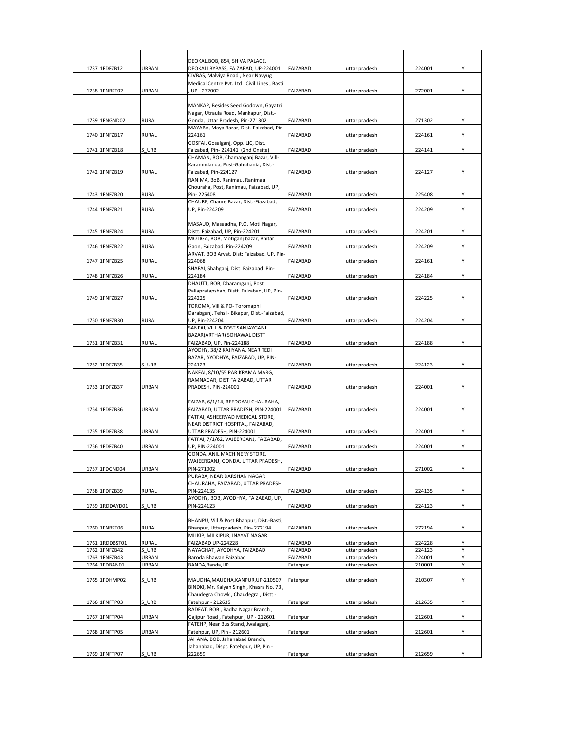| | | | | | | | |
|---|---|---|---|---|---|---|---|
| 1737 | 1FDFZB12 | URBAN | DEOKAL,BOB, 854, SHIVA PALACE, DEOKALI BYPASS, FAIZABAD, UP-224001 | FAIZABAD | uttar pradesh | 224001 | Y |
| 1738 | 1FNBST02 | URBAN | CIVBAS, Malviya Road , Near Navyug Medical Centre Pvt. Ltd . Civil Lines , Basti , UP - 272002 | FAIZABAD | uttar pradesh | 272001 | Y |
| 1739 | 1FNGND02 | RURAL | MANKAP, Besides Seed Godown, Gayatri Nagar, Utraula Road, Mankapur, Dist.- Gonda, Uttar Pradesh, Pin-271302 | FAIZABAD | uttar pradesh | 271302 | Y |
| 1740 | 1FNFZB17 | RURAL | MAYABA, Maya Bazar, Dist.-Faizabad, Pin-224161 | FAIZABAD | uttar pradesh | 224161 | Y |
| 1741 | 1FNFZB18 | S_URB | GOSFAI, Gosalganj, Opp. LIC, Dist. Faizabad, Pin- 224141 (2nd Onsite) | FAIZABAD | uttar pradesh | 224141 | Y |
| 1742 | 1FNFZB19 | RURAL | CHAMAN, BOB, Chamanganj Bazar, Vill-Karamndanda, Post-Gahuhania, Dist.-Faizabad, Pin-224127 | FAIZABAD | uttar pradesh | 224127 | Y |
| 1743 | 1FNFZB20 | RURAL | RANIMA, BoB, Ranimau, Ranimau Chouraha, Post, Ranimau, Faizabad, UP, Pin- 225408 | FAIZABAD | uttar pradesh | 225408 | Y |
| 1744 | 1FNFZB21 | RURAL | CHAURE, Chaure Bazar, Dist.-Fiazabad, UP, Pin-224209 | FAIZABAD | uttar pradesh | 224209 | Y |
| 1745 | 1FNFZB24 | RURAL | MASAUD, Masaudha, P.O. Moti Nagar, Distt. Faizabad, UP, Pin-224201 | FAIZABAD | uttar pradesh | 224201 | Y |
| 1746 | 1FNFZB22 | RURAL | MOTIGA, BOB, Motiganj bazar, Bhitar Gaon, Faizabad. Pin-224209 | FAIZABAD | uttar pradesh | 224209 | Y |
| 1747 | 1FNFZB25 | RURAL | ARVAT, BOB Arvat, Dist: Faizabad. UP. Pin-224068 | FAIZABAD | uttar pradesh | 224161 | Y |
| 1748 | 1FNFZB26 | RURAL | SHAFAI, Shahganj, Dist: Faizabad. Pin-224184 | FAIZABAD | uttar pradesh | 224184 | Y |
| 1749 | 1FNFZB27 | RURAL | DHAUTT, BOB, Dharamganj, Post Paliapratapshah, Distt. Faizabad, UP, Pin-224225 | FAIZABAD | uttar pradesh | 224225 | Y |
| 1750 | 1FNFZB30 | RURAL | TOROMA, Vill & PO- Toromaphi Darabganj, Tehsil- Bikapur, Dist.-Faizabad, UP, Pin-224204 | FAIZABAD | uttar pradesh | 224204 | Y |
| 1751 | 1FNFZB31 | RURAL | SANFAI, VILL & POST SANJAYGANJ BAZAR(ARTHAR) SOHAWAL DISTT FAIZABAD, UP, Pin-224188 | FAIZABAD | uttar pradesh | 224188 | Y |
| 1752 | 1FDFZB35 | S_URB | AYODHY, 38/2 KAJIYANA, NEAR TEDI BAZAR, AYODHYA, FAIZABAD, UP, PIN-224123 | FAIZABAD | uttar pradesh | 224123 | Y |
| 1753 | 1FDFZB37 | URBAN | NAKFAI, 8/10/55 PARIKRAMA MARG, RAMNAGAR, DIST FAIZABAD, UTTAR PRADESH, PIN-224001 | FAIZABAD | uttar pradesh | 224001 | Y |
| 1754 | 1FDFZB36 | URBAN | FAIZAB, 6/1/14, REEDGANJ CHAURAHA, FAIZABAD, UTTAR PRADESH, PIN-224001 | FAIZABAD | uttar pradesh | 224001 | Y |
| 1755 | 1FDFZB38 | URBAN | FATFAI, ASHEERVAD MEDICAL STORE, NEAR DISTRICT HOSPITAL, FAIZABAD, UTTAR PRADESH, PIN-224001 | FAIZABAD | uttar pradesh | 224001 | Y |
| 1756 | 1FDFZB40 | URBAN | FATFAI, 7/1/62, VAJEERGANJ, FAIZABAD, UP, PIN-224001 | FAIZABAD | uttar pradesh | 224001 | Y |
| 1757 | 1FDGND04 | URBAN | GONDA, ANIL MACHINERY STORE, WAJEERGANJ, GONDA, UTTAR PRADESH, PIN-271002 | FAIZABAD | uttar pradesh | 271002 | Y |
| 1758 | 1FDFZB39 | RURAL | PURABA, NEAR DARSHAN NAGAR CHAURAHA, FAIZABAD, UTTAR PRADESH, PIN-224135 | FAIZABAD | uttar pradesh | 224135 | Y |
| 1759 | 1RDDAYD01 | S_URB | AYODHY, BOB, AYODHYA, FAIZABAD, UP, PIN-224123 | FAIZABAD | uttar pradesh | 224123 | Y |
| 1760 | 1FNBST06 | RURAL | BHANPU, Vill & Post Bhanpur, Dist.-Basti, Bhanpur, Uttarpradesh, Pin- 272194 | FAIZABAD | uttar pradesh | 272194 | Y |
| 1761 | 1RDDBST01 | RURAL | MILKIP, MILKIPUR, INAYAT NAGAR FAIZABAD UP-224228 | FAIZABAD | uttar pradesh | 224228 | Y |
| 1762 | 1FNFZB42 | S_URB | NAYAGHAT, AYODHYA, FAIZABAD | FAIZABAD | uttar pradesh | 224123 | Y |
| 1763 | 1FNFZB43 | URBAN | Baroda Bhawan Faizabad | FAIZABAD | uttar pradesh | 224001 | Y |
| 1764 | 1FDBAN01 | URBAN | BANDA,Banda,UP | Fatehpur | uttar pradesh | 210001 | Y |
| 1765 | 1FDHMP02 | S_URB | MAUDHA,MAUDHA,KANPUR,UP-210507 | Fatehpur | uttar pradesh | 210307 | Y |
| 1766 | 1FNFTP03 | S_URB | BINDKI, Mr. Kalyan Singh , Khasra No. 73 , Chaudegra Chowk , Chaudegra , Distt - Fatehpur - 212635 | Fatehpur | uttar pradesh | 212635 | Y |
| 1767 | 1FNFTP04 | URBAN | RADFAT, BOB , Radha Nagar Branch , Gajipur Road , Fatehpur , UP - 212601 | Fatehpur | uttar pradesh | 212601 | Y |
| 1768 | 1FNFTP05 | URBAN | FATEHP, Near Bus Stand, Jwalaganj, Fatehpur, UP, Pin - 212601 | Fatehpur | uttar pradesh | 212601 | Y |
| 1769 | 1FNFTP07 | S_URB | JAHANA, BOB, Jahanabad Branch, Jahanabad, Dispt. Fatehpur, UP, Pin - 222659 | Fatehpur | uttar pradesh | 212659 | Y |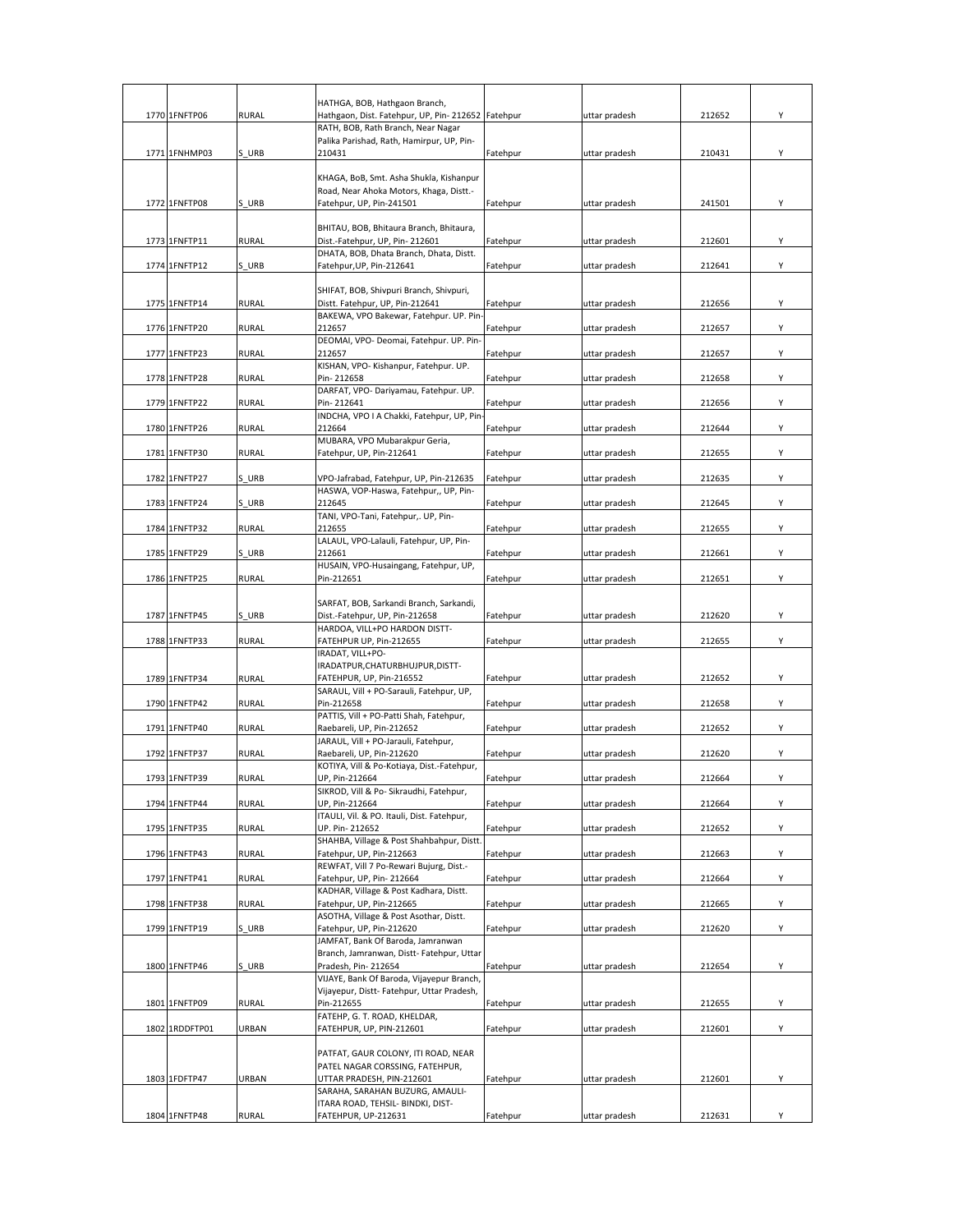| | | | | | | | |
|---|---|---|---|---|---|---|---|
| 1770 | 1FNFTP06 | RURAL | HATHGA, BOB, Hathgaon Branch, Hathgaon, Dist. Fatehpur, UP, Pin- 212652 | Fatehpur | uttar pradesh | 212652 | Y |
| 1771 | 1FNHMP03 | S_URB | RATH, BOB, Rath Branch, Near Nagar Palika Parishad, Rath, Hamirpur, UP, Pin-210431 | Fatehpur | uttar pradesh | 210431 | Y |
| 1772 | 1FNFTP08 | S_URB | KHAGA, BoB, Smt. Asha Shukla, Kishanpur Road, Near Ahoka Motors, Khaga, Distt.-Fatehpur, UP, Pin-241501 | Fatehpur | uttar pradesh | 241501 | Y |
| 1773 | 1FNFTP11 | RURAL | BHITAU, BOB, Bhitaura Branch, Bhitaura, Dist.-Fatehpur, UP, Pin- 212601 | Fatehpur | uttar pradesh | 212601 | Y |
| 1774 | 1FNFTP12 | S_URB | DHATA, BOB, Dhata Branch, Dhata, Distt. Fatehpur,UP, Pin-212641 | Fatehpur | uttar pradesh | 212641 | Y |
| 1775 | 1FNFTP14 | RURAL | SHIFAT, BOB, Shivpuri Branch, Shivpuri, Distt. Fatehpur, UP, Pin-212641 | Fatehpur | uttar pradesh | 212656 | Y |
| 1776 | 1FNFTP20 | RURAL | BAKEWA, VPO Bakewar, Fatehpur. UP. Pin-212657 | Fatehpur | uttar pradesh | 212657 | Y |
| 1777 | 1FNFTP23 | RURAL | DEOMAI, VPO- Deomai, Fatehpur. UP. Pin-212657 | Fatehpur | uttar pradesh | 212657 | Y |
| 1778 | 1FNFTP28 | RURAL | KISHAN, VPO- Kishanpur, Fatehpur. UP. Pin- 212658 | Fatehpur | uttar pradesh | 212658 | Y |
| 1779 | 1FNFTP22 | RURAL | DARFAT, VPO- Dariyamau, Fatehpur. UP. Pin- 212641 | Fatehpur | uttar pradesh | 212656 | Y |
| 1780 | 1FNFTP26 | RURAL | INDCHA, VPO I A Chakki, Fatehpur, UP, Pin-212664 | Fatehpur | uttar pradesh | 212644 | Y |
| 1781 | 1FNFTP30 | RURAL | MUBARA, VPO Mubarakpur Geria, Fatehpur, UP, Pin-212641 | Fatehpur | uttar pradesh | 212655 | Y |
| 1782 | 1FNFTP27 | S_URB | VPO-Jafrabad, Fatehpur, UP, Pin-212635 | Fatehpur | uttar pradesh | 212635 | Y |
| 1783 | 1FNFTP24 | S_URB | HASWA, VOP-Haswa, Fatehpur,, UP, Pin-212645 | Fatehpur | uttar pradesh | 212645 | Y |
| 1784 | 1FNFTP32 | RURAL | TANI, VPO-Tani, Fatehpur,. UP, Pin-212655 | Fatehpur | uttar pradesh | 212655 | Y |
| 1785 | 1FNFTP29 | S_URB | LALAUL, VPO-Lalauli, Fatehpur, UP, Pin-212661 | Fatehpur | uttar pradesh | 212661 | Y |
| 1786 | 1FNFTP25 | RURAL | HUSAIN, VPO-Husaingang, Fatehpur, UP, Pin-212651 | Fatehpur | uttar pradesh | 212651 | Y |
| 1787 | 1FNFTP45 | S_URB | SARFAT, BOB, Sarkandi Branch, Sarkandi, Dist.-Fatehpur, UP, Pin-212658 | Fatehpur | uttar pradesh | 212620 | Y |
| 1788 | 1FNFTP33 | RURAL | HARDOA, VILL+PO HARDON DISTT-FATEHPUR UP, Pin-212655 | Fatehpur | uttar pradesh | 212655 | Y |
| 1789 | 1FNFTP34 | RURAL | IRADAT, VILL+PO-IRADATPUR,CHATURBHUJPUR,DISTT-FATEHPUR, UP, Pin-216552 | Fatehpur | uttar pradesh | 212652 | Y |
| 1790 | 1FNFTP42 | RURAL | SARAUL, Vill + PO-Sarauli, Fatehpur, UP, Pin-212658 | Fatehpur | uttar pradesh | 212658 | Y |
| 1791 | 1FNFTP40 | RURAL | PATTIS, Vill + PO-Patti Shah, Fatehpur, Raebareli, UP, Pin-212652 | Fatehpur | uttar pradesh | 212652 | Y |
| 1792 | 1FNFTP37 | RURAL | JARAUL, Vill + PO-Jarauli, Fatehpur, Raebareli, UP, Pin-212620 | Fatehpur | uttar pradesh | 212620 | Y |
| 1793 | 1FNFTP39 | RURAL | KOTIYA, Vill & Po-Kotiaya, Dist.-Fatehpur, UP, Pin-212664 | Fatehpur | uttar pradesh | 212664 | Y |
| 1794 | 1FNFTP44 | RURAL | SIKROD, Vill & Po- Sikraudhi, Fatehpur, UP, Pin-212664 | Fatehpur | uttar pradesh | 212664 | Y |
| 1795 | 1FNFTP35 | RURAL | ITAULI, Vil. & PO. Itauli, Dist. Fatehpur, UP. Pin- 212652 | Fatehpur | uttar pradesh | 212652 | Y |
| 1796 | 1FNFTP43 | RURAL | SHAHBA, Village & Post Shahbahpur, Distt. Fatehpur, UP, Pin-212663 | Fatehpur | uttar pradesh | 212663 | Y |
| 1797 | 1FNFTP41 | RURAL | REWFAT, Vill 7 Po-Rewari Bujurg, Dist.-Fatehpur, UP, Pin- 212664 | Fatehpur | uttar pradesh | 212664 | Y |
| 1798 | 1FNFTP38 | RURAL | KADHAR, Village & Post Kadhara, Distt. Fatehpur, UP, Pin-212665 | Fatehpur | uttar pradesh | 212665 | Y |
| 1799 | 1FNFTP19 | S_URB | ASOTHA, Village & Post Asothar, Distt. Fatehpur, UP, Pin-212620 | Fatehpur | uttar pradesh | 212620 | Y |
| 1800 | 1FNFTP46 | S_URB | JAMFAT, Bank Of Baroda, Jamranwan Branch, Jamranwan, Distt- Fatehpur, Uttar Pradesh, Pin- 212654 | Fatehpur | uttar pradesh | 212654 | Y |
| 1801 | 1FNFTP09 | RURAL | VIJAYE, Bank Of Baroda, Vijayepur Branch, Vijayepur, Distt- Fatehpur, Uttar Pradesh, Pin-212655 | Fatehpur | uttar pradesh | 212655 | Y |
| 1802 | 1RDDFTP01 | URBAN | FATEHP, G. T. ROAD, KHELDAR, FATEHPUR, UP, PIN-212601 | Fatehpur | uttar pradesh | 212601 | Y |
| 1803 | 1FDFTP47 | URBAN | PATFAT, GAUR COLONY, ITI ROAD, NEAR PATEL NAGAR CORSSING, FATEHPUR, UTTAR PRADESH, PIN-212601 | Fatehpur | uttar pradesh | 212601 | Y |
| 1804 | 1FNFTP48 | RURAL | SARAHA, SARAHAN BUZURG, AMAULI-ITARA ROAD, TEHSIL- BINDKI, DIST-FATEHPUR, UP-212631 | Fatehpur | uttar pradesh | 212631 | Y |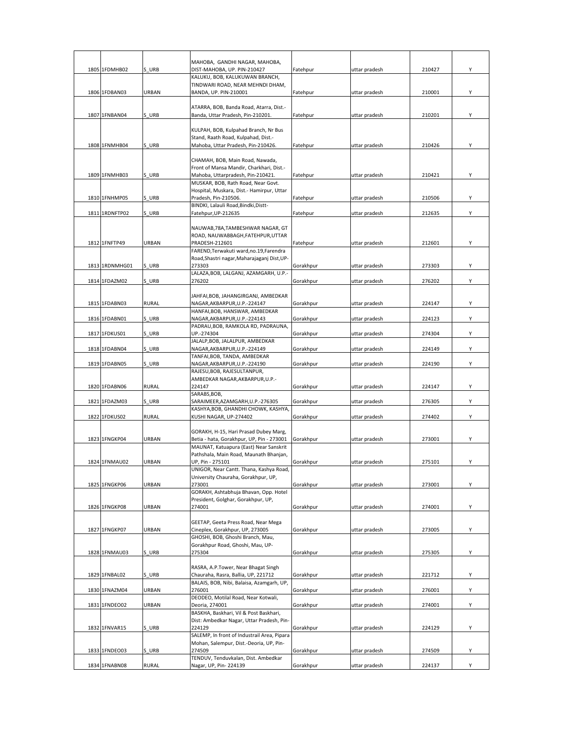| | | | | | | | |
|---|---|---|---|---|---|---|---|
| 1805 | 1FDMHB02 | S_URB | MAHOBA, GANDHI NAGAR, MAHOBA, DIST-MAHOBA, UP. PIN-210427 | Fatehpur | uttar pradesh | 210427 | Y |
| 1806 | 1FDBAN03 | URBAN | KALUKU, BOB, KALUKUWAN BRANCH, TINDWARI ROAD, NEAR MEHNDI DHAM, BANDA, UP. PIN-210001 | Fatehpur | uttar pradesh | 210001 | Y |
| 1807 | 1FNBAN04 | S_URB | ATARRA, BOB, Banda Road, Atarra, Dist.- Banda, Uttar Pradesh, Pin-210201. | Fatehpur | uttar pradesh | 210201 | Y |
| 1808 | 1FNMHB04 | S_URB | KULPAH, BOB, Kulpahad Branch, Nr Bus Stand, Raath Road, Kulpahad, Dist.- Mahoba, Uttar Pradesh, Pin-210426. | Fatehpur | uttar pradesh | 210426 | Y |
| 1809 | 1FNMHB03 | S_URB | CHAMAH, BOB, Main Road, Nawada, Front of Mansa Mandir, Charkhari, Dist.- Mahoba, Uttarpradesh, Pin-210421. | Fatehpur | uttar pradesh | 210421 | Y |
| 1810 | 1FNHMP05 | S_URB | MUSKAR, BOB, Rath Road, Near Govt. Hospital, Muskara, Dist.- Hamirpur, Uttar Pradesh, Pin-210506. | Fatehpur | uttar pradesh | 210506 | Y |
| 1811 | 1RDNFTP02 | S_URB | BINDKI, Lalauli Road,Bindki,Distt-Fatehpur,UP-212635 | Fatehpur | uttar pradesh | 212635 | Y |
| 1812 | 1FNFTP49 | URBAN | NAUWAB,78A,TAMBESHWAR NAGAR, GT ROAD, NAUWABBAGH,FATEHPUR,UTTAR PRADESH-212601 | Fatehpur | uttar pradesh | 212601 | Y |
| 1813 | 1RDNMHG01 | S_URB | FAREND,Terwakuti ward,no.19,Farendra Road,Shastri nagar,Maharajaganj Dist,UP-273303 | Gorakhpur | uttar pradesh | 273303 | Y |
| 1814 | 1FDAZM02 | S_URB | LALAZA,BOB, LALGANJ, AZAMGARH, U.P.-276202 | Gorakhpur | uttar pradesh | 276202 | Y |
| 1815 | 1FDABN03 | RURAL | JAHFAI,BOB, JAHANGIRGANJ, AMBEDKAR NAGAR,AKBARPUR,U.P.-224147 | Gorakhpur | uttar pradesh | 224147 | Y |
| 1816 | 1FDABN01 | S_URB | HANFAI,BOB, HANSWAR, AMBEDKAR NAGAR,AKBARPUR,U.P.-224143 | Gorakhpur | uttar pradesh | 224123 | Y |
| 1817 | 1FDKUS01 | S_URB | PADRAU,BOB, RAMKOLA RD, PADRAUNA, UP.-274304 | Gorakhpur | uttar pradesh | 274304 | Y |
| 1818 | 1FDABN04 | S_URB | JALALP,BOB, JALALPUR, AMBEDKAR NAGAR,AKBARPUR,U.P.-224149 | Gorakhpur | uttar pradesh | 224149 | Y |
| 1819 | 1FDABN05 | S_URB | TANFAI,BOB, TANDA, AMBEDKAR NAGAR,AKBARPUR,U.P.-224190 | Gorakhpur | uttar pradesh | 224190 | Y |
| 1820 | 1FDABN06 | RURAL | RAJESU,BOB, RAJESULTANPUR, AMBEDKAR NAGAR,AKBARPUR,U.P.-224147 | Gorakhpur | uttar pradesh | 224147 | Y |
| 1821 | 1FDAZM03 | S_URB | SARABS,BOB, SARAIMEER,AZAMGARH,U.P.-276305 | Gorakhpur | uttar pradesh | 276305 | Y |
| 1822 | 1FDKUS02 | RURAL | KASHYA,BOB, GHANDHI CHOWK, KASHYA, KUSHI NAGAR, UP-274402 | Gorakhpur | uttar pradesh | 274402 | Y |
| 1823 | 1FNGKP04 | URBAN | GORAKH, H-15, Hari Prasad Dubey Marg, Betia - hata, Gorakhpur, UP, Pin - 273001 | Gorakhpur | uttar pradesh | 273001 | Y |
| 1824 | 1FNMAU02 | URBAN | MAUNAT, Katuapura (East) Near Sanskrit Pathshala, Main Road, Maunath Bhanjan, UP, Pin - 275101 | Gorakhpur | uttar pradesh | 275101 | Y |
| 1825 | 1FNGKP06 | URBAN | UNIGOR, Near Cantt. Thana, Kashya Road, University Chauraha, Gorakhpur, UP, 273001 | Gorakhpur | uttar pradesh | 273001 | Y |
| 1826 | 1FNGKP08 | URBAN | GORAKH, Ashtabhuja Bhavan, Opp. Hotel President, Golghar, Gorakhpur, UP, 274001 | Gorakhpur | uttar pradesh | 274001 | Y |
| 1827 | 1FNGKP07 | URBAN | GEETAP, Geeta Press Road, Near Mega Cineplex, Gorakhpur, UP, 273005 | Gorakhpur | uttar pradesh | 273005 | Y |
| 1828 | 1FNMAU03 | S_URB | GHOSHI, BOB, Ghoshi Branch, Mau, Gorakhpur Road, Ghoshi, Mau, UP-275304 | Gorakhpur | uttar pradesh | 275305 | Y |
| 1829 | 1FNBAL02 | S_URB | RASRA, A.P.Tower, Near Bhagat Singh Chauraha, Rasra, Ballia, UP, 221712 | Gorakhpur | uttar pradesh | 221712 | Y |
| 1830 | 1FNAZM04 | URBAN | BALAIS, BOB, Nibi, Balaisa, Azamgarh, UP, 276001 | Gorakhpur | uttar pradesh | 276001 | Y |
| 1831 | 1FNDEO02 | URBAN | DEODEO, Motilal Road, Near Kotwali, Deoria, 274001 | Gorakhpur | uttar pradesh | 274001 | Y |
| 1832 | 1FNVAR15 | S_URB | BASKHA, Baskhari, Vil & Post Baskhari, Dist: Ambedkar Nagar, Uttar Pradesh, Pin-224129 | Gorakhpur | uttar pradesh | 224129 | Y |
| 1833 | 1FNDEO03 | S_URB | SALEMP, In front of Industrail Area, Pipara Mohan, Salempur, Dist.-Deoria, UP, Pin-274509 | Gorakhpur | uttar pradesh | 274509 | Y |
| 1834 | 1FNABN08 | RURAL | TENDUV, Tenduvkalan, Dist. Ambedkar Nagar, UP, Pin- 224139 | Gorakhpur | uttar pradesh | 224137 | Y |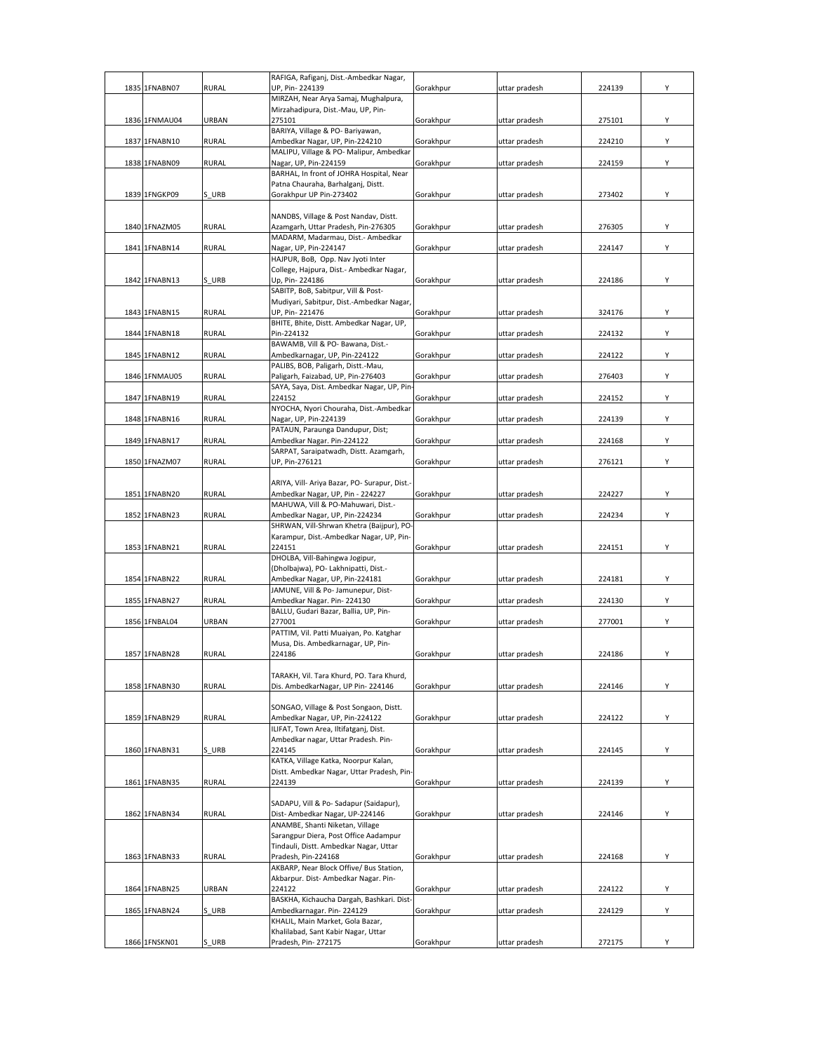| | | | | | | | |
|---|---|---|---|---|---|---|---|
| 1835 | 1FNABN07 | RURAL | RAFIGA, Rafiganj, Dist.-Ambedkar Nagar, UP, Pin- 224139 | Gorakhpur | uttar pradesh | 224139 | Y |
| 1836 | 1FNMAU04 | URBAN | MIRZAH, Near Arya Samaj, Mughalpura, Mirzahadipura, Dist.-Mau, UP, Pin- 275101 | Gorakhpur | uttar pradesh | 275101 | Y |
| 1837 | 1FNABN10 | RURAL | BARIYA, Village & PO- Bariyawan, Ambedkar Nagar, UP, Pin-224210 | Gorakhpur | uttar pradesh | 224210 | Y |
| 1838 | 1FNABN09 | RURAL | MALIPU, Village & PO- Malipur, Ambedkar Nagar, UP, Pin-224159 | Gorakhpur | uttar pradesh | 224159 | Y |
| 1839 | 1FNGKP09 | S_URB | BARHAL, In front of JOHRA Hospital, Near Patna Chauraha, Barhalganj, Distt. Gorakhpur UP Pin-273402 | Gorakhpur | uttar pradesh | 273402 | Y |
| 1840 | 1FNAZM05 | RURAL | NANDBS, Village & Post Nandav, Distt. Azamgarh, Uttar Pradesh, Pin-276305 | Gorakhpur | uttar pradesh | 276305 | Y |
| 1841 | 1FNABN14 | RURAL | MADARM, Madarmau, Dist.- Ambedkar Nagar, UP, Pin-224147 | Gorakhpur | uttar pradesh | 224147 | Y |
| 1842 | 1FNABN13 | S_URB | HAJPUR, BoB, Opp. Nav Jyoti Inter College, Hajpura, Dist.- Ambedkar Nagar, Up, Pin- 224186 | Gorakhpur | uttar pradesh | 224186 | Y |
| 1843 | 1FNABN15 | RURAL | SABITP, BoB, Sabitpur, Vill & Post- Mudiyari, Sabitpur, Dist.-Ambedkar Nagar, UP, Pin- 221476 | Gorakhpur | uttar pradesh | 324176 | Y |
| 1844 | 1FNABN18 | RURAL | BHITE, Bhite, Distt. Ambedkar Nagar, UP, Pin-224132 | Gorakhpur | uttar pradesh | 224132 | Y |
| 1845 | 1FNABN12 | RURAL | BAWAMB, Vill & PO- Bawana, Dist.- Ambedkarnagar, UP, Pin-224122 | Gorakhpur | uttar pradesh | 224122 | Y |
| 1846 | 1FNMAU05 | RURAL | PALIBS, BOB, Paligarh, Distt.-Mau, Paligarh, Faizabad, UP, Pin-276403 | Gorakhpur | uttar pradesh | 276403 | Y |
| 1847 | 1FNABN19 | RURAL | SAYA, Saya, Dist. Ambedkar Nagar, UP, Pin-224152 | Gorakhpur | uttar pradesh | 224152 | Y |
| 1848 | 1FNABN16 | RURAL | NYOCHA, Nyori Chouraha, Dist.-Ambedkar Nagar, UP, Pin-224139 | Gorakhpur | uttar pradesh | 224139 | Y |
| 1849 | 1FNABN17 | RURAL | PATAUN, Paraunga Dandupur, Dist; Ambedkar Nagar. Pin-224122 | Gorakhpur | uttar pradesh | 224168 | Y |
| 1850 | 1FNAZM07 | RURAL | SARPAT, Saraipatwadh, Distt. Azamgarh, UP, Pin-276121 | Gorakhpur | uttar pradesh | 276121 | Y |
| 1851 | 1FNABN20 | RURAL | ARIYA, Vill- Ariya Bazar, PO- Surapur, Dist.- Ambedkar Nagar, UP, Pin - 224227 | Gorakhpur | uttar pradesh | 224227 | Y |
| 1852 | 1FNABN23 | RURAL | MAHUWA, Vill & PO-Mahuwari, Dist.- Ambedkar Nagar, UP, Pin-224234 | Gorakhpur | uttar pradesh | 224234 | Y |
| 1853 | 1FNABN21 | RURAL | SHRWAN, Vill-Shrwan Khetra (Baijpur), PO- Karampur, Dist.-Ambedkar Nagar, UP, Pin- 224151 | Gorakhpur | uttar pradesh | 224151 | Y |
| 1854 | 1FNABN22 | RURAL | DHOLBA, Vill-Bahingwa Jogipur, (Dholbajwa), PO- Lakhnipatti, Dist.- Ambedkar Nagar, UP, Pin-224181 | Gorakhpur | uttar pradesh | 224181 | Y |
| 1855 | 1FNABN27 | RURAL | JAMUNE, Vill & Po- Jamunepur, Dist- Ambedkar Nagar. Pin- 224130 | Gorakhpur | uttar pradesh | 224130 | Y |
| 1856 | 1FNBAL04 | URBAN | BALLU, Gudari Bazar, Ballia, UP, Pin- 277001 | Gorakhpur | uttar pradesh | 277001 | Y |
| 1857 | 1FNABN28 | RURAL | PATTIM, Vil. Patti Muaiyan, Po. Katghar Musa, Dis. Ambedkarnagar, UP, Pin- 224186 | Gorakhpur | uttar pradesh | 224186 | Y |
| 1858 | 1FNABN30 | RURAL | TARAKH, Vil. Tara Khurd, PO. Tara Khurd, Dis. AmbedkarNagar, UP Pin- 224146 | Gorakhpur | uttar pradesh | 224146 | Y |
| 1859 | 1FNABN29 | RURAL | SONGAO, Village & Post Songaon, Distt. Ambedkar Nagar, UP, Pin-224122 | Gorakhpur | uttar pradesh | 224122 | Y |
| 1860 | 1FNABN31 | S_URB | ILIFAT, Town Area, Iltifatganj, Dist. Ambedkar nagar, Uttar Pradesh. Pin- 224145 | Gorakhpur | uttar pradesh | 224145 | Y |
| 1861 | 1FNABN35 | RURAL | KATKA, Village Katka, Noorpur Kalan, Distt. Ambedkar Nagar, Uttar Pradesh, Pin- 224139 | Gorakhpur | uttar pradesh | 224139 | Y |
| 1862 | 1FNABN34 | RURAL | SADAPU, Vill & Po- Sadapur (Saidapur), Dist- Ambedkar Nagar, UP-224146 | Gorakhpur | uttar pradesh | 224146 | Y |
| 1863 | 1FNABN33 | RURAL | ANAMBE, Shanti Niketan, Village Sarangpur Diera, Post Office Aadampur Tindauli, Distt. Ambedkar Nagar, Uttar Pradesh, Pin-224168 | Gorakhpur | uttar pradesh | 224168 | Y |
| 1864 | 1FNABN25 | URBAN | AKBARP, Near Block Offive/ Bus Station, Akbarpur. Dist- Ambedkar Nagar. Pin- 224122 | Gorakhpur | uttar pradesh | 224122 | Y |
| 1865 | 1FNABN24 | S_URB | BASKHA, Kichaucha Dargah, Bashkari. Dist- Ambedkarnagar. Pin- 224129 | Gorakhpur | uttar pradesh | 224129 | Y |
| 1866 | 1FNSKN01 | S_URB | KHALIL, Main Market, Gola Bazar, Khalilabad, Sant Kabir Nagar, Uttar Pradesh, Pin- 272175 | Gorakhpur | uttar pradesh | 272175 | Y |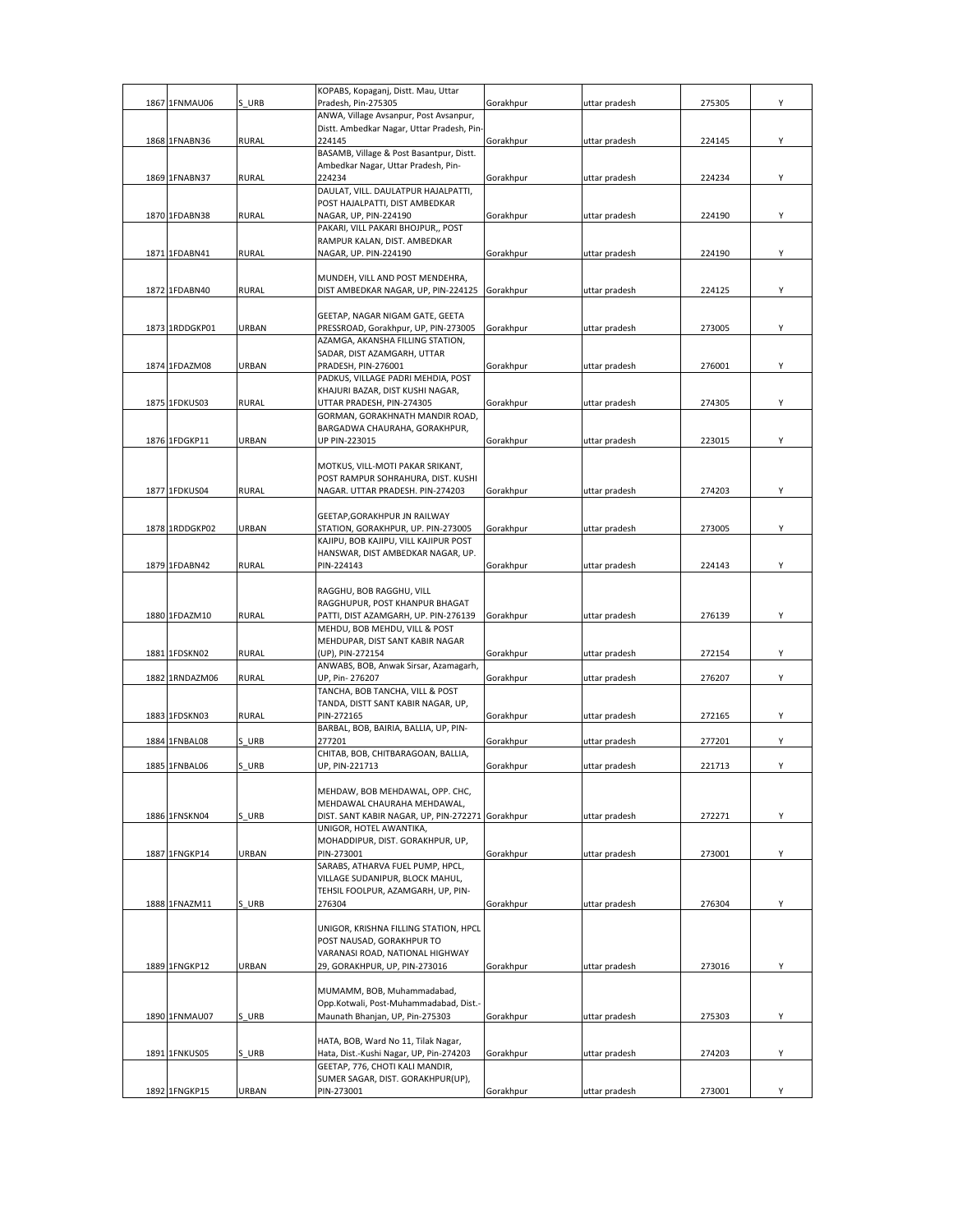| | | | | | | | |
|---|---|---|---|---|---|---|---|
| 1867 | 1FNMAU06 | S_URB | KOPABS, Kopaganj, Distt. Mau, Uttar Pradesh, Pin-275305 | Gorakhpur | uttar pradesh | 275305 | Y |
| 1868 | 1FNABN36 | RURAL | ANWA, Village Avsanpur, Post Avsanpur, Distt. Ambedkar Nagar, Uttar Pradesh, Pin-224145 | Gorakhpur | uttar pradesh | 224145 | Y |
| 1869 | 1FNABN37 | RURAL | BASAMB, Village & Post Basantpur, Distt. Ambedkar Nagar, Uttar Pradesh, Pin-224234 | Gorakhpur | uttar pradesh | 224234 | Y |
| 1870 | 1FDABN38 | RURAL | DAULAT, VILL. DAULATPUR HAJALPATTI, POST HAJALPATTI, DIST AMBEDKAR NAGAR, UP, PIN-224190 | Gorakhpur | uttar pradesh | 224190 | Y |
| 1871 | 1FDABN41 | RURAL | PAKARI, VILL PAKARI BHOJPUR,, POST RAMPUR KALAN, DIST. AMBEDKAR NAGAR, UP. PIN-224190 | Gorakhpur | uttar pradesh | 224190 | Y |
| 1872 | 1FDABN40 | RURAL | MUNDEH, VILL AND POST MENDEHRA, DIST AMBEDKAR NAGAR, UP, PIN-224125 | Gorakhpur | uttar pradesh | 224125 | Y |
| 1873 | 1RDDGKP01 | URBAN | GEETAP, NAGAR NIGAM GATE, GEETA PRESSROAD, Gorakhpur, UP, PIN-273005 | Gorakhpur | uttar pradesh | 273005 | Y |
| 1874 | 1FDAZM08 | URBAN | AZAMGA, AKANSHA FILLING STATION, SADAR, DIST AZAMGARH, UTTAR PRADESH, PIN-276001 | Gorakhpur | uttar pradesh | 276001 | Y |
| 1875 | 1FDKUS03 | RURAL | PADKUS, VILLAGE PADRI MEHDIA, POST KHAJURI BAZAR, DIST KUSHI NAGAR, UTTAR PRADESH, PIN-274305 | Gorakhpur | uttar pradesh | 274305 | Y |
| 1876 | 1FDGKP11 | URBAN | GORMAN, GORAKHNATH MANDIR ROAD, BARGADWA CHAURAHA, GORAKHPUR, UP PIN-223015 | Gorakhpur | uttar pradesh | 223015 | Y |
| 1877 | 1FDKUS04 | RURAL | MOTKUS, VILL-MOTI PAKAR SRIKANT, POST RAMPUR SOHRAHURA, DIST. KUSHI NAGAR. UTTAR PRADESH. PIN-274203 | Gorakhpur | uttar pradesh | 274203 | Y |
| 1878 | 1RDDGKP02 | URBAN | GEETAP,GORAKHPUR JN RAILWAY STATION, GORAKHPUR, UP. PIN-273005 | Gorakhpur | uttar pradesh | 273005 | Y |
| 1879 | 1FDABN42 | RURAL | KAJIPU, BOB KAJIPU, VILL KAJIPUR POST HANSWAR, DIST AMBEDKAR NAGAR, UP. PIN-224143 | Gorakhpur | uttar pradesh | 224143 | Y |
| 1880 | 1FDAZM10 | RURAL | RAGGHU, BOB RAGGHU, VILL RAGGHUPUR, POST KHANPUR BHAGAT PATTI, DIST AZAMGARH, UP. PIN-276139 | Gorakhpur | uttar pradesh | 276139 | Y |
| 1881 | 1FDSKN02 | RURAL | MEHDU, BOB MEHDU, VILL & POST MEHDUPAR, DIST SANT KABIR NAGAR (UP), PIN-272154 | Gorakhpur | uttar pradesh | 272154 | Y |
| 1882 | 1RNDAZM06 | RURAL | ANWABS, BOB, Anwak Sirsar, Azamagarh, UP, Pin- 276207 | Gorakhpur | uttar pradesh | 276207 | Y |
| 1883 | 1FDSKN03 | RURAL | TANCHA, BOB TANCHA, VILL & POST TANDA, DISTT SANT KABIR NAGAR, UP, PIN-272165 | Gorakhpur | uttar pradesh | 272165 | Y |
| 1884 | 1FNBAL08 | S_URB | BARBAL, BOB, BAIRIA, BALLIA, UP, PIN-277201 | Gorakhpur | uttar pradesh | 277201 | Y |
| 1885 | 1FNBAL06 | S_URB | CHITAB, BOB, CHITBARAGOAN, BALLIA, UP, PIN-221713 | Gorakhpur | uttar pradesh | 221713 | Y |
| 1886 | 1FNSKN04 | S_URB | MEHDAW, BOB MEHDAWAL, OPP. CHC, MEHDAWAL CHAURAHA MEHDAWAL, DIST. SANT KABIR NAGAR, UP, PIN-272271 | Gorakhpur | uttar pradesh | 272271 | Y |
| 1887 | 1FNGKP14 | URBAN | UNIGOR, HOTEL AWANTIKA, MOHADDIPUR, DIST. GORAKHPUR, UP, PIN-273001 | Gorakhpur | uttar pradesh | 273001 | Y |
| 1888 | 1FNAZM11 | S_URB | SARABS, ATHARVA FUEL PUMP, HPCL, VILLAGE SUDANIPUR, BLOCK MAHUL, TEHSIL FOOLPUR, AZAMGARH, UP, PIN-276304 | Gorakhpur | uttar pradesh | 276304 | Y |
| 1889 | 1FNGKP12 | URBAN | UNIGOR, KRISHNA FILLING STATION, HPCL POST NAUSAD, GORAKHPUR TO VARANASI ROAD, NATIONAL HIGHWAY 29, GORAKHPUR, UP, PIN-273016 | Gorakhpur | uttar pradesh | 273016 | Y |
| 1890 | 1FNMAU07 | S_URB | MUMAMM, BOB, Muhammadabad, Opp.Kotwali, Post-Muhammadabad, Dist.-Maunath Bhanjan, UP, Pin-275303 | Gorakhpur | uttar pradesh | 275303 | Y |
| 1891 | 1FNKUS05 | S_URB | HATA, BOB, Ward No 11, Tilak Nagar, Hata, Dist.-Kushi Nagar, UP, Pin-274203 | Gorakhpur | uttar pradesh | 274203 | Y |
| 1892 | 1FNGKP15 | URBAN | GEETAP, 776, CHOTI KALI MANDIR, SUMER SAGAR, DIST. GORAKHPUR(UP), PIN-273001 | Gorakhpur | uttar pradesh | 273001 | Y |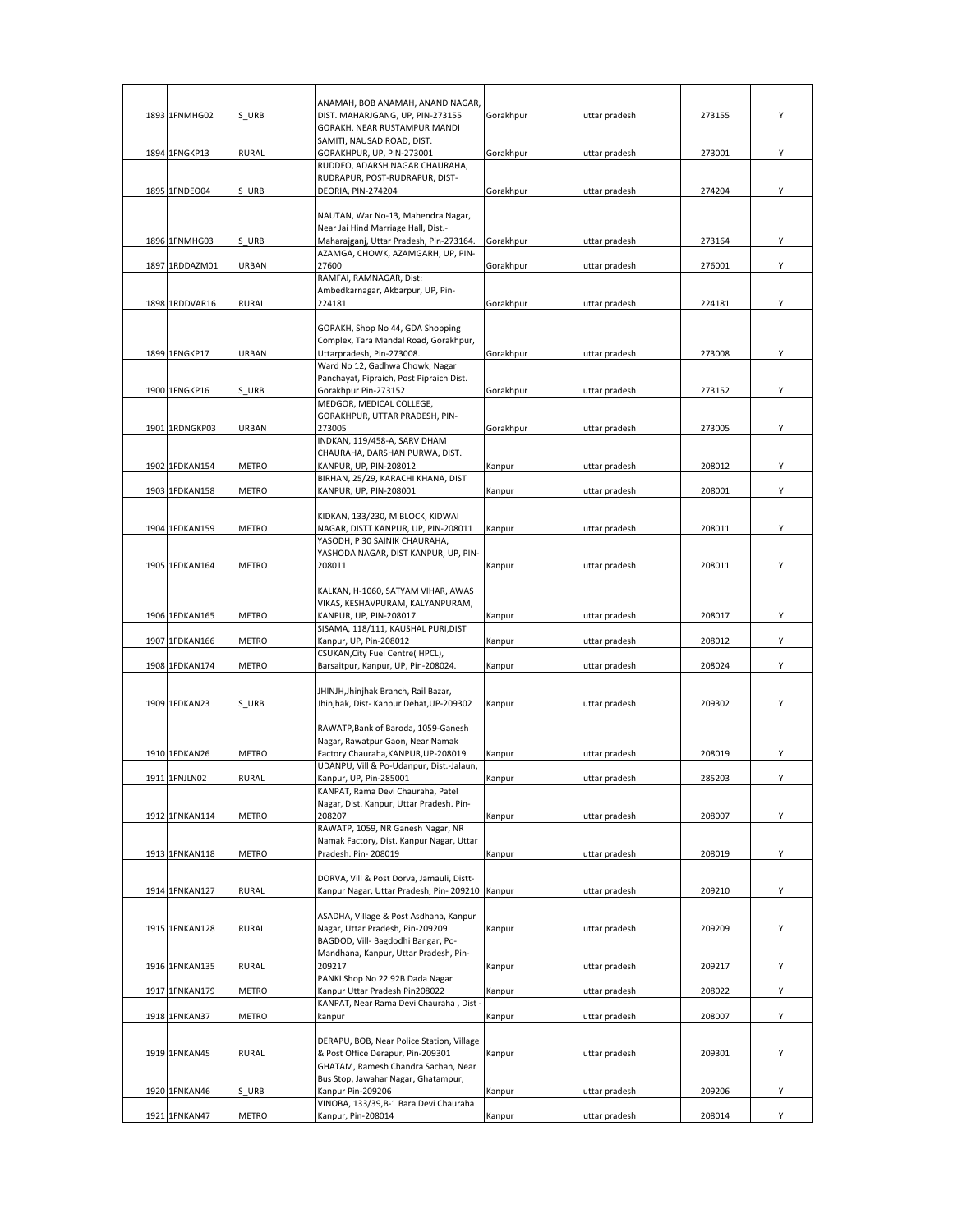| | | | | | | | |
|---|---|---|---|---|---|---|---|
| 1893 | 1FNMHG02 | S_URB | ANAMAH, BOB ANAMAH, ANAND NAGAR, DIST. MAHARJGANG, UP, PIN-273155 | Gorakhpur | uttar pradesh | 273155 | Y |
| 1894 | 1FNGKP13 | RURAL | GORAKH, NEAR RUSTAMPUR MANDI SAMITI, NAUSAD ROAD, DIST. GORAKHPUR, UP, PIN-273001 | Gorakhpur | uttar pradesh | 273001 | Y |
| 1895 | 1FNDEO04 | S_URB | RUDDEO, ADARSH NAGAR CHAURAHA, RUDRAPUR, POST-RUDRAPUR, DIST-DEORIA, PIN-274204 | Gorakhpur | uttar pradesh | 274204 | Y |
| 1896 | 1FNMHG03 | S_URB | NAUTAN, War No-13, Mahendra Nagar, Near Jai Hind Marriage Hall, Dist.-Maharajganj, Uttar Pradesh, Pin-273164. | Gorakhpur | uttar pradesh | 273164 | Y |
| 1897 | 1RDDAZM01 | URBAN | AZAMGA, CHOWK, AZAMGARH, UP, PIN-27600 | Gorakhpur | uttar pradesh | 276001 | Y |
| 1898 | 1RDDVAR16 | RURAL | RAMFAI, RAMNAGAR, Dist: Ambedkarnagar, Akbarpur, UP, Pin-224181 | Gorakhpur | uttar pradesh | 224181 | Y |
| 1899 | 1FNGKP17 | URBAN | GORAKH, Shop No 44, GDA Shopping Complex, Tara Mandal Road, Gorakhpur, Uttarpradesh, Pin-273008. | Gorakhpur | uttar pradesh | 273008 | Y |
| 1900 | 1FNGKP16 | S_URB | Ward No 12, Gadhwa Chowk, Nagar Panchayat, Pipraich, Post Pipraich Dist. Gorakhpur Pin-273152 | Gorakhpur | uttar pradesh | 273152 | Y |
| 1901 | 1RDNGKP03 | URBAN | MEDGOR, MEDICAL COLLEGE, GORAKHPUR, UTTAR PRADESH, PIN-273005 | Gorakhpur | uttar pradesh | 273005 | Y |
| 1902 | 1FDKAN154 | METRO | INDKAN, 119/458-A, SARV DHAM CHAURAHA, DARSHAN PURWA, DIST. KANPUR, UP, PIN-208012 | Kanpur | uttar pradesh | 208012 | Y |
| 1903 | 1FDKAN158 | METRO | BIRHAN, 25/29, KARACHI KHANA, DIST KANPUR, UP, PIN-208001 | Kanpur | uttar pradesh | 208001 | Y |
| 1904 | 1FDKAN159 | METRO | KIDKAN, 133/230, M BLOCK, KIDWAI NAGAR, DISTT KANPUR, UP, PIN-208011 | Kanpur | uttar pradesh | 208011 | Y |
| 1905 | 1FDKAN164 | METRO | YASODH, P 30 SAINIK CHAURAHA, YASHODA NAGAR, DIST KANPUR, UP, PIN-208011 | Kanpur | uttar pradesh | 208011 | Y |
| 1906 | 1FDKAN165 | METRO | KALKAN, H-1060, SATYAM VIHAR, AWAS VIKAS, KESHAVPURAM, KALYANPURAM, KANPUR, UP, PIN-208017 | Kanpur | uttar pradesh | 208017 | Y |
| 1907 | 1FDKAN166 | METRO | SISAMA, 118/111, KAUSHAL PURI,DIST Kanpur, UP, Pin-208012 | Kanpur | uttar pradesh | 208012 | Y |
| 1908 | 1FDKAN174 | METRO | CSUKAN,City Fuel Centre( HPCL), Barsaitpur, Kanpur, UP, Pin-208024. | Kanpur | uttar pradesh | 208024 | Y |
| 1909 | 1FDKAN23 | S_URB | JHINJH,Jhinjhak Branch, Rail Bazar, Jhinjhak, Dist- Kanpur Dehat,UP-209302 | Kanpur | uttar pradesh | 209302 | Y |
| 1910 | 1FDKAN26 | METRO | RAWATP,Bank of Baroda, 1059-Ganesh Nagar, Rawatpur Gaon, Near Namak Factory Chauraha,KANPUR,UP-208019 | Kanpur | uttar pradesh | 208019 | Y |
| 1911 | 1FNJLN02 | RURAL | UDANPU, Vill & Po-Udanpur, Dist.-Jalaun, Kanpur, UP, Pin-285001 | Kanpur | uttar pradesh | 285203 | Y |
| 1912 | 1FNKAN114 | METRO | KANPAT, Rama Devi Chauraha, Patel Nagar, Dist. Kanpur, Uttar Pradesh. Pin-208207 | Kanpur | uttar pradesh | 208007 | Y |
| 1913 | 1FNKAN118 | METRO | RAWATP, 1059, NR Ganesh Nagar, NR Namak Factory, Dist. Kanpur Nagar, Uttar Pradesh. Pin- 208019 | Kanpur | uttar pradesh | 208019 | Y |
| 1914 | 1FNKAN127 | RURAL | DORVA, Vill & Post Dorva, Jamauli, Distt-Kanpur Nagar, Uttar Pradesh, Pin- 209210 | Kanpur | uttar pradesh | 209210 | Y |
| 1915 | 1FNKAN128 | RURAL | ASADHA, Village & Post Asdhana, Kanpur Nagar, Uttar Pradesh, Pin-209209 | Kanpur | uttar pradesh | 209209 | Y |
| 1916 | 1FNKAN135 | RURAL | BAGDOD, Vill- Bagdodhi Bangar, Po-Mandhana, Kanpur, Uttar Pradesh, Pin-209217 | Kanpur | uttar pradesh | 209217 | Y |
| 1917 | 1FNKAN179 | METRO | PANKI Shop No 22 92B Dada Nagar Kanpur Uttar Pradesh Pin208022 | Kanpur | uttar pradesh | 208022 | Y |
| 1918 | 1FNKAN37 | METRO | KANPAT, Near Rama Devi Chauraha , Dist - kanpur | Kanpur | uttar pradesh | 208007 | Y |
| 1919 | 1FNKAN45 | RURAL | DERAPU, BOB, Near Police Station, Village & Post Office Derapur, Pin-209301 | Kanpur | uttar pradesh | 209301 | Y |
| 1920 | 1FNKAN46 | S_URB | GHATAM, Ramesh Chandra Sachan, Near Bus Stop, Jawahar Nagar, Ghatampur, Kanpur Pin-209206 | Kanpur | uttar pradesh | 209206 | Y |
| 1921 | 1FNKAN47 | METRO | VINOBA, 133/39,B-1 Bara Devi Chauraha Kanpur, Pin-208014 | Kanpur | uttar pradesh | 208014 | Y |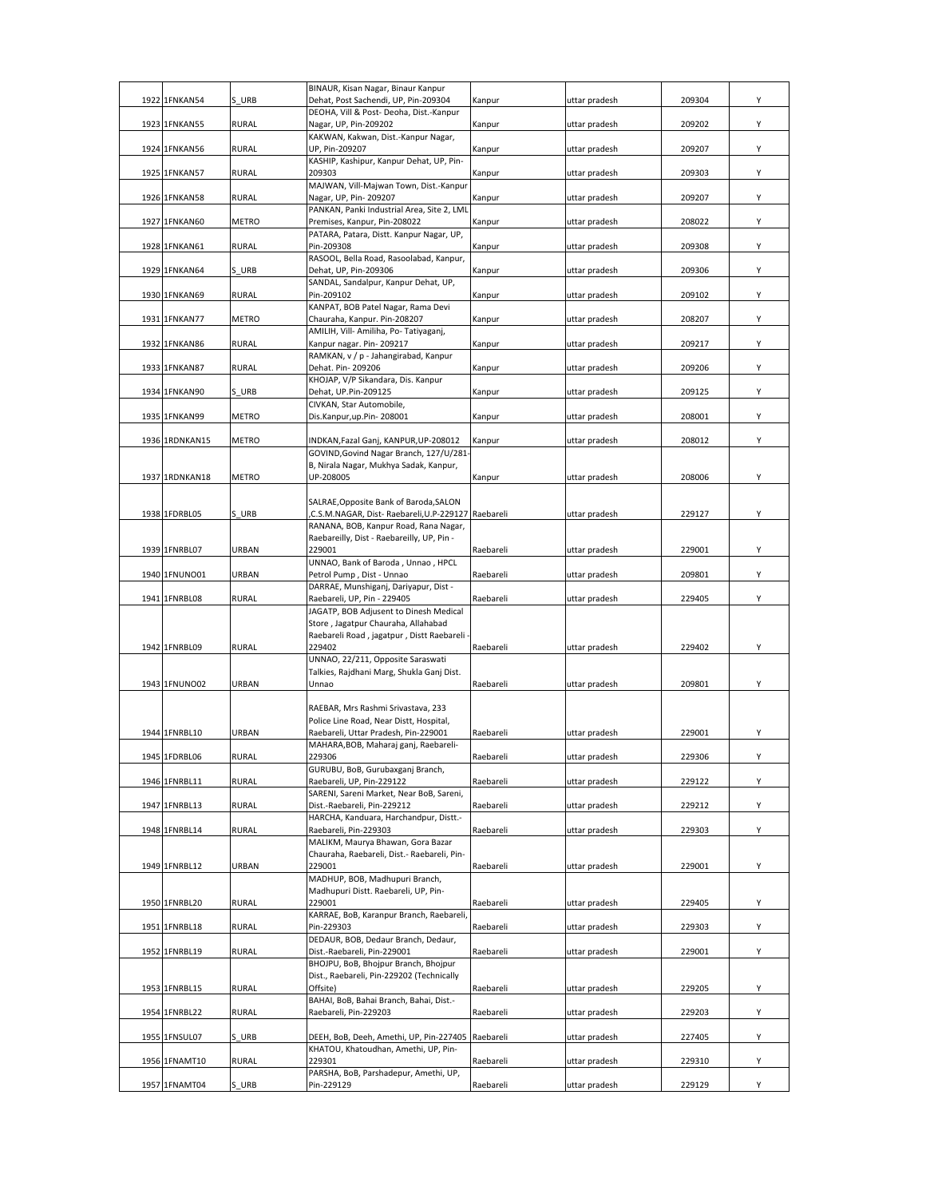| | | | | | | | |
|---|---|---|---|---|---|---|---|
| 1922 | 1FNKAN54 | S_URB | BINAUR, Kisan Nagar, Binaur Kanpur Dehat, Post Sachendi, UP, Pin-209304 | Kanpur | uttar pradesh | 209304 | Y |
| 1923 | 1FNKAN55 | RURAL | DEOHA, Vill & Post- Deoha, Dist.-Kanpur Nagar, UP, Pin-209202 | Kanpur | uttar pradesh | 209202 | Y |
| 1924 | 1FNKAN56 | RURAL | KAKWAN, Kakwan, Dist.-Kanpur Nagar, UP, Pin-209207 | Kanpur | uttar pradesh | 209207 | Y |
| 1925 | 1FNKAN57 | RURAL | KASHIP, Kashipur, Kanpur Dehat, UP, Pin-209303 | Kanpur | uttar pradesh | 209303 | Y |
| 1926 | 1FNKAN58 | RURAL | MAJWAN, Vill-Majwan Town, Dist.-Kanpur Nagar, UP, Pin- 209207 | Kanpur | uttar pradesh | 209207 | Y |
| 1927 | 1FNKAN60 | METRO | PANKAN, Panki Industrial Area, Site 2, LML Premises, Kanpur, Pin-208022 | Kanpur | uttar pradesh | 208022 | Y |
| 1928 | 1FNKAN61 | RURAL | PATARA, Patara, Distt. Kanpur Nagar, UP, Pin-209308 | Kanpur | uttar pradesh | 209308 | Y |
| 1929 | 1FNKAN64 | S_URB | RASOOL, Bella Road, Rasoolabad, Kanpur, Dehat, UP, Pin-209306 | Kanpur | uttar pradesh | 209306 | Y |
| 1930 | 1FNKAN69 | RURAL | SANDAL, Sandalpur, Kanpur Dehat, UP, Pin-209102 | Kanpur | uttar pradesh | 209102 | Y |
| 1931 | 1FNKAN77 | METRO | KANPAT, BOB Patel Nagar, Rama Devi Chauraha, Kanpur. Pin-208207 | Kanpur | uttar pradesh | 208207 | Y |
| 1932 | 1FNKAN86 | RURAL | AMILIH, Vill- Amiliha, Po- Tatiyaganj, Kanpur nagar. Pin- 209217 | Kanpur | uttar pradesh | 209217 | Y |
| 1933 | 1FNKAN87 | RURAL | RAMKAN, v / p - Jahangirabad, Kanpur Dehat. Pin- 209206 | Kanpur | uttar pradesh | 209206 | Y |
| 1934 | 1FNKAN90 | S_URB | KHOJAP, V/P Sikandara, Dis. Kanpur Dehat, UP.Pin-209125 | Kanpur | uttar pradesh | 209125 | Y |
| 1935 | 1FNKAN99 | METRO | CIVKAN, Star Automobile, Dis.Kanpur,up.Pin- 208001 | Kanpur | uttar pradesh | 208001 | Y |
| 1936 | 1RDNKAN15 | METRO | INDKAN,Fazal Ganj, KANPUR,UP-208012 | Kanpur | uttar pradesh | 208012 | Y |
| 1937 | 1RDNKAN18 | METRO | GOVIND,Govind Nagar Branch, 127/U/281-B, Nirala Nagar, Mukhya Sadak, Kanpur, UP-208005 | Kanpur | uttar pradesh | 208006 | Y |
| 1938 | 1FDRBL05 | S_URB | SALRAE,Opposite Bank of Baroda,SALON ,C.S.M.NAGAR, Dist- Raebareli,U.P-229127 | Raebareli | uttar pradesh | 229127 | Y |
| 1939 | 1FNRBL07 | URBAN | RANANA, BOB, Kanpur Road, Rana Nagar, Raebareilly, Dist - Raebareilly, UP, Pin - 229001 | Raebareli | uttar pradesh | 229001 | Y |
| 1940 | 1FNUNO01 | URBAN | UNNAO, Bank of Baroda , Unnao , HPCL Petrol Pump , Dist - Unnao | Raebareli | uttar pradesh | 209801 | Y |
| 1941 | 1FNRBL08 | RURAL | DARRAE, Munshiganj, Dariyapur, Dist - Raebareli, UP, Pin - 229405 | Raebareli | uttar pradesh | 229405 | Y |
| 1942 | 1FNRBL09 | RURAL | JAGATP, BOB Adjusent to Dinesh Medical Store , Jagatpur Chauraha, Allahabad Raebareli Road , jagatpur , Distt Raebareli - 229402 | Raebareli | uttar pradesh | 229402 | Y |
| 1943 | 1FNUNO02 | URBAN | UNNAO, 22/211, Opposite Saraswati Talkies, Rajdhani Marg, Shukla Ganj Dist. Unnao | Raebareli | uttar pradesh | 209801 | Y |
| 1944 | 1FNRBL10 | URBAN | RAEBAR, Mrs Rashmi Srivastava, 233 Police Line Road, Near Distt, Hospital, Raebareli, Uttar Pradesh, Pin-229001 | Raebareli | uttar pradesh | 229001 | Y |
| 1945 | 1FDRBL06 | RURAL | MAHARA,BOB, Maharaj ganj, Raebareli-229306 | Raebareli | uttar pradesh | 229306 | Y |
| 1946 | 1FNRBL11 | RURAL | GURUBU, BoB, Gurubaxganj Branch, Raebareli, UP, Pin-229122 | Raebareli | uttar pradesh | 229122 | Y |
| 1947 | 1FNRBL13 | RURAL | SARENI, Sareni Market, Near BoB, Sareni, Dist.-Raebareli, Pin-229212 | Raebareli | uttar pradesh | 229212 | Y |
| 1948 | 1FNRBL14 | RURAL | HARCHA, Kanduara, Harchandpur, Distt.-Raebareli, Pin-229303 | Raebareli | uttar pradesh | 229303 | Y |
| 1949 | 1FNRBL12 | URBAN | MALIKM, Maurya Bhawan, Gora Bazar Chauraha, Raebareli, Dist.- Raebareli, Pin-229001 | Raebareli | uttar pradesh | 229001 | Y |
| 1950 | 1FNRBL20 | RURAL | MADHUP, BOB, Madhupuri Branch, Madhupuri Distt. Raebareli, UP, Pin-229001 | Raebareli | uttar pradesh | 229405 | Y |
| 1951 | 1FNRBL18 | RURAL | KARRAE, BoB, Karanpur Branch, Raebareli, Pin-229303 | Raebareli | uttar pradesh | 229303 | Y |
| 1952 | 1FNRBL19 | RURAL | DEDAUR, BOB, Dedaur Branch, Dedaur, Dist.-Raebareli, Pin-229001 | Raebareli | uttar pradesh | 229001 | Y |
| 1953 | 1FNRBL15 | RURAL | BHOJPU, BoB, Bhojpur Branch, Bhojpur Dist., Raebareli, Pin-229202 (Technically Offsite) | Raebareli | uttar pradesh | 229205 | Y |
| 1954 | 1FNRBL22 | RURAL | BAHAI, BoB, Bahai Branch, Bahai, Dist.-Raebareli, Pin-229203 | Raebareli | uttar pradesh | 229203 | Y |
| 1955 | 1FNSUL07 | S_URB | DEEH, BoB, Deeh, Amethi, UP, Pin-227405 | Raebareli | uttar pradesh | 227405 | Y |
| 1956 | 1FNAMT10 | RURAL | KHATOU, Khatoudhan, Amethi, UP, Pin-229301 | Raebareli | uttar pradesh | 229310 | Y |
| 1957 | 1FNAMT04 | S_URB | PARSHA, BoB, Parshadepur, Amethi, UP, Pin-229129 | Raebareli | uttar pradesh | 229129 | Y |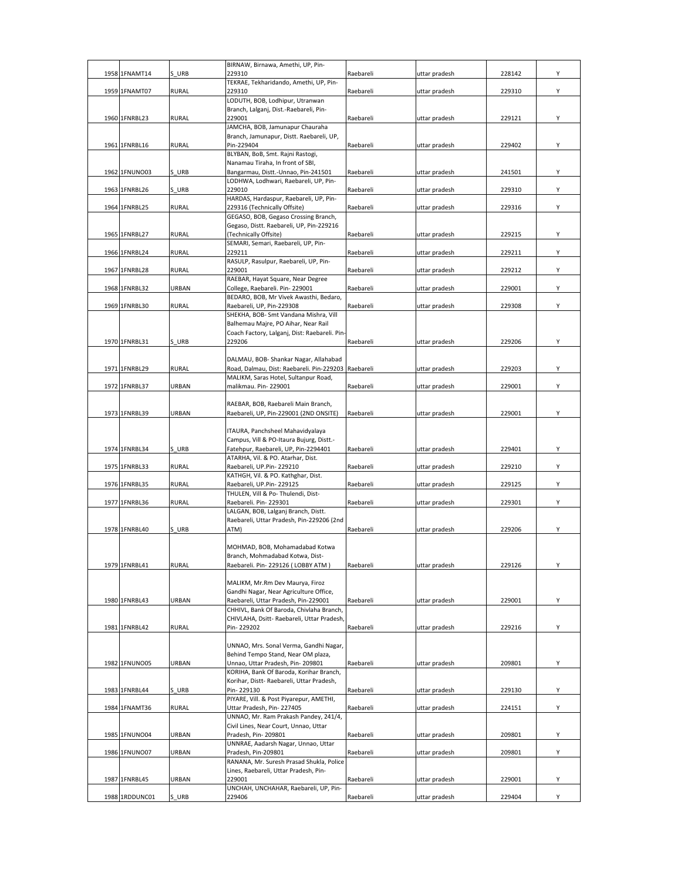| | | | | | | | |
|---|---|---|---|---|---|---|---|
| 1958 | 1FNAMT14 | S_URB | BIRNAW, Birnawa, Amethi, UP, Pin-229310 | Raebareli | uttar pradesh | 228142 | Y |
| 1959 | 1FNAMT07 | RURAL | TEKRAE, Tekharidando, Amethi, UP, Pin-229310 | Raebareli | uttar pradesh | 229310 | Y |
| 1960 | 1FNRBL23 | RURAL | LODUTH, BOB, Lodhipur, Utranwan Branch, Lalganj, Dist.-Raebareli, Pin-229001 | Raebareli | uttar pradesh | 229121 | Y |
| 1961 | 1FNRBL16 | RURAL | JAMCHA, BOB, Jamunapur Chauraha Branch, Jamunapur, Distt. Raebareli, UP, Pin-229404 | Raebareli | uttar pradesh | 229402 | Y |
| 1962 | 1FNUNO03 | S_URB | BLYBAN, BoB, Smt. Rajni Rastogi, Nanamau Tiraha, In front of SBI, Bangarmau, Distt.-Unnao, Pin-241501 | Raebareli | uttar pradesh | 241501 | Y |
| 1963 | 1FNRBL26 | S_URB | LODHWA, Lodhwari, Raebareli, UP, Pin-229010 | Raebareli | uttar pradesh | 229310 | Y |
| 1964 | 1FNRBL25 | RURAL | HARDAS, Hardaspur, Raebareli, UP, Pin-229316 (Technically Offsite) | Raebareli | uttar pradesh | 229316 | Y |
| 1965 | 1FNRBL27 | RURAL | GEGASO, BOB, Gegaso Crossing Branch, Gegaso, Distt. Raebareli, UP, Pin-229216 (Technically Offsite) | Raebareli | uttar pradesh | 229215 | Y |
| 1966 | 1FNRBL24 | RURAL | SEMARI, Semari, Raebareli, UP, Pin-229211 | Raebareli | uttar pradesh | 229211 | Y |
| 1967 | 1FNRBL28 | RURAL | RASULP, Rasulpur, Raebareli, UP, Pin-229001 | Raebareli | uttar pradesh | 229212 | Y |
| 1968 | 1FNRBL32 | URBAN | RAEBAR, Hayat Square, Near Degree College, Raebareli. Pin- 229001 | Raebareli | uttar pradesh | 229001 | Y |
| 1969 | 1FNRBL30 | RURAL | BEDARO, BOB, Mr Vivek Awasthi, Bedaro, Raebareli, UP, Pin-229308 | Raebareli | uttar pradesh | 229308 | Y |
| 1970 | 1FNRBL31 | S_URB | SHEKHA, BOB- Smt Vandana Mishra, Vill Balhemau Majre, PO Aihar, Near Rail Coach Factory, Lalganj, Dist: Raebareli. Pin-229206 | Raebareli | uttar pradesh | 229206 | Y |
| 1971 | 1FNRBL29 | RURAL | DALMAU, BOB- Shankar Nagar, Allahabad Road, Dalmau, Dist: Raebareli. Pin-229203 | Raebareli | uttar pradesh | 229203 | Y |
| 1972 | 1FNRBL37 | URBAN | MALIKM, Saras Hotel, Sultanpur Road, malikmau. Pin- 229001 | Raebareli | uttar pradesh | 229001 | Y |
| 1973 | 1FNRBL39 | URBAN | RAEBAR, BOB, Raebareli Main Branch, Raebareli, UP, Pin-229001 (2ND ONSITE) | Raebareli | uttar pradesh | 229001 | Y |
| 1974 | 1FNRBL34 | S_URB | ITAURA, Panchsheel Mahavidyalaya Campus, Vill & PO-Itaura Bujurg, Distt.-Fatehpur, Raebareli, UP, Pin-2294401 | Raebareli | uttar pradesh | 229401 | Y |
| 1975 | 1FNRBL33 | RURAL | ATARHA, Vil. & PO. Atarhar, Dist. Raebareli, UP.Pin- 229210 | Raebareli | uttar pradesh | 229210 | Y |
| 1976 | 1FNRBL35 | RURAL | KATHGH, Vil. & PO. Kathghar, Dist. Raebareli, UP.Pin- 229125 | Raebareli | uttar pradesh | 229125 | Y |
| 1977 | 1FNRBL36 | RURAL | THULEN, Vill & Po- Thulendi, Dist- Raebareli. Pin- 229301 | Raebareli | uttar pradesh | 229301 | Y |
| 1978 | 1FNRBL40 | S_URB | LALGAN, BOB, Lalganj Branch, Distt. Raebareli, Uttar Pradesh, Pin-229206 (2nd ATM) | Raebareli | uttar pradesh | 229206 | Y |
| 1979 | 1FNRBL41 | RURAL | MOHMAD, BOB, Mohamadabad Kotwa Branch, Mohmadabad Kotwa, Dist- Raebareli. Pin- 229126 ( LOBBY ATM ) | Raebareli | uttar pradesh | 229126 | Y |
| 1980 | 1FNRBL43 | URBAN | MALIKM, Mr.Rm Dev Maurya, Firoz Gandhi Nagar, Near Agriculture Office, Raebareli, Uttar Pradesh, Pin-229001 | Raebareli | uttar pradesh | 229001 | Y |
| 1981 | 1FNRBL42 | RURAL | CHHIVL, Bank Of Baroda, Chivlaha Branch, CHIVLAHA, Dsitt- Raebareli, Uttar Pradesh, Pin- 229202 | Raebareli | uttar pradesh | 229216 | Y |
| 1982 | 1FNUNO05 | URBAN | UNNAO, Mrs. Sonal Verma, Gandhi Nagar, Behind Tempo Stand, Near OM plaza, Unnao, Uttar Pradesh, Pin- 209801 | Raebareli | uttar pradesh | 209801 | Y |
| 1983 | 1FNRBL44 | S_URB | KORIHA, Bank Of Baroda, Korihar Branch, Korihar, Distt- Raebareli, Uttar Pradesh, Pin- 229130 | Raebareli | uttar pradesh | 229130 | Y |
| 1984 | 1FNAMT36 | RURAL | PIYARE, Vill. & Post Piyarepur, AMETHI, Uttar Pradesh, Pin- 227405 | Raebareli | uttar pradesh | 224151 | Y |
| 1985 | 1FNUNO04 | URBAN | UNNAO, Mr. Ram Prakash Pandey, 241/4, Civil Lines, Near Court, Unnao, Uttar Pradesh, Pin- 209801 | Raebareli | uttar pradesh | 209801 | Y |
| 1986 | 1FNUNO07 | URBAN | UNNRAE, Aadarsh Nagar, Unnao, Uttar Pradesh, Pin-209801 | Raebareli | uttar pradesh | 209801 | Y |
| 1987 | 1FNRBL45 | URBAN | RANANA, Mr. Suresh Prasad Shukla, Police Lines, Raebareli, Uttar Pradesh, Pin-229001 | Raebareli | uttar pradesh | 229001 | Y |
| 1988 | 1RDDUNC01 | S_URB | UNCHAH, UNCHAHAR, Raebareli, UP, Pin-229406 | Raebareli | uttar pradesh | 229404 | Y |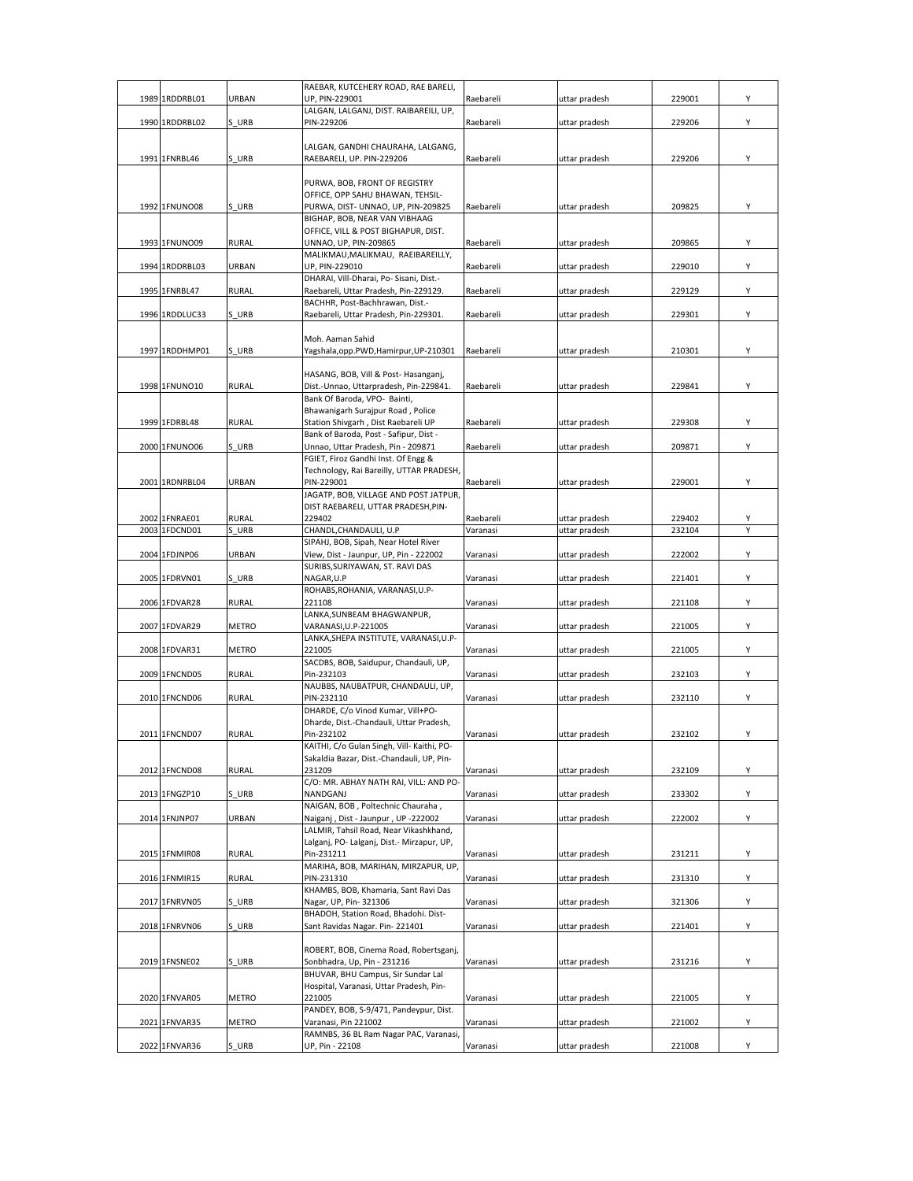| 1989 | 1RDDRBL01 | URBAN | RAEBAR, KUTCEHERY ROAD, RAE BARELI, UP, PIN-229001 | Raebareli | uttar pradesh | 229001 | Y |
|---|---|---|---|---|---|---|---|
| 1990 | 1RDDRBL02 | S_URB | LALGAN, LALGANJ, DIST. RAIBAREILI, UP, PIN-229206 | Raebareli | uttar pradesh | 229206 | Y |
| 1991 | 1FNRBL46 | S_URB | LALGAN, GANDHI CHAURAHA, LALGANG, RAEBARELI, UP. PIN-229206 | Raebareli | uttar pradesh | 229206 | Y |
| 1992 | 1FNUNO08 | S_URB | PURWA, BOB, FRONT OF REGISTRY OFFICE, OPP SAHU BHAWAN, TEHSIL-PURWA, DIST- UNNAO, UP, PIN-209825 | Raebareli | uttar pradesh | 209825 | Y |
| 1993 | 1FNUNO09 | RURAL | BIGHAP, BOB, NEAR VAN VIBHAAG OFFICE, VILL & POST BIGHAPUR, DIST. UNNAO, UP, PIN-209865 | Raebareli | uttar pradesh | 209865 | Y |
| 1994 | 1RDDRBL03 | URBAN | MALIKMAU,MALIKMAU, RAEIBAREILLY, UP, PIN-229010 | Raebareli | uttar pradesh | 229010 | Y |
| 1995 | 1FNRBL47 | RURAL | DHARAI, Vill-Dharai, Po- Sisani, Dist.-Raebareli, Uttar Pradesh, Pin-229129. | Raebareli | uttar pradesh | 229129 | Y |
| 1996 | 1RDDLUC33 | S_URB | BACHHR, Post-Bachhrawan, Dist.-Raebareli, Uttar Pradesh, Pin-229301. | Raebareli | uttar pradesh | 229301 | Y |
| 1997 | 1RDDHMP01 | S_URB | Moh. Aaman Sahid Yagshala,opp.PWD,Hamirpur,UP-210301 | Raebareli | uttar pradesh | 210301 | Y |
| 1998 | 1FNUNO10 | RURAL | HASANG, BOB, Vill & Post- Hasanganj, Dist.-Unnao, Uttarpradesh, Pin-229841. | Raebareli | uttar pradesh | 229841 | Y |
| 1999 | 1FDRBL48 | RURAL | Bank Of Baroda, VPO- Bainti, Bhawanigarh Surajpur Road , Police Station Shivgarh , Dist Raebareli UP | Raebareli | uttar pradesh | 229308 | Y |
| 2000 | 1FNUNO06 | S_URB | Bank of Baroda, Post - Safipur, Dist - Unnao, Uttar Pradesh, Pin - 209871 | Raebareli | uttar pradesh | 209871 | Y |
| 2001 | 1RDNRBL04 | URBAN | FGIET, Firoz Gandhi Inst. Of Engg & Technology, Rai Bareilly, UTTAR PRADESH, PIN-229001 | Raebareli | uttar pradesh | 229001 | Y |
| 2002 | 1FNRAE01 | RURAL | JAGATP, BOB, VILLAGE AND POST JATPUR, DIST RAEBARELI, UTTAR PRADESH,PIN-229402 | Raebareli | uttar pradesh | 229402 | Y |
| 2003 | 1FDCND01 | S_URB | CHANDL,CHANDAULI, U.P | Varanasi | uttar pradesh | 232104 | Y |
| 2004 | 1FDJNP06 | URBAN | SIPAHJ, BOB, Sipah, Near Hotel River View, Dist - Jaunpur, UP, Pin - 222002 | Varanasi | uttar pradesh | 222002 | Y |
| 2005 | 1FDRVN01 | S_URB | SURIBS,SURIYAWAN, ST. RAVI DAS NAGAR,U.P | Varanasi | uttar pradesh | 221401 | Y |
| 2006 | 1FDVAR28 | RURAL | ROHABS,ROHANIA, VARANASI,U.P-221108 | Varanasi | uttar pradesh | 221108 | Y |
| 2007 | 1FDVAR29 | METRO | LANKA,SUNBEAM BHAGWANPUR, VARANASI,U.P-221005 | Varanasi | uttar pradesh | 221005 | Y |
| 2008 | 1FDVAR31 | METRO | LANKA,SHEPA INSTITUTE, VARANASI,U.P-221005 | Varanasi | uttar pradesh | 221005 | Y |
| 2009 | 1FNCND05 | RURAL | SACDBS, BOB, Saidupur, Chandauli, UP, Pin-232103 | Varanasi | uttar pradesh | 232103 | Y |
| 2010 | 1FNCND06 | RURAL | NAUBBS, NAUBATPUR, CHANDAULI, UP, PIN-232110 | Varanasi | uttar pradesh | 232110 | Y |
| 2011 | 1FNCND07 | RURAL | DHARDE, C/o Vinod Kumar, Vill+PO-Dharde, Dist.-Chandauli, Uttar Pradesh, Pin-232102 | Varanasi | uttar pradesh | 232102 | Y |
| 2012 | 1FNCND08 | RURAL | KAITHI, C/o Gulan Singh, Vill- Kaithi, PO-Sakaldia Bazar, Dist.-Chandauli, UP, Pin-231209 | Varanasi | uttar pradesh | 232109 | Y |
| 2013 | 1FNGZP10 | S_URB | C/O: MR. ABHAY NATH RAI, VILL: AND PO-NANDGANJ | Varanasi | uttar pradesh | 233302 | Y |
| 2014 | 1FNJNP07 | URBAN | NAIGAN, BOB , Poltechnic Chauraha , Naiganj , Dist - Jaunpur , UP -222002 | Varanasi | uttar pradesh | 222002 | Y |
| 2015 | 1FNMIR08 | RURAL | LALMIR, Tahsil Road, Near Vikashkhand, Lalganj, PO- Lalganj, Dist.- Mirzapur, UP, Pin-231211 | Varanasi | uttar pradesh | 231211 | Y |
| 2016 | 1FNMIR15 | RURAL | MARIHA, BOB, MARIHAN, MIRZAPUR, UP, PIN-231310 | Varanasi | uttar pradesh | 231310 | Y |
| 2017 | 1FNRVN05 | S_URB | KHAMBS, BOB, Khamaria, Sant Ravi Das Nagar, UP, Pin- 321306 | Varanasi | uttar pradesh | 321306 | Y |
| 2018 | 1FNRVN06 | S_URB | BHADOH, Station Road, Bhadohi. Dist-Sant Ravidas Nagar. Pin- 221401 | Varanasi | uttar pradesh | 221401 | Y |
| 2019 | 1FNSNE02 | S_URB | ROBERT, BOB, Cinema Road, Robertsganj, Sonbhadra, Up, Pin - 231216 | Varanasi | uttar pradesh | 231216 | Y |
| 2020 | 1FNVAR05 | METRO | BHUVAR, BHU Campus, Sir Sundar Lal Hospital, Varanasi, Uttar Pradesh, Pin-221005 | Varanasi | uttar pradesh | 221005 | Y |
| 2021 | 1FNVAR35 | METRO | PANDEY, BOB, S-9/471, Pandeypur, Dist. Varanasi, Pin 221002 | Varanasi | uttar pradesh | 221002 | Y |
| 2022 | 1FNVAR36 | S_URB | RAMNBS, 36 BL Ram Nagar PAC, Varanasi, UP, Pin - 22108 | Varanasi | uttar pradesh | 221008 | Y |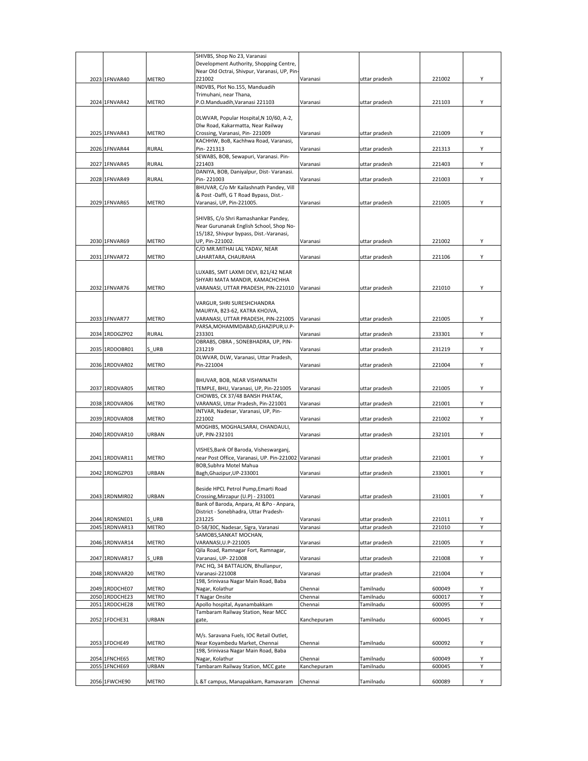| | | | | | | | |
|---|---|---|---|---|---|---|---|
| 2023 | 1FNVAR40 | METRO | SHIVBS, Shop No 23, Varanasi Development Authority, Shopping Centre, Near Old Octrai, Shivpur, Varanasi, UP, Pin-221002 | Varanasi | uttar pradesh | 221002 | Y |
| 2024 | 1FNVAR42 | METRO | INDVBS, Plot No.155, Manduadih Trimuhani, near Thana, P.O.Manduadih,Varanasi 221103 | Varanasi | uttar pradesh | 221103 | Y |
| 2025 | 1FNVAR43 | METRO | DLWVAR, Popular Hospital,N 10/60, A-2, Dlw Road, Kakarmatta, Near Railway Crossing, Varanasi, Pin- 221009 | Varanasi | uttar pradesh | 221009 | Y |
| 2026 | 1FNVAR44 | RURAL | KACHHW, BoB, Kachhwa Road, Varanasi, Pin- 221313 | Varanasi | uttar pradesh | 221313 | Y |
| 2027 | 1FNVAR45 | RURAL | SEWABS, BOB, Sewapuri, Varanasi. Pin-221403 | Varanasi | uttar pradesh | 221403 | Y |
| 2028 | 1FNVAR49 | RURAL | DANIYA, BOB, Daniyalpur, Dist- Varanasi. Pin- 221003 | Varanasi | uttar pradesh | 221003 | Y |
| 2029 | 1FNVAR65 | METRO | BHUVAR, C/o Mr Kailashnath Pandey, Vill & Post -Daffi, G T Road Bypass, Dist.-Varanasi, UP, Pin-221005. | Varanasi | uttar pradesh | 221005 | Y |
| 2030 | 1FNVAR69 | METRO | SHIVBS, C/o Shri Ramashankar Pandey, Near Gurunanak English School, Shop No-15/182, Shivpur bypass, Dist.-Varanasi, UP, Pin-221002. | Varanasi | uttar pradesh | 221002 | Y |
| 2031 | 1FNVAR72 | METRO | C/O MR.MITHAI LAL YADAV, NEAR LAHARTARA, CHAURAHA | Varanasi | uttar pradesh | 221106 | Y |
| 2032 | 1FNVAR76 | METRO | LUXABS, SMT LAXMI DEVI, B21/42 NEAR SHYARI MATA MANDIR, KAMACHCHHA VARANASI, UTTAR PRADESH, PIN-221010 | Varanasi | uttar pradesh | 221010 | Y |
| 2033 | 1FNVAR77 | METRO | VARGUR, SHRI SURESHCHANDRA MAURYA, B23-62, KATRA KHOJVA, VARANASI, UTTAR PRADESH, PIN-221005 | Varanasi | uttar pradesh | 221005 | Y |
| 2034 | 1RDDGZP02 | RURAL | PARSA,MOHAMMDABAD,GHAZIPUR,U.P-233301 | Varanasi | uttar pradesh | 233301 | Y |
| 2035 | 1RDDOBR01 | S_URB | OBRABS, OBRA , SONEBHADRA, UP, PIN-231219 | Varanasi | uttar pradesh | 231219 | Y |
| 2036 | 1RDDVAR02 | METRO | DLWVAR, DLW, Varanasi, Uttar Pradesh, Pin-221004 | Varanasi | uttar pradesh | 221004 | Y |
| 2037 | 1RDDVAR05 | METRO | BHUVAR, BOB, NEAR VISHWNATH TEMPLE, BHU, Varanasi, UP, Pin-221005 | Varanasi | uttar pradesh | 221005 | Y |
| 2038 | 1RDDVAR06 | METRO | CHOWBS, CK 37/48 BANSH PHATAK, VARANASI, Uttar Pradesh, Pin-221001 | Varanasi | uttar pradesh | 221001 | Y |
| 2039 | 1RDDVAR08 | METRO | INTVAR, Nadesar, Varanasi, UP, Pin-221002 | Varanasi | uttar pradesh | 221002 | Y |
| 2040 | 1RDDVAR10 | URBAN | MOGHBS, MOGHALSARAI, CHANDAULI, UP, PIN-232101 | Varanasi | uttar pradesh | 232101 | Y |
| 2041 | 1RDDVAR11 | METRO | VISHES,Bank Of Baroda, Visheswarganj, near Post Office, Varanasi, UP. Pin-221002 | Varanasi | uttar pradesh | 221001 | Y |
| 2042 | 1RDNGZP03 | URBAN | BOB,Subhra Motel Mahua Bagh,Ghazipur,UP-233001 | Varanasi | uttar pradesh | 233001 | Y |
| 2043 | 1RDNMIR02 | URBAN | Beside HPCL Petrol Pump,Emarti Road Crossing,Mirzapur (U.P) - 231001 | Varanasi | uttar pradesh | 231001 | Y |
| 2044 | 1RDNSNE01 | S_URB | Bank of Baroda, Anpara, At &Po - Anpara, District - Sonebhadra, Uttar Pradesh-231225 | Varanasi | uttar pradesh | 221011 | Y |
| 2045 | 1RDNVAR13 | METRO | D-58/30C, Nadesar, Sigra, Varanasi | Varanasi | uttar pradesh | 221010 | Y |
| 2046 | 1RDNVAR14 | METRO | SAMOBS,SANKAT MOCHAN, VARANASI,U.P-221005 | Varanasi | uttar pradesh | 221005 | Y |
| 2047 | 1RDNVAR17 | S_URB | Qila Road, Ramnagar Fort, Ramnagar, Varanasi, UP- 221008 | Varanasi | uttar pradesh | 221008 | Y |
| 2048 | 1RDNVAR20 | METRO | PAC HQ, 34 BATTALION, Bhullanpur, Varanasi-221008 | Varanasi | uttar pradesh | 221004 | Y |
| 2049 | 1RDDCHE07 | METRO | 198, Srinivasa Nagar Main Road, Baba Nagar, Kolathur | Chennai | Tamilnadu | 600049 | Y |
| 2050 | 1RDDCHE23 | METRO | T Nagar Onsite | Chennai | Tamilnadu | 600017 | Y |
| 2051 | 1RDDCHE28 | METRO | Apollo hospital, Ayanambakkam | Chennai | Tamilnadu | 600095 | Y |
| 2052 | 1FDCHE31 | URBAN | Tambaram Railway Station, Near MCC gate, | Kanchepuram | Tamilnadu | 600045 | Y |
| 2053 | 1FDCHE49 | METRO | M/s. Saravana Fuels, IOC Retail Outlet, Near Koyambedu Market, Chennai | Chennai | Tamilnadu | 600092 | Y |
| 2054 | 1FNCHE65 | METRO | 198, Srinivasa Nagar Main Road, Baba Nagar, Kolathur | Chennai | Tamilnadu | 600049 | Y |
| 2055 | 1FNCHE69 | URBAN | Tambaram Railway Station, MCC gate | Kanchepuram | Tamilnadu | 600045 | Y |
| 2056 | 1FWCHE90 | METRO | L &T campus, Manapakkam, Ramavaram | Chennai | Tamilnadu | 600089 | Y |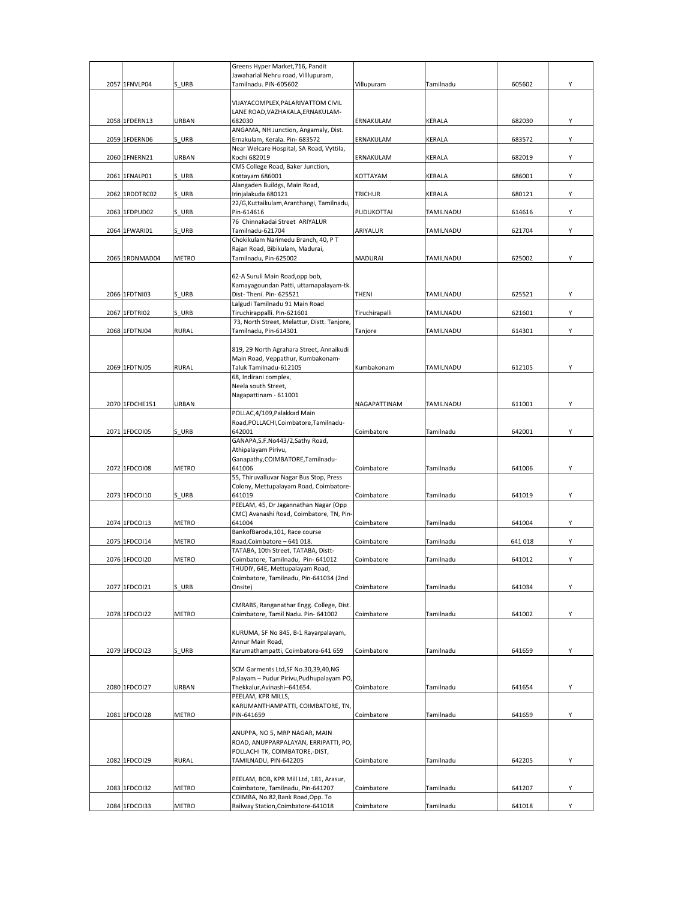| | | | | | | | |
|---|---|---|---|---|---|---|---|
| 2057 | 1FNVLP04 | S_URB | Greens Hyper Market,716, Pandit Jawaharlal Nehru road, Villlupuram, Tamilnadu. PIN-605602 | Villupuram | Tamilnadu | 605602 | Y |
| 2058 | 1FDERN13 | URBAN | VIJAYACOMPLEX,PALARIVATTOM CIVIL LANE ROAD,VAZHAKALA,ERNAKULAM-682030 | ERNAKULAM | KERALA | 682030 | Y |
| 2059 | 1FDERN06 | S_URB | ANGAMA, NH Junction, Angamaly, Dist. Ernakulam, Kerala. Pin- 683572 | ERNAKULAM | KERALA | 683572 | Y |
| 2060 | 1FNERN21 | URBAN | Near Welcare Hospital, SA Road, Vyttila, Kochi 682019 | ERNAKULAM | KERALA | 682019 | Y |
| 2061 | 1FNALP01 | S_URB | CMS College Road, Baker Junction, Kottayam 686001 | KOTTAYAM | KERALA | 686001 | Y |
| 2062 | 1RDDTRC02 | S_URB | Alangaden Buildgs, Main Road, Irinjalakuda 680121 | TRICHUR | KERALA | 680121 | Y |
| 2063 | 1FDPUD02 | S_URB | 22/G,Kuttaikulam,Aranthangi, Tamilnadu, Pin-614616 | PUDUKOTTAI | TAMILNADU | 614616 | Y |
| 2064 | 1FWARI01 | S_URB | 76 Chinnakadai Street ARIYALUR Tamilnadu-621704 | ARIYALUR | TAMILNADU | 621704 | Y |
| 2065 | 1RDNMAD04 | METRO | Chokikulam Narimedu Branch, 40, P T Rajan Road, Bibikulam, Madurai, Tamilnadu, Pin-625002 | MADURAI | TAMILNADU | 625002 | Y |
| 2066 | 1FDTNI03 | S_URB | 62-A Suruli Main Road,opp bob, Kamayagoundan Patti, uttamapalayam-tk. Dist- Theni. Pin- 625521 | THENI | TAMILNADU | 625521 | Y |
| 2067 | 1FDTRI02 | S_URB | Lalgudi Tamilnadu 91 Main Road Tiruchirappalli. Pin-621601 | Tiruchirapalli | TAMILNADU | 621601 | Y |
| 2068 | 1FDTNJ04 | RURAL | 73, North Street, Melattur, Distt. Tanjore, Tamilnadu, Pin-614301 | Tanjore | TAMILNADU | 614301 | Y |
| 2069 | 1FDTNJ05 | RURAL | 819, 29 North Agrahara Street, Annaikudi Main Road, Veppathur, Kumbakonam-Taluk Tamilnadu-612105 | Kumbakonam | TAMILNADU | 612105 | Y |
| 2070 | 1FDCHE151 | URBAN | 68, Indirani complex, Neela south Street, Nagapattinam - 611001 | NAGAPATTINAM | TAMILNADU | 611001 | Y |
| 2071 | 1FDCOI05 | S_URB | POLLAC,4/109,Palakkad Main Road,POLLACHI,Coimbatore,Tamilnadu-642001 | Coimbatore | Tamilnadu | 642001 | Y |
| 2072 | 1FDCOI08 | METRO | GANAPA,S.F.No443/2,Sathy Road, Athipalayam Pirivu, Ganapathy,COIMBATORE,Tamilnadu-641006 | Coimbatore | Tamilnadu | 641006 | Y |
| 2073 | 1FDCOI10 | S_URB | 55, Thiruvalluvar Nagar Bus Stop, Press Colony, Mettupalayam Road, Coimbatore-641019 | Coimbatore | Tamilnadu | 641019 | Y |
| 2074 | 1FDCOI13 | METRO | PEELAM, 45, Dr Jagannathan Nagar (Opp CMC) Avanashi Road, Coimbatore, TN, Pin-641004 | Coimbatore | Tamilnadu | 641004 | Y |
| 2075 | 1FDCOI14 | METRO | BankofBaroda,101, Race course Road,Coimbatore – 641 018. | Coimbatore | Tamilnadu | 641 018 | Y |
| 2076 | 1FDCOI20 | METRO | TATABA, 10th Street, TATABA, Distt-Coimbatore, Tamilnadu, Pin- 641012 | Coimbatore | Tamilnadu | 641012 | Y |
| 2077 | 1FDCOI21 | S_URB | THUDIY, 64E, Mettupalayam Road, Coimbatore, Tamilnadu, Pin-641034 (2nd Onsite) | Coimbatore | Tamilnadu | 641034 | Y |
| 2078 | 1FDCOI22 | METRO | CMRABS, Ranganathar Engg. College, Dist. Coimbatore, Tamil Nadu. Pin- 641002 | Coimbatore | Tamilnadu | 641002 | Y |
| 2079 | 1FDCOI23 | S_URB | KURUMA, SF No 845, B-1 Rayarpalayam, Annur Main Road, Karumathampatti, Coimbatore-641 659 | Coimbatore | Tamilnadu | 641659 | Y |
| 2080 | 1FDCOI27 | URBAN | SCM Garments Ltd,SF No.30,39,40,NG Palayam – Pudur Pirivu,Pudhupalayam PO, Thekkalur,Avinashi–641654. | Coimbatore | Tamilnadu | 641654 | Y |
| 2081 | 1FDCOI28 | METRO | PEELAM, KPR MILLS, KARUMANTHAMPATTI, COIMBATORE, TN, PIN-641659 | Coimbatore | Tamilnadu | 641659 | Y |
| 2082 | 1FDCOI29 | RURAL | ANUPPA, NO 5, MRP NAGAR, MAIN ROAD, ANUPPARPALAYAN, ERRIPATTI, PO, POLLACHI TK, COIMBATORE,-DIST, TAMILNADU, PIN-642205 | Coimbatore | Tamilnadu | 642205 | Y |
| 2083 | 1FDCOI32 | METRO | PEELAM, BOB, KPR Mill Ltd, 181, Arasur, Coimbatore, Tamilnadu, Pin-641207 | Coimbatore | Tamilnadu | 641207 | Y |
| 2084 | 1FDCOI33 | METRO | COIMBA, No.82,Bank Road,Opp. To Railway Station,Coimbatore-641018 | Coimbatore | Tamilnadu | 641018 | Y |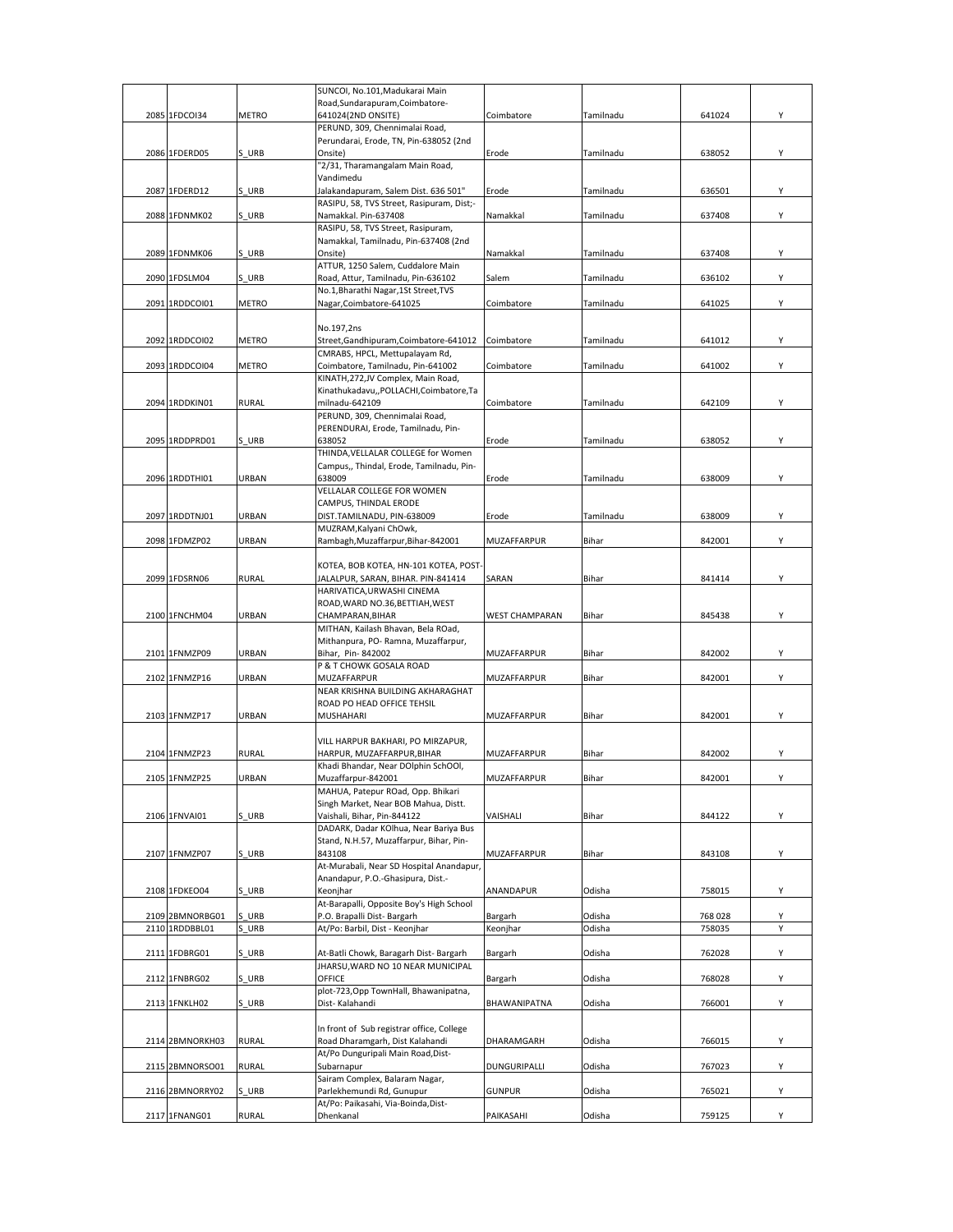| 2085 | 1FDCOI34 | METRO | SUNCOI, No.101,Madukarai Main Road,Sundarapuram,Coimbatore-641024(2ND ONSITE) | Coimbatore | Tamilnadu | 641024 | Y |
|---|---|---|---|---|---|---|---|
| 2086 | 1FDERD05 | S_URB | PERUND, 309, Chennimalai Road, Perundarai, Erode, TN, Pin-638052 (2nd Onsite) | Erode | Tamilnadu | 638052 | Y |
| 2087 | 1FDERD12 | S_URB | "2/31, Tharamangalam Main Road, Vandimedu Jalakandapuram, Salem Dist. 636 501" | Erode | Tamilnadu | 636501 | Y |
| 2088 | 1FDNMK02 | S_URB | RASIPU, 58, TVS Street, Rasipuram, Dist;-Namakkal. Pin-637408 | Namakkal | Tamilnadu | 637408 | Y |
| 2089 | 1FDNMK06 | S_URB | RASIPU, 58, TVS Street, Rasipuram, Namakkal, Tamilnadu, Pin-637408 (2nd Onsite) | Namakkal | Tamilnadu | 637408 | Y |
| 2090 | 1FDSLM04 | S_URB | ATTUR, 1250 Salem, Cuddalore Main Road, Attur, Tamilnadu, Pin-636102 | Salem | Tamilnadu | 636102 | Y |
| 2091 | 1RDDCOI01 | METRO | No.1,Bharathi Nagar,1St Street,TVS Nagar,Coimbatore-641025 | Coimbatore | Tamilnadu | 641025 | Y |
| 2092 | 1RDDCOI02 | METRO | No.197,2ns Street,Gandhipuram,Coimbatore-641012 | Coimbatore | Tamilnadu | 641012 | Y |
| 2093 | 1RDDCOI04 | METRO | CMRABS, HPCL, Mettupalayam Rd, Coimbatore, Tamilnadu, Pin-641002 | Coimbatore | Tamilnadu | 641002 | Y |
| 2094 | 1RDDKIN01 | RURAL | KINATH,272,JV Complex, Main Road, Kinathukadavu,,POLLACHI,Coimbatore,Tamilnadu-642109 | Coimbatore | Tamilnadu | 642109 | Y |
| 2095 | 1RDDPRD01 | S_URB | PERUND, 309, Chennimalai Road, PERENDURAI, Erode, Tamilnadu, Pin-638052 | Erode | Tamilnadu | 638052 | Y |
| 2096 | 1RDDTHI01 | URBAN | THINDA,VELLALAR COLLEGE for Women Campus,, Thindal, Erode, Tamilnadu, Pin-638009 | Erode | Tamilnadu | 638009 | Y |
| 2097 | 1RDDTNJ01 | URBAN | VELLALAR COLLEGE FOR WOMEN CAMPUS, THINDAL ERODE DIST.TAMILNADU, PIN-638009 | Erode | Tamilnadu | 638009 | Y |
| 2098 | 1FDMZP02 | URBAN | MUZRAM,Kalyani ChOwk, Rambagh,Muzaffarpur,Bihar-842001 | MUZAFFARPUR | Bihar | 842001 | Y |
| 2099 | 1FDSRN06 | RURAL | KOTEA, BOB KOTEA, HN-101 KOTEA, POST-JALALPUR, SARAN, BIHAR. PIN-841414 | SARAN | Bihar | 841414 | Y |
| 2100 | 1FNCHM04 | URBAN | HARIVATICA,URWASHI CINEMA ROAD,WARD NO.36,BETTIAH,WEST CHAMPARAN,BIHAR | WEST CHAMPARAN | Bihar | 845438 | Y |
| 2101 | 1FNMZP09 | URBAN | MITHAN, Kailash Bhavan, Bela ROad, Mithanpura, PO- Ramna, Muzaffarpur, Bihar, Pin- 842002 | MUZAFFARPUR | Bihar | 842002 | Y |
| 2102 | 1FNMZP16 | URBAN | P & T CHOWK GOSALA ROAD MUZAFFARPUR | MUZAFFARPUR | Bihar | 842001 | Y |
| 2103 | 1FNMZP17 | URBAN | NEAR KRISHNA BUILDING AKHARAGHAT ROAD PO HEAD OFFICE TEHSIL MUSHAHARI | MUZAFFARPUR | Bihar | 842001 | Y |
| 2104 | 1FNMZP23 | RURAL | VILL HARPUR BAKHARI, PO MIRZAPUR, HARPUR, MUZAFFARPUR,BIHAR | MUZAFFARPUR | Bihar | 842002 | Y |
| 2105 | 1FNMZP25 | URBAN | Khadi Bhandar, Near DOlphin SchOOl, Muzaffarpur-842001 | MUZAFFARPUR | Bihar | 842001 | Y |
| 2106 | 1FNVAI01 | S_URB | MAHUA, Patepur ROad, Opp. Bhikari Singh Market, Near BOB Mahua, Distt. Vaishali, Bihar, Pin-844122 | VAISHALI | Bihar | 844122 | Y |
| 2107 | 1FNMZP07 | S_URB | DADARK, Dadar KOlhua, Near Bariya Bus Stand, N.H.57, Muzaffarpur, Bihar, Pin-843108 | MUZAFFARPUR | Bihar | 843108 | Y |
| 2108 | 1FDKEO04 | S_URB | At-Murabali, Near SD Hospital Anandapur, Anandapur, P.O.-Ghasipura, Dist.-Keonjhar | ANANDAPUR | Odisha | 758015 | Y |
| 2109 | 2BMNORBG01 | S_URB | At-Barapalli, Opposite Boy's High School P.O. Brapalli Dist- Bargarh | Bargarh | Odisha | 768 028 | Y |
| 2110 | 1RDDBBL01 | S_URB | At/Po: Barbil, Dist - Keonjhar | Keonjhar | Odisha | 758035 | Y |
| 2111 | 1FDBRG01 | S_URB | At-Batli Chowk, Baragarh Dist- Bargarh | Bargarh | Odisha | 762028 | Y |
| 2112 | 1FNBRG02 | S_URB | JHARSU,WARD NO 10 NEAR MUNICIPAL OFFICE | Bargarh | Odisha | 768028 | Y |
| 2113 | 1FNKLH02 | S_URB | plot-723,Opp TownHall, Bhawanipatna, Dist- Kalahandi | BHAWANIPATNA | Odisha | 766001 | Y |
| 2114 | 2BMNORKH03 | RURAL | In front of Sub registrar office, College Road Dharamgarh, Dist Kalahandi | DHARAMGARH | Odisha | 766015 | Y |
| 2115 | 2BMNORSO01 | RURAL | At/Po Dunguripali Main Road,Dist-Subarnapur | DUNGURIPALLI | Odisha | 767023 | Y |
| 2116 | 2BMNORRY02 | S_URB | Sairam Complex, Balaram Nagar, Parlekhemundi Rd, Gunupur | GUNPUR | Odisha | 765021 | Y |
| 2117 | 1FNANG01 | RURAL | At/Po: Paikasahi, Via-Boinda,Dist-Dhenkanal | PAIKASAHI | Odisha | 759125 | Y |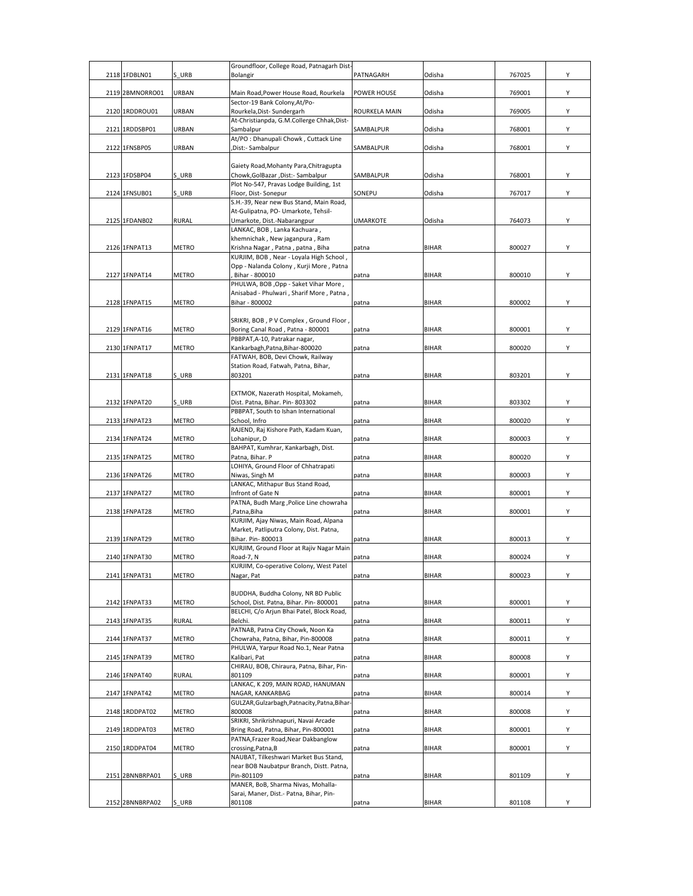| 2118 | 1FDBLN01 | S_URB | Groundfloor, College Road, Patnagarh Dist-Bolangir | PATNAGARH | Odisha | 767025 | Y |
|---|---|---|---|---|---|---|---|
| 2119 | 2BMNORRO01 | URBAN | Main Road,Power House Road, Rourkela | POWER HOUSE | Odisha | 769001 | Y |
| 2120 | 1RDDROU01 | URBAN | Sector-19 Bank Colony,At/Po-Rourkela,Dist- Sundergarh | ROURKELA MAIN | Odisha | 769005 | Y |
| 2121 | 1RDDSBP01 | URBAN | At-Christianpda, G.M.Collerge Chhak,Dist-Sambalpur | SAMBALPUR | Odisha | 768001 | Y |
| 2122 | 1FNSBP05 | URBAN | At/PO : Dhanupali Chowk , Cuttack Line ,Dist:- Sambalpur | SAMBALPUR | Odisha | 768001 | Y |
| 2123 | 1FDSBP04 | S_URB | Gaiety Road,Mohanty Para,Chitragupta Chowk,GolBazar ,Dist:- Sambalpur | SAMBALPUR | Odisha | 768001 | Y |
| 2124 | 1FNSUB01 | S_URB | Plot No-547, Pravas Lodge Building, 1st Floor, Dist- Sonepur | SONEPU | Odisha | 767017 | Y |
| 2125 | 1FDANB02 | RURAL | S.H.-39, Near new Bus Stand, Main Road, At-Gulipatna, PO- Umarkote, Tehsil-Umarkote, Dist.-Nabarangpur | UMARKOTE | Odisha | 764073 | Y |
| 2126 | 1FNPAT13 | METRO | LANKAC, BOB , Lanka Kachuara , khemnichak , New jaganpura , Ram Krishna Nagar , Patna , patna , Biha | patna | BIHAR | 800027 | Y |
| 2127 | 1FNPAT14 | METRO | KURJIM, BOB , Near - Loyala High School , Opp - Nalanda Colony , Kurji More , Patna , Bihar - 800010 | patna | BIHAR | 800010 | Y |
| 2128 | 1FNPAT15 | METRO | PHULWA, BOB ,Opp - Saket Vihar More , Anisabad - Phulwari , Sharif More , Patna , Bihar - 800002 | patna | BIHAR | 800002 | Y |
| 2129 | 1FNPAT16 | METRO | SRIKRI, BOB , P V Complex , Ground Floor , Boring Canal Road , Patna - 800001 | patna | BIHAR | 800001 | Y |
| 2130 | 1FNPAT17 | METRO | PBBPAT,A-10, Patrakar nagar, Kankarbagh,Patna,Bihar-800020 | patna | BIHAR | 800020 | Y |
| 2131 | 1FNPAT18 | S_URB | FATWAH, BOB, Devi Chowk, Railway Station Road, Fatwah, Patna, Bihar, 803201 | patna | BIHAR | 803201 | Y |
| 2132 | 1FNPAT20 | S_URB | EXTMOK, Nazerath Hospital, Mokameh, Dist. Patna, Bihar. Pin- 803302 | patna | BIHAR | 803302 | Y |
| 2133 | 1FNPAT23 | METRO | PBBPAT, South to Ishan International School, Infro | patna | BIHAR | 800020 | Y |
| 2134 | 1FNPAT24 | METRO | RAJEND, Raj Kishore Path, Kadam Kuan, Lohanipur, D | patna | BIHAR | 800003 | Y |
| 2135 | 1FNPAT25 | METRO | BAHPAT, Kumhrar, Kankarbagh, Dist. Patna, Bihar. P | patna | BIHAR | 800020 | Y |
| 2136 | 1FNPAT26 | METRO | LOHIYA, Ground Floor of Chhatrapati Niwas, Singh M | patna | BIHAR | 800003 | Y |
| 2137 | 1FNPAT27 | METRO | LANKAC, Mithapur Bus Stand Road, Infront of Gate N | patna | BIHAR | 800001 | Y |
| 2138 | 1FNPAT28 | METRO | PATNA, Budh Marg ,Police Line chowraha ,Patna,Biha | patna | BIHAR | 800001 | Y |
| 2139 | 1FNPAT29 | METRO | KURJIM, Ajay Niwas, Main Road, Alpana Market, Patliputra Colony, Dist. Patna, Bihar. Pin- 800013 | patna | BIHAR | 800013 | Y |
| 2140 | 1FNPAT30 | METRO | KURJIM, Ground Floor at Rajiv Nagar Main Road-7, N | patna | BIHAR | 800024 | Y |
| 2141 | 1FNPAT31 | METRO | KURJIM, Co-operative Colony, West Patel Nagar, Pat | patna | BIHAR | 800023 | Y |
| 2142 | 1FNPAT33 | METRO | BUDDHA, Buddha Colony, NR BD Public School, Dist. Patna, Bihar. Pin- 800001 | patna | BIHAR | 800001 | Y |
| 2143 | 1FNPAT35 | RURAL | BELCHI, C/o Arjun Bhai Patel, Block Road, Belchi. | patna | BIHAR | 800011 | Y |
| 2144 | 1FNPAT37 | METRO | PATNAB, Patna City Chowk, Noon Ka Chowraha, Patna, Bihar, Pin-800008 | patna | BIHAR | 800011 | Y |
| 2145 | 1FNPAT39 | METRO | PHULWA, Yarpur Road No.1, Near Patna Kalibari, Pat | patna | BIHAR | 800008 | Y |
| 2146 | 1FNPAT40 | RURAL | CHIRAU, BOB, Chiraura, Patna, Bihar, Pin-801109 | patna | BIHAR | 800001 | Y |
| 2147 | 1FNPAT42 | METRO | LANKAC, K 209, MAIN ROAD, HANUMAN NAGAR, KANKARBAG | patna | BIHAR | 800014 | Y |
| 2148 | 1RDDPAT02 | METRO | GULZAR,Gulzarbagh,Patnacity,Patna,Bihar-800008 | patna | BIHAR | 800008 | Y |
| 2149 | 1RDDPAT03 | METRO | SRIKRI, Shrikrishnapuri, Navai Arcade Bring Road, Patna, Bihar, Pin-800001 | patna | BIHAR | 800001 | Y |
| 2150 | 1RDDPAT04 | METRO | PATNA,Frazer Road,Near Dakbanglow crossing,Patna,B | patna | BIHAR | 800001 | Y |
| 2151 | 2BNNBRPA01 | S_URB | NAUBAT, Tilkeshwari Market Bus Stand, near BOB Naubatpur Branch, Distt. Patna, Pin-801109 | patna | BIHAR | 801109 | Y |
| 2152 | 2BNNBRPA02 | S_URB | MANER, BoB, Sharma Nivas, Mohalla-Sarai, Maner, Dist.- Patna, Bihar, Pin-801108 | patna | BIHAR | 801108 | Y |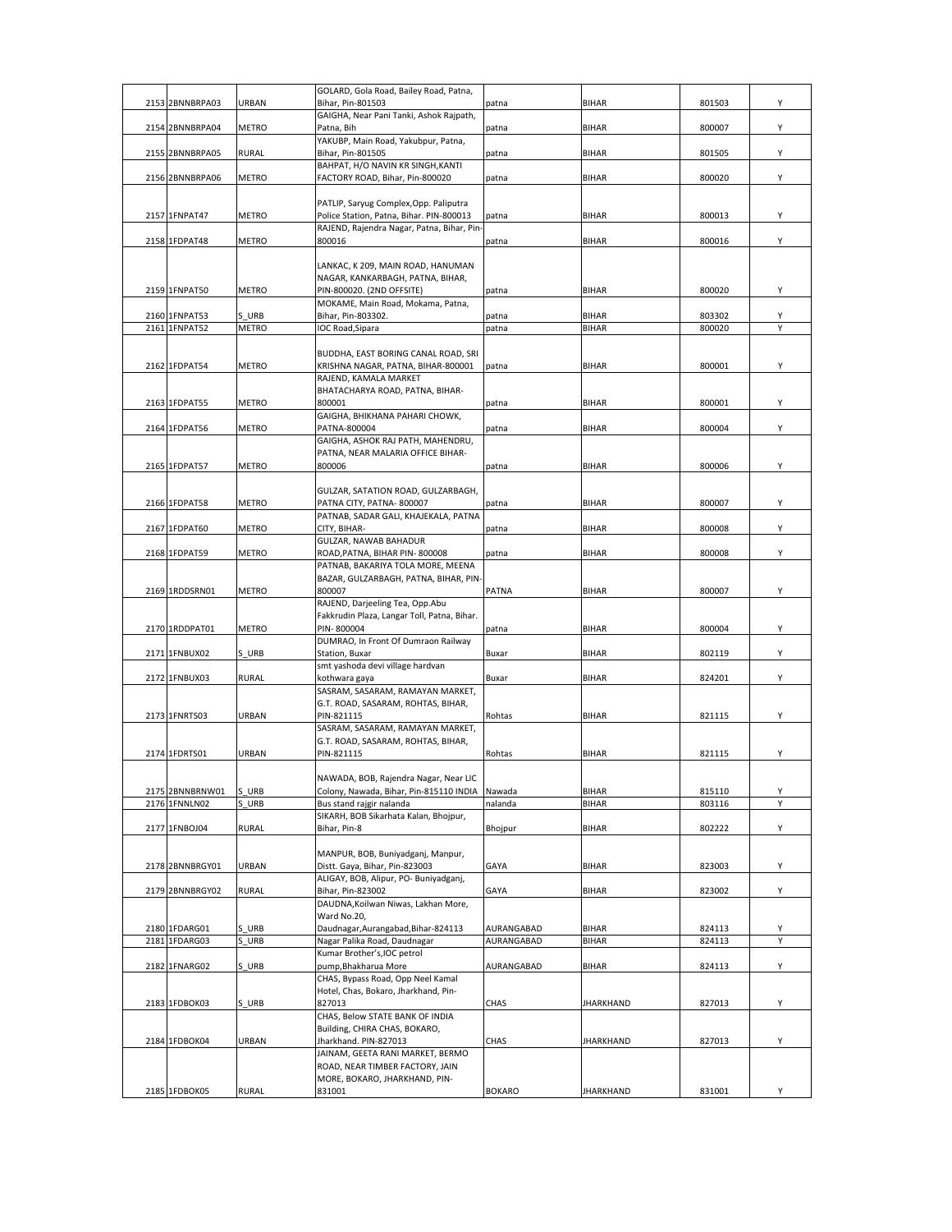| 2153 | 2BNNBRPA03 | URBAN | GOLARD, Gola Road, Bailey Road, Patna, Bihar, Pin-801503 | patna | BIHAR | 801503 | Y |
|---|---|---|---|---|---|---|---|
| 2154 | 2BNNBRPA04 | METRO | GAIGHA, Near Pani Tanki, Ashok Rajpath, Patna, Bih | patna | BIHAR | 800007 | Y |
| 2155 | 2BNNBRPA05 | RURAL | YAKUBP, Main Road, Yakubpur, Patna, Bihar, Pin-801505 | patna | BIHAR | 801505 | Y |
| 2156 | 2BNNBRPA06 | METRO | BAHPAT, H/O NAVIN KR SINGH,KANTI FACTORY ROAD, Bihar, Pin-800020 | patna | BIHAR | 800020 | Y |
| 2157 | 1FNPAT47 | METRO | PATLIP, Saryug Complex,Opp. Paliputra Police Station, Patna, Bihar. PIN-800013 | patna | BIHAR | 800013 | Y |
| 2158 | 1FDPAT48 | METRO | RAJEND, Rajendra Nagar, Patna, Bihar, Pin-800016 | patna | BIHAR | 800016 | Y |
| 2159 | 1FNPAT50 | METRO | LANKAC, K 209, MAIN ROAD, HANUMAN NAGAR, KANKARBAGH, PATNA, BIHAR, PIN-800020. (2ND OFFSITE) | patna | BIHAR | 800020 | Y |
| 2160 | 1FNPAT53 | S_URB | MOKAME, Main Road, Mokama, Patna, Bihar, Pin-803302. | patna | BIHAR | 803302 | Y |
| 2161 | 1FNPAT52 | METRO | IOC Road,Sipara | patna | BIHAR | 800020 | Y |
| 2162 | 1FDPAT54 | METRO | BUDDHA, EAST BORING CANAL ROAD, SRI KRISHNA NAGAR, PATNA, BIHAR-800001 | patna | BIHAR | 800001 | Y |
| 2163 | 1FDPAT55 | METRO | RAJEND, KAMALA MARKET BHATACHARYA ROAD, PATNA, BIHAR-800001 | patna | BIHAR | 800001 | Y |
| 2164 | 1FDPAT56 | METRO | GAIGHA, BHIKHANA PAHARI CHOWK, PATNA-800004 | patna | BIHAR | 800004 | Y |
| 2165 | 1FDPAT57 | METRO | GAIGHA, ASHOK RAJ PATH, MAHENDRU, PATNA, NEAR MALARIA OFFICE BIHAR-800006 | patna | BIHAR | 800006 | Y |
| 2166 | 1FDPAT58 | METRO | GULZAR, SATATION ROAD, GULZARBAGH, PATNA CITY, PATNA- 800007 | patna | BIHAR | 800007 | Y |
| 2167 | 1FDPAT60 | METRO | PATNAB, SADAR GALI, KHAJEKALA, PATNA CITY, BIHAR- | patna | BIHAR | 800008 | Y |
| 2168 | 1FDPAT59 | METRO | GULZAR, NAWAB BAHADUR ROAD,PATNA, BIHAR PIN- 800008 | patna | BIHAR | 800008 | Y |
| 2169 | 1RDDSRN01 | METRO | PATNAB, BAKARIYA TOLA MORE, MEENA BAZAR, GULZARBAGH, PATNA, BIHAR, PIN-800007 | PATNA | BIHAR | 800007 | Y |
| 2170 | 1RDDPAT01 | METRO | RAJEND, Darjeeling Tea, Opp.Abu Fakkrudin Plaza, Langar Toll, Patna, Bihar. PIN- 800004 | patna | BIHAR | 800004 | Y |
| 2171 | 1FNBUX02 | S_URB | DUMRAO, In Front Of Dumraon Railway Station, Buxar | Buxar | BIHAR | 802119 | Y |
| 2172 | 1FNBUX03 | RURAL | smt yashoda devi village hardvan kothwara gaya | Buxar | BIHAR | 824201 | Y |
| 2173 | 1FNRTS03 | URBAN | SASRAM, SASARAM, RAMAYAN MARKET, G.T. ROAD, SASARAM, ROHTAS, BIHAR, PIN-821115 | Rohtas | BIHAR | 821115 | Y |
| 2174 | 1FDRTS01 | URBAN | SASRAM, SASARAM, RAMAYAN MARKET, G.T. ROAD, SASARAM, ROHTAS, BIHAR, PIN-821115 | Rohtas | BIHAR | 821115 | Y |
| 2175 | 2BNNBRNW01 | S_URB | NAWADA, BOB, Rajendra Nagar, Near LIC Colony, Nawada, Bihar, Pin-815110 INDIA | Nawada | BIHAR | 815110 | Y |
| 2176 | 1FNNLN02 | S_URB | Bus stand rajgir nalanda | nalanda | BIHAR | 803116 | Y |
| 2177 | 1FNBOJ04 | RURAL | SIKARH, BOB Sikarhata Kalan, Bhojpur, Bihar, Pin-8 | Bhojpur | BIHAR | 802222 | Y |
| 2178 | 2BNNBRGY01 | URBAN | MANPUR, BOB, Buniyadganj, Manpur, Distt. Gaya, Bihar, Pin-823003 | GAYA | BIHAR | 823003 | Y |
| 2179 | 2BNNBRGY02 | RURAL | ALIGAY, BOB, Alipur, PO- Buniyadganj, Bihar, Pin-823002 | GAYA | BIHAR | 823002 | Y |
| 2180 | 1FDARG01 | S_URB | DAUDNA,Koilwan Niwas, Lakhan More, Ward No.20, Daudnagar,Aurangabad,Bihar-824113 | AURANGABAD | BIHAR | 824113 | Y |
| 2181 | 1FDARG03 | S_URB | Nagar Palika Road, Daudnagar | AURANGABAD | BIHAR | 824113 | Y |
| 2182 | 1FNARG02 | S_URB | Kumar Brother's,IOC petrol pump,Bhakharua More | AURANGABAD | BIHAR | 824113 | Y |
| 2183 | 1FDBOK03 | S_URB | CHAS, Bypass Road, Opp Neel Kamal Hotel, Chas, Bokaro, Jharkhand, Pin-827013 | CHAS | JHARKHAND | 827013 | Y |
| 2184 | 1FDBOK04 | URBAN | CHAS, Below STATE BANK OF INDIA Building, CHIRA CHAS, BOKARO, Jharkhand. PIN-827013 | CHAS | JHARKHAND | 827013 | Y |
| 2185 | 1FDBOK05 | RURAL | JAINAM, GEETA RANI MARKET, BERMO ROAD, NEAR TIMBER FACTORY, JAIN MORE, BOKARO, JHARKHAND, PIN-831001 | BOKARO | JHARKHAND | 831001 | Y |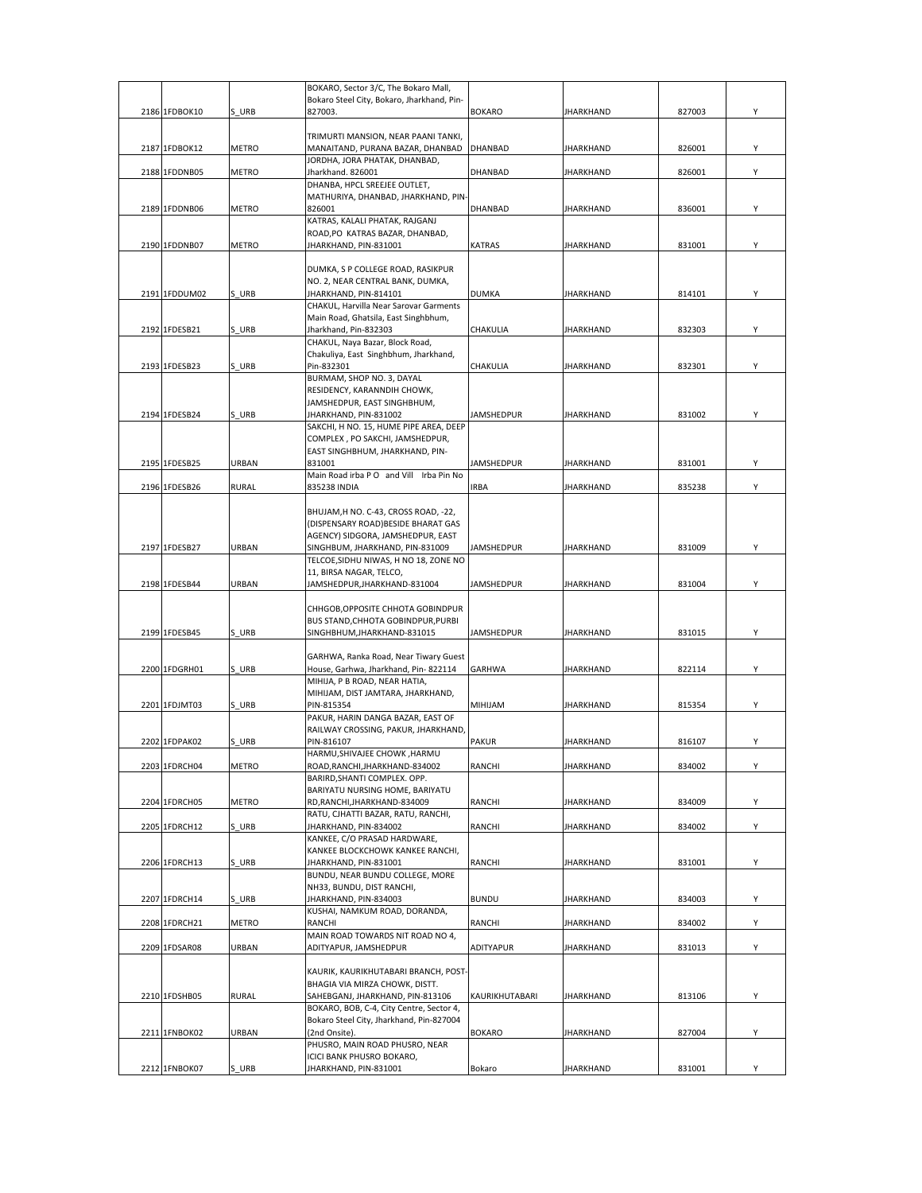| | | | | | | | |
|---|---|---|---|---|---|---|---|
| 2186 | 1FDBOK10 | S_URB | BOKARO, Sector 3/C, The Bokaro Mall, Bokaro Steel City, Bokaro, Jharkhand, Pin-827003. | BOKARO | JHARKHAND | 827003 | Y |
| 2187 | 1FDBOK12 | METRO | TRIMURTI MANSION, NEAR PAANI TANKI, MANAITAND, PURANA BAZAR, DHANBAD | DHANBAD | JHARKHAND | 826001 | Y |
| 2188 | 1FDDNB05 | METRO | JORDHA, JORA PHATAK, DHANBAD, Jharkhand. 826001 | DHANBAD | JHARKHAND | 826001 | Y |
| 2189 | 1FDDNB06 | METRO | DHANBA, HPCL SREEJEE OUTLET, MATHURIYA, DHANBAD, JHARKHAND, PIN-826001 | DHANBAD | JHARKHAND | 836001 | Y |
| 2190 | 1FDDNB07 | METRO | KATRAS, KALALI PHATAK, RAJGANJ ROAD,PO KATRAS BAZAR, DHANBAD, JHARKHAND, PIN-831001 | KATRAS | JHARKHAND | 831001 | Y |
| 2191 | 1FDDUM02 | S_URB | DUMKA, S P COLLEGE ROAD, RASIKPUR NO. 2, NEAR CENTRAL BANK, DUMKA, JHARKHAND, PIN-814101 | DUMKA | JHARKHAND | 814101 | Y |
| 2192 | 1FDESB21 | S_URB | CHAKUL, Harvilla Near Sarovar Garments Main Road, Ghatsila, East Singhbhum, Jharkhand, Pin-832303 | CHAKULIA | JHARKHAND | 832303 | Y |
| 2193 | 1FDESB23 | S_URB | CHAKUL, Naya Bazar, Block Road, Chakuliya, East Singhbhum, Jharkhand, Pin-832301 | CHAKULIA | JHARKHAND | 832301 | Y |
| 2194 | 1FDESB24 | S_URB | BURMAM, SHOP NO. 3, DAYAL RESIDENCY, KARANNDIH CHOWK, JAMSHEDPUR, EAST SINGHBHUM, JHARKHAND, PIN-831002 | JAMSHEDPUR | JHARKHAND | 831002 | Y |
| 2195 | 1FDESB25 | URBAN | SAKCHI, H NO. 15, HUME PIPE AREA, DEEP COMPLEX , PO SAKCHI, JAMSHEDPUR, EAST SINGHBHUM, JHARKHAND, PIN-831001 | JAMSHEDPUR | JHARKHAND | 831001 | Y |
| 2196 | 1FDESB26 | RURAL | Main Road irba P O and Vill Irba Pin No 835238 INDIA | IRBA | JHARKHAND | 835238 | Y |
| 2197 | 1FDESB27 | URBAN | BHUJAM,H NO. C-43, CROSS ROAD, -22, (DISPENSARY ROAD)BESIDE BHARAT GAS AGENCY) SIDGORA, JAMSHEDPUR, EAST SINGHBUM, JHARKHAND, PIN-831009 | JAMSHEDPUR | JHARKHAND | 831009 | Y |
| 2198 | 1FDESB44 | URBAN | TELCOE,SIDHU NIWAS, H NO 18, ZONE NO 11, BIRSA NAGAR, TELCO, JAMSHEDPUR,JHARKHAND-831004 | JAMSHEDPUR | JHARKHAND | 831004 | Y |
| 2199 | 1FDESB45 | S_URB | CHHGOB,OPPOSITE CHHOTA GOBINDPUR BUS STAND,CHHOTA GOBINDPUR,PURBI SINGHBHUM,JHARKHAND-831015 | JAMSHEDPUR | JHARKHAND | 831015 | Y |
| 2200 | 1FDGRH01 | S_URB | GARHWA, Ranka Road, Near Tiwary Guest House, Garhwa, Jharkhand, Pin- 822114 | GARHWA | JHARKHAND | 822114 | Y |
| 2201 | 1FDJMT03 | S_URB | MIHIJA, P B ROAD, NEAR HATIA, MIHIJAM, DIST JAMTARA, JHARKHAND, PIN-815354 | MIHIJAM | JHARKHAND | 815354 | Y |
| 2202 | 1FDPAK02 | S_URB | PAKUR, HARIN DANGA BAZAR, EAST OF RAILWAY CROSSING, PAKUR, JHARKHAND, PIN-816107 | PAKUR | JHARKHAND | 816107 | Y |
| 2203 | 1FDRCH04 | METRO | HARMU,SHIVAJEE CHOWK ,HARMU ROAD,RANCHI,JHARKHAND-834002 | RANCHI | JHARKHAND | 834002 | Y |
| 2204 | 1FDRCH05 | METRO | BARIRD,SHANTI COMPLEX. OPP. BARIYATU NURSING HOME, BARIYATU RD,RANCHI,JHARKHAND-834009 | RANCHI | JHARKHAND | 834009 | Y |
| 2205 | 1FDRCH12 | S_URB | RATU, CJHATTI BAZAR, RATU, RANCHI, JHARKHAND, PIN-834002 | RANCHI | JHARKHAND | 834002 | Y |
| 2206 | 1FDRCH13 | S_URB | KANKEE, C/O PRASAD HARDWARE, KANKEE BLOCKCHOWK KANKEE RANCHI, JHARKHAND, PIN-831001 | RANCHI | JHARKHAND | 831001 | Y |
| 2207 | 1FDRCH14 | S_URB | BUNDU, NEAR BUNDU COLLEGE, MORE NH33, BUNDU, DIST RANCHI, JHARKHAND, PIN-834003 | BUNDU | JHARKHAND | 834003 | Y |
| 2208 | 1FDRCH21 | METRO | KUSHAI, NAMKUM ROAD, DORANDA, RANCHI | RANCHI | JHARKHAND | 834002 | Y |
| 2209 | 1FDSAR08 | URBAN | MAIN ROAD TOWARDS NIT ROAD NO 4, ADITYAPUR, JAMSHEDPUR | ADITYAPUR | JHARKHAND | 831013 | Y |
| 2210 | 1FDSHB05 | RURAL | KAURIK, KAURIKHUTABARI BRANCH, POST-BHAGIA VIA MIRZA CHOWK, DISTT. SAHEBGANJ, JHARKHAND, PIN-813106 | KAURIKHUTABARI | JHARKHAND | 813106 | Y |
| 2211 | 1FNBOK02 | URBAN | BOKARO, BOB, C-4, City Centre, Sector 4, Bokaro Steel City, Jharkhand, Pin-827004 (2nd Onsite). | BOKARO | JHARKHAND | 827004 | Y |
| 2212 | 1FNBOK07 | S_URB | PHUSRO, MAIN ROAD PHUSRO, NEAR ICICI BANK PHUSRO BOKARO, JHARKHAND, PIN-831001 | Bokaro | JHARKHAND | 831001 | Y |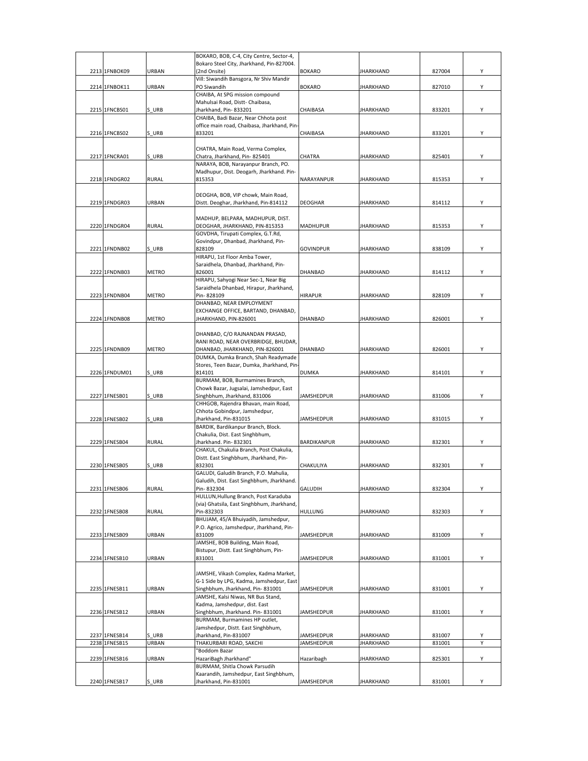| | | | | | | | |
|---|---|---|---|---|---|---|---|
| 2213 | 1FNBOK09 | URBAN | BOKARO, BOB, C-4, City Centre, Sector-4, Bokaro Steel City, Jharkhand, Pin-827004. (2nd Onsite) | BOKARO | JHARKHAND | 827004 | Y |
| 2214 | 1FNBOK11 | URBAN | Vill: Siwandih Bansgora, Nr Shiv Mandir PO Siwandih | BOKARO | JHARKHAND | 827010 | Y |
| 2215 | 1FNCBS01 | S_URB | CHAIBA, At SPG mission compound Mahulsai Road, Distt- Chaibasa, Jharkhand, Pin- 833201 | CHAIBASA | JHARKHAND | 833201 | Y |
| 2216 | 1FNCBS02 | S_URB | CHAIBA, Badi Bazar, Near Chhota post office main road, Chaibasa, Jharkhand, Pin-833201 | CHAIBASA | JHARKHAND | 833201 | Y |
| 2217 | 1FNCRA01 | S_URB | CHATRA, Main Road, Verma Complex, Chatra, Jharkhand, Pin- 825401 | CHATRA | JHARKHAND | 825401 | Y |
| 2218 | 1FNDGR02 | RURAL | NARAYA, BOB, Narayanpur Branch, PO. Madhupur, Dist. Deogarh, Jharkhand. Pin-815353 | NARAYANPUR | JHARKHAND | 815353 | Y |
| 2219 | 1FNDGR03 | URBAN | DEOGHA, BOB, VIP chowk, Main Road, Distt. Deoghar, Jharkhand, Pin-814112 | DEOGHAR | JHARKHAND | 814112 | Y |
| 2220 | 1FNDGR04 | RURAL | MADHUP, BELPARA, MADHUPUR, DIST. DEOGHAR, JHARKHAND, PIN-815353 | MADHUPUR | JHARKHAND | 815353 | Y |
| 2221 | 1FNDNB02 | S_URB | GOVDHA, Tirupati Complex, G.T.Rd, Govindpur, Dhanbad, Jharkhand, Pin-828109 | GOVINDPUR | JHARKHAND | 838109 | Y |
| 2222 | 1FNDNB03 | METRO | HIRAPU, 1st Floor Amba Tower, Saraidhela, Dhanbad, Jharkhand, Pin-826001 | DHANBAD | JHARKHAND | 814112 | Y |
| 2223 | 1FNDNB04 | METRO | HIRAPU, Sahyogi Near Sec-1, Near Big Saraidhela Dhanbad, Hirapur, Jharkhand, Pin- 828109 | HIRAPUR | JHARKHAND | 828109 | Y |
| 2224 | 1FNDNB08 | METRO | DHANBAD, NEAR EMPLOYMENT EXCHANGE OFFICE, BARTAND, DHANBAD, JHARKHAND, PIN-826001 | DHANBAD | JHARKHAND | 826001 | Y |
| 2225 | 1FNDNB09 | METRO | DHANBAD, C/O RAJNANDAN PRASAD, RANI ROAD, NEAR OVERBRIDGE, BHUDAR, DHANBAD, JHARKHAND, PIN-826001 | DHANBAD | JHARKHAND | 826001 | Y |
| 2226 | 1FNDUM01 | S_URB | DUMKA, Dumka Branch, Shah Readymade Stores, Teen Bazar, Dumka, Jharkhand, Pin-814101 | DUMKA | JHARKHAND | 814101 | Y |
| 2227 | 1FNESB01 | S_URB | BURMAM, BOB, Burmamines Branch, Chowk Bazar, Jugsalai, Jamshedpur, East Singhbhum, Jharkhand, 831006 | JAMSHEDPUR | JHARKHAND | 831006 | Y |
| 2228 | 1FNESB02 | S_URB | CHHGOB, Rajendra Bhavan, main Road, Chhota Gobindpur, Jamshedpur, Jharkhand, Pin-831015 | JAMSHEDPUR | JHARKHAND | 831015 | Y |
| 2229 | 1FNESB04 | RURAL | BARDIK, Bardikanpur Branch, Block. Chakulia, Dist. East Singhbhum, Jharkhand. Pin- 832301 | BARDIKANPUR | JHARKHAND | 832301 | Y |
| 2230 | 1FNESB05 | S_URB | CHAKUL, Chakulia Branch, Post Chakulia, Distt. East Singhbhum, Jharkhand, Pin-832301 | CHAKULIYA | JHARKHAND | 832301 | Y |
| 2231 | 1FNESB06 | RURAL | GALUDI, Galudih Branch, P.O. Mahulia, Galudih, Dist. East Singhbhum, Jharkhand. Pin- 832304 | GALUDIH | JHARKHAND | 832304 | Y |
| 2232 | 1FNESB08 | RURAL | HULLUN,Hullung Branch, Post Karaduba (via) Ghatsila, East Singhbhum, Jharkhand, Pin-832303 | HULLUNG | JHARKHAND | 832303 | Y |
| 2233 | 1FNESB09 | URBAN | BHUJAM, 45/A Bhuiyadih, Jamshedpur, P.O. Agrico, Jamshedpur, Jharkhand, Pin-831009 | JAMSHEDPUR | JHARKHAND | 831009 | Y |
| 2234 | 1FNESB10 | URBAN | JAMSHE, BOB Building, Main Road, Bistupur, Distt. East Singhbhum, Pin-831001 | JAMSHEDPUR | JHARKHAND | 831001 | Y |
| 2235 | 1FNESB11 | URBAN | JAMSHE, Vikash Complex, Kadma Market, G-1 Side by LPG, Kadma, Jamshedpur, East Singhbhum, Jharkhand, Pin- 831001 | JAMSHEDPUR | JHARKHAND | 831001 | Y |
| 2236 | 1FNESB12 | URBAN | JAMSHE, Kalsi Niwas, NR Bus Stand, Kadma, Jamshedpur, dist. East Singhbhum, Jharkhand. Pin- 831001 | JAMSHEDPUR | JHARKHAND | 831001 | Y |
| 2237 | 1FNESB14 | S_URB | BURMAM, Burmamines HP outlet, Jamshedpur, Distt. East Singhbhum, Jharkhand, Pin-831007 | JAMSHEDPUR | JHARKHAND | 831007 | Y |
| 2238 | 1FNESB15 | URBAN | THAKURBARI ROAD, SAKCHI | JAMSHEDPUR | JHARKHAND | 831001 | Y |
| 2239 | 1FNESB16 | URBAN | "Boddom Bazar HazariBagh Jharkhand" | Hazaribagh | JHARKHAND | 825301 | Y |
| 2240 | 1FNESB17 | S_URB | BURMAM, Shitla Chowk Parsudih Kaarandih, Jamshedpur, East Singhbhum, Jharkhand, Pin-831001 | JAMSHEDPUR | JHARKHAND | 831001 | Y |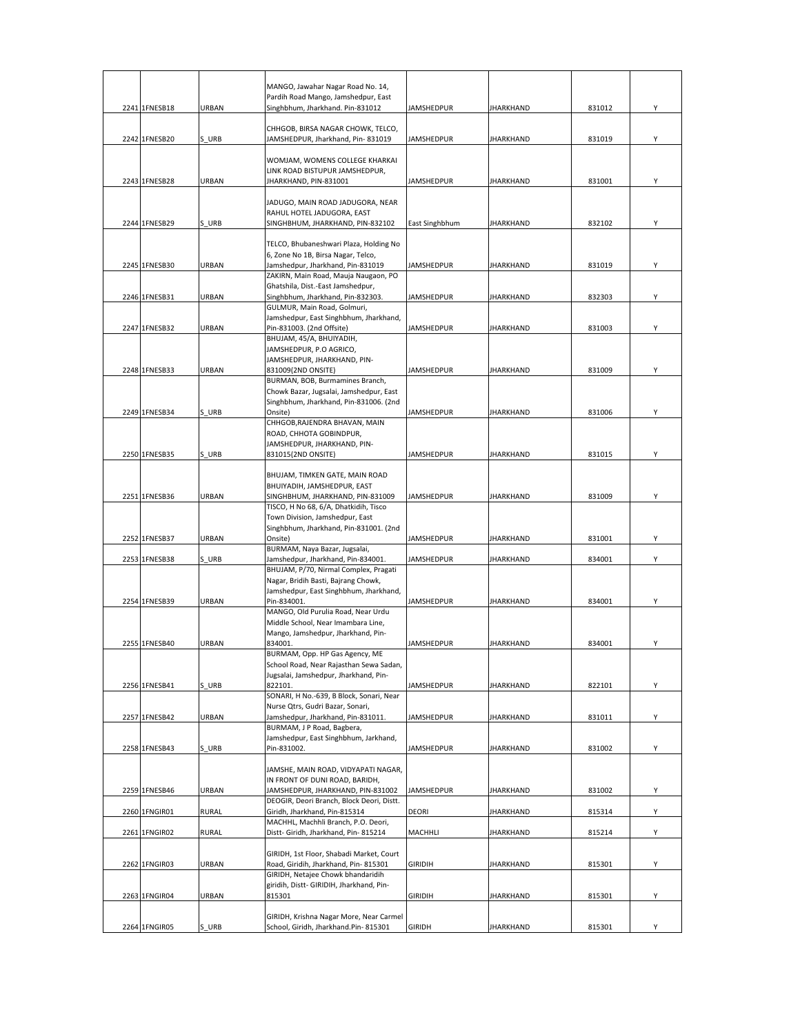| | | | | | | | |
|---|---|---|---|---|---|---|---|
| 2241 | 1FNESB18 | URBAN | MANGO, Jawahar Nagar Road No. 14, Pardih Road Mango, Jamshedpur, East Singhbhum, Jharkhand. Pin-831012 | JAMSHEDPUR | JHARKHAND | 831012 | Y |
| 2242 | 1FNESB20 | S_URB | CHHGOB, BIRSA NAGAR CHOWK, TELCO, JAMSHEDPUR, Jharkhand, Pin- 831019 | JAMSHEDPUR | JHARKHAND | 831019 | Y |
| 2243 | 1FNESB28 | URBAN | WOMJAM, WOMENS COLLEGE KHARKAI LINK ROAD BISTUPUR JAMSHEDPUR, JHARKHAND, PIN-831001 | JAMSHEDPUR | JHARKHAND | 831001 | Y |
| 2244 | 1FNESB29 | S_URB | JADUGO, MAIN ROAD JADUGORA, NEAR RAHUL HOTEL JADUGORA, EAST SINGHBHUM, JHARKHAND, PIN-832102 | East Singhbhum | JHARKHAND | 832102 | Y |
| 2245 | 1FNESB30 | URBAN | TELCO, Bhubaneshwari Plaza, Holding No 6, Zone No 1B, Birsa Nagar, Telco, Jamshedpur, Jharkhand, Pin-831019 | JAMSHEDPUR | JHARKHAND | 831019 | Y |
| 2246 | 1FNESB31 | URBAN | ZAKIRN, Main Road, Mauja Naugaon, PO Ghatshila, Dist.-East Jamshedpur, Singhbhum, Jharkhand, Pin-832303. | JAMSHEDPUR | JHARKHAND | 832303 | Y |
| 2247 | 1FNESB32 | URBAN | GULMUR, Main Road, Golmuri, Jamshedpur, East Singhbhum, Jharkhand, Pin-831003. (2nd Offsite) | JAMSHEDPUR | JHARKHAND | 831003 | Y |
| 2248 | 1FNESB33 | URBAN | BHUJAM, 45/A, BHUIYADIH, JAMSHEDPUR, P.O AGRICO, JAMSHEDPUR, JHARKHAND, PIN-831009(2ND ONSITE) | JAMSHEDPUR | JHARKHAND | 831009 | Y |
| 2249 | 1FNESB34 | S_URB | BURMAN, BOB, Burmamines Branch, Chowk Bazar, Jugsalai, Jamshedpur, East Singhbhum, Jharkhand, Pin-831006. (2nd Onsite) | JAMSHEDPUR | JHARKHAND | 831006 | Y |
| 2250 | 1FNESB35 | S_URB | CHHGOB,RAJENDRA BHAVAN, MAIN ROAD, CHHOTA GOBINDPUR, JAMSHEDPUR, JHARKHAND, PIN-831015(2ND ONSITE) | JAMSHEDPUR | JHARKHAND | 831015 | Y |
| 2251 | 1FNESB36 | URBAN | BHUJAM, TIMKEN GATE, MAIN ROAD BHUIYADIH, JAMSHEDPUR, EAST SINGHBHUM, JHARKHAND, PIN-831009 | JAMSHEDPUR | JHARKHAND | 831009 | Y |
| 2252 | 1FNESB37 | URBAN | TISCO, H No 68, 6/A, Dhatkidih, Tisco Town Division, Jamshedpur, East Singhbhum, Jharkhand, Pin-831001. (2nd Onsite) | JAMSHEDPUR | JHARKHAND | 831001 | Y |
| 2253 | 1FNESB38 | S_URB | BURMAM, Naya Bazar, Jugsalai, Jamshedpur, Jharkhand, Pin-834001. | JAMSHEDPUR | JHARKHAND | 834001 | Y |
| 2254 | 1FNESB39 | URBAN | BHUJAM, P/70, Nirmal Complex, Pragati Nagar, Bridih Basti, Bajrang Chowk, Jamshedpur, East Singhbhum, Jharkhand, Pin-834001. | JAMSHEDPUR | JHARKHAND | 834001 | Y |
| 2255 | 1FNESB40 | URBAN | MANGO, Old Purulia Road, Near Urdu Middle School, Near Imambara Line, Mango, Jamshedpur, Jharkhand, Pin-834001. | JAMSHEDPUR | JHARKHAND | 834001 | Y |
| 2256 | 1FNESB41 | S_URB | BURMAM, Opp. HP Gas Agency, ME School Road, Near Rajasthan Sewa Sadan, Jugsalai, Jamshedpur, Jharkhand, Pin-822101. | JAMSHEDPUR | JHARKHAND | 822101 | Y |
| 2257 | 1FNESB42 | URBAN | SONARI, H No.-639, B Block, Sonari, Near Nurse Qtrs, Gudri Bazar, Sonari, Jamshedpur, Jharkhand, Pin-831011. | JAMSHEDPUR | JHARKHAND | 831011 | Y |
| 2258 | 1FNESB43 | S_URB | BURMAM, J P Road, Bagbera, Jamshedpur, East Singhbhum, Jarkhand, Pin-831002. | JAMSHEDPUR | JHARKHAND | 831002 | Y |
| 2259 | 1FNESB46 | URBAN | JAMSHE, MAIN ROAD, VIDYAPATI NAGAR, IN FRONT OF DUNI ROAD, BARIDH, JAMSHEDPUR, JHARKHAND, PIN-831002 | JAMSHEDPUR | JHARKHAND | 831002 | Y |
| 2260 | 1FNGIR01 | RURAL | DEOGIR, Deori Branch, Block Deori, Distt. Giridh, Jharkhand, Pin-815314 | DEORI | JHARKHAND | 815314 | Y |
| 2261 | 1FNGIR02 | RURAL | MACHHL, Machhli Branch, P.O. Deori, Distt- Giridh, Jharkhand, Pin- 815214 | MACHHLI | JHARKHAND | 815214 | Y |
| 2262 | 1FNGIR03 | URBAN | GIRIDH, 1st Floor, Shabadi Market, Court Road, Giridih, Jharkhand, Pin- 815301 | GIRIDIH | JHARKHAND | 815301 | Y |
| 2263 | 1FNGIR04 | URBAN | GIRIDH, Netajee Chowk bhandaridih giridih, Distt- GIRIDIH, Jharkhand, Pin-815301 | GIRIDIH | JHARKHAND | 815301 | Y |
| 2264 | 1FNGIR05 | S_URB | GIRIDH, Krishna Nagar More, Near Carmel School, Giridh, Jharkhand.Pin- 815301 | GIRIDH | JHARKHAND | 815301 | Y |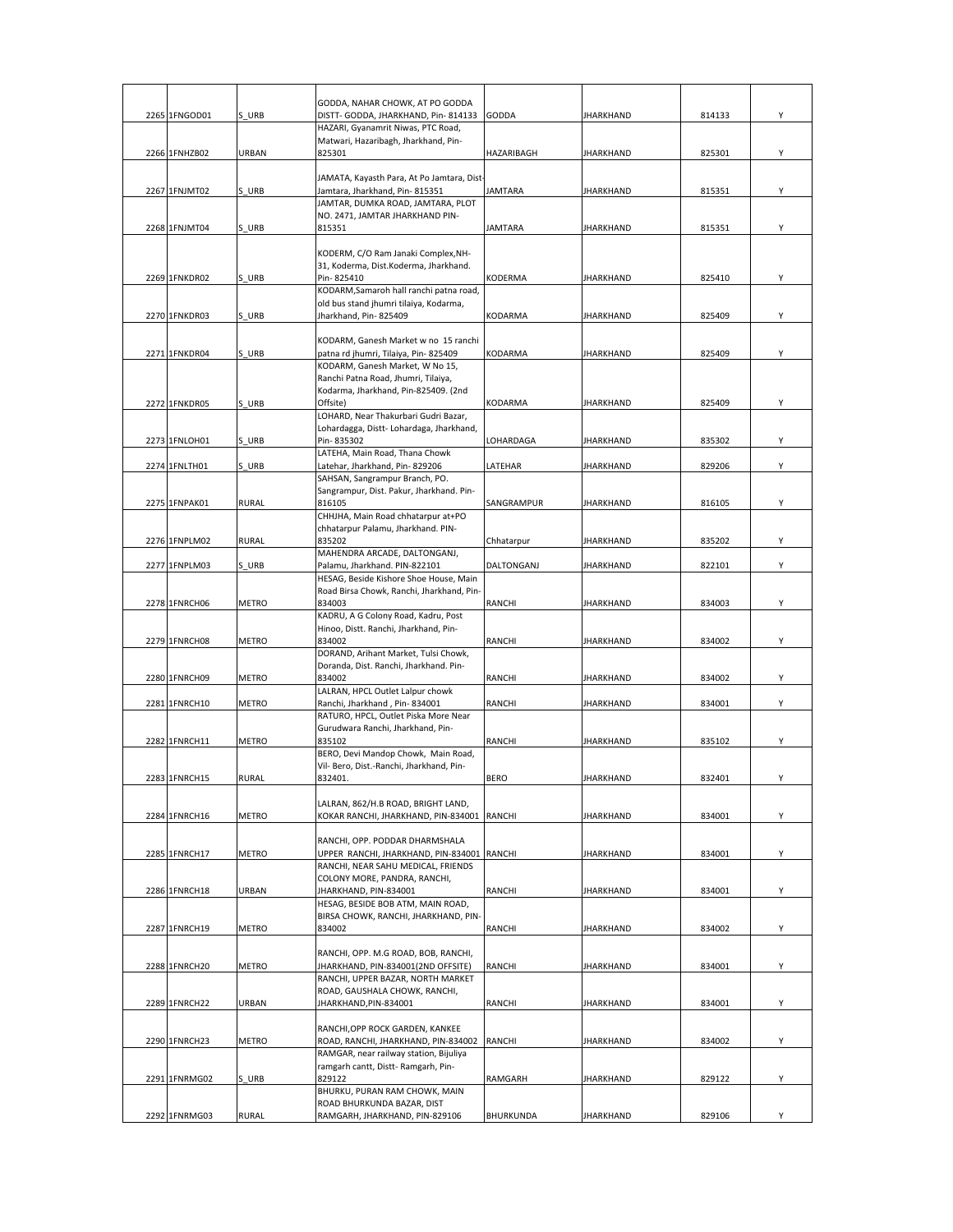| | | | | | | | |
|---|---|---|---|---|---|---|---|
| 2265 | 1FNGOD01 | S_URB | GODDA, NAHAR CHOWK, AT PO GODDA DISTT- GODDA, JHARKHAND, Pin- 814133 | GODDA | JHARKHAND | 814133 | Y |
| 2266 | 1FNHZB02 | URBAN | HAZARI, Gyanamrit Niwas, PTC Road, Matwari, Hazaribagh, Jharkhand, Pin- 825301 | HAZARIBAGH | JHARKHAND | 825301 | Y |
| 2267 | 1FNJMT02 | S_URB | JAMATA, Kayasth Para, At Po Jamtara, Dist- Jamtara, Jharkhand, Pin- 815351 | JAMTARA | JHARKHAND | 815351 | Y |
| 2268 | 1FNJMT04 | S_URB | JAMTAR, DUMKA ROAD, JAMTARA, PLOT NO. 2471, JAMTAR JHARKHAND PIN- 815351 | JAMTARA | JHARKHAND | 815351 | Y |
| 2269 | 1FNKDR02 | S_URB | KODERM, C/O Ram Janaki Complex,NH-31, Koderma, Dist.Koderma, Jharkhand. Pin- 825410 | KODERMA | JHARKHAND | 825410 | Y |
| 2270 | 1FNKDR03 | S_URB | KODARM,Samaroh hall ranchi patna road, old bus stand jhumri tilaiya, Kodarma, Jharkhand, Pin- 825409 | KODARMA | JHARKHAND | 825409 | Y |
| 2271 | 1FNKDR04 | S_URB | KODARM, Ganesh Market w no 15 ranchi patna rd jhumri, Tilaiya, Pin- 825409 | KODARMA | JHARKHAND | 825409 | Y |
| 2272 | 1FNKDR05 | S_URB | KODARM, Ganesh Market, W No 15, Ranchi Patna Road, Jhumri, Tilaiya, Kodarma, Jharkhand, Pin-825409. (2nd Offsite) | KODARMA | JHARKHAND | 825409 | Y |
| 2273 | 1FNLOH01 | S_URB | LOHARD, Near Thakurbari Gudri Bazar, Lohardagga, Distt- Lohardaga, Jharkhand, Pin- 835302 | LOHARDAGA | JHARKHAND | 835302 | Y |
| 2274 | 1FNLTH01 | S_URB | LATEHA, Main Road, Thana Chowk Latehar, Jharkhand, Pin- 829206 | LATEHAR | JHARKHAND | 829206 | Y |
| 2275 | 1FNPAK01 | RURAL | SAHSAN, Sangrampur Branch, PO. Sangrampur, Dist. Pakur, Jharkhand. Pin- 816105 | SANGRAMPUR | JHARKHAND | 816105 | Y |
| 2276 | 1FNPLM02 | RURAL | CHHJHA, Main Road chhatarpur at+PO chhatarpur Palamu, Jharkhand. PIN- 835202 | Chhatarpur | JHARKHAND | 835202 | Y |
| 2277 | 1FNPLM03 | S_URB | MAHENDRA ARCADE, DALTONGANJ, Palamu, Jharkhand. PIN-822101 | DALTONGANJ | JHARKHAND | 822101 | Y |
| 2278 | 1FNRCH06 | METRO | HESAG, Beside Kishore Shoe House, Main Road Birsa Chowk, Ranchi, Jharkhand, Pin- 834003 | RANCHI | JHARKHAND | 834003 | Y |
| 2279 | 1FNRCH08 | METRO | KADRU, A G Colony Road, Kadru, Post Hinoo, Distt. Ranchi, Jharkhand, Pin- 834002 | RANCHI | JHARKHAND | 834002 | Y |
| 2280 | 1FNRCH09 | METRO | DORAND, Arihant Market, Tulsi Chowk, Doranda, Dist. Ranchi, Jharkhand. Pin- 834002 | RANCHI | JHARKHAND | 834002 | Y |
| 2281 | 1FNRCH10 | METRO | LALRAN, HPCL Outlet Lalpur chowk Ranchi, Jharkhand , Pin- 834001 | RANCHI | JHARKHAND | 834001 | Y |
| 2282 | 1FNRCH11 | METRO | RATURO, HPCL, Outlet Piska More Near Gurudwara Ranchi, Jharkhand, Pin- 835102 | RANCHI | JHARKHAND | 835102 | Y |
| 2283 | 1FNRCH15 | RURAL | BERO, Devi Mandop Chowk, Main Road, Vil- Bero, Dist.-Ranchi, Jharkhand, Pin- 832401. | BERO | JHARKHAND | 832401 | Y |
| 2284 | 1FNRCH16 | METRO | LALRAN, 862/H.B ROAD, BRIGHT LAND, KOKAR RANCHI, JHARKHAND, PIN-834001 | RANCHI | JHARKHAND | 834001 | Y |
| 2285 | 1FNRCH17 | METRO | RANCHI, OPP. PODDAR DHARMSHALA UPPER RANCHI, JHARKHAND, PIN-834001 | RANCHI | JHARKHAND | 834001 | Y |
| 2286 | 1FNRCH18 | URBAN | RANCHI, NEAR SAHU MEDICAL, FRIENDS COLONY MORE, PANDRA, RANCHI, JHARKHAND, PIN-834001 | RANCHI | JHARKHAND | 834001 | Y |
| 2287 | 1FNRCH19 | METRO | HESAG, BESIDE BOB ATM, MAIN ROAD, BIRSA CHOWK, RANCHI, JHARKHAND, PIN- 834002 | RANCHI | JHARKHAND | 834002 | Y |
| 2288 | 1FNRCH20 | METRO | RANCHI, OPP. M.G ROAD, BOB, RANCHI, JHARKHAND, PIN-834001(2ND OFFSITE) | RANCHI | JHARKHAND | 834001 | Y |
| 2289 | 1FNRCH22 | URBAN | RANCHI, UPPER BAZAR, NORTH MARKET ROAD, GAUSHALA CHOWK, RANCHI, JHARKHAND,PIN-834001 | RANCHI | JHARKHAND | 834001 | Y |
| 2290 | 1FNRCH23 | METRO | RANCHI,OPP ROCK GARDEN, KANKEE ROAD, RANCHI, JHARKHAND, PIN-834002 | RANCHI | JHARKHAND | 834002 | Y |
| 2291 | 1FNRMG02 | S_URB | RAMGAR, near railway station, Bijuliya ramgarh cantt, Distt- Ramgarh, Pin- 829122 | RAMGARH | JHARKHAND | 829122 | Y |
| 2292 | 1FNRMG03 | RURAL | BHURKU, PURAN RAM CHOWK, MAIN ROAD BHURKUNDA BAZAR, DIST RAMGARH, JHARKHAND, PIN-829106 | BHURKUNDA | JHARKHAND | 829106 | Y |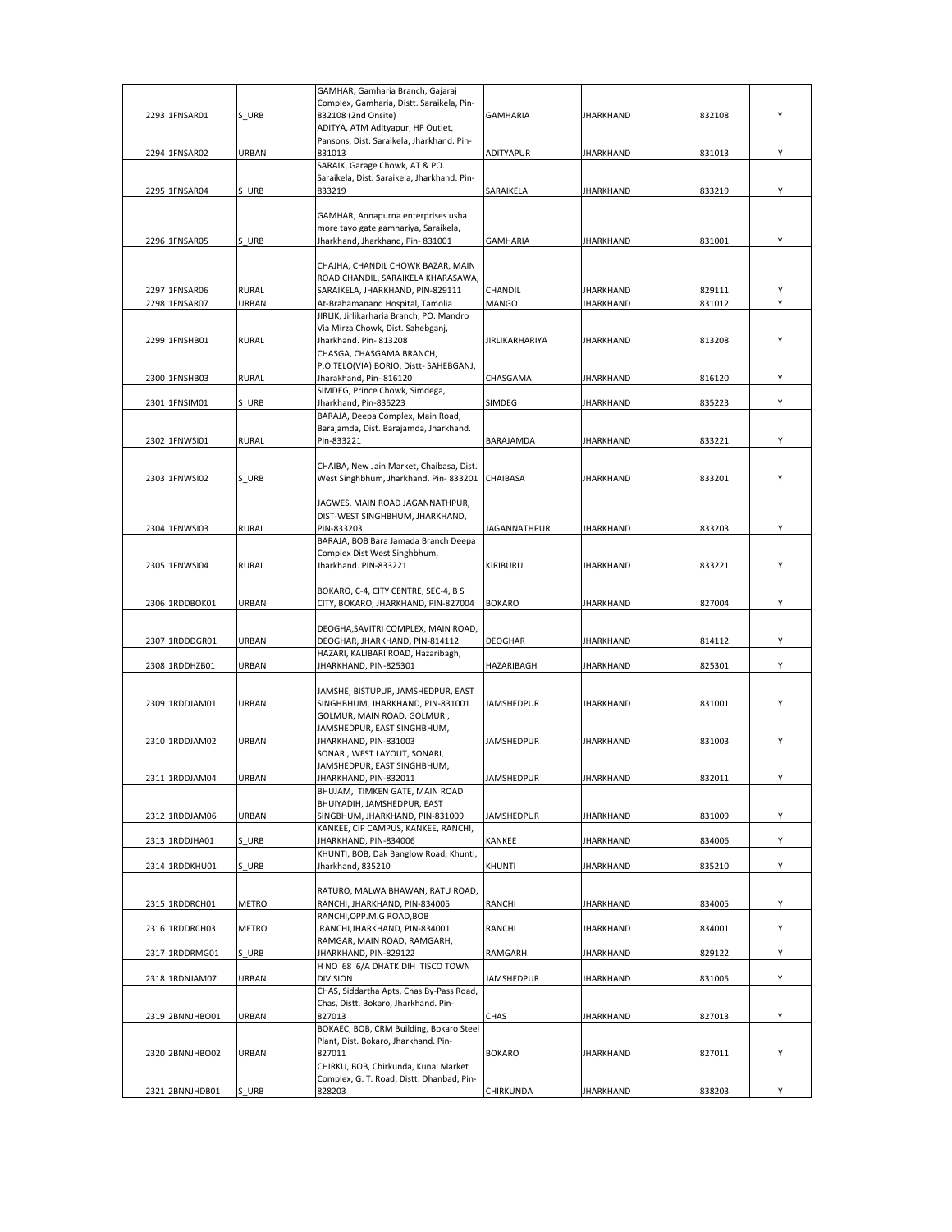| | | | | | | |
|---|---|---|---|---|---|---|
| 2293 | 1FNSAR01 | S_URB | GAMHAR, Gamharia Branch, Gajaraj Complex, Gamharia, Distt. Saraikela, Pin-832108 (2nd Onsite) | GAMHARIA | JHARKHAND | 832108 | Y |
| 2294 | 1FNSAR02 | URBAN | ADITYA, ATM Adityapur, HP Outlet, Pansons, Dist. Saraikela, Jharkhand. Pin-831013 | ADITYAPUR | JHARKHAND | 831013 | Y |
| 2295 | 1FNSAR04 | S_URB | SARAIK, Garage Chowk, AT & PO. Saraikela, Dist. Saraikela, Jharkhand. Pin-833219 | SARAIKELA | JHARKHAND | 833219 | Y |
| 2296 | 1FNSAR05 | S_URB | GAMHAR, Annapurna enterprises usha more tayo gate gamhariya, Saraikela, Jharkhand, Jharkhand, Pin- 831001 | GAMHARIA | JHARKHAND | 831001 | Y |
| 2297 | 1FNSAR06 | RURAL | CHAJHA, CHANDIL CHOWK BAZAR, MAIN ROAD CHANDIL, SARAIKELA KHARASAWA, SARAIKELA, JHARKHAND, PIN-829111 | CHANDIL | JHARKHAND | 829111 | Y |
| 2298 | 1FNSAR07 | URBAN | At-Brahamanand Hospital, Tamolia | MANGO | JHARKHAND | 831012 | Y |
| 2299 | 1FNSHB01 | RURAL | JIRLIK, Jirlikarharia Branch, PO. Mandro Via Mirza Chowk, Dist. Sahebganj, Jharkhand. Pin- 813208 | JIRLIKARHARIYA | JHARKHAND | 813208 | Y |
| 2300 | 1FNSHB03 | RURAL | CHASGA, CHASGAMA BRANCH, P.O.TELO(VIA) BORIO, Distt- SAHEBGANJ, Jharakhand, Pin- 816120 | CHASGAMA | JHARKHAND | 816120 | Y |
| 2301 | 1FNSIM01 | S_URB | SIMDEG, Prince Chowk, Simdega, Jharkhand, Pin-835223 | SIMDEG | JHARKHAND | 835223 | Y |
| 2302 | 1FNWSI01 | RURAL | BARAJA, Deepa Complex, Main Road, Barajamda, Dist. Barajamda, Jharkhand. Pin-833221 | BARAJAMDA | JHARKHAND | 833221 | Y |
| 2303 | 1FNWSI02 | S_URB | CHAIBA, New Jain Market, Chaibasa, Dist. West Singhbhum, Jharkhand. Pin- 833201 | CHAIBASA | JHARKHAND | 833201 | Y |
| 2304 | 1FNWSI03 | RURAL | JAGWES, MAIN ROAD JAGANNATHPUR, DIST-WEST SINGHBHUM, JHARKHAND, PIN-833203 | JAGANNATHPUR | JHARKHAND | 833203 | Y |
| 2305 | 1FNWSI04 | RURAL | BARAJA, BOB Bara Jamada Branch Deepa Complex Dist West Singhbhum, Jharkhand. PIN-833221 | KIRIBURU | JHARKHAND | 833221 | Y |
| 2306 | 1RDDBOK01 | URBAN | BOKARO, C-4, CITY CENTRE, SEC-4, B S CITY, BOKARO, JHARKHAND, PIN-827004 | BOKARO | JHARKHAND | 827004 | Y |
| 2307 | 1RDDDGR01 | URBAN | DEOGHA,SAVITRI COMPLEX, MAIN ROAD, DEOGHAR, JHARKHAND, PIN-814112 | DEOGHAR | JHARKHAND | 814112 | Y |
| 2308 | 1RDDHZB01 | URBAN | HAZARI, KALIBARI ROAD, Hazaribagh, JHARKHAND, PIN-825301 | HAZARIBAGH | JHARKHAND | 825301 | Y |
| 2309 | 1RDDJAM01 | URBAN | JAMSHE, BISTUPUR, JAMSHEDPUR, EAST SINGHBHUM, JHARKHAND, PIN-831001 | JAMSHEDPUR | JHARKHAND | 831001 | Y |
| 2310 | 1RDDJAM02 | URBAN | GOLMUR, MAIN ROAD, GOLMURI, JAMSHEDPUR, EAST SINGHBHUM, JHARKHAND, PIN-831003 | JAMSHEDPUR | JHARKHAND | 831003 | Y |
| 2311 | 1RDDJAM04 | URBAN | SONARI, WEST LAYOUT, SONARI, JAMSHEDPUR, EAST SINGHBHUM, JHARKHAND, PIN-832011 | JAMSHEDPUR | JHARKHAND | 832011 | Y |
| 2312 | 1RDDJAM06 | URBAN | BHUJAM, TIMKEN GATE, MAIN ROAD BHUIYADIH, JAMSHEDPUR, EAST SINGBHUM, JHARKHAND, PIN-831009 | JAMSHEDPUR | JHARKHAND | 831009 | Y |
| 2313 | 1RDDJHA01 | S_URB | KANKEE, CIP CAMPUS, KANKEE, RANCHI, JHARKHAND, PIN-834006 | KANKEE | JHARKHAND | 834006 | Y |
| 2314 | 1RDDKHU01 | S_URB | KHUNTI, BOB, Dak Banglow Road, Khunti, Jharkhand, 835210 | KHUNTI | JHARKHAND | 835210 | Y |
| 2315 | 1RDDRCH01 | METRO | RATURO, MALWA BHAWAN, RATU ROAD, RANCHI, JHARKHAND, PIN-834005 | RANCHI | JHARKHAND | 834005 | Y |
| 2316 | 1RDDRCH03 | METRO | RANCHI,OPP.M.G ROAD,BOB ,RANCHI,JHARKHAND, PIN-834001 | RANCHI | JHARKHAND | 834001 | Y |
| 2317 | 1RDDRMG01 | S_URB | RAMGAR, MAIN ROAD, RAMGARH, JHARKHAND, PIN-829122 | RAMGARH | JHARKHAND | 829122 | Y |
| 2318 | 1RDNJAM07 | URBAN | H NO 68 6/A DHATKIDIH TISCO TOWN DIVISION | JAMSHEDPUR | JHARKHAND | 831005 | Y |
| 2319 | 2BNNJHBO01 | URBAN | CHAS, Siddartha Apts, Chas By-Pass Road, Chas, Distt. Bokaro, Jharkhand. Pin-827013 | CHAS | JHARKHAND | 827013 | Y |
| 2320 | 2BNNJHBO02 | URBAN | BOKAEC, BOB, CRM Building, Bokaro Steel Plant, Dist. Bokaro, Jharkhand. Pin-827011 | BOKARO | JHARKHAND | 827011 | Y |
| 2321 | 2BNNJHDB01 | S_URB | CHIRKU, BOB, Chirkunda, Kunal Market Complex, G. T. Road, Distt. Dhanbad, Pin-828203 | CHIRKUNDA | JHARKHAND | 838203 | Y |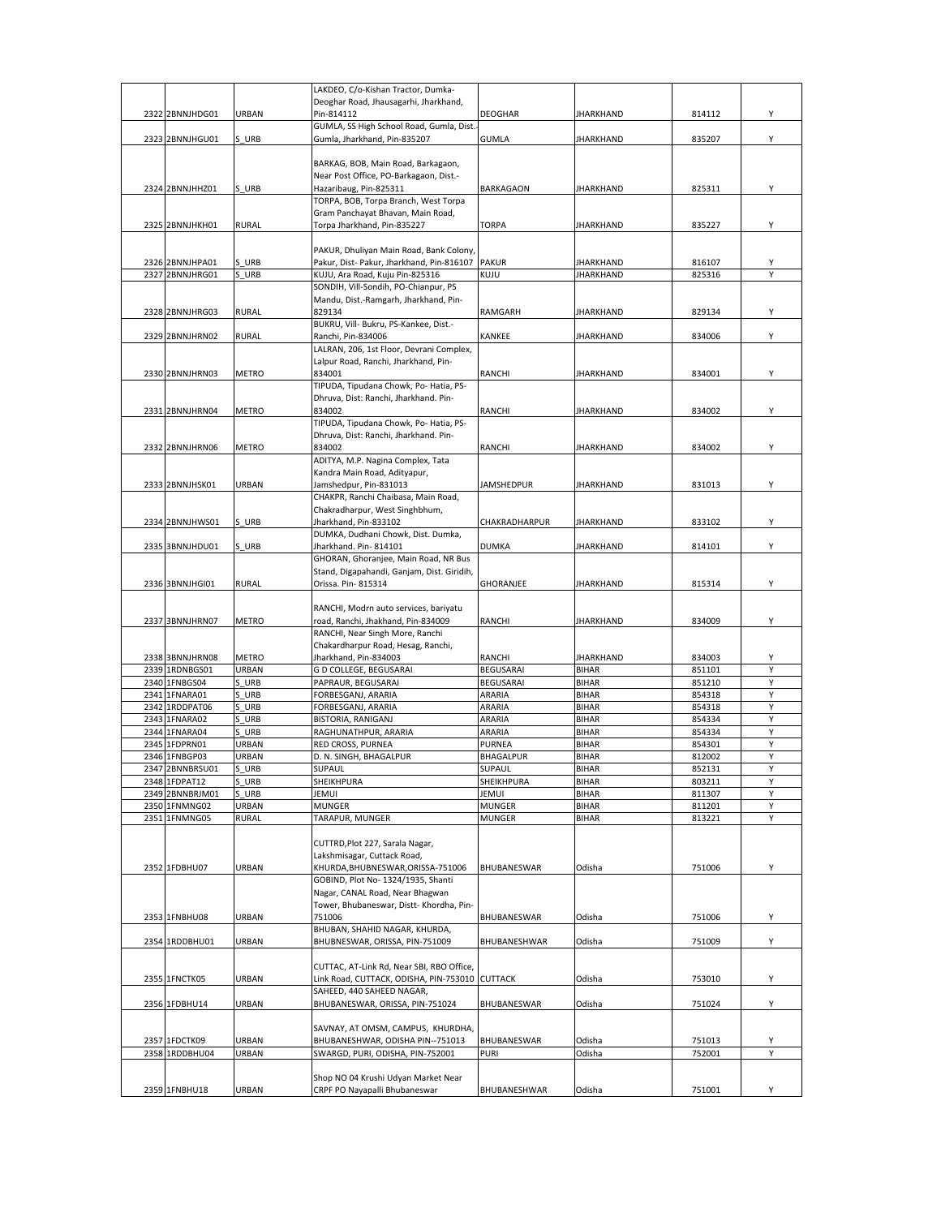| | | | | | | | |
|---|---|---|---|---|---|---|---|
| 2322 | 2BNNJHDG01 | URBAN | LAKDEO, C/o-Kishan Tractor, Dumka-Deoghar Road, Jhausagarhi, Jharkhand, Pin-814112 | DEOGHAR | JHARKHAND | 814112 | Y |
| 2323 | 2BNNJHGU01 | S_URB | GUMLA, SS High School Road, Gumla, Dist.-Gumla, Jharkhand, Pin-835207 | GUMLA | JHARKHAND | 835207 | Y |
| 2324 | 2BNNJHHZ01 | S_URB | BARKAG, BOB, Main Road, Barkagaon, Near Post Office, PO-Barkagaon, Dist.-Hazaribaug, Pin-825311 | BARKAGAON | JHARKHAND | 825311 | Y |
| 2325 | 2BNNJHKH01 | RURAL | TORPA, BOB, Torpa Branch, West Torpa Gram Panchayat Bhavan, Main Road, Torpa Jharkhand, Pin-835227 | TORPA | JHARKHAND | 835227 | Y |
| 2326 | 2BNNJHPA01 | S_URB | PAKUR, Dhuliyan Main Road, Bank Colony, Pakur, Dist- Pakur, Jharkhand, Pin-816107 | PAKUR | JHARKHAND | 816107 | Y |
| 2327 | 2BNNJHRG01 | S_URB | KUJU, Ara Road, Kuju Pin-825316 | KUJU | JHARKHAND | 825316 | Y |
| 2328 | 2BNNJHRG03 | RURAL | SONDIH, Vill-Sondih, PO-Chianpur, PS Mandu, Dist.-Ramgarh, Jharkhand, Pin-829134 | RAMGARH | JHARKHAND | 829134 | Y |
| 2329 | 2BNNJHRN02 | RURAL | BUKRU, Vill- Bukru, PS-Kankee, Dist.-Ranchi, Pin-834006 | KANKEE | JHARKHAND | 834006 | Y |
| 2330 | 2BNNJHRN03 | METRO | LALRAN, 206, 1st Floor, Devrani Complex, Lalpur Road, Ranchi, Jharkhand, Pin-834001 | RANCHI | JHARKHAND | 834001 | Y |
| 2331 | 2BNNJHRN04 | METRO | TIPUDA, Tipudana Chowk, Po- Hatia, PS-Dhruva, Dist: Ranchi, Jharkhand. Pin-834002 | RANCHI | JHARKHAND | 834002 | Y |
| 2332 | 2BNNJHRN06 | METRO | TIPUDA, Tipudana Chowk, Po- Hatia, PS-Dhruva, Dist: Ranchi, Jharkhand. Pin-834002 | RANCHI | JHARKHAND | 834002 | Y |
| 2333 | 2BNNJHSK01 | URBAN | ADITYA, M.P. Nagina Complex, Tata Kandra Main Road, Adityapur, Jamshedpur, Pin-831013 | JAMSHEDPUR | JHARKHAND | 831013 | Y |
| 2334 | 2BNNJHWS01 | S_URB | CHAKPR, Ranchi Chaibasa, Main Road, Chakradharpur, West Singhbhum, Jharkhand, Pin-833102 | CHAKRADHARPUR | JHARKHAND | 833102 | Y |
| 2335 | 3BNNJHDU01 | S_URB | DUMKA, Dudhani Chowk, Dist. Dumka, Jharkhand. Pin- 814101 | DUMKA | JHARKHAND | 814101 | Y |
| 2336 | 3BNNJHGI01 | RURAL | GHORAN, Ghoranjee, Main Road, NR Bus Stand, Digapahandi, Ganjam, Dist. Giridih, Orissa. Pin- 815314 | GHORANJEE | JHARKHAND | 815314 | Y |
| 2337 | 3BNNJHRN07 | METRO | RANCHI, Modrn auto services, bariyatu road, Ranchi, Jhakhand, Pin-834009 | RANCHI | JHARKHAND | 834009 | Y |
| 2338 | 3BNNJHRN08 | METRO | RANCHI, Near Singh More, Ranchi Chakardharpur Road, Hesag, Ranchi, Jharkhand, Pin-834003 | RANCHI | JHARKHAND | 834003 | Y |
| 2339 | 1RDNBGS01 | URBAN | G D COLLEGE, BEGUSARAI | BEGUSARAI | BIHAR | 851101 | Y |
| 2340 | 1FNBGS04 | S_URB | PAPRAUR, BEGUSARAI | BEGUSARAI | BIHAR | 851210 | Y |
| 2341 | 1FNARA01 | S_URB | FORBESGANJ, ARARIA | ARARIA | BIHAR | 854318 | Y |
| 2342 | 1RDDPAT06 | S_URB | FORBESGANJ, ARARIA | ARARIA | BIHAR | 854318 | Y |
| 2343 | 1FNARA02 | S_URB | BISTORIA, RANIGANJ | ARARIA | BIHAR | 854334 | Y |
| 2344 | 1FNARA04 | S_URB | RAGHUNATHPUR, ARARIA | ARARIA | BIHAR | 854334 | Y |
| 2345 | 1FDPRN01 | URBAN | RED CROSS, PURNEA | PURNEA | BIHAR | 854301 | Y |
| 2346 | 1FNBGP03 | URBAN | D. N. SINGH, BHAGALPUR | BHAGALPUR | BIHAR | 812002 | Y |
| 2347 | 2BNNBRSU01 | S_URB | SUPAUL | SUPAUL | BIHAR | 852131 | Y |
| 2348 | 1FDPAT12 | S_URB | SHEIKHPURA | SHEIKHPURA | BIHAR | 803211 | Y |
| 2349 | 2BNNBRJM01 | S_URB | JEMUI | JEMUI | BIHAR | 811307 | Y |
| 2350 | 1FNMNG02 | URBAN | MUNGER | MUNGER | BIHAR | 811201 | Y |
| 2351 | 1FNMNG05 | RURAL | TARAPUR, MUNGER | MUNGER | BIHAR | 813221 | Y |
| 2352 | 1FDBHU07 | URBAN | CUTTRD,Plot 227, Sarala Nagar, Lakshmisagar, Cuttack Road, KHURDA,BHUBNESWAR,ORISSA-751006 | BHUBANESWAR | Odisha | 751006 | Y |
| 2353 | 1FNBHU08 | URBAN | GOBIND, Plot No- 1324/1935, Shanti Nagar, CANAL Road, Near Bhagwan Tower, Bhubaneswar, Distt- Khordha, Pin-751006 | BHUBANESWAR | Odisha | 751006 | Y |
| 2354 | 1RDDBHU01 | URBAN | BHUBAN, SHAHID NAGAR, KHURDA, BHUBNESWAR, ORISSA, PIN-751009 | BHUBANESHWAR | Odisha | 751009 | Y |
| 2355 | 1FNCTK05 | URBAN | CUTTAC, AT-Link Rd, Near SBI, RBO Office, Link Road, CUTTACK, ODISHA, PIN-753010 | CUTTACK | Odisha | 753010 | Y |
| 2356 | 1FDBHU14 | URBAN | SAHEED, 440 SAHEED NAGAR, BHUBANESWAR, ORISSA, PIN-751024 | BHUBANESWAR | Odisha | 751024 | Y |
| 2357 | 1FDCTK09 | URBAN | SAVNAY, AT OMSM, CAMPUS, KHURDHA, BHUBANESHWAR, ODISHA PIN--751013 | BHUBANESWAR | Odisha | 751013 | Y |
| 2358 | 1RDDBHU04 | URBAN | SWARGD, PURI, ODISHA, PIN-752001 | PURI | Odisha | 752001 | Y |
| 2359 | 1FNBHU18 | URBAN | Shop NO 04 Krushi Udyan Market Near CRPF PO Nayapalli Bhubaneswar | BHUBANESHWAR | Odisha | 751001 | Y |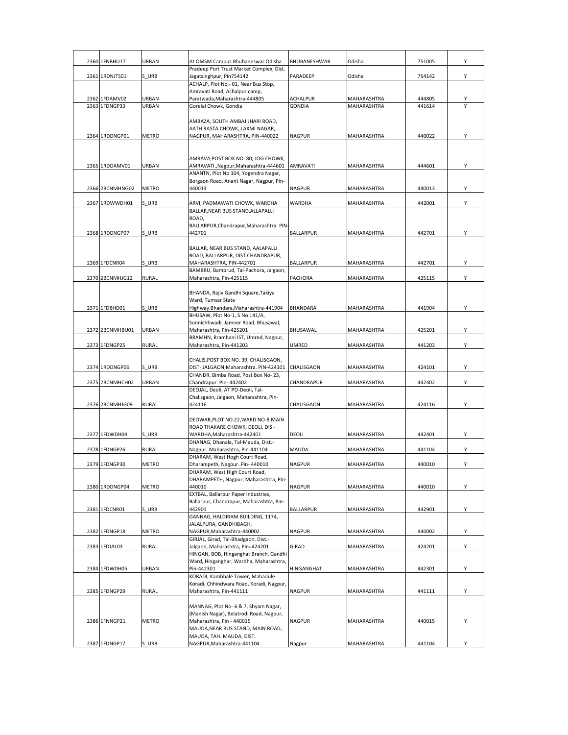| | | | | | | | |
|---|---|---|---|---|---|---|---|
| 2360 | 1FNBHU17 | URBAN | At OMSM Campus Bhubaneswar Odisha | BHUBANESHWAR | Odisha | 751005 | Y |
| 2361 | 1RDNJTS01 | S_URB | Pradeep Port Trust Market Complex, Dist. Jagatsinghpur, Pin754142 | PARADEEP | Odisha | 754142 | Y |
| 2362 | 1FDAMV02 | URBAN | ACHALP, Plot No.- 01, Near Bus Stop, Amravati Road, Achalpur camp, Paratwada,Maharashtra-444805 | ACHALPUR | MAHARASHTRA | 444805 | Y |
| 2363 | 1FDNGP33 | URBAN | Gorelal Chowk, Gondia | GONDIA | MAHARASHTRA | 441614 | Y |
| 2364 | 1RDDNGP01 | METRO | AMBAZA, SOUTH AMBAJIJHARI ROAD, AATH RASTA CHOWK, LAXMI NAGAR, NAGPUR, MAHARASHTRA, PIN-440022 | NAGPUR | MAHARASHTRA | 440022 | Y |
| 2365 | 1RDDAMV01 | URBAN | AMRAVA,POST BOX NO. 80, JOG CHOWK, AMRAVATI.,Nagpur,Maharashtra-444601 | AMRAVATI | MAHARASHTRA | 444601 | Y |
| 2366 | 2BCNMHNG02 | METRO | ANANTN, Plot No 104, Yogendra Nagar, Borgaon Road, Anant Nagar, Nagpur, Pin-440013 | NAGPUR | MAHARASHTRA | 440013 | Y |
| 2367 | 1RDWWDH01 | S_URB | ARVI, PADMAWATI CHOWK, WARDHA | WARDHA | MAHARASHTRA | 442001 | Y |
| 2368 | 1RDDNGP07 | S_URB | BALLAR,NEAR BUS STAND,ALLAPALLI ROAD, BALLARPUR,Chandrapur,Maharashtra. PIN-442701 | BALLARPUR | MAHARASHTRA | 442701 | Y |
| 2369 | 1FDCNR04 | S_URB | BALLAR, NEAR BUS STAND, AALAPALLI ROAD, BALLARPUR, DIST CHANDRAPUR, MAHARASHTRA, PIN-442701 | BALLARPUR | MAHARASHTRA | 442701 | Y |
| 2370 | 2BCNMHJG12 | RURAL | BAMBRU, Bambrud, Tal-Pachora, Jalgaon, Maharashtra, Pin-425115 | PACHORA | MAHARASHTRA | 425115 | Y |
| 2371 | 1FDBHD01 | S_URB | BHANDA, Rajiv Gandhi Square,Takiya Ward, Tumsar State Highway,Bhandara,Maharashtra-441904 | BHANDARA | MAHARASHTRA | 441904 | Y |
| 2372 | 2BCNMHBU01 | URBAN | BHUSAW, Plot No-1, S No 141/A, Sonnichhwadi, Jamner Road, Bhusawal, Maharashtra, Pin-425201 | BHUSAWAL | MAHARASHTRA | 425201 | Y |
| 2373 | 1FDNGP25 | RURAL | BRAMHN, Bramhani IST, Umred, Nagpur, Maharashtra, Pin-441203 | UMRED | MAHARASHTRA | 441203 | Y |
| 2374 | 1RDDNGP06 | S_URB | CHALIS,POST BOX NO. 39, CHALISGAON, DIST- JALGAON,Maharashtra. PIN-424101 | CHALISGAON | MAHARASHTRA | 424101 | Y |
| 2375 | 2BCNMHCH02 | URBAN | CHANDR, Bimba Road, Post Box No- 23, Chandrapur. Pin- 442402 | CHANDRAPUR | MAHARASHTRA | 442402 | Y |
| 2376 | 2BCNMHJG09 | RURAL | DEOJAL, Deoli, AT PO-Deoli, Tal-Chalisgaon, Jalgaon, Maharashtra, Pin-424116 | CHALISGAON | MAHARASHTRA | 424116 | Y |
| 2377 | 1FDWDH04 | S_URB | DEOWAR,PLOT NO.22,WARD NO-8,MAIN ROAD THAKARE CHOWK, DEOLI. DIS - WARDHA,Maharashtra-442401 | DEOLI | MAHARASHTRA | 442401 | Y |
| 2378 | 1FDNGP26 | RURAL | DHANAG, Dhanala, Tal-Mauda, Dist.-Nagpur, Maharashtra, Pin-441104 | MAUDA | MAHARASHTRA | 441104 | Y |
| 2379 | 1FDNGP30 | METRO | DHARAM, West Hogh Court Road, Dharampeth, Nagpur. Pin- 440010 | NAGPUR | MAHARASHTRA | 440010 | Y |
| 2380 | 1RDDNGP04 | METRO | DHARAM, West High Court Road, DHARAMPETH, Nagpur, Maharashtra, Pin-440010 | NAGPUR | MAHARASHTRA | 440010 | Y |
| 2381 | 1FDCNR01 | S_URB | EXTBAL, Ballarpur Paper Industries, Ballarpur, Chandrapur, Maharashtra, Pin-442901 | BALLARPUR | MAHARASHTRA | 442901 | Y |
| 2382 | 1FDNGP18 | METRO | GANNAG, HALDIRAM BUILDING, 1174, JALALPURA, GANDHIBAGH, NAGPUR,Maharashtra-440002 | NAGPUR | MAHARASHTRA | 440002 | Y |
| 2383 | 1FDJAL03 | RURAL | GIRJAL, Girad, Tal-Bhadgaon, Dist.-Jalgaon, Maharashtra, Pin=424201 | GIRAD | MAHARASHTRA | 424201 | Y |
| 2384 | 1FDWDH05 | URBAN | HINGAN, BOB, Hinganghat Branch, Gandhi Ward, Hinganghar, Wardha, Maharashtra, Pin-442301 | HINGANGHAT | MAHARASHTRA | 442301 | Y |
| 2385 | 1FDNGP29 | RURAL | KORADI, Kambhale Tower, Mahadule Koradi, Chhindwara Road, Koradi, Nagpur, Maharashtra, Pin-441111 | NAGPUR | MAHARASHTRA | 441111 | Y |
| 2386 | 1FNNGP21 | METRO | MANNAG, Plot No- 6 & 7, Shyam Nagar, (Manish Nagar), Belatrodi Road, Nagpur, Maharashtra, Pin - 440015 | NAGPUR | MAHARASHTRA | 440015 | Y |
| 2387 | 1FDNGP17 | S_URB | MAUDA,NEAR BUS STAND, MAIN ROAD, MAUDA, TAH. MAUDA, DIST. NAGPUR,Maharashtra-441104 | Nagpur | MAHARASHTRA | 441104 | Y |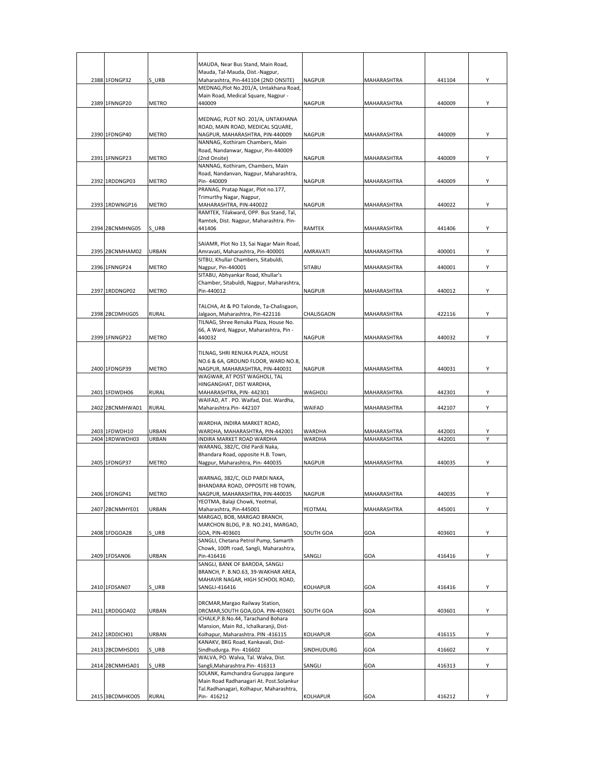| | | | | | | | |
|---|---|---|---|---|---|---|---|
| 2388 | 1FDNGP32 | S_URB | MAUDA, Near Bus Stand, Main Road, Mauda, Tal-Mauda, Dist.-Nagpur, Maharashtra, Pin-441104 (2ND ONSITE) | NAGPUR | MAHARASHTRA | 441104 | Y |
| 2389 | 1FNNGP20 | METRO | MEDNAG,Plot No.201/A, Untakhana Road, Main Road, Medical Square, Nagpur - 440009 | NAGPUR | MAHARASHTRA | 440009 | Y |
| 2390 | 1FDNGP40 | METRO | MEDNAG, PLOT NO. 201/A, UNTAKHANA ROAD, MAIN ROAD, MEDICAL SQUARE, NAGPUR, MAHARASHTRA, PIN-440009 | NAGPUR | MAHARASHTRA | 440009 | Y |
| 2391 | 1FNNGP23 | METRO | NANNAG, Kothiram Chambers, Main Road, Nandanwar, Nagpur, Pin-440009 (2nd Onsite) | NAGPUR | MAHARASHTRA | 440009 | Y |
| 2392 | 1RDDNGP03 | METRO | NANNAG, Kothiram, Chambers, Main Road, Nandanvan, Nagpur, Maharashtra, Pin- 440009 | NAGPUR | MAHARASHTRA | 440009 | Y |
| 2393 | 1RDWNGP16 | METRO | PRANAG, Pratap Nagar, Plot no.177, Trimurthy Nagar, Nagpur, MAHARASHTRA, PIN-440022 | NAGPUR | MAHARASHTRA | 440022 | Y |
| 2394 | 2BCNMHNG05 | S_URB | RAMTEK, Tilakward, OPP. Bus Stand, Tal, Ramtek, Dist. Nagpur, Maharashtra. Pin-441406 | RAMTEK | MAHARASHTRA | 441406 | Y |
| 2395 | 2BCNMHAM02 | URBAN | SAIAMR, Plot No 13, Sai Nagar Main Road, Amravati, Maharashtra, Pin-400001 | AMRAVATI | MAHARASHTRA | 400001 | Y |
| 2396 | 1FNNGP24 | METRO | SITBU, Khullar Chambers, Sitabuldi, Nagpur, Pin-440001 | SITABU | MAHARASHTRA | 440001 | Y |
| 2397 | 1RDDNGP02 | METRO | SITABU, Abhyankar Road, Khullar's Chamber, Sitabuldi, Nagpur, Maharashtra, Pin-440012 | NAGPUR | MAHARASHTRA | 440012 | Y |
| 2398 | 2BCDMHJG05 | RURAL | TALCHA, At & PO Talonde, Ta-Chalisgaon, Jalgaon, Maharashtra, Pin-422116 | CHALISGAON | MAHARASHTRA | 422116 | Y |
| 2399 | 1FNNGP22 | METRO | TILNAG, Shree Renuka Plaza, House No. 66, A Ward, Nagpur, Maharashtra, Pin - 440032 | NAGPUR | MAHARASHTRA | 440032 | Y |
| 2400 | 1FDNGP39 | METRO | TILNAG, SHRI RENUKA PLAZA, HOUSE NO.6 & 6A, GROUND FLOOR, WARD NO.8, NAGPUR, MAHARASHTRA, PIN-440031 | NAGPUR | MAHARASHTRA | 440031 | Y |
| 2401 | 1FDWDH06 | RURAL | WAGWAR, AT POST WAGHOLI, TAL HINGANGHAT, DIST WARDHA, MAHARASHTRA, PIN- 442301 | WAGHOLI | MAHARASHTRA | 442301 | Y |
| 2402 | 2BCNMHWA01 | RURAL | WAIFAD, AT . PO. Waifad, Dist. Wardha, Maharashtra.Pin- 442107 | WAIFAD | MAHARASHTRA | 442107 | Y |
| 2403 | 1FDWDH10 | URBAN | WARDHA, INDIRA MARKET ROAD, WARDHA, MAHARASHTRA, PIN-442001 | WARDHA | MAHARASHTRA | 442001 | Y |
| 2404 | 1RDWWDH03 | URBAN | INDIRA MARKET ROAD WARDHA | WARDHA | MAHARASHTRA | 442001 | Y |
| 2405 | 1FDNGP37 | METRO | WARANG, 382/C, Old Pardi Naka, Bhandara Road, opposite H.B. Town, Nagpur, Maharashtra, Pin- 440035 | NAGPUR | MAHARASHTRA | 440035 | Y |
| 2406 | 1FDNGP41 | METRO | WARNAG, 382/C, OLD PARDI NAKA, BHANDARA ROAD, OPPOSITE HB TOWN, NAGPUR, MAHARASHTRA, PIN-440035 | NAGPUR | MAHARASHTRA | 440035 | Y |
| 2407 | 2BCNMHYE01 | URBAN | YEOTMA, Balaji Chowk, Yeotmal, Maharashtra, Pin-445001 | YEOTMAL | MAHARASHTRA | 445001 | Y |
| 2408 | 1FDGOA28 | S_URB | MARGAO, BOB, MARGAO BRANCH, MARCHON BLDG, P.B. NO.241, MARGAO, GOA, PIN-403601 | SOUTH GOA | GOA | 403601 | Y |
| 2409 | 1FDSAN06 | URBAN | SANGLI, Chetana Petrol Pump, Samarth Chowk, 100ft road, Sangli, Maharashtra, Pin-416416 | SANGLI | GOA | 416416 | Y |
| 2410 | 1FDSAN07 | S_URB | SANGLI, BANK OF BARODA, SANGLI BRANCH, P. B.NO.63, 39-WAKHAR AREA, MAHAVIR NAGAR, HIGH SCHOOL ROAD, SANGLI-416416 | KOLHAPUR | GOA | 416416 | Y |
| 2411 | 1RDDGOA02 | URBAN | DRCMAR,Margao Railway Station, DRCMAR,SOUTH GOA,GOA. PIN-403601 | SOUTH GOA | GOA | 403601 | Y |
| 2412 | 1RDDICH01 | URBAN | ICHALK,P.B.No.44, Tarachand Bohara Mansion, Main Rd., Ichalkaranji, Dist-Kolhapur, Maharashtra. PIN -416115 | KOLHAPUR | GOA | 416115 | Y |
| 2413 | 2BCDMHSD01 | S_URB | KANAKV, BKG Road, Kankavali, Dist-Sindhudurga. Pin- 416602 | SINDHUDURG | GOA | 416602 | Y |
| 2414 | 2BCNMHSA01 | S_URB | WALVA, PO. Walva, Tal. Walva, Dist. Sangli,Maharashtra.Pin- 416313 | SANGLI | GOA | 416313 | Y |
| 2415 | 3BCDMHKO05 | RURAL | SOLANK, Ramchandra Guruppa Jangure Main Road Radhanagari At. Post.Solankur Tal.Radhanagari, Kolhapur, Maharashtra, Pin- 416212 | KOLHAPUR | GOA | 416212 | Y |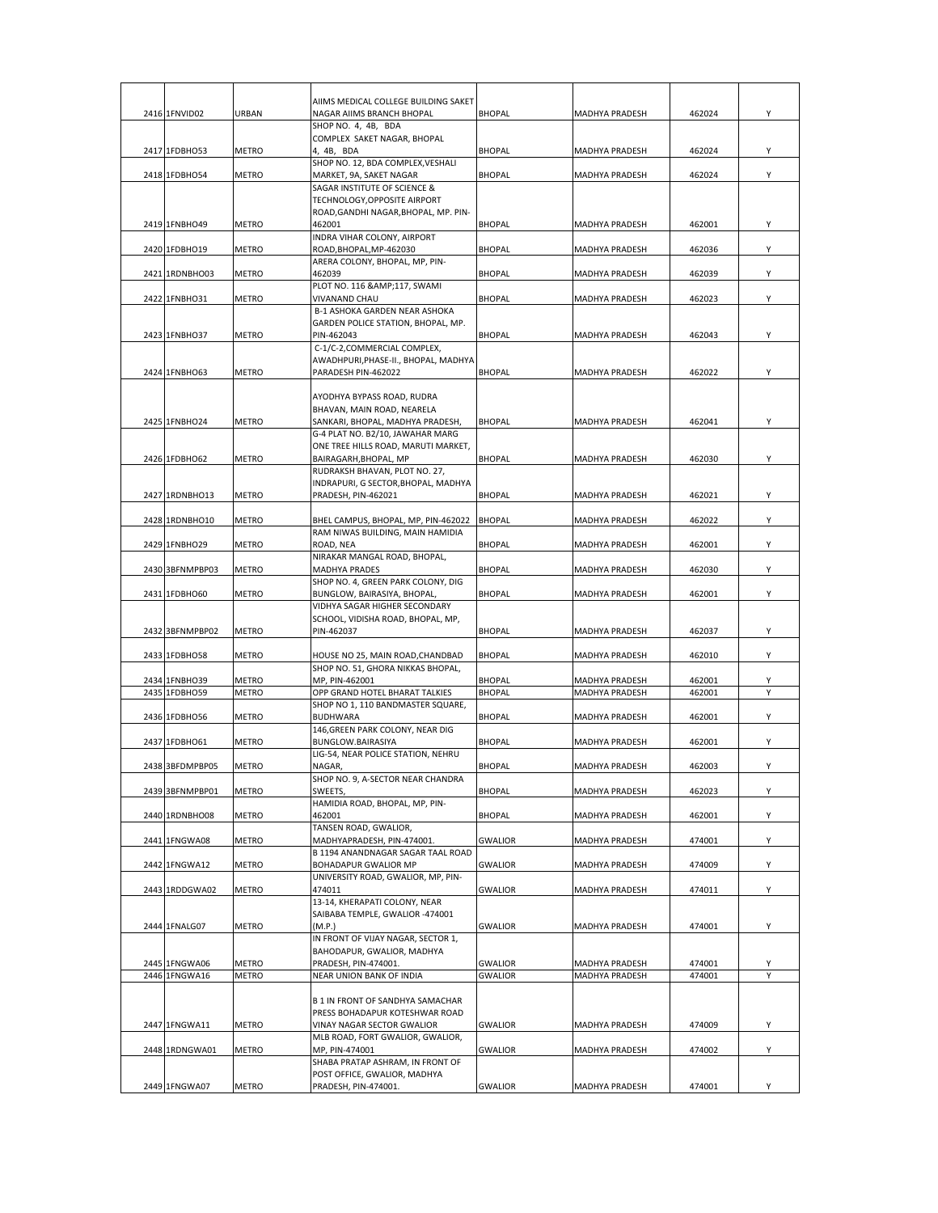| | | | | | | | |
|---|---|---|---|---|---|---|---|
| 2416 | 1FNVID02 | URBAN | AIIMS MEDICAL COLLEGE BUILDING SAKET NAGAR AIIMS BRANCH BHOPAL | BHOPAL | MADHYA PRADESH | 462024 | Y |
| 2417 | 1FDBHO53 | METRO | SHOP NO. 4, 4B, BDA COMPLEX SAKET NAGAR, BHOPAL 4, 4B, BDA | BHOPAL | MADHYA PRADESH | 462024 | Y |
| 2418 | 1FDBHO54 | METRO | SHOP NO. 12, BDA COMPLEX,VESHALI MARKET, 9A, SAKET NAGAR | BHOPAL | MADHYA PRADESH | 462024 | Y |
| 2419 | 1FNBHO49 | METRO | SAGAR INSTITUTE OF SCIENCE & TECHNOLOGY,OPPOSITE AIRPORT ROAD,GANDHI NAGAR,BHOPAL, MP. PIN-462001 | BHOPAL | MADHYA PRADESH | 462001 | Y |
| 2420 | 1FDBHO19 | METRO | INDRA VIHAR COLONY, AIRPORT ROAD,BHOPAL,MP-462030 | BHOPAL | MADHYA PRADESH | 462036 | Y |
| 2421 | 1RDNBHO03 | METRO | ARERA COLONY, BHOPAL, MP, PIN-462039 | BHOPAL | MADHYA PRADESH | 462039 | Y |
| 2422 | 1FNBHO31 | METRO | PLOT NO. 116 &AMP;117, SWAMI VIVANAND CHAU | BHOPAL | MADHYA PRADESH | 462023 | Y |
| 2423 | 1FNBHO37 | METRO | B-1 ASHOKA GARDEN NEAR ASHOKA GARDEN POLICE STATION, BHOPAL, MP. PIN-462043 | BHOPAL | MADHYA PRADESH | 462043 | Y |
| 2424 | 1FNBHO63 | METRO | C-1/C-2,COMMERCIAL COMPLEX, AWADHPURI,PHASE-II., BHOPAL, MADHYA PARADESH PIN-462022 | BHOPAL | MADHYA PRADESH | 462022 | Y |
| 2425 | 1FNBHO24 | METRO | AYODHYA BYPASS ROAD, RUDRA BHAVAN, MAIN ROAD, NEARELA SANKARI, BHOPAL, MADHYA PRADESH, | BHOPAL | MADHYA PRADESH | 462041 | Y |
| 2426 | 1FDBHO62 | METRO | G-4 PLAT NO. B2/10, JAWAHAR MARG ONE TREE HILLS ROAD, MARUTI MARKET, BAIRAGARH,BHOPAL, MP | BHOPAL | MADHYA PRADESH | 462030 | Y |
| 2427 | 1RDNBHO13 | METRO | RUDRAKSH BHAVAN, PLOT NO. 27, INDRAPURI, G SECTOR,BHOPAL, MADHYA PRADESH, PIN-462021 | BHOPAL | MADHYA PRADESH | 462021 | Y |
| 2428 | 1RDNBHO10 | METRO | BHEL CAMPUS, BHOPAL, MP, PIN-462022 | BHOPAL | MADHYA PRADESH | 462022 | Y |
| 2429 | 1FNBHO29 | METRO | RAM NIWAS BUILDING, MAIN HAMIDIA ROAD, NEA | BHOPAL | MADHYA PRADESH | 462001 | Y |
| 2430 | 3BFNMPBP03 | METRO | NIRAKAR MANGAL ROAD, BHOPAL, MADHYA PRADES | BHOPAL | MADHYA PRADESH | 462030 | Y |
| 2431 | 1FDBHO60 | METRO | SHOP NO. 4, GREEN PARK COLONY, DIG BUNGLOW, BAIRASIYA, BHOPAL, | BHOPAL | MADHYA PRADESH | 462001 | Y |
| 2432 | 3BFNMPBP02 | METRO | VIDHYA SAGAR HIGHER SECONDARY SCHOOL, VIDISHA ROAD, BHOPAL, MP, PIN-462037 | BHOPAL | MADHYA PRADESH | 462037 | Y |
| 2433 | 1FDBHO58 | METRO | HOUSE NO 25, MAIN ROAD,CHANDBAD | BHOPAL | MADHYA PRADESH | 462010 | Y |
| 2434 | 1FNBHO39 | METRO | SHOP NO. 51, GHORA NIKKAS BHOPAL, MP, PIN-462001 | BHOPAL | MADHYA PRADESH | 462001 | Y |
| 2435 | 1FDBHO59 | METRO | OPP GRAND HOTEL BHARAT TALKIES | BHOPAL | MADHYA PRADESH | 462001 | Y |
| 2436 | 1FDBHO56 | METRO | SHOP NO 1, 110 BANDMASTER SQUARE, BUDHWARA | BHOPAL | MADHYA PRADESH | 462001 | Y |
| 2437 | 1FDBHO61 | METRO | 146,GREEN PARK COLONY, NEAR DIG BUNGLOW.BAIRASIYA | BHOPAL | MADHYA PRADESH | 462001 | Y |
| 2438 | 3BFDMPBP05 | METRO | LIG-54, NEAR POLICE STATION, NEHRU NAGAR, | BHOPAL | MADHYA PRADESH | 462003 | Y |
| 2439 | 3BFNMPBP01 | METRO | SHOP NO. 9, A-SECTOR NEAR CHANDRA SWEETS, | BHOPAL | MADHYA PRADESH | 462023 | Y |
| 2440 | 1RDNBHO08 | METRO | HAMIDIA ROAD, BHOPAL, MP, PIN-462001 | BHOPAL | MADHYA PRADESH | 462001 | Y |
| 2441 | 1FNGWA08 | METRO | TANSEN ROAD, GWALIOR, MADHYAPRADESH, PIN-474001. | GWALIOR | MADHYA PRADESH | 474001 | Y |
| 2442 | 1FNGWA12 | METRO | B 1194 ANANDNAGAR SAGAR TAAL ROAD BOHADAPUR GWALIOR MP | GWALIOR | MADHYA PRADESH | 474009 | Y |
| 2443 | 1RDDGWA02 | METRO | UNIVERSITY ROAD, GWALIOR, MP, PIN-474011 | GWALIOR | MADHYA PRADESH | 474011 | Y |
| 2444 | 1FNALG07 | METRO | 13-14, KHERAPATI COLONY, NEAR SAIBABA TEMPLE, GWALIOR -474001 (M.P.) | GWALIOR | MADHYA PRADESH | 474001 | Y |
| 2445 | 1FNGWA06 | METRO | IN FRONT OF VIJAY NAGAR, SECTOR 1, BAHODAPUR, GWALIOR, MADHYA PRADESH, PIN-474001. | GWALIOR | MADHYA PRADESH | 474001 | Y |
| 2446 | 1FNGWA16 | METRO | NEAR UNION BANK OF INDIA | GWALIOR | MADHYA PRADESH | 474001 | Y |
| 2447 | 1FNGWA11 | METRO | B 1 IN FRONT OF SANDHYA SAMACHAR PRESS BOHADAPUR KOTESHWAR ROAD VINAY NAGAR SECTOR GWALIOR | GWALIOR | MADHYA PRADESH | 474009 | Y |
| 2448 | 1RDNGWA01 | METRO | MLB ROAD, FORT GWALIOR, GWALIOR, MP, PIN-474001 | GWALIOR | MADHYA PRADESH | 474002 | Y |
| 2449 | 1FNGWA07 | METRO | SHABA PRATAP ASHRAM, IN FRONT OF POST OFFICE, GWALIOR, MADHYA PRADESH, PIN-474001. | GWALIOR | MADHYA PRADESH | 474001 | Y |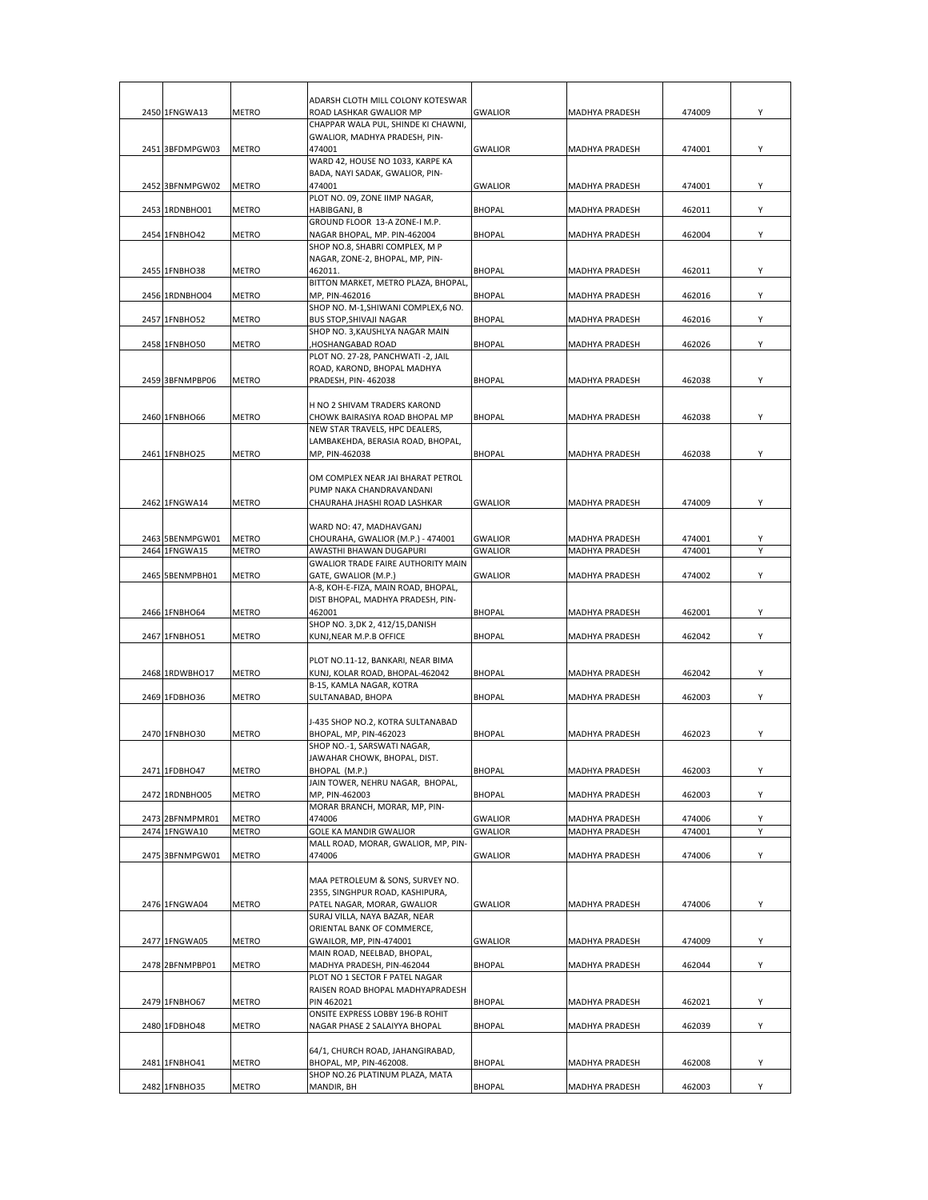| 2450 | 1FNGWA13 | METRO | ADARSH CLOTH MILL COLONY KOTESWAR ROAD LASHKAR GWALIOR MP | GWALIOR | MADHYA PRADESH | 474009 | Y |
|---|---|---|---|---|---|---|---|
| 2451 | 3BFDMPGW03 | METRO | CHAPPAR WALA PUL, SHINDE KI CHAWNI, GWALIOR, MADHYA PRADESH, PIN-474001 | GWALIOR | MADHYA PRADESH | 474001 | Y |
| 2452 | 3BFNMPGW02 | METRO | WARD 42, HOUSE NO 1033, KARPE KA BADA, NAYI SADAK, GWALIOR, PIN-474001 | GWALIOR | MADHYA PRADESH | 474001 | Y |
| 2453 | 1RDNBHO01 | METRO | PLOT NO. 09, ZONE IIMP NAGAR, HABIBGANJ, B | BHOPAL | MADHYA PRADESH | 462011 | Y |
| 2454 | 1FNBHO42 | METRO | GROUND FLOOR 13-A ZONE-I M.P. NAGAR BHOPAL, MP. PIN-462004 | BHOPAL | MADHYA PRADESH | 462004 | Y |
| 2455 | 1FNBHO38 | METRO | SHOP NO.8, SHABRI COMPLEX, M P NAGAR, ZONE-2, BHOPAL, MP, PIN-462011. | BHOPAL | MADHYA PRADESH | 462011 | Y |
| 2456 | 1RDNBHO04 | METRO | BITTON MARKET, METRO PLAZA, BHOPAL, MP, PIN-462016 | BHOPAL | MADHYA PRADESH | 462016 | Y |
| 2457 | 1FNBHO52 | METRO | SHOP NO. M-1,SHIWANI COMPLEX,6 NO. BUS STOP,SHIVAJI NAGAR | BHOPAL | MADHYA PRADESH | 462016 | Y |
| 2458 | 1FNBHO50 | METRO | SHOP NO. 3,KAUSHLYA NAGAR MAIN ,HOSHANGABAD ROAD | BHOPAL | MADHYA PRADESH | 462026 | Y |
| 2459 | 3BFNMPBP06 | METRO | PLOT NO. 27-28, PANCHWATI -2, JAIL ROAD, KAROND, BHOPAL MADHYA PRADESH, PIN- 462038 | BHOPAL | MADHYA PRADESH | 462038 | Y |
| 2460 | 1FNBHO66 | METRO | H NO 2 SHIVAM TRADERS KAROND CHOWK BAIRASIYA ROAD BHOPAL MP | BHOPAL | MADHYA PRADESH | 462038 | Y |
| 2461 | 1FNBHO25 | METRO | NEW STAR TRAVELS, HPC DEALERS, LAMBAKEHDA, BERASIA ROAD, BHOPAL, MP, PIN-462038 | BHOPAL | MADHYA PRADESH | 462038 | Y |
| 2462 | 1FNGWA14 | METRO | OM COMPLEX NEAR JAI BHARAT PETROL PUMP NAKA CHANDRAVANDANI CHAURAHA JHASHI ROAD LASHKAR | GWALIOR | MADHYA PRADESH | 474009 | Y |
| 2463 | 5BENMPGW01 | METRO | WARD NO: 47, MADHAVGANJ CHOURAHA, GWALIOR (M.P.) - 474001 | GWALIOR | MADHYA PRADESH | 474001 | Y |
| 2464 | 1FNGWA15 | METRO | AWASTHI BHAWAN DUGAPURI | GWALIOR | MADHYA PRADESH | 474001 | Y |
| 2465 | 5BENMPBH01 | METRO | GWALIOR TRADE FAIRE AUTHORITY MAIN GATE, GWALIOR (M.P.) | GWALIOR | MADHYA PRADESH | 474002 | Y |
| 2466 | 1FNBHO64 | METRO | A-8, KOH-E-FIZA, MAIN ROAD, BHOPAL, DIST BHOPAL, MADHYA PRADESH, PIN-462001 | BHOPAL | MADHYA PRADESH | 462001 | Y |
| 2467 | 1FNBHO51 | METRO | SHOP NO. 3,DK 2, 412/15,DANISH KUNJ,NEAR M.P.B OFFICE | BHOPAL | MADHYA PRADESH | 462042 | Y |
| 2468 | 1RDWBHO17 | METRO | PLOT NO.11-12, BANKARI, NEAR BIMA KUNJ, KOLAR ROAD, BHOPAL-462042 | BHOPAL | MADHYA PRADESH | 462042 | Y |
| 2469 | 1FDBHO36 | METRO | B-15, KAMLA NAGAR, KOTRA SULTANABAD, BHOPA | BHOPAL | MADHYA PRADESH | 462003 | Y |
| 2470 | 1FNBHO30 | METRO | J-435 SHOP NO.2, KOTRA SULTANABAD BHOPAL, MP, PIN-462023 | BHOPAL | MADHYA PRADESH | 462023 | Y |
| 2471 | 1FDBHO47 | METRO | SHOP NO.-1, SARSWATI NAGAR, JAWAHAR CHOWK, BHOPAL, DIST. BHOPAL (M.P.) | BHOPAL | MADHYA PRADESH | 462003 | Y |
| 2472 | 1RDNBHO05 | METRO | JAIN TOWER, NEHRU NAGAR, BHOPAL, MP, PIN-462003 | BHOPAL | MADHYA PRADESH | 462003 | Y |
| 2473 | 2BFNMPMR01 | METRO | MORAR BRANCH, MORAR, MP, PIN-474006 | GWALIOR | MADHYA PRADESH | 474006 | Y |
| 2474 | 1FNGWA10 | METRO | GOLE KA MANDIR GWALIOR | GWALIOR | MADHYA PRADESH | 474001 | Y |
| 2475 | 3BFNMPGW01 | METRO | MALL ROAD, MORAR, GWALIOR, MP, PIN-474006 | GWALIOR | MADHYA PRADESH | 474006 | Y |
| 2476 | 1FNGWA04 | METRO | MAA PETROLEUM & SONS, SURVEY NO. 2355, SINGHPUR ROAD, KASHIPURA, PATEL NAGAR, MORAR, GWALIOR | GWALIOR | MADHYA PRADESH | 474006 | Y |
| 2477 | 1FNGWA05 | METRO | SURAJ VILLA, NAYA BAZAR, NEAR ORIENTAL BANK OF COMMERCE, GWAILOR, MP, PIN-474001 | GWALIOR | MADHYA PRADESH | 474009 | Y |
| 2478 | 2BFNMPBP01 | METRO | MAIN ROAD, NEELBAD, BHOPAL, MADHYA PRADESH, PIN-462044 | BHOPAL | MADHYA PRADESH | 462044 | Y |
| 2479 | 1FNBHO67 | METRO | PLOT NO 1 SECTOR F PATEL NAGAR RAISEN ROAD BHOPAL MADHYAPRADESH PIN 462021 | BHOPAL | MADHYA PRADESH | 462021 | Y |
| 2480 | 1FDBHO48 | METRO | ONSITE EXPRESS LOBBY 196-B ROHIT NAGAR PHASE 2 SALAIYYA BHOPAL | BHOPAL | MADHYA PRADESH | 462039 | Y |
| 2481 | 1FNBHO41 | METRO | 64/1, CHURCH ROAD, JAHANGIRABAD, BHOPAL, MP, PIN-462008. | BHOPAL | MADHYA PRADESH | 462008 | Y |
| 2482 | 1FNBHO35 | METRO | SHOP NO.26 PLATINUM PLAZA, MATA MANDIR, BH | BHOPAL | MADHYA PRADESH | 462003 | Y |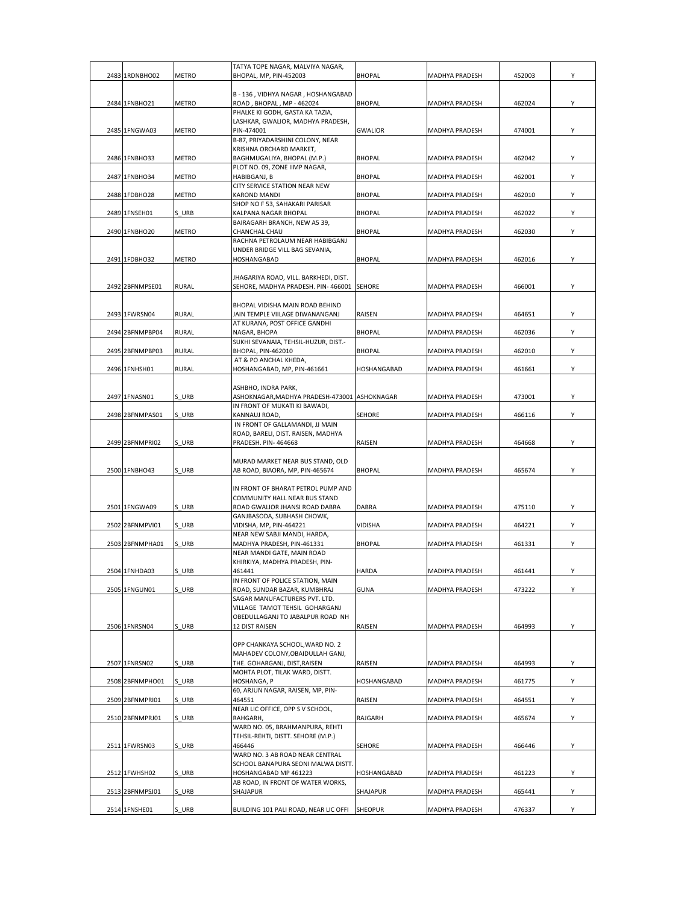| | | | | | | | |
|---|---|---|---|---|---|---|---|
| 2483 | 1RDNBHO02 | METRO | TATYA TOPE NAGAR, MALVIYA NAGAR, BHOPAL, MP, PIN-452003 | BHOPAL | MADHYA PRADESH | 452003 | Y |
| 2484 | 1FNBHO21 | METRO | B - 136 , VIDHYA NAGAR , HOSHANGABAD ROAD , BHOPAL , MP - 462024 | BHOPAL | MADHYA PRADESH | 462024 | Y |
| 2485 | 1FNGWA03 | METRO | PHALKE KI GODH, GASTA KA TAZIA, LASHKAR, GWALIOR, MADHYA PRADESH, PIN-474001 | GWALIOR | MADHYA PRADESH | 474001 | Y |
| 2486 | 1FNBHO33 | METRO | B-87, PRIYADARSHINI COLONY, NEAR KRISHNA ORCHARD MARKET, BAGHMUGALIYA, BHOPAL (M.P.) | BHOPAL | MADHYA PRADESH | 462042 | Y |
| 2487 | 1FNBHO34 | METRO | PLOT NO. 09, ZONE IIMP NAGAR, HABIBGANJ, B | BHOPAL | MADHYA PRADESH | 462001 | Y |
| 2488 | 1FDBHO28 | METRO | CITY SERVICE STATION NEAR NEW KAROND MANDI | BHOPAL | MADHYA PRADESH | 462010 | Y |
| 2489 | 1FNSEH01 | S_URB | SHOP NO F 53, SAHAKARI PARISAR KALPANA NAGAR BHOPAL | BHOPAL | MADHYA PRADESH | 462022 | Y |
| 2490 | 1FNBHO20 | METRO | BAIRAGARH BRANCH, NEW A5 39, CHANCHAL CHAU | BHOPAL | MADHYA PRADESH | 462030 | Y |
| 2491 | 1FDBHO32 | METRO | RACHNA PETROLAUM NEAR HABIBGANJ UNDER BRIDGE VILL BAG SEVANIA, HOSHANGABAD | BHOPAL | MADHYA PRADESH | 462016 | Y |
| 2492 | 2BFNMPSE01 | RURAL | JHAGARIYA ROAD, VILL. BARKHEDI, DIST. SEHORE, MADHYA PRADESH. PIN- 466001 | SEHORE | MADHYA PRADESH | 466001 | Y |
| 2493 | 1FWRSN04 | RURAL | BHOPAL VIDISHA MAIN ROAD BEHIND JAIN TEMPLE VIILAGE DIWANANGANJ | RAISEN | MADHYA PRADESH | 464651 | Y |
| 2494 | 2BFNMPBP04 | RURAL | AT KURANA, POST OFFICE GANDHI NAGAR, BHOPA | BHOPAL | MADHYA PRADESH | 462036 | Y |
| 2495 | 2BFNMPBP03 | RURAL | SUKHI SEVANAIA, TEHSIL-HUZUR, DIST.-BHOPAL, PIN-462010 | BHOPAL | MADHYA PRADESH | 462010 | Y |
| 2496 | 1FNHSH01 | RURAL | AT & PO ANCHAL KHEDA, HOSHANGABAD, MP, PIN-461661 | HOSHANGABAD | MADHYA PRADESH | 461661 | Y |
| 2497 | 1FNASN01 | S_URB | ASHBHO, INDRA PARK, ASHOKNAGAR,MADHYA PRADESH-473001 | ASHOKNAGAR | MADHYA PRADESH | 473001 | Y |
| 2498 | 2BFNMPAS01 | S_URB | IN FRONT OF MUKATI KI BAWADI, KANNAUJ ROAD, | SEHORE | MADHYA PRADESH | 466116 | Y |
| 2499 | 2BFNMPRI02 | S_URB | IN FRONT OF GALLAMANDI, JJ MAIN ROAD, BARELI, DIST. RAISEN, MADHYA PRADESH. PIN- 464668 | RAISEN | MADHYA PRADESH | 464668 | Y |
| 2500 | 1FNBHO43 | S_URB | MURAD MARKET NEAR BUS STAND, OLD AB ROAD, BIAORA, MP, PIN-465674 | BHOPAL | MADHYA PRADESH | 465674 | Y |
| 2501 | 1FNGWA09 | S_URB | IN FRONT OF BHARAT PETROL PUMP AND COMMUNITY HALL NEAR BUS STAND ROAD GWALIOR JHANSI ROAD DABRA | DABRA | MADHYA PRADESH | 475110 | Y |
| 2502 | 2BFNMPVI01 | S_URB | GANJBASODA, SUBHASH CHOWK, VIDISHA, MP, PIN-464221 | VIDISHA | MADHYA PRADESH | 464221 | Y |
| 2503 | 2BFNMPHA01 | S_URB | NEAR NEW SABJI MANDI, HARDA, MADHYA PRADESH, PIN-461331 | BHOPAL | MADHYA PRADESH | 461331 | Y |
| 2504 | 1FNHDA03 | S_URB | NEAR MANDI GATE, MAIN ROAD KHIRKIYA, MADHYA PRADESH, PIN-461441 | HARDA | MADHYA PRADESH | 461441 | Y |
| 2505 | 1FNGUN01 | S_URB | IN FRONT OF POLICE STATION, MAIN ROAD, SUNDAR BAZAR, KUMBHRAJ | GUNA | MADHYA PRADESH | 473222 | Y |
| 2506 | 1FNRSN04 | S_URB | SAGAR MANUFACTURERS PVT. LTD. VILLAGE TAMOT TEHSIL GOHARGANJ OBEDULLAGANJ TO JABALPUR ROAD NH 12 DIST RAISEN | RAISEN | MADHYA PRADESH | 464993 | Y |
| 2507 | 1FNRSN02 | S_URB | OPP CHANKAYA SCHOOL,WARD NO. 2 MAHADEV COLONY,OBAIDULLAH GANJ, THE. GOHARGANJ, DIST,RAISEN | RAISEN | MADHYA PRADESH | 464993 | Y |
| 2508 | 2BFNMPHO01 | S_URB | MOHTA PLOT, TILAK WARD, DISTT. HOSHANGA, P | HOSHANGABAD | MADHYA PRADESH | 461775 | Y |
| 2509 | 2BFNMPRI01 | S_URB | 60, ARJUN NAGAR, RAISEN, MP, PIN-464551 | RAISEN | MADHYA PRADESH | 464551 | Y |
| 2510 | 2BFNMPRJ01 | S_URB | NEAR LIC OFFICE, OPP S V SCHOOL, RAHGARH, | RAJGARH | MADHYA PRADESH | 465674 | Y |
| 2511 | 1FWRSN03 | S_URB | WARD NO. 05, BRAHMANPURA, REHTI TEHSIL-REHTI, DISTT. SEHORE (M.P.) 466446 | SEHORE | MADHYA PRADESH | 466446 | Y |
| 2512 | 1FWHSH02 | S_URB | WARD NO. 3 AB ROAD NEAR CENTRAL SCHOOL BANAPURA SEONI MALWA DISTT. HOSHANGABAD MP 461223 | HOSHANGABAD | MADHYA PRADESH | 461223 | Y |
| 2513 | 2BFNMPSJ01 | S_URB | AB ROAD, IN FRONT OF WATER WORKS, SHAJAPUR | SHAJAPUR | MADHYA PRADESH | 465441 | Y |
| 2514 | 1FNSHE01 | S_URB | BUILDING 101 PALI ROAD, NEAR LIC OFFI | SHEOPUR | MADHYA PRADESH | 476337 | Y |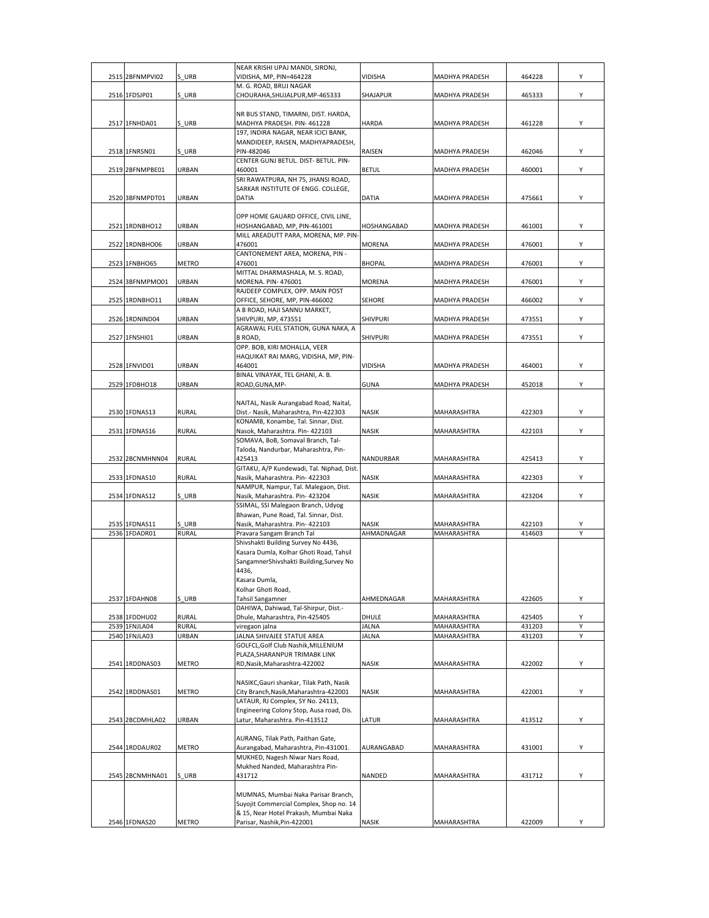| | | | | | | | |
|---|---|---|---|---|---|---|---|
| 2515 | 2BFNMPVI02 | S_URB | NEAR KRISHI UPAJ MANDI, SIRONJ, VIDISHA, MP, PIN=464228 | VIDISHA | MADHYA PRADESH | 464228 | Y |
| 2516 | 1FDSJP01 | S_URB | M. G. ROAD, BRIJ NAGAR CHOURAHA,SHUJALPUR,MP-465333 | SHAJAPUR | MADHYA PRADESH | 465333 | Y |
| 2517 | 1FNHDA01 | S_URB | NR BUS STAND, TIMARNI, DIST. HARDA, MADHYA PRADESH. PIN- 461228 | HARDA | MADHYA PRADESH | 461228 | Y |
| 2518 | 1FNRSN01 | S_URB | 197, INDIRA NAGAR, NEAR ICICI BANK, MANDIDEEP, RAISEN, MADHYAPRADESH, PIN-482046 | RAISEN | MADHYA PRADESH | 462046 | Y |
| 2519 | 2BFNMPBE01 | URBAN | CENTER GUNJ BETUL. DIST- BETUL. PIN-460001 | BETUL | MADHYA PRADESH | 460001 | Y |
| 2520 | 3BFNMPDT01 | URBAN | SRI RAWATPURA, NH 75, JHANSI ROAD, SARKAR INSTITUTE OF ENGG. COLLEGE, DATIA | DATIA | MADHYA PRADESH | 475661 | Y |
| 2521 | 1RDNBHO12 | URBAN | OPP HOME GAUARD OFFICE, CIVIL LINE, HOSHANGABAD, MP, PIN-461001 | HOSHANGABAD | MADHYA PRADESH | 461001 | Y |
| 2522 | 1RDNBHO06 | URBAN | MILL AREADUTT PARA, MORENA, MP. PIN-476001 | MORENA | MADHYA PRADESH | 476001 | Y |
| 2523 | 1FNBHO65 | METRO | CANTONEMENT AREA, MORENA, PIN - 476001 | BHOPAL | MADHYA PRADESH | 476001 | Y |
| 2524 | 3BFNMPMO01 | URBAN | MITTAL DHARMASHALA, M. S. ROAD, MORENA. PIN- 476001 | MORENA | MADHYA PRADESH | 476001 | Y |
| 2525 | 1RDNBHO11 | URBAN | RAJDEEP COMPLEX, OPP. MAIN POST OFFICE, SEHORE, MP, PIN-466002 | SEHORE | MADHYA PRADESH | 466002 | Y |
| 2526 | 1RDNIND04 | URBAN | A B ROAD, HAJI SANNU MARKET, SHIVPURI, MP, 473551 | SHIVPURI | MADHYA PRADESH | 473551 | Y |
| 2527 | 1FNSHI01 | URBAN | AGRAWAL FUEL STATION, GUNA NAKA, A B ROAD, | SHIVPURI | MADHYA PRADESH | 473551 | Y |
| 2528 | 1FNVID01 | URBAN | OPP. BOB, KIRI MOHALLA, VEER HAQUIKAT RAI MARG, VIDISHA, MP, PIN-464001 | VIDISHA | MADHYA PRADESH | 464001 | Y |
| 2529 | 1FDBHO18 | URBAN | BINAL VINAYAK, TEL GHANI, A. B. ROAD,GUNA,MP- | GUNA | MADHYA PRADESH | 452018 | Y |
| 2530 | 1FDNAS13 | RURAL | NAITAL, Nasik Aurangabad Road, Naital, Dist.- Nasik, Maharashtra, Pin-422303 | NASIK | MAHARASHTRA | 422303 | Y |
| 2531 | 1FDNAS16 | RURAL | KONAMB, Konambe, Tal. Sinnar, Dist. Nasok, Maharashtra. Pin- 422103 | NASIK | MAHARASHTRA | 422103 | Y |
| 2532 | 2BCNMHNN04 | RURAL | SOMAVA, BoB, Somaval Branch, Tal-Taloda, Nandurbar, Maharashtra, Pin-425413 | NANDURBAR | MAHARASHTRA | 425413 | Y |
| 2533 | 1FDNAS10 | RURAL | GITAKU, A/P Kundewadi, Tal. Niphad, Dist. Nasik, Maharashtra. Pin- 422303 | NASIK | MAHARASHTRA | 422303 | Y |
| 2534 | 1FDNAS12 | S_URB | NAMPUR, Nampur, Tal. Malegaon, Dist. Nasik, Maharashtra. Pin- 423204 | NASIK | MAHARASHTRA | 423204 | Y |
| 2535 | 1FDNAS11 | S_URB | SSIMAL, SSI Malegaon Branch, Udyog Bhawan, Pune Road, Tal. Sinnar, Dist. Nasik, Maharashtra. Pin- 422103 | NASIK | MAHARASHTRA | 422103 | Y |
| 2536 | 1FDADR01 | RURAL | Pravara Sangam Branch Tal | AHMADNAGAR | MAHARASHTRA | 414603 | Y |
| 2537 | 1FDAHN08 | S_URB | Shivshakti Building Survey No 4436, Kasara Dumla, Kolhar Ghoti Road, Tahsil SangamnerShivshakti Building,Survey No 4436, Kasara Dumla, Kolhar Ghoti Road, Tahsil Sangamner | AHMEDNAGAR | MAHARASHTRA | 422605 | Y |
| 2538 | 1FDDHU02 | RURAL | DAHIWA, Dahiwad, Tal-Shirpur, Dist.-Dhule, Maharashtra, Pin-425405 | DHULE | MAHARASHTRA | 425405 | Y |
| 2539 | 1FNJLA04 | RURAL | viregaon jalna | JALNA | MAHARASHTRA | 431203 | Y |
| 2540 | 1FNJLA03 | URBAN | JALNA SHIVAJEE STATUE AREA | JALNA | MAHARASHTRA | 431203 | Y |
| 2541 | 1RDDNAS03 | METRO | GOLFCL,Golf Club Nashik,MILLENIUM PLAZA,SHARANPUR TRIMABK LINK RD,Nasik,Maharashtra-422002 | NASIK | MAHARASHTRA | 422002 | Y |
| 2542 | 1RDDNAS01 | METRO | NASIKC,Gauri shankar, Tilak Path, Nasik City Branch,Nasik,Maharashtra-422001 | NASIK | MAHARASHTRA | 422001 | Y |
| 2543 | 2BCDMHLA02 | URBAN | LATAUR, RJ Complex, SY No. 24113, Engineering Colony Stop, Ausa road, Dis. Latur, Maharashtra. Pin-413512 | LATUR | MAHARASHTRA | 413512 | Y |
| 2544 | 1RDDAUR02 | METRO | AURANG, Tilak Path, Paithan Gate, Aurangabad, Maharashtra, Pin-431001. | AURANGABAD | MAHARASHTRA | 431001 | Y |
| 2545 | 2BCNMHNA01 | S_URB | MUKHED, Nagesh Niwar Nars Road, Mukhed Nanded, Maharashtra Pin-431712 | NANDED | MAHARASHTRA | 431712 | Y |
| 2546 | 1FDNAS20 | METRO | MUMNAS, Mumbai Naka Parisar Branch, Suyojit Commercial Complex, Shop no. 14 & 15, Near Hotel Prakash, Mumbai Naka Parisar, Nashik,Pin-422001 | NASIK | MAHARASHTRA | 422009 | Y |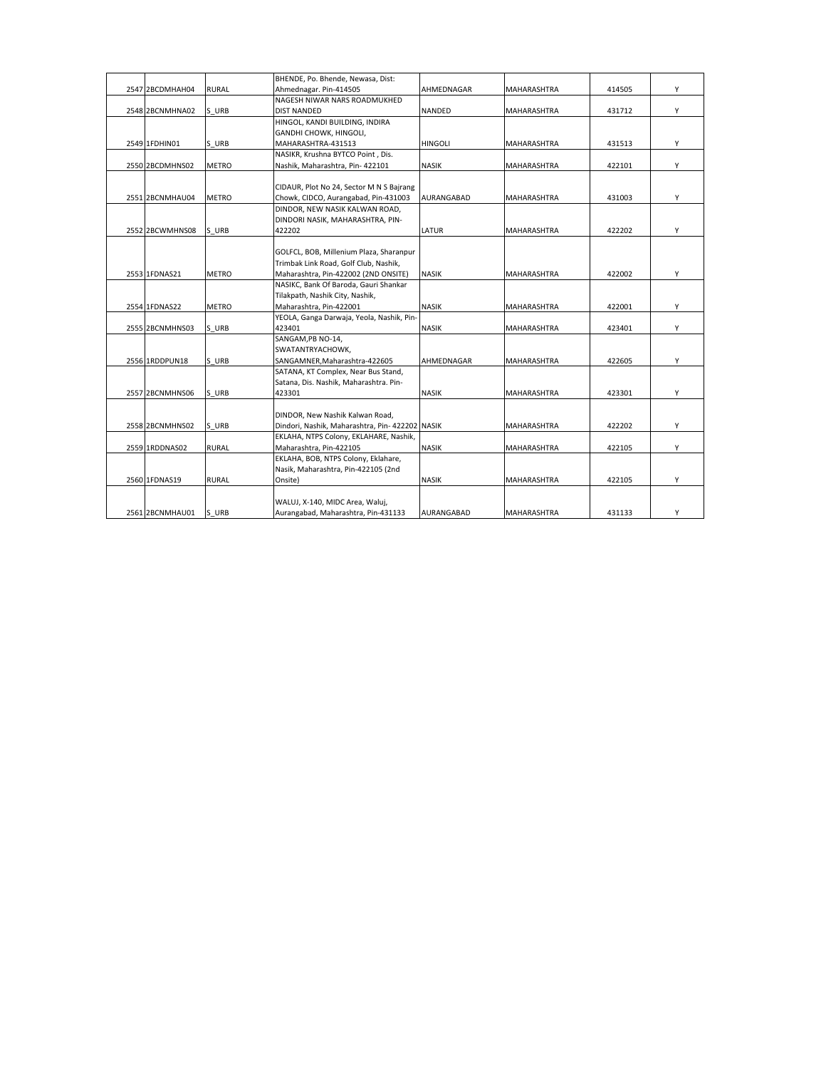| | | | | | | | |
|---|---|---|---|---|---|---|---|
| 2547 | 2BCDMHAH04 | RURAL | BHENDE, Po. Bhende, Newasa, Dist: Ahmednagar. Pin-414505 | AHMEDNAGAR | MAHARASHTRA | 414505 | Y |
| 2548 | 2BCNMHNA02 | S_URB | NAGESH NIWAR NARS ROADMUKHED DIST NANDED | NANDED | MAHARASHTRA | 431712 | Y |
| 2549 | 1FDHIN01 | S_URB | HINGOL, KANDI BUILDING, INDIRA GANDHI CHOWK, HINGOLI, MAHARASHTRA-431513 | HINGOLI | MAHARASHTRA | 431513 | Y |
| 2550 | 2BCDMHNS02 | METRO | NASIKR, Krushna BYTCO Point , Dis. Nashik, Maharashtra, Pin- 422101 | NASIK | MAHARASHTRA | 422101 | Y |
| 2551 | 2BCNMHAU04 | METRO | CIDAUR, Plot No 24, Sector M N S Bajrang Chowk, CIDCO, Aurangabad, Pin-431003 | AURANGABAD | MAHARASHTRA | 431003 | Y |
| 2552 | 2BCWMHNS08 | S_URB | DINDOR, NEW NASIK KALWAN ROAD, DINDORI NASIK, MAHARASHTRA, PIN-422202 | LATUR | MAHARASHTRA | 422202 | Y |
| 2553 | 1FDNAS21 | METRO | GOLFCL, BOB, Millenium Plaza, Sharanpur Trimbak Link Road, Golf Club, Nashik, Maharashtra, Pin-422002 (2ND ONSITE) | NASIK | MAHARASHTRA | 422002 | Y |
| 2554 | 1FDNAS22 | METRO | NASIKC, Bank Of Baroda, Gauri Shankar Tilakpath, Nashik City, Nashik, Maharashtra, Pin-422001 | NASIK | MAHARASHTRA | 422001 | Y |
| 2555 | 2BCNMHNS03 | S_URB | YEOLA, Ganga Darwaja, Yeola, Nashik, Pin-423401 | NASIK | MAHARASHTRA | 423401 | Y |
| 2556 | 1RDDPUN18 | S_URB | SANGAM,PB NO-14, SWATANTRYACHOWK, SANGAMNER,Maharashtra-422605 | AHMEDNAGAR | MAHARASHTRA | 422605 | Y |
| 2557 | 2BCNMHNS06 | S_URB | SATANA, KT Complex, Near Bus Stand, Satana, Dis. Nashik, Maharashtra. Pin-423301 | NASIK | MAHARASHTRA | 423301 | Y |
| 2558 | 2BCNMHNS02 | S_URB | DINDOR, New Nashik Kalwan Road, Dindori, Nashik, Maharashtra, Pin- 422202 | NASIK | MAHARASHTRA | 422202 | Y |
| 2559 | 1RDDNAS02 | RURAL | EKLAHA, NTPS Colony, EKLAHARE, Nashik, Maharashtra, Pin-422105 | NASIK | MAHARASHTRA | 422105 | Y |
| 2560 | 1FDNAS19 | RURAL | EKLAHA, BOB, NTPS Colony, Eklahare, Nasik, Maharashtra, Pin-422105 (2nd Onsite) | NASIK | MAHARASHTRA | 422105 | Y |
| 2561 | 2BCNMHAU01 | S_URB | WALUJ, X-140, MIDC Area, Waluj, Aurangabad, Maharashtra, Pin-431133 | AURANGABAD | MAHARASHTRA | 431133 | Y |